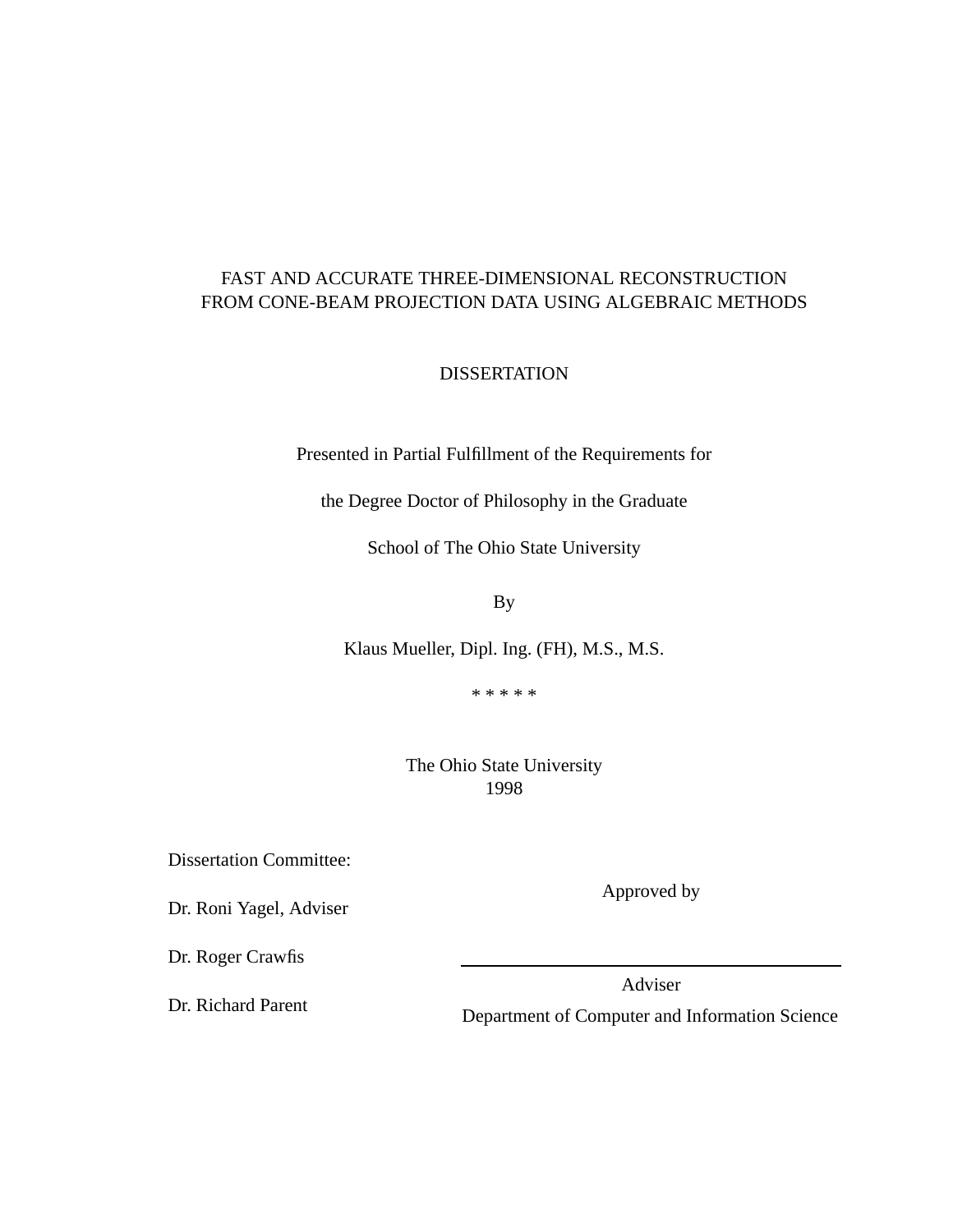# FAST AND ACCURATE THREE-DIMENSIONAL RECONSTRUCTION FROM CONE-BEAM PROJECTION DATA USING ALGEBRAIC METHODS

DISSERTATION

Presented in Partial Fulfillment of the Requirements for

the Degree Doctor of Philosophy in the Graduate

School of The Ohio State University

By

Klaus Mueller, Dipl. Ing. (FH), M.S., M.S.

* * * * *

The Ohio State University
1998

Dissertation Committee:

Dr. Roni Yagel, Adviser

Dr. Roger Crawfis

Dr. Richard Parent

Approved by

Adviser
Department of Computer and Information Science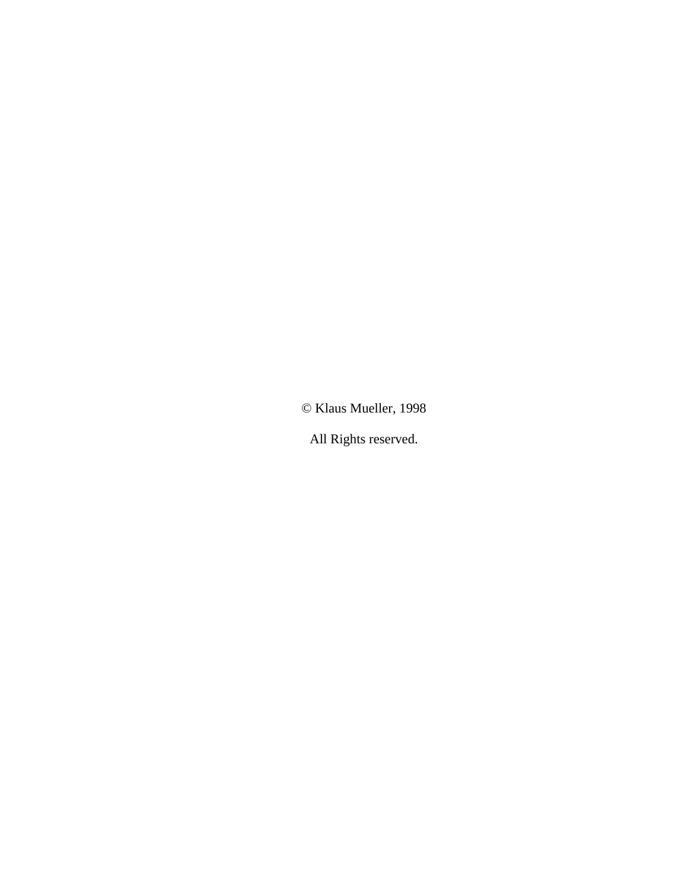© Klaus Mueller, 1998

All Rights reserved.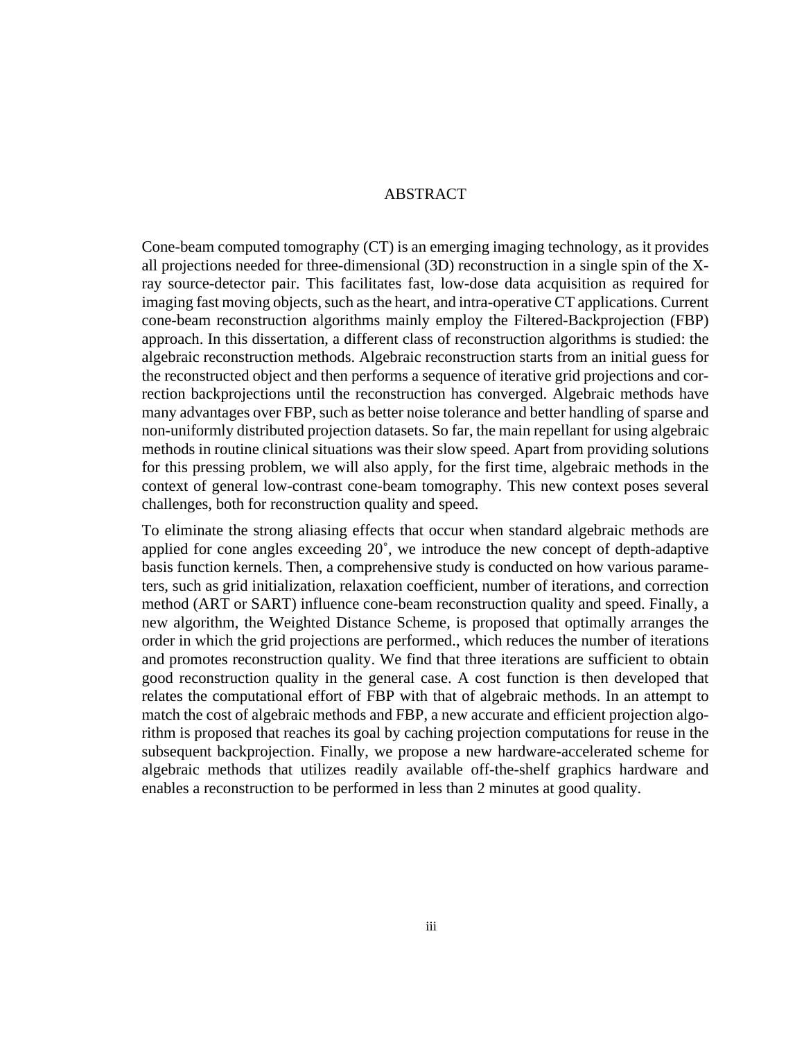# ABSTRACT

Cone-beam computed tomography (CT) is an emerging imaging technology, as it provides all projections needed for three-dimensional (3D) reconstruction in a single spin of the X-ray source-detector pair. This facilitates fast, low-dose data acquisition as required for imaging fast moving objects, such as the heart, and intra-operative CT applications. Current cone-beam reconstruction algorithms mainly employ the Filtered-Backprojection (FBP) approach. In this dissertation, a different class of reconstruction algorithms is studied: the algebraic reconstruction methods. Algebraic reconstruction starts from an initial guess for the reconstructed object and then performs a sequence of iterative grid projections and correction backprojections until the reconstruction has converged. Algebraic methods have many advantages over FBP, such as better noise tolerance and better handling of sparse and non-uniformly distributed projection datasets. So far, the main repellant for using algebraic methods in routine clinical situations was their slow speed. Apart from providing solutions for this pressing problem, we will also apply, for the first time, algebraic methods in the context of general low-contrast cone-beam tomography. This new context poses several challenges, both for reconstruction quality and speed.

To eliminate the strong aliasing effects that occur when standard algebraic methods are applied for cone angles exceeding 20˚, we introduce the new concept of depth-adaptive basis function kernels. Then, a comprehensive study is conducted on how various parameters, such as grid initialization, relaxation coefficient, number of iterations, and correction method (ART or SART) influence cone-beam reconstruction quality and speed. Finally, a new algorithm, the Weighted Distance Scheme, is proposed that optimally arranges the order in which the grid projections are performed., which reduces the number of iterations and promotes reconstruction quality. We find that three iterations are sufficient to obtain good reconstruction quality in the general case. A cost function is then developed that relates the computational effort of FBP with that of algebraic methods. In an attempt to match the cost of algebraic methods and FBP, a new accurate and efficient projection algorithm is proposed that reaches its goal by caching projection computations for reuse in the subsequent backprojection. Finally, we propose a new hardware-accelerated scheme for algebraic methods that utilizes readily available off-the-shelf graphics hardware and enables a reconstruction to be performed in less than 2 minutes at good quality.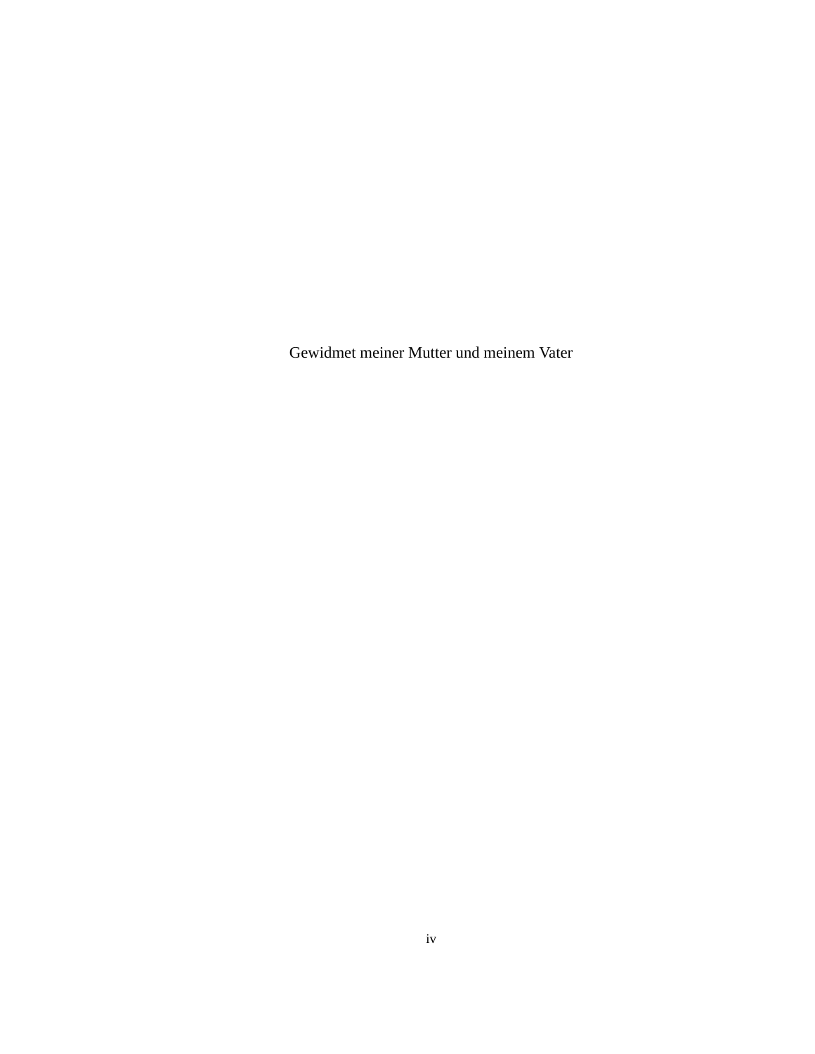Gewidmet meiner Mutter und meinem Vater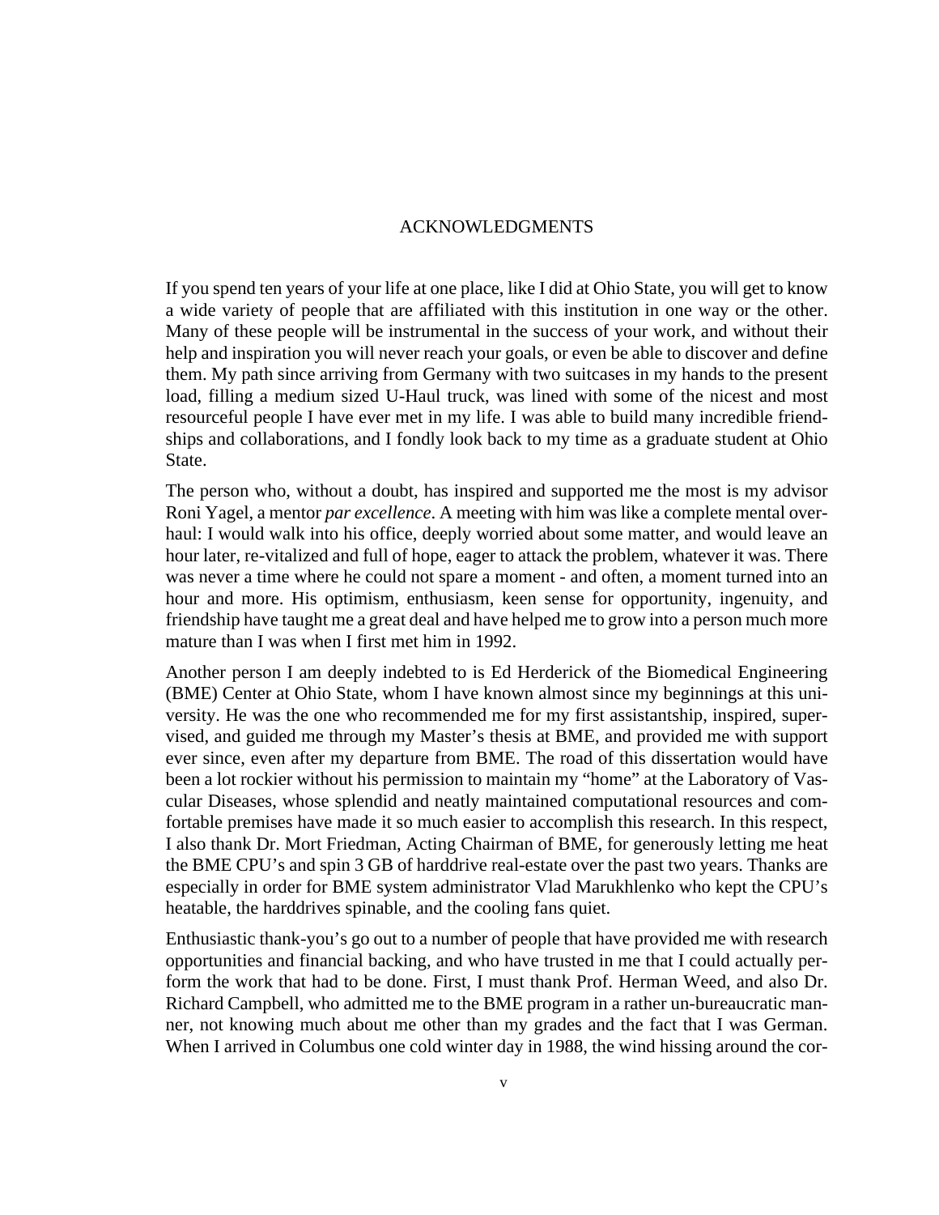# ACKNOWLEDGMENTS

If you spend ten years of your life at one place, like I did at Ohio State, you will get to know a wide variety of people that are affiliated with this institution in one way or the other. Many of these people will be instrumental in the success of your work, and without their help and inspiration you will never reach your goals, or even be able to discover and define them. My path since arriving from Germany with two suitcases in my hands to the present load, filling a medium sized U-Haul truck, was lined with some of the nicest and most resourceful people I have ever met in my life. I was able to build many incredible friendships and collaborations, and I fondly look back to my time as a graduate student at Ohio State.

The person who, without a doubt, has inspired and supported me the most is my advisor Roni Yagel, a mentor *par excellence*. A meeting with him was like a complete mental overhaul: I would walk into his office, deeply worried about some matter, and would leave an hour later, re-vitalized and full of hope, eager to attack the problem, whatever it was. There was never a time where he could not spare a moment - and often, a moment turned into an hour and more. His optimism, enthusiasm, keen sense for opportunity, ingenuity, and friendship have taught me a great deal and have helped me to grow into a person much more mature than I was when I first met him in 1992.

Another person I am deeply indebted to is Ed Herderick of the Biomedical Engineering (BME) Center at Ohio State, whom I have known almost since my beginnings at this university. He was the one who recommended me for my first assistantship, inspired, supervised, and guided me through my Master's thesis at BME, and provided me with support ever since, even after my departure from BME. The road of this dissertation would have been a lot rockier without his permission to maintain my "home" at the Laboratory of Vascular Diseases, whose splendid and neatly maintained computational resources and comfortable premises have made it so much easier to accomplish this research. In this respect, I also thank Dr. Mort Friedman, Acting Chairman of BME, for generously letting me heat the BME CPU's and spin 3 GB of harddrive real-estate over the past two years. Thanks are especially in order for BME system administrator Vlad Marukhlenko who kept the CPU's heatable, the harddrives spinable, and the cooling fans quiet.

Enthusiastic thank-you's go out to a number of people that have provided me with research opportunities and financial backing, and who have trusted in me that I could actually perform the work that had to be done. First, I must thank Prof. Herman Weed, and also Dr. Richard Campbell, who admitted me to the BME program in a rather un-bureaucratic manner, not knowing much about me other than my grades and the fact that I was German. When I arrived in Columbus one cold winter day in 1988, the wind hissing around the cor-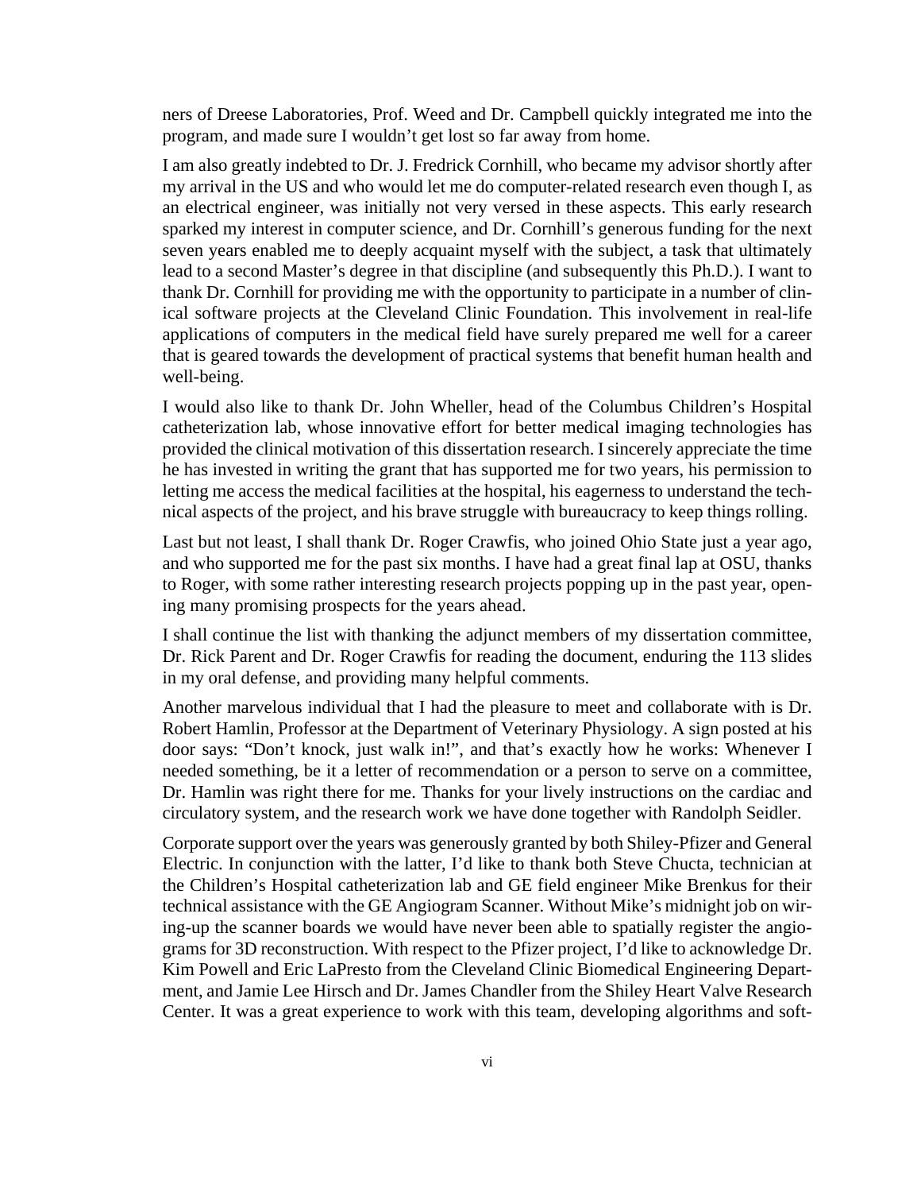ners of Dreese Laboratories, Prof. Weed and Dr. Campbell quickly integrated me into the program, and made sure I wouldn't get lost so far away from home.

I am also greatly indebted to Dr. J. Fredrick Cornhill, who became my advisor shortly after my arrival in the US and who would let me do computer-related research even though I, as an electrical engineer, was initially not very versed in these aspects. This early research sparked my interest in computer science, and Dr. Cornhill's generous funding for the next seven years enabled me to deeply acquaint myself with the subject, a task that ultimately lead to a second Master's degree in that discipline (and subsequently this Ph.D.). I want to thank Dr. Cornhill for providing me with the opportunity to participate in a number of clinical software projects at the Cleveland Clinic Foundation. This involvement in real-life applications of computers in the medical field have surely prepared me well for a career that is geared towards the development of practical systems that benefit human health and well-being.

I would also like to thank Dr. John Wheller, head of the Columbus Children's Hospital catheterization lab, whose innovative effort for better medical imaging technologies has provided the clinical motivation of this dissertation research. I sincerely appreciate the time he has invested in writing the grant that has supported me for two years, his permission to letting me access the medical facilities at the hospital, his eagerness to understand the technical aspects of the project, and his brave struggle with bureaucracy to keep things rolling.

Last but not least, I shall thank Dr. Roger Crawfis, who joined Ohio State just a year ago, and who supported me for the past six months. I have had a great final lap at OSU, thanks to Roger, with some rather interesting research projects popping up in the past year, opening many promising prospects for the years ahead.

I shall continue the list with thanking the adjunct members of my dissertation committee, Dr. Rick Parent and Dr. Roger Crawfis for reading the document, enduring the 113 slides in my oral defense, and providing many helpful comments.

Another marvelous individual that I had the pleasure to meet and collaborate with is Dr. Robert Hamlin, Professor at the Department of Veterinary Physiology. A sign posted at his door says: "Don't knock, just walk in!", and that's exactly how he works: Whenever I needed something, be it a letter of recommendation or a person to serve on a committee, Dr. Hamlin was right there for me. Thanks for your lively instructions on the cardiac and circulatory system, and the research work we have done together with Randolph Seidler.

Corporate support over the years was generously granted by both Shiley-Pfizer and General Electric. In conjunction with the latter, I'd like to thank both Steve Chucta, technician at the Children's Hospital catheterization lab and GE field engineer Mike Brenkus for their technical assistance with the GE Angiogram Scanner. Without Mike's midnight job on wiring-up the scanner boards we would have never been able to spatially register the angiograms for 3D reconstruction. With respect to the Pfizer project, I'd like to acknowledge Dr. Kim Powell and Eric LaPresto from the Cleveland Clinic Biomedical Engineering Department, and Jamie Lee Hirsch and Dr. James Chandler from the Shiley Heart Valve Research Center. It was a great experience to work with this team, developing algorithms and soft-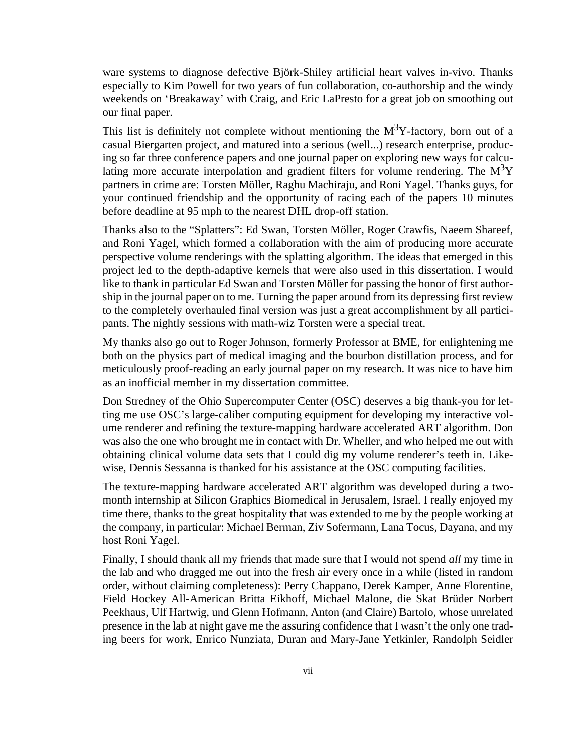ware systems to diagnose defective Björk-Shiley artificial heart valves in-vivo. Thanks especially to Kim Powell for two years of fun collaboration, co-authorship and the windy weekends on 'Breakaway' with Craig, and Eric LaPresto for a great job on smoothing out our final paper.

This list is definitely not complete without mentioning the $M^3$Y-factory, born out of a casual Biergarten project, and matured into a serious (well...) research enterprise, producing so far three conference papers and one journal paper on exploring new ways for calculating more accurate interpolation and gradient filters for volume rendering. The $M^3$Y partners in crime are: Torsten Möller, Raghu Machiraju, and Roni Yagel. Thanks guys, for your continued friendship and the opportunity of racing each of the papers 10 minutes before deadline at 95 mph to the nearest DHL drop-off station.

Thanks also to the "Splatters": Ed Swan, Torsten Möller, Roger Crawfis, Naeem Shareef, and Roni Yagel, which formed a collaboration with the aim of producing more accurate perspective volume renderings with the splatting algorithm. The ideas that emerged in this project led to the depth-adaptive kernels that were also used in this dissertation. I would like to thank in particular Ed Swan and Torsten Möller for passing the honor of first authorship in the journal paper on to me. Turning the paper around from its depressing first review to the completely overhauled final version was just a great accomplishment by all participants. The nightly sessions with math-wiz Torsten were a special treat.

My thanks also go out to Roger Johnson, formerly Professor at BME, for enlightening me both on the physics part of medical imaging and the bourbon distillation process, and for meticulously proof-reading an early journal paper on my research. It was nice to have him as an inofficial member in my dissertation committee.

Don Stredney of the Ohio Supercomputer Center (OSC) deserves a big thank-you for letting me use OSC's large-caliber computing equipment for developing my interactive volume renderer and refining the texture-mapping hardware accelerated ART algorithm. Don was also the one who brought me in contact with Dr. Wheller, and who helped me out with obtaining clinical volume data sets that I could dig my volume renderer's teeth in. Likewise, Dennis Sessanna is thanked for his assistance at the OSC computing facilities.

The texture-mapping hardware accelerated ART algorithm was developed during a two-month internship at Silicon Graphics Biomedical in Jerusalem, Israel. I really enjoyed my time there, thanks to the great hospitality that was extended to me by the people working at the company, in particular: Michael Berman, Ziv Sofermann, Lana Tocus, Dayana, and my host Roni Yagel.

Finally, I should thank all my friends that made sure that I would not spend *all* my time in the lab and who dragged me out into the fresh air every once in a while (listed in random order, without claiming completeness): Perry Chappano, Derek Kamper, Anne Florentine, Field Hockey All-American Britta Eikhoff, Michael Malone, die Skat Brüder Norbert Peekhaus, Ulf Hartwig, und Glenn Hofmann, Anton (and Claire) Bartolo, whose unrelated presence in the lab at night gave me the assuring confidence that I wasn't the only one trading beers for work, Enrico Nunziata, Duran and Mary-Jane Yetkinler, Randolph Seidler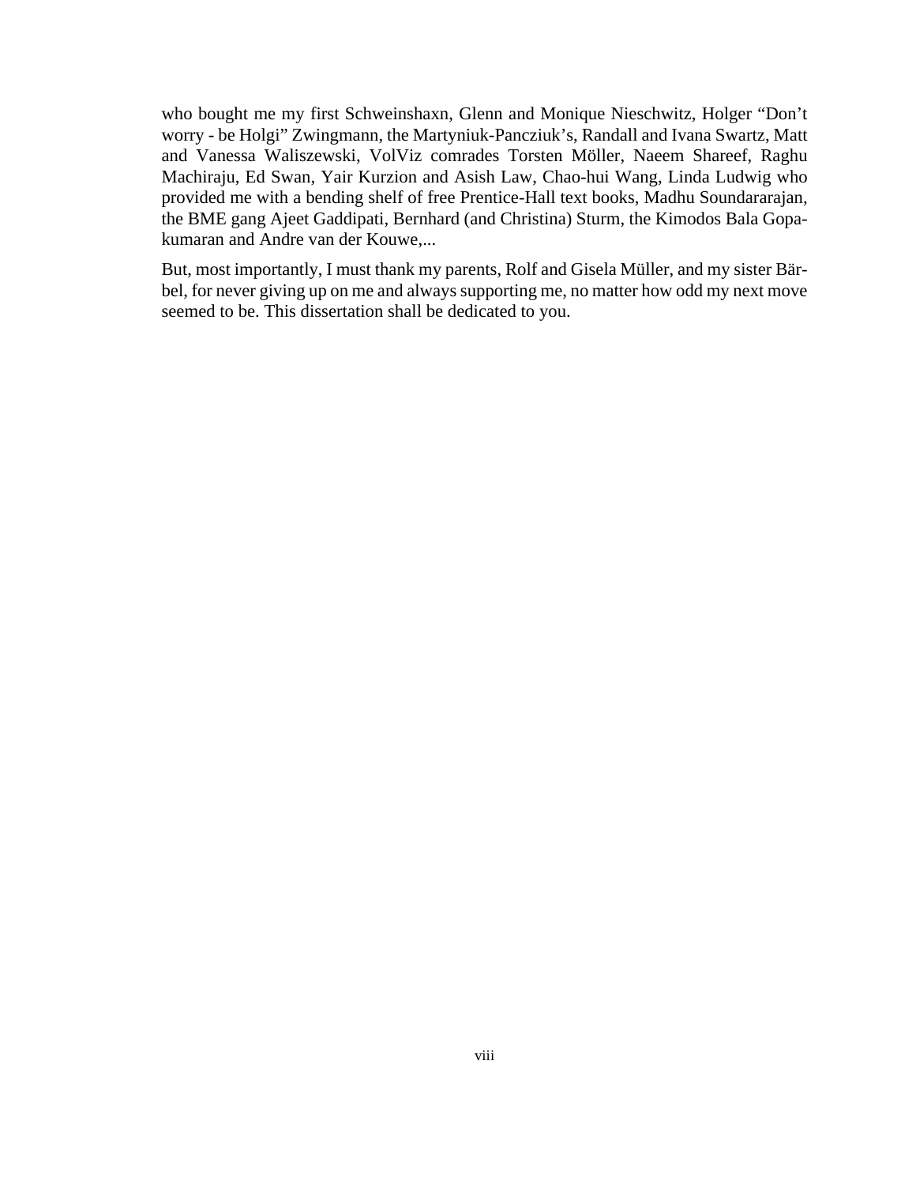who bought me my first Schweinshaxn, Glenn and Monique Nieschwitz, Holger “Don’t worry - be Holgi” Zwingmann, the Martyniuk-Pancziuk’s, Randall and Ivana Swartz, Matt and Vanessa Waliszewski, VolViz comrades Torsten Möller, Naeem Shareef, Raghu Machiraju, Ed Swan, Yair Kurzion and Asish Law, Chao-hui Wang, Linda Ludwig who provided me with a bending shelf of free Prentice-Hall text books, Madhu Soundararajan, the BME gang Ajeet Gaddipati, Bernhard (and Christina) Sturm, the Kimodos Bala Gopakumaran and Andre van der Kouwe,...

But, most importantly, I must thank my parents, Rolf and Gisela Müller, and my sister Bärbel, for never giving up on me and always supporting me, no matter how odd my next move seemed to be. This dissertation shall be dedicated to you.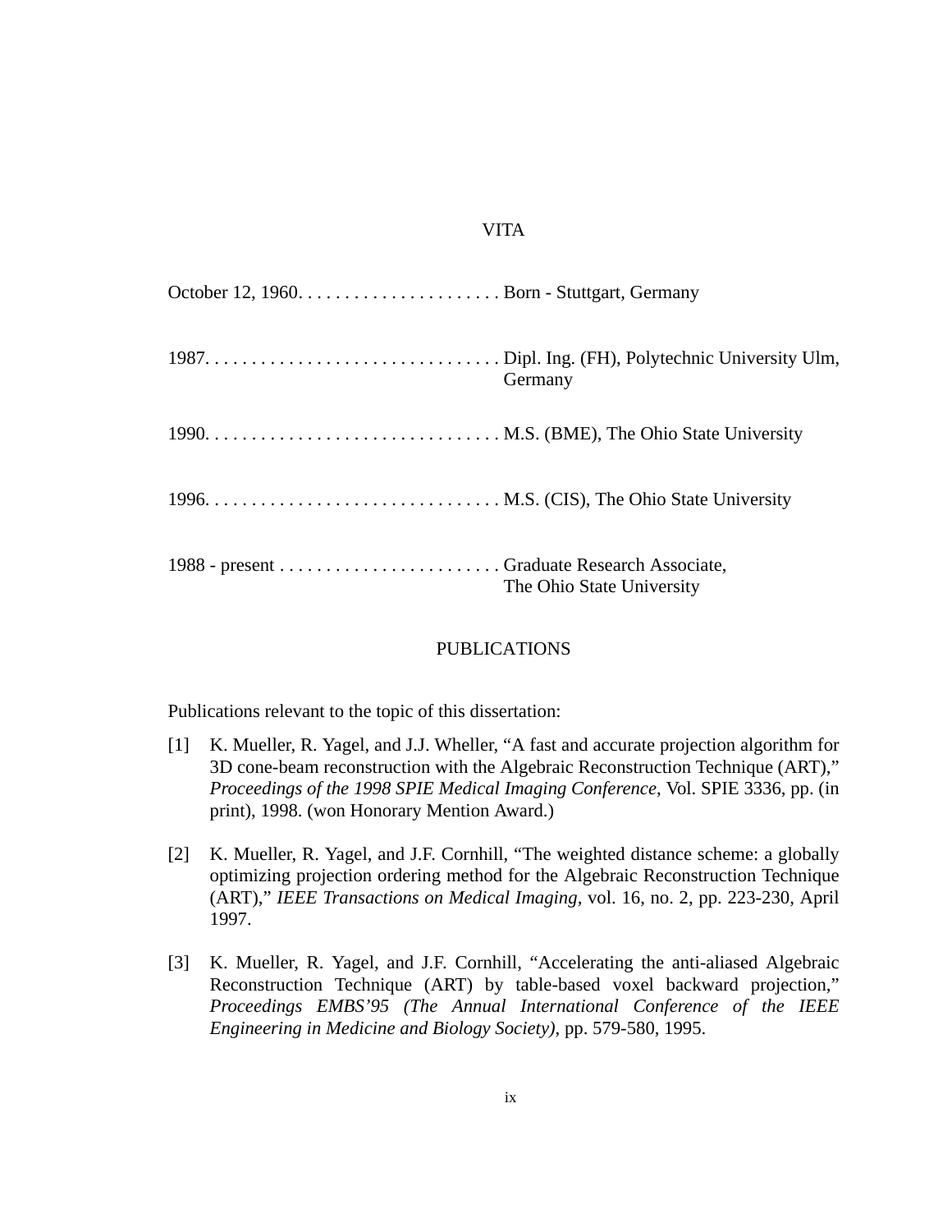# VITA

| | |
|---|---|
| October 12, 1960 | Born - Stuttgart, Germany |
| 1987 | Dipl. Ing. (FH), Polytechnic University Ulm, Germany |
| 1990 | M.S. (BME), The Ohio State University |
| 1996 | M.S. (CIS), The Ohio State University |
| 1988 - present | Graduate Research Associate, The Ohio State University |

# PUBLICATIONS

Publications relevant to the topic of this dissertation:

[1] K. Mueller, R. Yagel, and J.J. Wheller, "A fast and accurate projection algorithm for 3D cone-beam reconstruction with the Algebraic Reconstruction Technique (ART)," *Proceedings of the 1998 SPIE Medical Imaging Conference*, Vol. SPIE 3336, pp. (in print), 1998. (won Honorary Mention Award.)

[2] K. Mueller, R. Yagel, and J.F. Cornhill, "The weighted distance scheme: a globally optimizing projection ordering method for the Algebraic Reconstruction Technique (ART)," *IEEE Transactions on Medical Imaging*, vol. 16, no. 2, pp. 223-230, April 1997.

[3] K. Mueller, R. Yagel, and J.F. Cornhill, "Accelerating the anti-aliased Algebraic Reconstruction Technique (ART) by table-based voxel backward projection," *Proceedings EMBS'95 (The Annual International Conference of the IEEE Engineering in Medicine and Biology Society)*, pp. 579-580, 1995.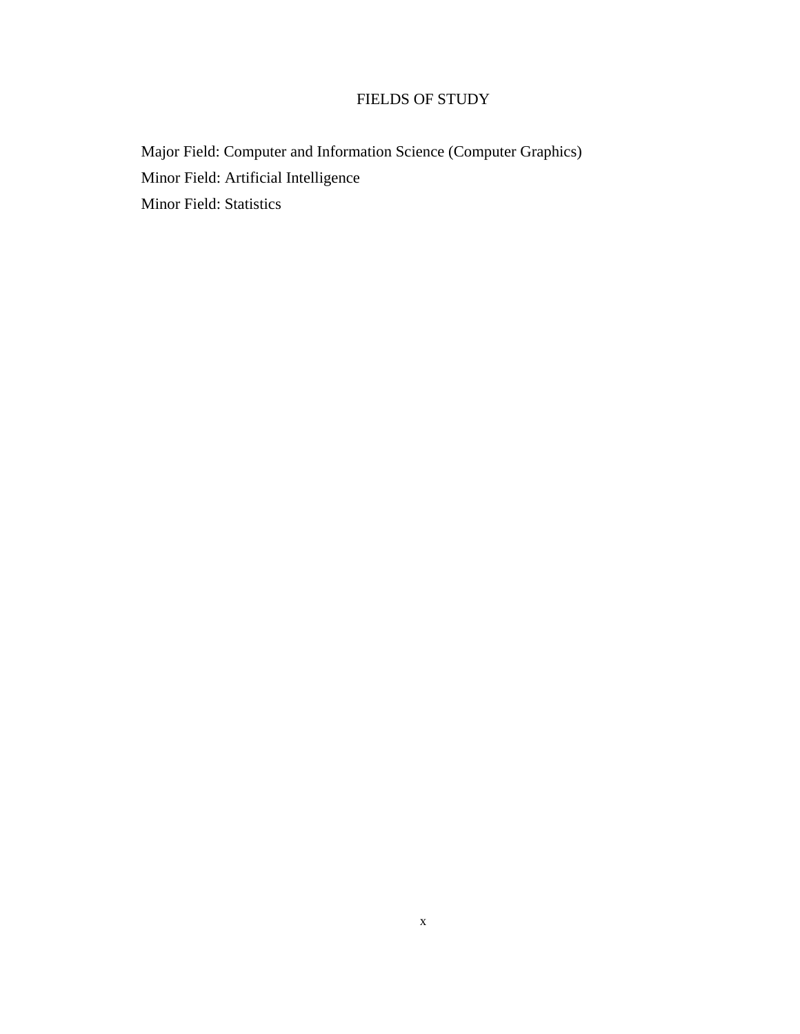# FIELDS OF STUDY

Major Field: Computer and Information Science (Computer Graphics)

Minor Field: Artificial Intelligence

Minor Field: Statistics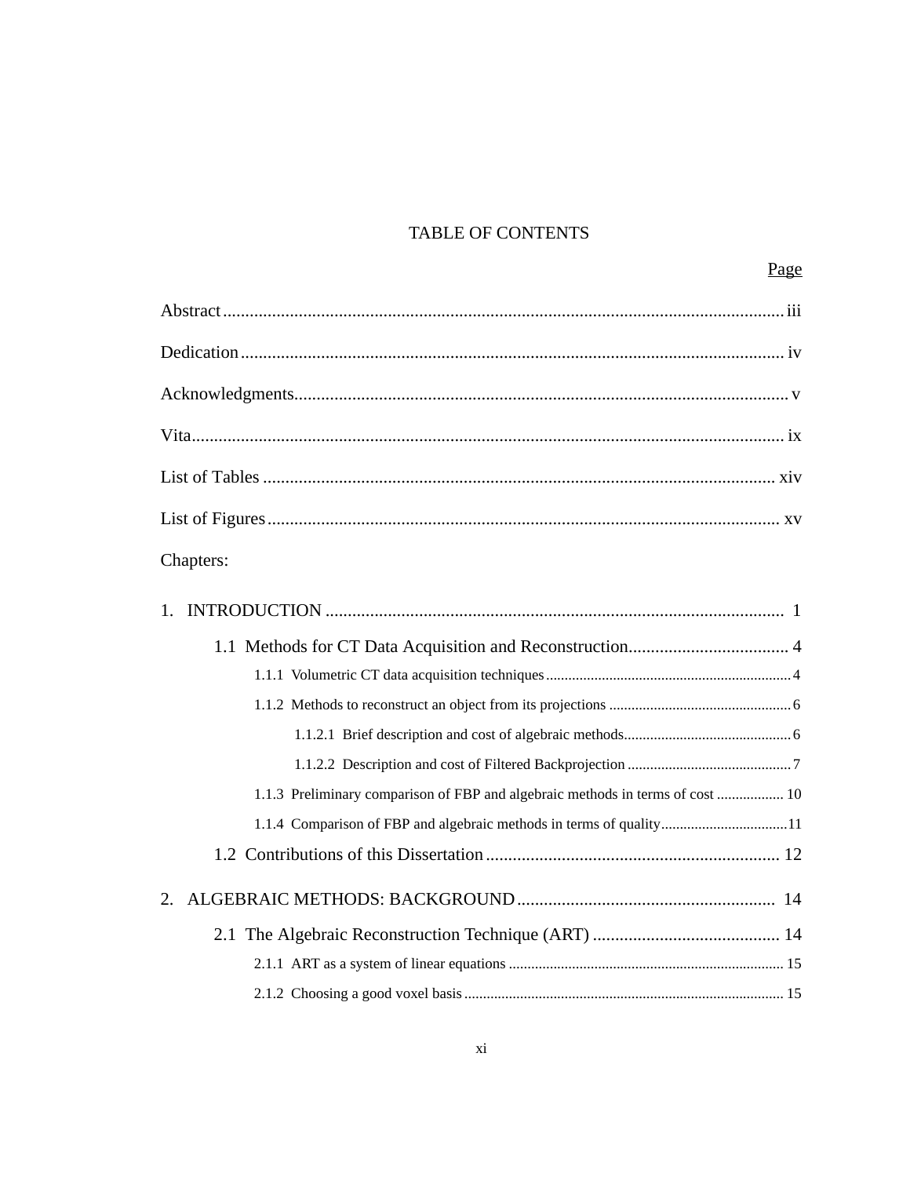# TABLE OF CONTENTS

Page

Abstract ... iii

Dedication ... iv

Acknowledgments ... v

Vita ... ix

List of Tables ... xiv

List of Figures ... xv

Chapters:

1. INTRODUCTION ... 1
   - 1.1 Methods for CT Data Acquisition and Reconstruction ... 4
     - 1.1.1 Volumetric CT data acquisition techniques ... 4
     - 1.1.2 Methods to reconstruct an object from its projections ... 6
       - 1.1.2.1 Brief description and cost of algebraic methods ... 6
       - 1.1.2.2 Description and cost of Filtered Backprojection ... 7
     - 1.1.3 Preliminary comparison of FBP and algebraic methods in terms of cost ... 10
     - 1.1.4 Comparison of FBP and algebraic methods in terms of quality ... 11
   - 1.2 Contributions of this Dissertation ... 12

2. ALGEBRAIC METHODS: BACKGROUND ... 14
   - 2.1 The Algebraic Reconstruction Technique (ART) ... 14
     - 2.1.1 ART as a system of linear equations ... 15
     - 2.1.2 Choosing a good voxel basis ... 15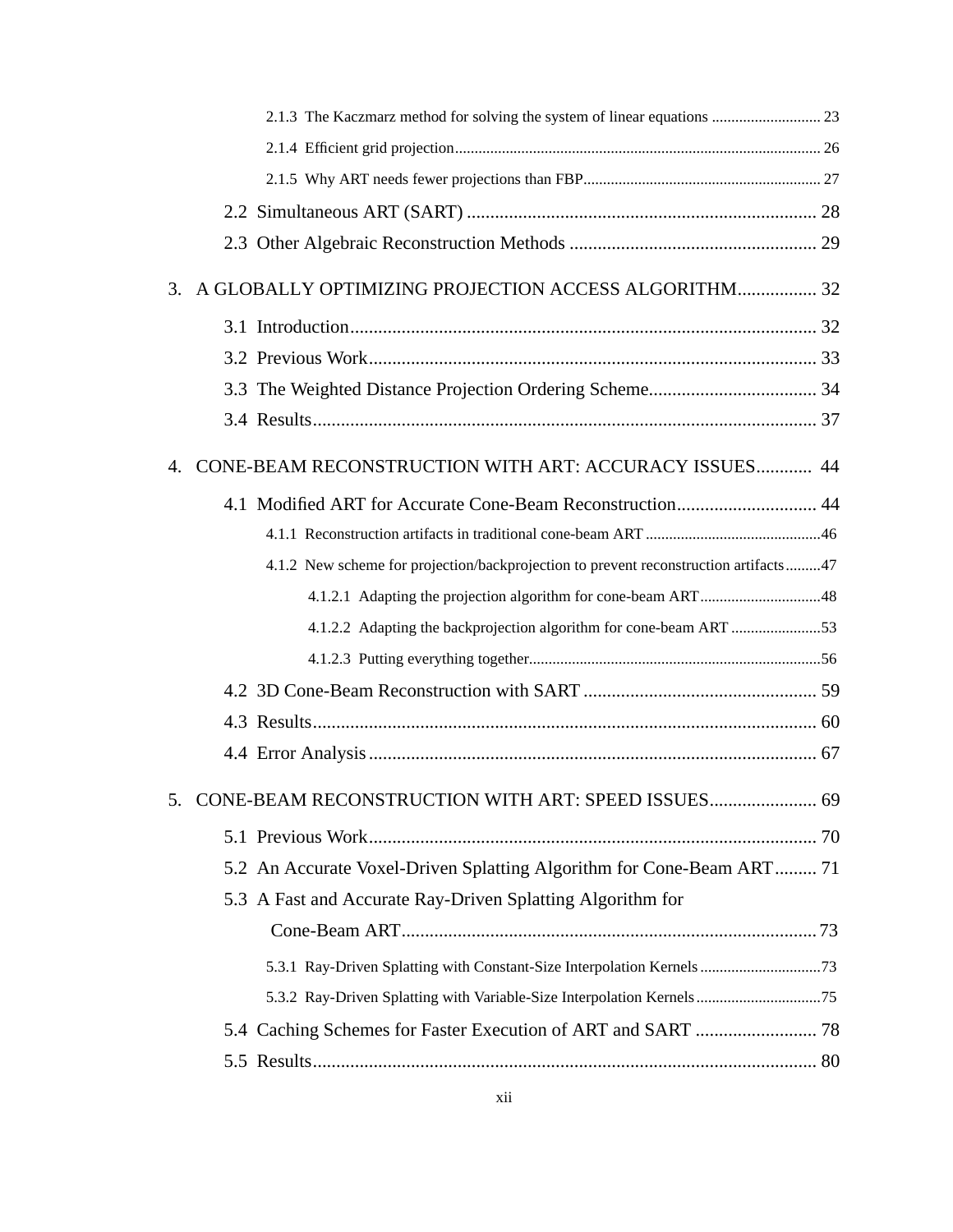2.1.3 The Kaczmarz method for solving the system of linear equations ............................ 23

2.1.4 Efficient grid projection............................................................................................. 26

2.1.5 Why ART needs fewer projections than FBP............................................................. 27

2.2 Simultaneous ART (SART) ........................................................................... 28

2.3 Other Algebraic Reconstruction Methods ..................................................... 29

3. A GLOBALLY OPTIMIZING PROJECTION ACCESS ALGORITHM................. 32

3.1 Introduction.................................................................................................... 32

3.2 Previous Work................................................................................................ 33

3.3 The Weighted Distance Projection Ordering Scheme.................................... 34

3.4 Results............................................................................................................ 37

4. CONE-BEAM RECONSTRUCTION WITH ART: ACCURACY ISSUES............ 44

4.1 Modified ART for Accurate Cone-Beam Reconstruction.............................. 44

4.1.1 Reconstruction artifacts in traditional cone-beam ART.............................................46

4.1.2 New scheme for projection/backprojection to prevent reconstruction artifacts.........47

4.1.2.1 Adapting the projection algorithm for cone-beam ART...............................48

4.1.2.2 Adapting the backprojection algorithm for cone-beam ART .......................53

4.1.2.3 Putting everything together..........................................................................56

4.2 3D Cone-Beam Reconstruction with SART .................................................. 59

4.3 Results............................................................................................................ 60

4.4 Error Analysis................................................................................................ 67

5. CONE-BEAM RECONSTRUCTION WITH ART: SPEED ISSUES....................... 69

5.1 Previous Work................................................................................................ 70

5.2 An Accurate Voxel-Driven Splatting Algorithm for Cone-Beam ART......... 71

5.3 A Fast and Accurate Ray-Driven Splatting Algorithm for Cone-Beam ART.........................................................................................73

5.3.1 Ray-Driven Splatting with Constant-Size Interpolation Kernels ...............................73

5.3.2 Ray-Driven Splatting with Variable-Size Interpolation Kernels................................75

5.4 Caching Schemes for Faster Execution of ART and SART .......................... 78

5.5 Results............................................................................................................ 80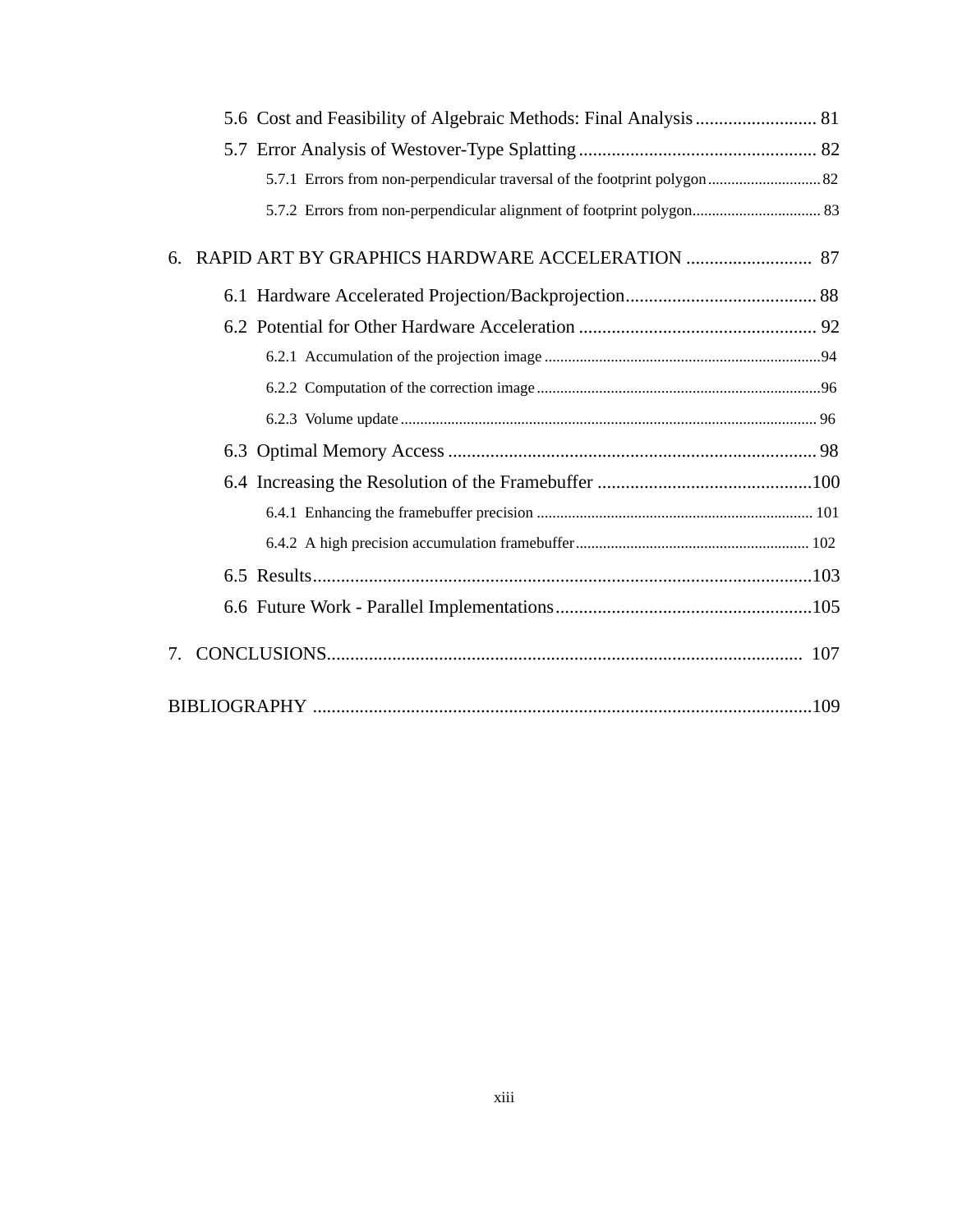5.6 Cost and Feasibility of Algebraic Methods: Final Analysis .......................... 81

5.7 Error Analysis of Westover-Type Splatting ................................................... 82

5.7.1 Errors from non-perpendicular traversal of the footprint polygon ............................. 82

5.7.2 Errors from non-perpendicular alignment of footprint polygon................................. 83

6. RAPID ART BY GRAPHICS HARDWARE ACCELERATION ........................... 87

6.1 Hardware Accelerated Projection/Backprojection......................................... 88

6.2 Potential for Other Hardware Acceleration ................................................... 92

6.2.1 Accumulation of the projection image ....................................................................... 94

6.2.2 Computation of the correction image ......................................................................... 96

6.2.3 Volume update ........................................................................................................... 96

6.3 Optimal Memory Access ............................................................................... 98

6.4 Increasing the Resolution of the Framebuffer ..............................................100

6.4.1 Enhancing the framebuffer precision ....................................................................... 101

6.4.2 A high precision accumulation framebuffer............................................................ 102

6.5 Results..........................................................................................................103

6.6 Future Work - Parallel Implementations.......................................................105

7. CONCLUSIONS...................................................................................................... 107

BIBLIOGRAPHY ..........................................................................................................109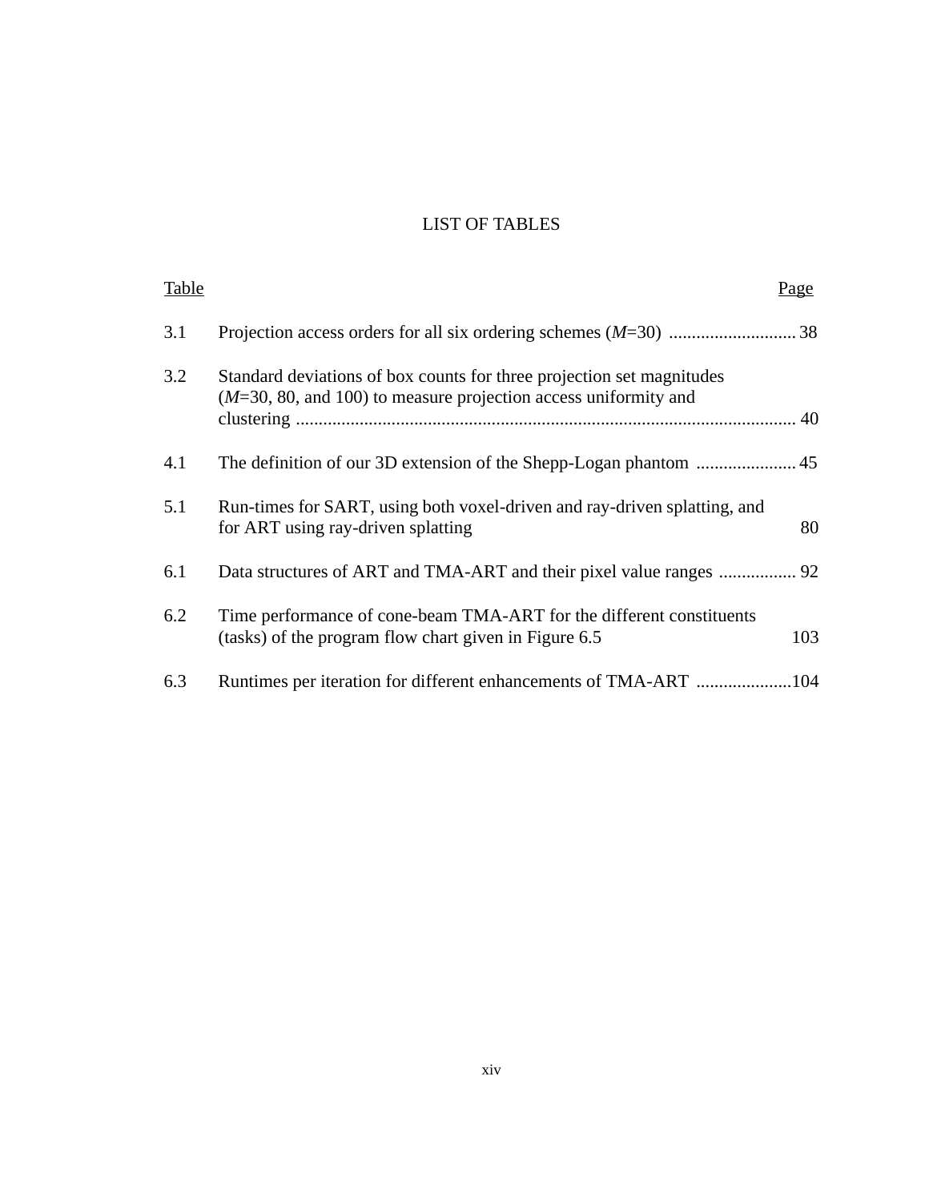# LIST OF TABLES

| Table | | Page |
|---|---|---|
| 3.1 | Projection access orders for all six ordering schemes ($M$=30) | 38 |
| 3.2 | Standard deviations of box counts for three projection set magnitudes ($M$=30, 80, and 100) to measure projection access uniformity and clustering | 40 |
| 4.1 | The definition of our 3D extension of the Shepp-Logan phantom | 45 |
| 5.1 | Run-times for SART, using both voxel-driven and ray-driven splatting, and for ART using ray-driven splatting | 80 |
| 6.1 | Data structures of ART and TMA-ART and their pixel value ranges | 92 |
| 6.2 | Time performance of cone-beam TMA-ART for the different constituents (tasks) of the program flow chart given in Figure 6.5 | 103 |
| 6.3 | Runtimes per iteration for different enhancements of TMA-ART | 104 |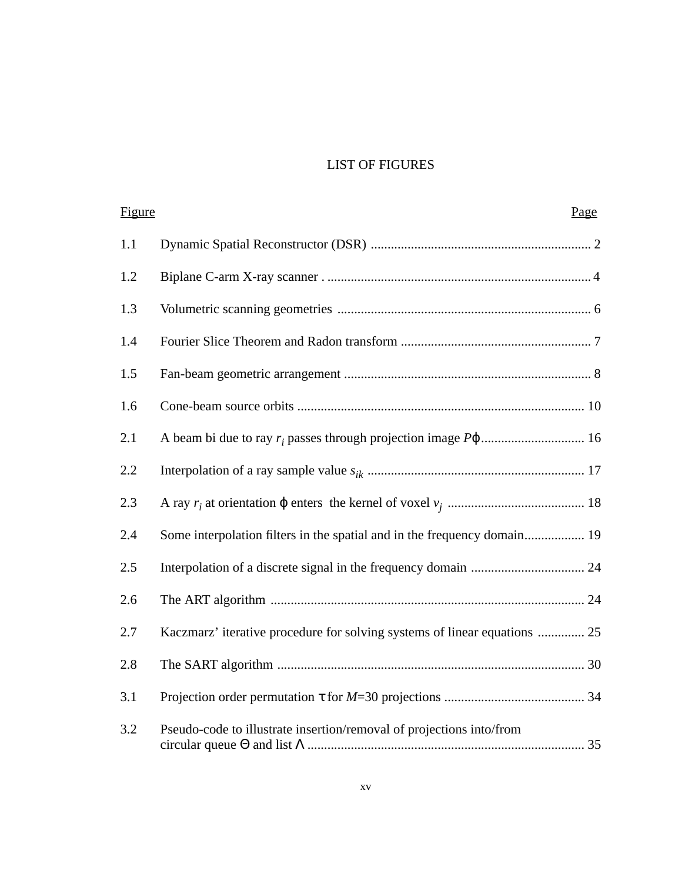# LIST OF FIGURES

| Figure | | Page |
|---|---|---|
| 1.1 | Dynamic Spatial Reconstructor (DSR) | 2 |
| 1.2 | Biplane C-arm X-ray scanner | 4 |
| 1.3 | Volumetric scanning geometries | 6 |
| 1.4 | Fourier Slice Theorem and Radon transform | 7 |
| 1.5 | Fan-beam geometric arrangement | 8 |
| 1.6 | Cone-beam source orbits | 10 |
| 2.1 | A beam bi due to ray $r_i$ passes through projection image $P\varphi$ | 16 |
| 2.2 | Interpolation of a ray sample value $s_{ik}$ | 17 |
| 2.3 | A ray $r_i$ at orientation $\varphi$ enters the kernel of voxel $v_j$ | 18 |
| 2.4 | Some interpolation filters in the spatial and in the frequency domain | 19 |
| 2.5 | Interpolation of a discrete signal in the frequency domain | 24 |
| 2.6 | The ART algorithm | 24 |
| 2.7 | Kaczmarz' iterative procedure for solving systems of linear equations | 25 |
| 2.8 | The SART algorithm | 30 |
| 3.1 | Projection order permutation $\tau$ for $M$=30 projections | 34 |
| 3.2 | Pseudo-code to illustrate insertion/removal of projections into/from circular queue $\Theta$ and list $\Lambda$ | 35 |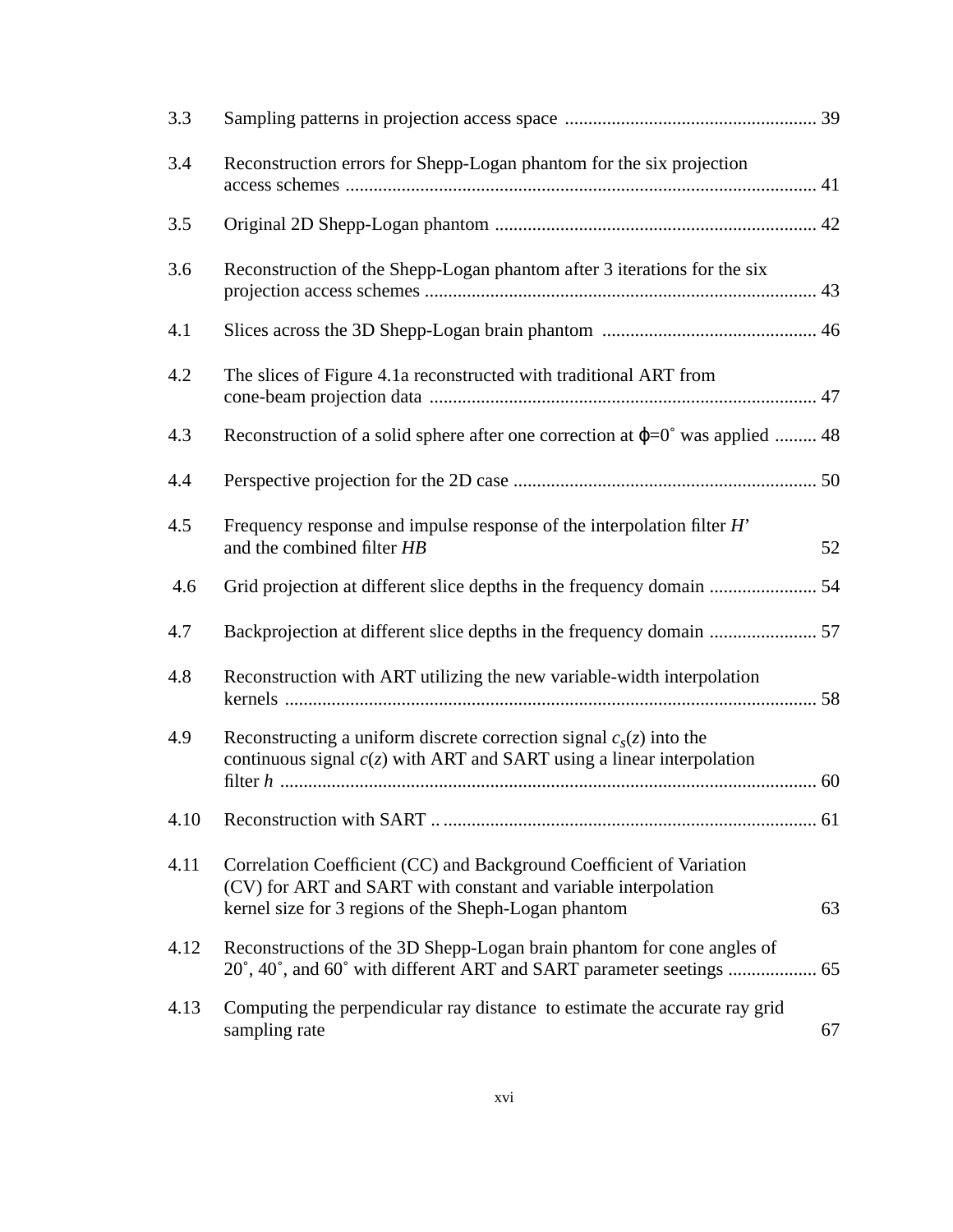| | | |
|---|---|---|
| 3.3 | Sampling patterns in projection access space | 39 |
| 3.4 | Reconstruction errors for Shepp-Logan phantom for the six projection access schemes | 41 |
| 3.5 | Original 2D Shepp-Logan phantom | 42 |
| 3.6 | Reconstruction of the Shepp-Logan phantom after 3 iterations for the six projection access schemes | 43 |
| 4.1 | Slices across the 3D Shepp-Logan brain phantom | 46 |
| 4.2 | The slices of Figure 4.1a reconstructed with traditional ART from cone-beam projection data | 47 |
| 4.3 | Reconstruction of a solid sphere after one correction at $\varphi$=0˚ was applied | 48 |
| 4.4 | Perspective projection for the 2D case | 50 |
| 4.5 | Frequency response and impulse response of the interpolation filter *H*' and the combined filter *HB* | 52 |
| 4.6 | Grid projection at different slice depths in the frequency domain | 54 |
| 4.7 | Backprojection at different slice depths in the frequency domain | 57 |
| 4.8 | Reconstruction with ART utilizing the new variable-width interpolation kernels | 58 |
| 4.9 | Reconstructing a uniform discrete correction signal $c_s(z)$ into the continuous signal $c(z)$ with ART and SART using a linear interpolation filter *h* | 60 |
| 4.10 | Reconstruction with SART | 61 |
| 4.11 | Correlation Coefficient (CC) and Background Coefficient of Variation (CV) for ART and SART with constant and variable interpolation kernel size for 3 regions of the Sheph-Logan phantom | 63 |
| 4.12 | Reconstructions of the 3D Shepp-Logan brain phantom for cone angles of 20˚, 40˚, and 60˚ with different ART and SART parameter seetings | 65 |
| 4.13 | Computing the perpendicular ray distance to estimate the accurate ray grid sampling rate | 67 |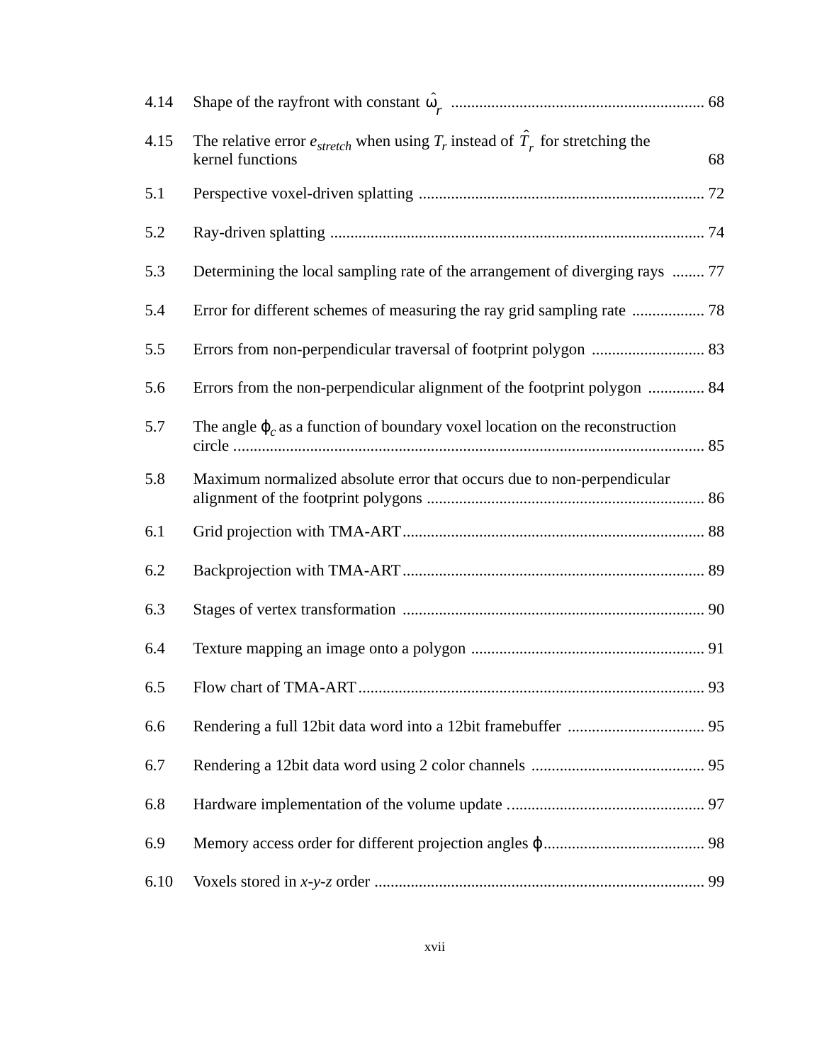4.14 Shape of the rayfront with constant $\hat{\omega}_r$ ............................................................... 68

4.15 The relative error $e_{stretch}$ when using $T_r$ instead of $\hat{T}_r$ for stretching the kernel functions 68

5.1 Perspective voxel-driven splatting ...................................................................... 72

5.2 Ray-driven splatting ............................................................................................ 74

5.3 Determining the local sampling rate of the arrangement of diverging rays ........ 77

5.4 Error for different schemes of measuring the ray grid sampling rate .................. 78

5.5 Errors from non-perpendicular traversal of footprint polygon ............................ 83

5.6 Errors from the non-perpendicular alignment of the footprint polygon .............. 84

5.7 The angle $\varphi_c$ as a function of boundary voxel location on the reconstruction circle .................................................................................................................... 85

5.8 Maximum normalized absolute error that occurs due to non-perpendicular alignment of the footprint polygons .................................................................... 86

6.1 Grid projection with TMA-ART.......................................................................... 88

6.2 Backprojection with TMA-ART.......................................................................... 89

6.3 Stages of vertex transformation .......................................................................... 90

6.4 Texture mapping an image onto a polygon ......................................................... 91

6.5 Flow chart of TMA-ART..................................................................................... 93

6.6 Rendering a full 12bit data word into a 12bit framebuffer .................................. 95

6.7 Rendering a 12bit data word using 2 color channels ........................................... 95

6.8 Hardware implementation of the volume update ................................................ 97

6.9 Memory access order for different projection angles $\varphi$........................................ 98

6.10 Voxels stored in *x*-*y*-*z* order .................................................................................. 99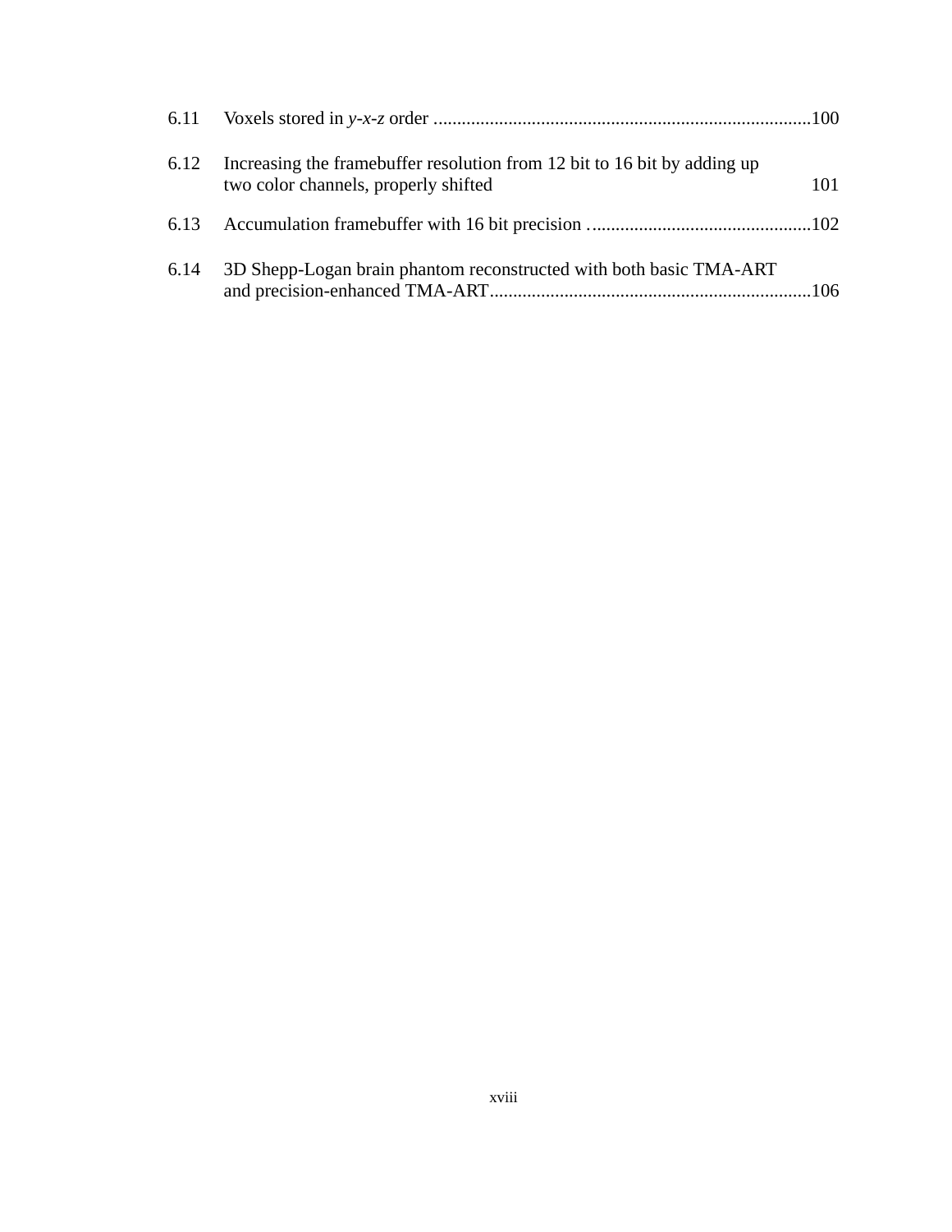6.11 Voxels stored in *y*-*x*-*z* order ..................................................................................100

6.12 Increasing the framebuffer resolution from 12 bit to 16 bit by adding up two color channels, properly shifted 101

6.13 Accumulation framebuffer with 16 bit precision ...............................................102

6.14 3D Shepp-Logan brain phantom reconstructed with both basic TMA-ART and precision-enhanced TMA-ART.....................................................................106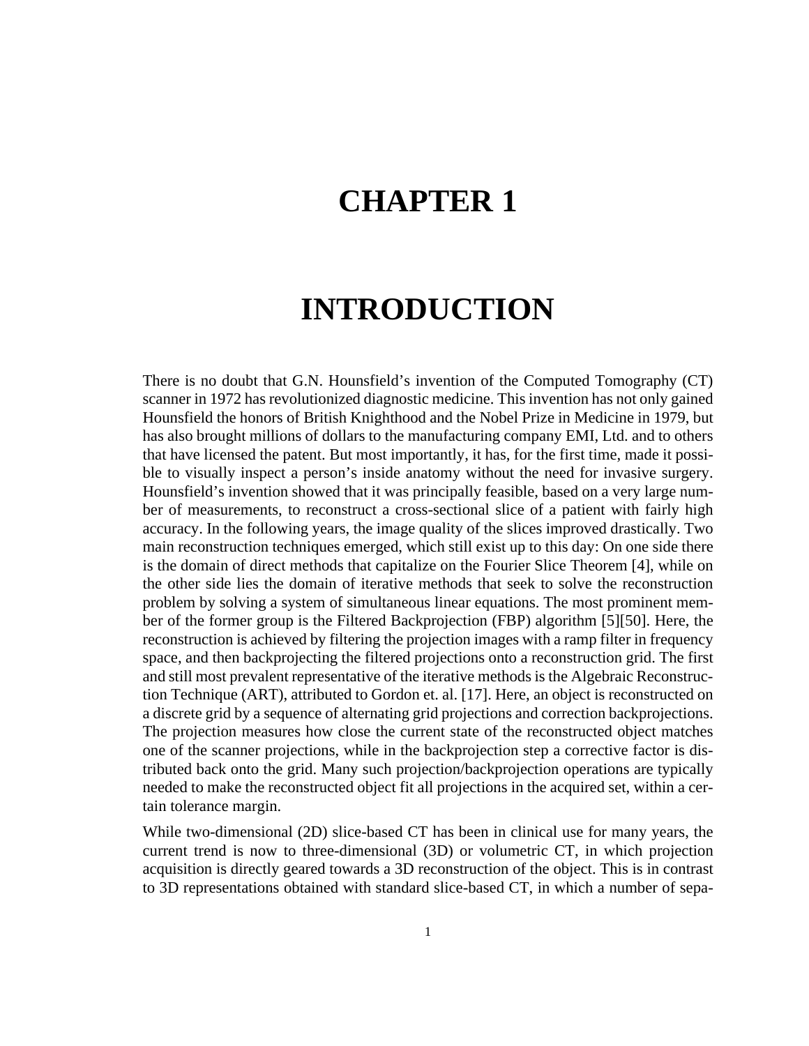# CHAPTER 1

# INTRODUCTION

There is no doubt that G.N. Hounsfield's invention of the Computed Tomography (CT) scanner in 1972 has revolutionized diagnostic medicine. This invention has not only gained Hounsfield the honors of British Knighthood and the Nobel Prize in Medicine in 1979, but has also brought millions of dollars to the manufacturing company EMI, Ltd. and to others that have licensed the patent. But most importantly, it has, for the first time, made it possible to visually inspect a person's inside anatomy without the need for invasive surgery. Hounsfield's invention showed that it was principally feasible, based on a very large number of measurements, to reconstruct a cross-sectional slice of a patient with fairly high accuracy. In the following years, the image quality of the slices improved drastically. Two main reconstruction techniques emerged, which still exist up to this day: On one side there is the domain of direct methods that capitalize on the Fourier Slice Theorem [4], while on the other side lies the domain of iterative methods that seek to solve the reconstruction problem by solving a system of simultaneous linear equations. The most prominent member of the former group is the Filtered Backprojection (FBP) algorithm [5][50]. Here, the reconstruction is achieved by filtering the projection images with a ramp filter in frequency space, and then backprojecting the filtered projections onto a reconstruction grid. The first and still most prevalent representative of the iterative methods is the Algebraic Reconstruction Technique (ART), attributed to Gordon et. al. [17]. Here, an object is reconstructed on a discrete grid by a sequence of alternating grid projections and correction backprojections. The projection measures how close the current state of the reconstructed object matches one of the scanner projections, while in the backprojection step a corrective factor is distributed back onto the grid. Many such projection/backprojection operations are typically needed to make the reconstructed object fit all projections in the acquired set, within a certain tolerance margin.

While two-dimensional (2D) slice-based CT has been in clinical use for many years, the current trend is now to three-dimensional (3D) or volumetric CT, in which projection acquisition is directly geared towards a 3D reconstruction of the object. This is in contrast to 3D representations obtained with standard slice-based CT, in which a number of sepa-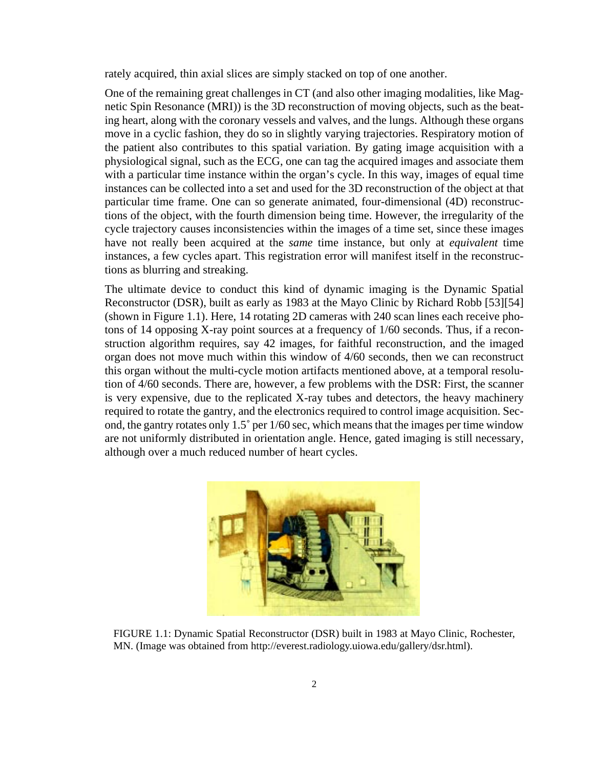rately acquired, thin axial slices are simply stacked on top of one another.

One of the remaining great challenges in CT (and also other imaging modalities, like Magnetic Spin Resonance (MRI)) is the 3D reconstruction of moving objects, such as the beating heart, along with the coronary vessels and valves, and the lungs. Although these organs move in a cyclic fashion, they do so in slightly varying trajectories. Respiratory motion of the patient also contributes to this spatial variation. By gating image acquisition with a physiological signal, such as the ECG, one can tag the acquired images and associate them with a particular time instance within the organ's cycle. In this way, images of equal time instances can be collected into a set and used for the 3D reconstruction of the object at that particular time frame. One can so generate animated, four-dimensional (4D) reconstructions of the object, with the fourth dimension being time. However, the irregularity of the cycle trajectory causes inconsistencies within the images of a time set, since these images have not really been acquired at the *same* time instance, but only at *equivalent* time instances, a few cycles apart. This registration error will manifest itself in the reconstructions as blurring and streaking.

The ultimate device to conduct this kind of dynamic imaging is the Dynamic Spatial Reconstructor (DSR), built as early as 1983 at the Mayo Clinic by Richard Robb [53][54] (shown in Figure 1.1). Here, 14 rotating 2D cameras with 240 scan lines each receive photons of 14 opposing X-ray point sources at a frequency of 1/60 seconds. Thus, if a reconstruction algorithm requires, say 42 images, for faithful reconstruction, and the imaged organ does not move much within this window of 4/60 seconds, then we can reconstruct this organ without the multi-cycle motion artifacts mentioned above, at a temporal resolution of 4/60 seconds. There are, however, a few problems with the DSR: First, the scanner is very expensive, due to the replicated X-ray tubes and detectors, the heavy machinery required to rotate the gantry, and the electronics required to control image acquisition. Second, the gantry rotates only 1.5˚ per 1/60 sec, which means that the images per time window are not uniformly distributed in orientation angle. Hence, gated imaging is still necessary, although over a much reduced number of heart cycles.

FIGURE 1.1: Dynamic Spatial Reconstructor (DSR) built in 1983 at Mayo Clinic, Rochester, MN. (Image was obtained from http://everest.radiology.uiowa.edu/gallery/dsr.html).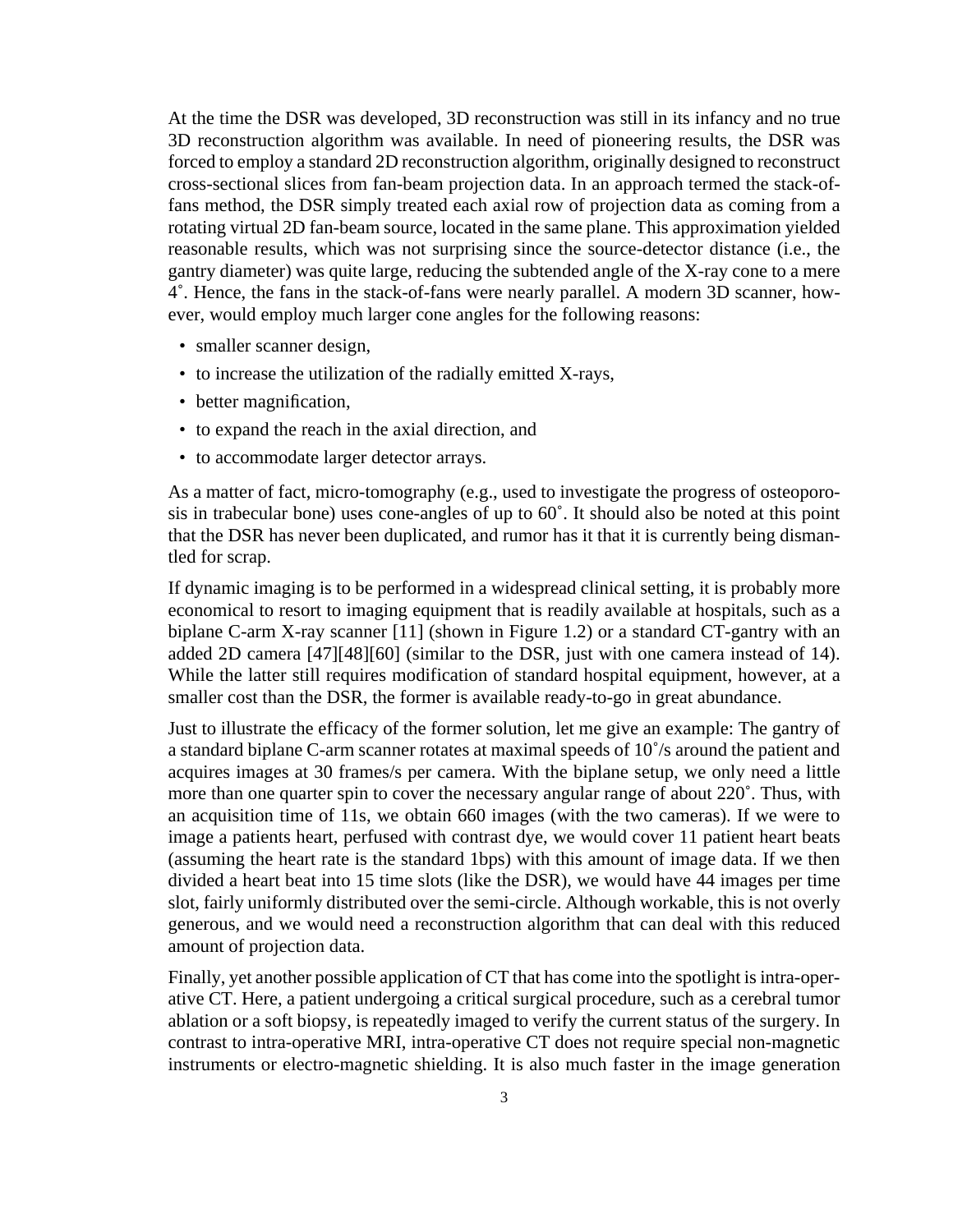At the time the DSR was developed, 3D reconstruction was still in its infancy and no true 3D reconstruction algorithm was available. In need of pioneering results, the DSR was forced to employ a standard 2D reconstruction algorithm, originally designed to reconstruct cross-sectional slices from fan-beam projection data. In an approach termed the stack-of-fans method, the DSR simply treated each axial row of projection data as coming from a rotating virtual 2D fan-beam source, located in the same plane. This approximation yielded reasonable results, which was not surprising since the source-detector distance (i.e., the gantry diameter) was quite large, reducing the subtended angle of the X-ray cone to a mere 4˚. Hence, the fans in the stack-of-fans were nearly parallel. A modern 3D scanner, however, would employ much larger cone angles for the following reasons:

- smaller scanner design,
- to increase the utilization of the radially emitted X-rays,
- better magnification,
- to expand the reach in the axial direction, and
- to accommodate larger detector arrays.

As a matter of fact, micro-tomography (e.g., used to investigate the progress of osteoporosis in trabecular bone) uses cone-angles of up to 60˚. It should also be noted at this point that the DSR has never been duplicated, and rumor has it that it is currently being dismantled for scrap.

If dynamic imaging is to be performed in a widespread clinical setting, it is probably more economical to resort to imaging equipment that is readily available at hospitals, such as a biplane C-arm X-ray scanner [11] (shown in Figure 1.2) or a standard CT-gantry with an added 2D camera [47][48][60] (similar to the DSR, just with one camera instead of 14). While the latter still requires modification of standard hospital equipment, however, at a smaller cost than the DSR, the former is available ready-to-go in great abundance.

Just to illustrate the efficacy of the former solution, let me give an example: The gantry of a standard biplane C-arm scanner rotates at maximal speeds of 10˚/s around the patient and acquires images at 30 frames/s per camera. With the biplane setup, we only need a little more than one quarter spin to cover the necessary angular range of about 220˚. Thus, with an acquisition time of 11s, we obtain 660 images (with the two cameras). If we were to image a patients heart, perfused with contrast dye, we would cover 11 patient heart beats (assuming the heart rate is the standard 1bps) with this amount of image data. If we then divided a heart beat into 15 time slots (like the DSR), we would have 44 images per time slot, fairly uniformly distributed over the semi-circle. Although workable, this is not overly generous, and we would need a reconstruction algorithm that can deal with this reduced amount of projection data.

Finally, yet another possible application of CT that has come into the spotlight is intra-operative CT. Here, a patient undergoing a critical surgical procedure, such as a cerebral tumor ablation or a soft biopsy, is repeatedly imaged to verify the current status of the surgery. In contrast to intra-operative MRI, intra-operative CT does not require special non-magnetic instruments or electro-magnetic shielding. It is also much faster in the image generation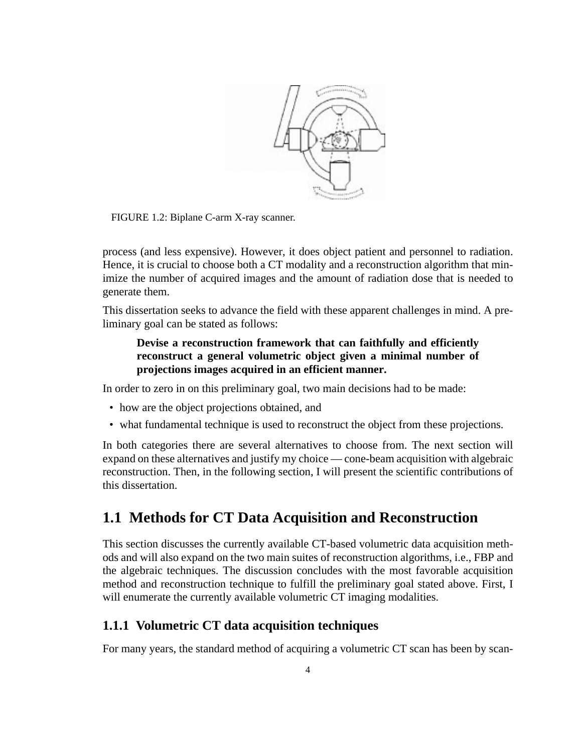FIGURE 1.2: Biplane C-arm X-ray scanner.

process (and less expensive). However, it does object patient and personnel to radiation. Hence, it is crucial to choose both a CT modality and a reconstruction algorithm that minimize the number of acquired images and the amount of radiation dose that is needed to generate them.

This dissertation seeks to advance the field with these apparent challenges in mind. A preliminary goal can be stated as follows:

> **Devise a reconstruction framework that can faithfully and efficiently reconstruct a general volumetric object given a minimal number of projections images acquired in an efficient manner.**

In order to zero in on this preliminary goal, two main decisions had to be made:

- how are the object projections obtained, and
- what fundamental technique is used to reconstruct the object from these projections.

In both categories there are several alternatives to choose from. The next section will expand on these alternatives and justify my choice — cone-beam acquisition with algebraic reconstruction. Then, in the following section, I will present the scientific contributions of this dissertation.

## 1.1 Methods for CT Data Acquisition and Reconstruction

This section discusses the currently available CT-based volumetric data acquisition methods and will also expand on the two main suites of reconstruction algorithms, i.e., FBP and the algebraic techniques. The discussion concludes with the most favorable acquisition method and reconstruction technique to fulfill the preliminary goal stated above. First, I will enumerate the currently available volumetric CT imaging modalities.

### 1.1.1 Volumetric CT data acquisition techniques

For many years, the standard method of acquiring a volumetric CT scan has been by scan-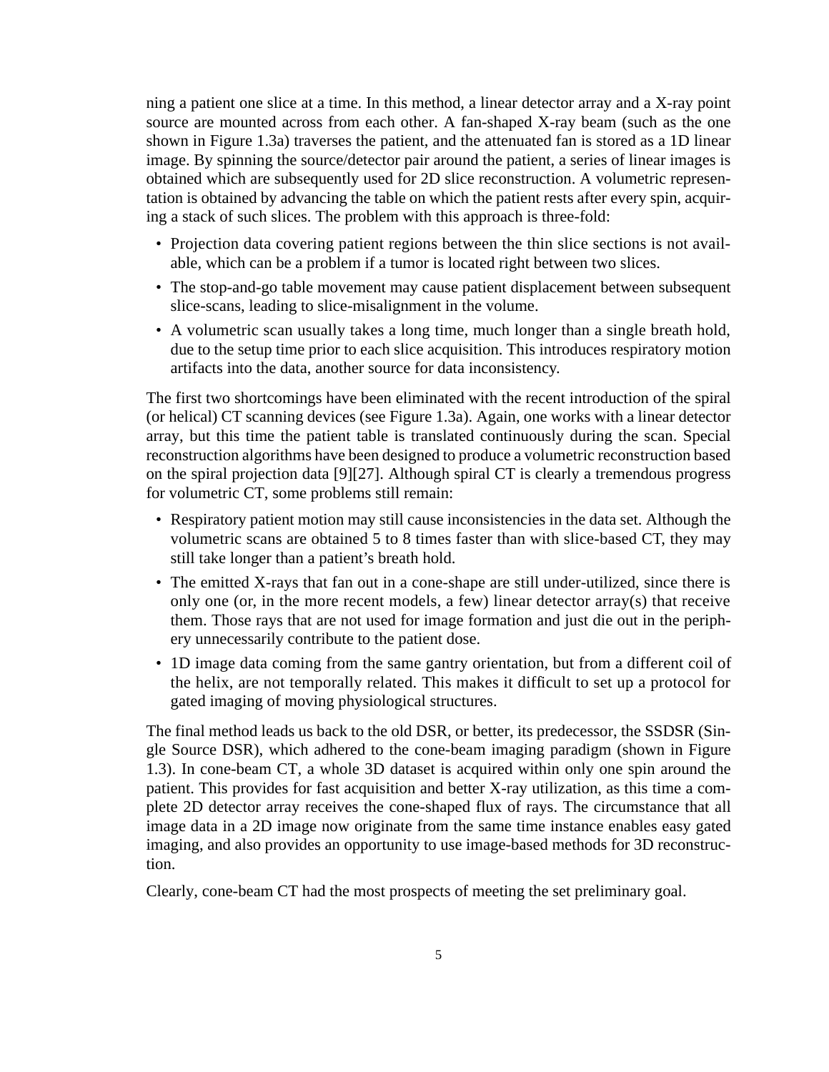ning a patient one slice at a time. In this method, a linear detector array and a X-ray point source are mounted across from each other. A fan-shaped X-ray beam (such as the one shown in Figure 1.3a) traverses the patient, and the attenuated fan is stored as a 1D linear image. By spinning the source/detector pair around the patient, a series of linear images is obtained which are subsequently used for 2D slice reconstruction. A volumetric representation is obtained by advancing the table on which the patient rests after every spin, acquiring a stack of such slices. The problem with this approach is three-fold:

- Projection data covering patient regions between the thin slice sections is not available, which can be a problem if a tumor is located right between two slices.
- The stop-and-go table movement may cause patient displacement between subsequent slice-scans, leading to slice-misalignment in the volume.
- A volumetric scan usually takes a long time, much longer than a single breath hold, due to the setup time prior to each slice acquisition. This introduces respiratory motion artifacts into the data, another source for data inconsistency.

The first two shortcomings have been eliminated with the recent introduction of the spiral (or helical) CT scanning devices (see Figure 1.3a). Again, one works with a linear detector array, but this time the patient table is translated continuously during the scan. Special reconstruction algorithms have been designed to produce a volumetric reconstruction based on the spiral projection data [9][27]. Although spiral CT is clearly a tremendous progress for volumetric CT, some problems still remain:

- Respiratory patient motion may still cause inconsistencies in the data set. Although the volumetric scans are obtained 5 to 8 times faster than with slice-based CT, they may still take longer than a patient's breath hold.
- The emitted X-rays that fan out in a cone-shape are still under-utilized, since there is only one (or, in the more recent models, a few) linear detector array(s) that receive them. Those rays that are not used for image formation and just die out in the periphery unnecessarily contribute to the patient dose.
- 1D image data coming from the same gantry orientation, but from a different coil of the helix, are not temporally related. This makes it difficult to set up a protocol for gated imaging of moving physiological structures.

The final method leads us back to the old DSR, or better, its predecessor, the SSDSR (Single Source DSR), which adhered to the cone-beam imaging paradigm (shown in Figure 1.3). In cone-beam CT, a whole 3D dataset is acquired within only one spin around the patient. This provides for fast acquisition and better X-ray utilization, as this time a complete 2D detector array receives the cone-shaped flux of rays. The circumstance that all image data in a 2D image now originate from the same time instance enables easy gated imaging, and also provides an opportunity to use image-based methods for 3D reconstruction.

Clearly, cone-beam CT had the most prospects of meeting the set preliminary goal.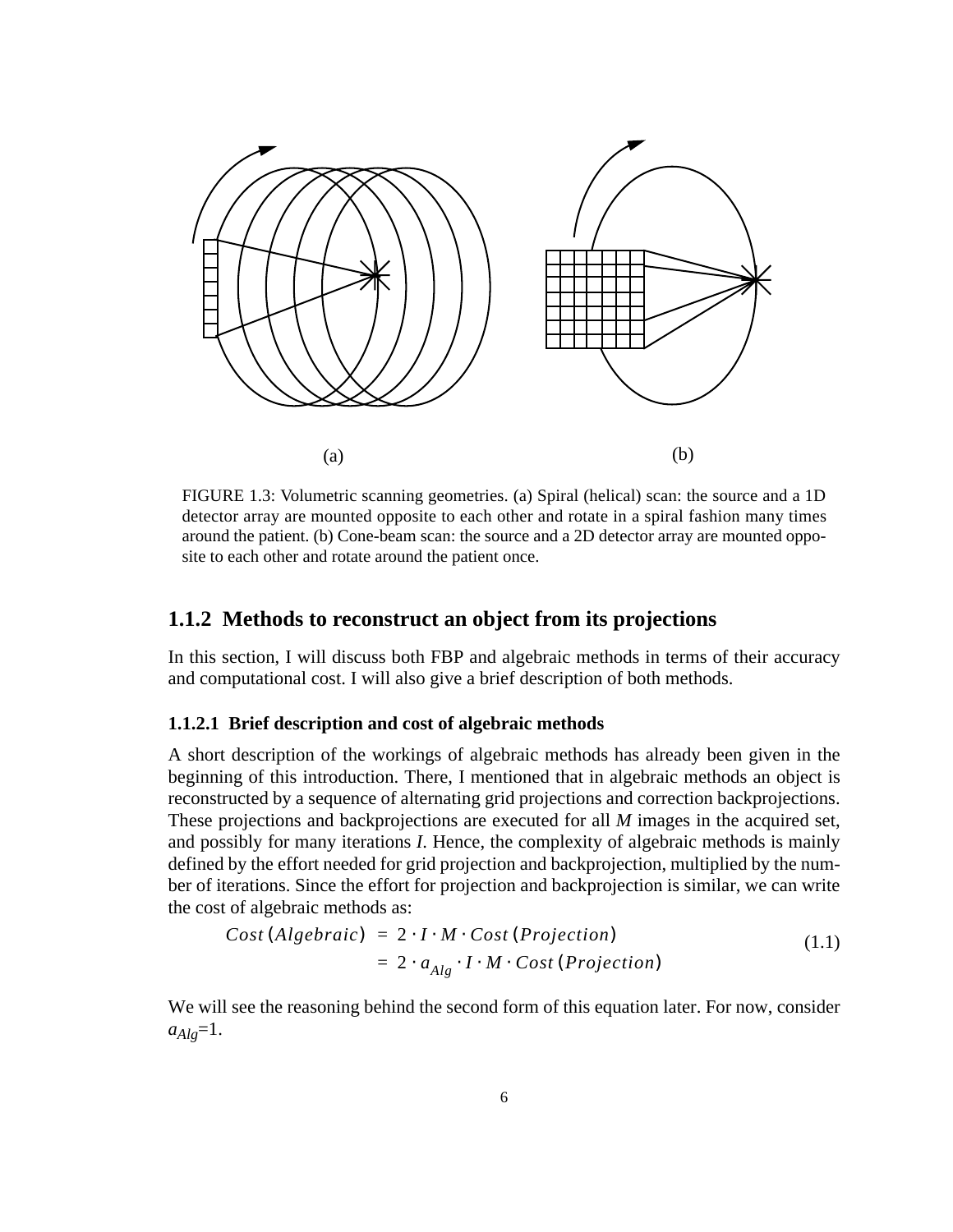(a)

(b)

FIGURE 1.3: Volumetric scanning geometries. (a) Spiral (helical) scan: the source and a 1D detector array are mounted opposite to each other and rotate in a spiral fashion many times around the patient. (b) Cone-beam scan: the source and a 2D detector array are mounted opposite to each other and rotate around the patient once.

### 1.1.2 Methods to reconstruct an object from its projections

In this section, I will discuss both FBP and algebraic methods in terms of their accuracy and computational cost. I will also give a brief description of both methods.

#### 1.1.2.1 Brief description and cost of algebraic methods

A short description of the workings of algebraic methods has already been given in the beginning of this introduction. There, I mentioned that in algebraic methods an object is reconstructed by a sequence of alternating grid projections and correction backprojections. These projections and backprojections are executed for all $M$ images in the acquired set, and possibly for many iterations $I$. Hence, the complexity of algebraic methods is mainly defined by the effort needed for grid projection and backprojection, multiplied by the number of iterations. Since the effort for projection and backprojection is similar, we can write the cost of algebraic methods as:

$$\begin{aligned} Cost(Algebraic) &= 2 \cdot I \cdot M \cdot Cost(Projection) \\ &= 2 \cdot a_{Alg} \cdot I \cdot M \cdot Cost(Projection) \end{aligned} \tag{1.1}$$

We will see the reasoning behind the second form of this equation later. For now, consider $a_{Alg}$=1.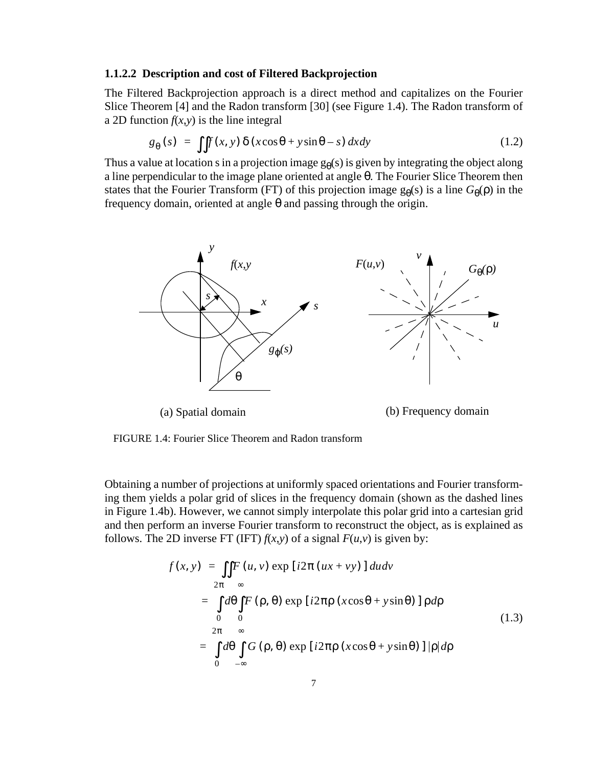#### 1.1.2.2 Description and cost of Filtered Backprojection

The Filtered Backprojection approach is a direct method and capitalizes on the Fourier Slice Theorem [4] and the Radon transform [30] (see Figure 1.4). The Radon transform of a 2D function $f(x,y)$ is the line integral

$$g_{\theta}(s) = \iint f(x, y)\, \delta(x\cos\theta + y\sin\theta - s)\, dx dy \tag{1.2}$$

Thus a value at location s in a projection image $g_{\theta}(s)$ is given by integrating the object along a line perpendicular to the image plane oriented at angle $\theta$. The Fourier Slice Theorem then states that the Fourier Transform (FT) of this projection image $g_{\theta}(s)$ is a line $G_{\theta}(\rho)$ in the frequency domain, oriented at angle $\theta$ and passing through the origin.

(a) Spatial domain (b) Frequency domain

FIGURE 1.4: Fourier Slice Theorem and Radon transform

Obtaining a number of projections at uniformly spaced orientations and Fourier transforming them yields a polar grid of slices in the frequency domain (shown as the dashed lines in Figure 1.4b). However, we cannot simply interpolate this polar grid into a cartesian grid and then perform an inverse Fourier transform to reconstruct the object, as is explained as follows. The 2D inverse FT (IFT) $f(x,y)$ of a signal $F(u,v)$ is given by:

$$\begin{aligned} f(x, y) &= \iint F(u, v) \exp[i2\pi(ux + vy)]\, du dv \\ &= \int_0^{2\pi} d\theta \int_0^{\infty} F(\rho, \theta) \exp[i2\pi\rho(x\cos\theta + y\sin\theta)]\, \rho d\rho \\ &= \int_0^{2\pi} d\theta \int_{-\infty}^{\infty} G(\rho, \theta) \exp[i2\pi\rho(x\cos\theta + y\sin\theta)]\, |\rho| d\rho \end{aligned} \tag{1.3}$$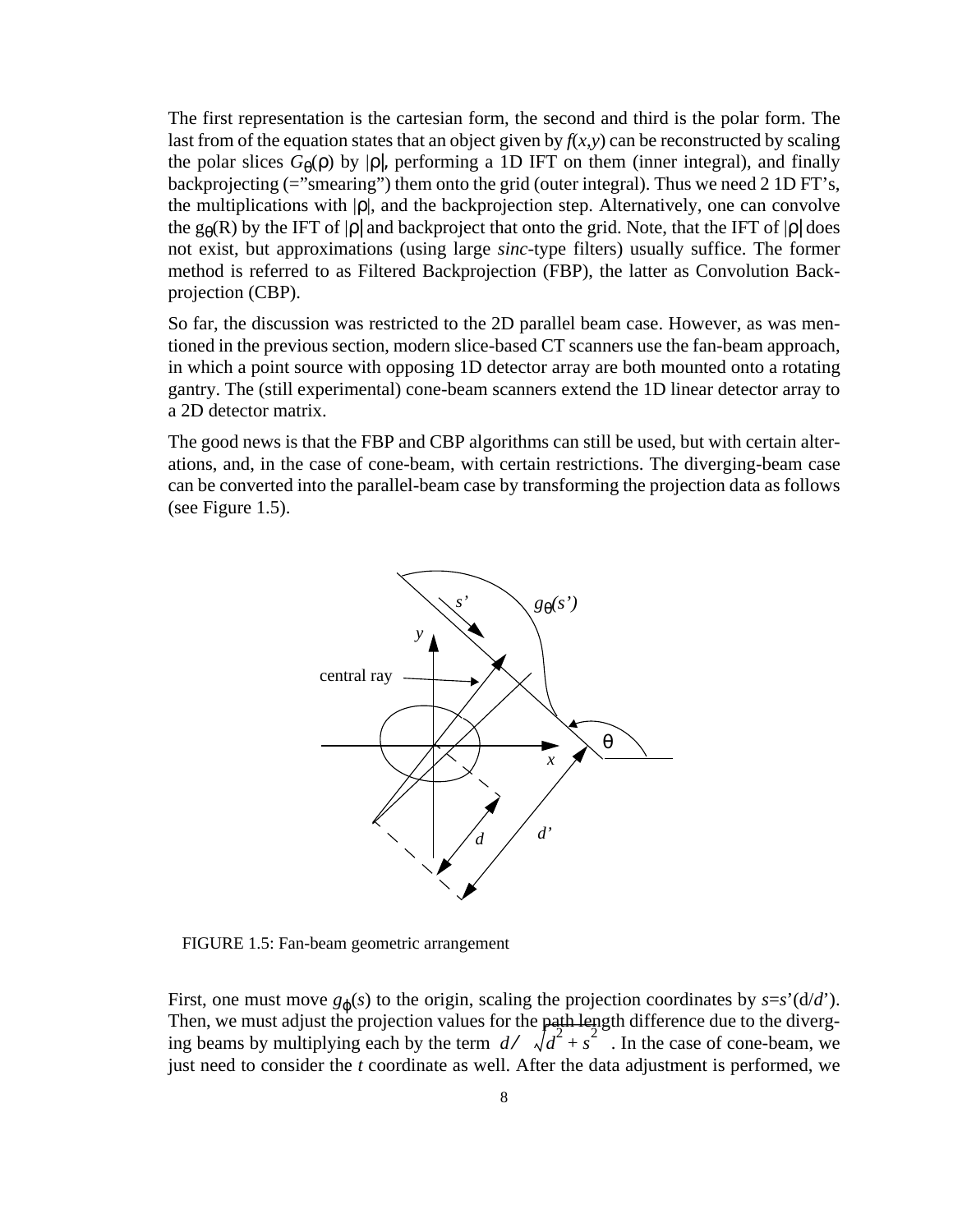The first representation is the cartesian form, the second and third is the polar form. The last from of the equation states that an object given by $f(x,y)$ can be reconstructed by scaling the polar slices $G_\theta(\rho)$ by $|\rho|$, performing a 1D IFT on them (inner integral), and finally backprojecting (="smearing") them onto the grid (outer integral). Thus we need 2 1D FT's, the multiplications with $|\rho|$, and the backprojection step. Alternatively, one can convolve the $g_\theta(R)$ by the IFT of $|\rho|$ and backproject that onto the grid. Note, that the IFT of $|\rho|$ does not exist, but approximations (using large *sinc*-type filters) usually suffice. The former method is referred to as Filtered Backprojection (FBP), the latter as Convolution Backprojection (CBP).

So far, the discussion was restricted to the 2D parallel beam case. However, as was mentioned in the previous section, modern slice-based CT scanners use the fan-beam approach, in which a point source with opposing 1D detector array are both mounted onto a rotating gantry. The (still experimental) cone-beam scanners extend the 1D linear detector array to a 2D detector matrix.

The good news is that the FBP and CBP algorithms can still be used, but with certain alterations, and, in the case of cone-beam, with certain restrictions. The diverging-beam case can be converted into the parallel-beam case by transforming the projection data as follows (see Figure 1.5).

FIGURE 1.5: Fan-beam geometric arrangement

First, one must move $g_\varphi(s)$ to the origin, scaling the projection coordinates by $s=s'(d/d')$. Then, we must adjust the projection values for the path length difference due to the diverging beams by multiplying each by the term $d/\sqrt{d^2+s^2}$. In the case of cone-beam, we just need to consider the $t$ coordinate as well. After the data adjustment is performed, we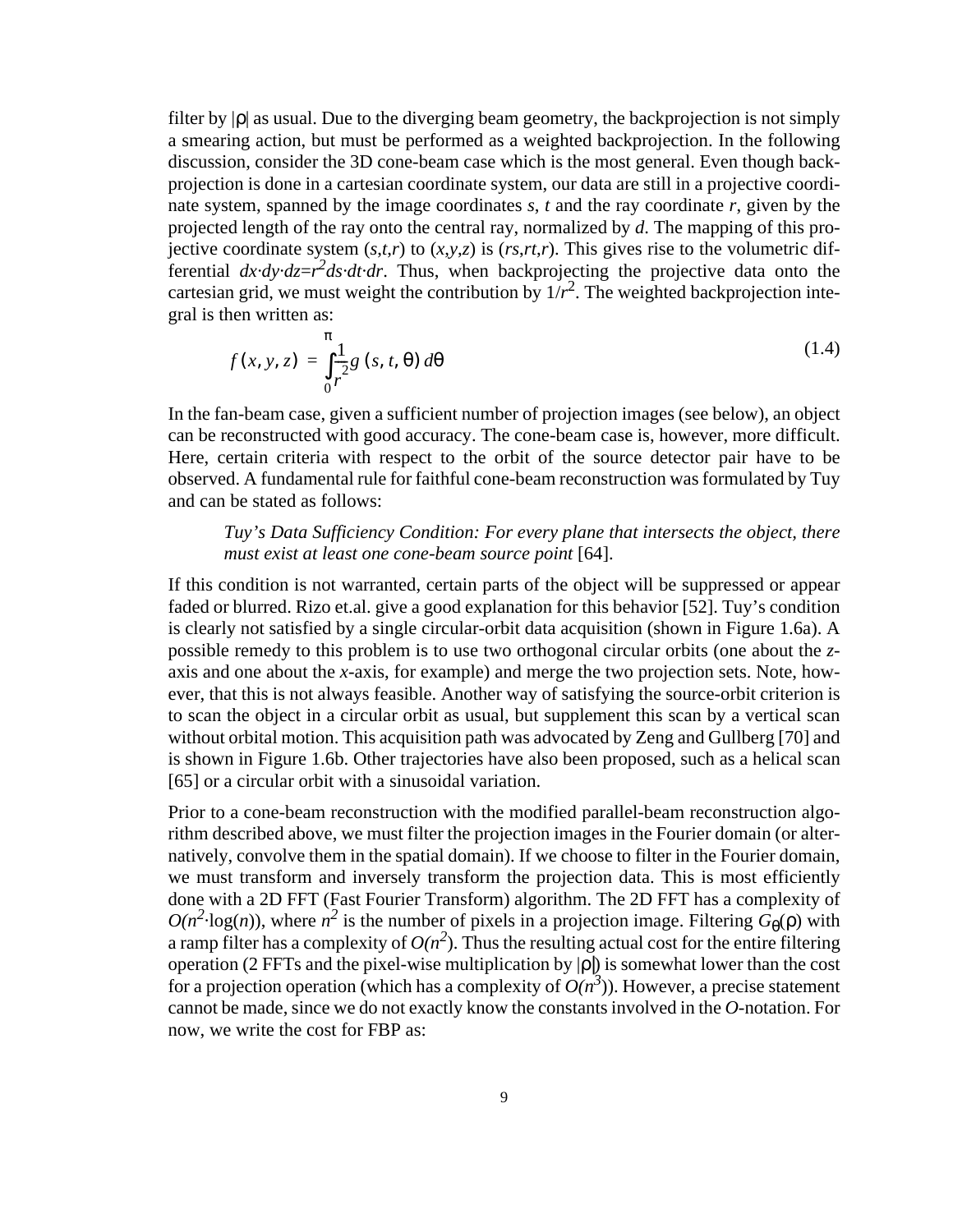filter by $|\rho|$ as usual. Due to the diverging beam geometry, the backprojection is not simply a smearing action, but must be performed as a weighted backprojection. In the following discussion, consider the 3D cone-beam case which is the most general. Even though backprojection is done in a cartesian coordinate system, our data are still in a projective coordinate system, spanned by the image coordinates $s$, $t$ and the ray coordinate $r$, given by the projected length of the ray onto the central ray, normalized by $d$. The mapping of this projective coordinate system $(s,t,r)$ to $(x,y,z)$ is $(rs,rt,r)$. This gives rise to the volumetric differential $dx \cdot dy \cdot dz = r^2 ds \cdot dt \cdot dr$. Thus, when backprojecting the projective data onto the cartesian grid, we must weight the contribution by $1/r^2$. The weighted backprojection integral is then written as:

$$f(x, y, z) = \int_0^{\pi} \frac{1}{r^2} g(s, t, \theta) \, d\theta \tag{1.4}$$

In the fan-beam case, given a sufficient number of projection images (see below), an object can be reconstructed with good accuracy. The cone-beam case is, however, more difficult. Here, certain criteria with respect to the orbit of the source detector pair have to be observed. A fundamental rule for faithful cone-beam reconstruction was formulated by Tuy and can be stated as follows:

> *Tuy's Data Sufficiency Condition: For every plane that intersects the object, there must exist at least one cone-beam source point* [64].

If this condition is not warranted, certain parts of the object will be suppressed or appear faded or blurred. Rizo et.al. give a good explanation for this behavior [52]. Tuy's condition is clearly not satisfied by a single circular-orbit data acquisition (shown in Figure 1.6a). A possible remedy to this problem is to use two orthogonal circular orbits (one about the $z$-axis and one about the $x$-axis, for example) and merge the two projection sets. Note, however, that this is not always feasible. Another way of satisfying the source-orbit criterion is to scan the object in a circular orbit as usual, but supplement this scan by a vertical scan without orbital motion. This acquisition path was advocated by Zeng and Gullberg [70] and is shown in Figure 1.6b. Other trajectories have also been proposed, such as a helical scan [65] or a circular orbit with a sinusoidal variation.

Prior to a cone-beam reconstruction with the modified parallel-beam reconstruction algorithm described above, we must filter the projection images in the Fourier domain (or alternatively, convolve them in the spatial domain). If we choose to filter in the Fourier domain, we must transform and inversely transform the projection data. This is most efficiently done with a 2D FFT (Fast Fourier Transform) algorithm. The 2D FFT has a complexity of $O(n^2 \cdot \log(n))$, where $n^2$ is the number of pixels in a projection image. Filtering $G_\theta(\rho)$ with a ramp filter has a complexity of $O(n^2)$. Thus the resulting actual cost for the entire filtering operation (2 FFTs and the pixel-wise multiplication by $|\rho|$) is somewhat lower than the cost for a projection operation (which has a complexity of $O(n^3)$). However, a precise statement cannot be made, since we do not exactly know the constants involved in the $O$-notation. For now, we write the cost for FBP as: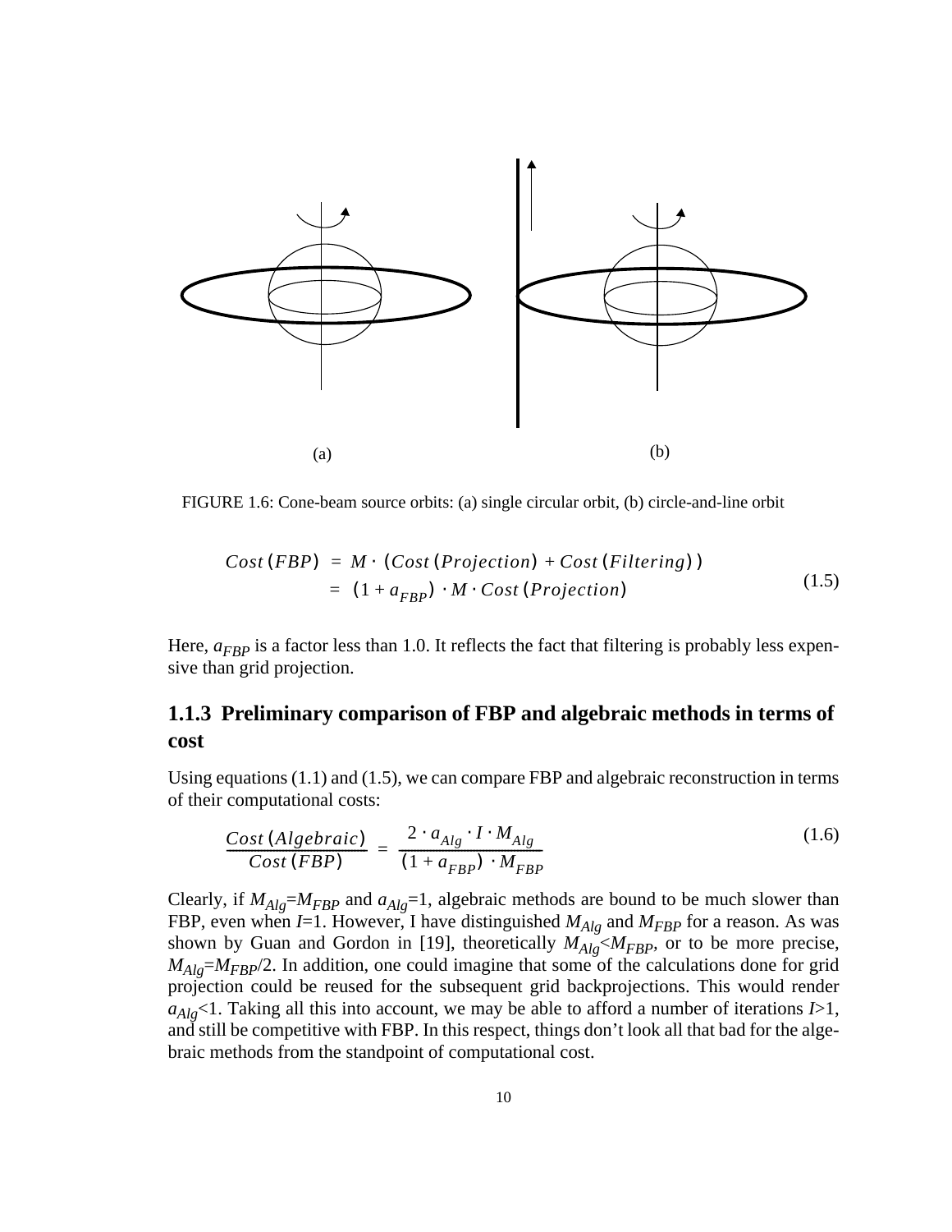(a)

(b)

FIGURE 1.6: Cone-beam source orbits: (a) single circular orbit, (b) circle-and-line orbit

$$
\begin{aligned}
Cost(FBP) &= M \cdot (Cost(Projection) + Cost(Filtering)) \\
&= (1 + a_{FBP}) \cdot M \cdot Cost(Projection)
\end{aligned} \tag{1.5}
$$

Here, $a_{FBP}$ is a factor less than 1.0. It reflects the fact that filtering is probably less expensive than grid projection.

### 1.1.3 Preliminary comparison of FBP and algebraic methods in terms of cost

Using equations (1.1) and (1.5), we can compare FBP and algebraic reconstruction in terms of their computational costs:

$$
\frac{Cost(Algebraic)}{Cost(FBP)} = \frac{2 \cdot a_{Alg} \cdot I \cdot M_{Alg}}{(1 + a_{FBP}) \cdot M_{FBP}} \tag{1.6}
$$

Clearly, if $M_{Alg}$=$M_{FBP}$ and $a_{Alg}$=1, algebraic methods are bound to be much slower than FBP, even when $I$=1. However, I have distinguished $M_{Alg}$ and $M_{FBP}$ for a reason. As was shown by Guan and Gordon in [19], theoretically $M_{Alg}$<$M_{FBP}$, or to be more precise, $M_{Alg}$=$M_{FBP}$/2. In addition, one could imagine that some of the calculations done for grid projection could be reused for the subsequent grid backprojections. This would render $a_{Alg}$<1. Taking all this into account, we may be able to afford a number of iterations $I$>1, and still be competitive with FBP. In this respect, things don't look all that bad for the algebraic methods from the standpoint of computational cost.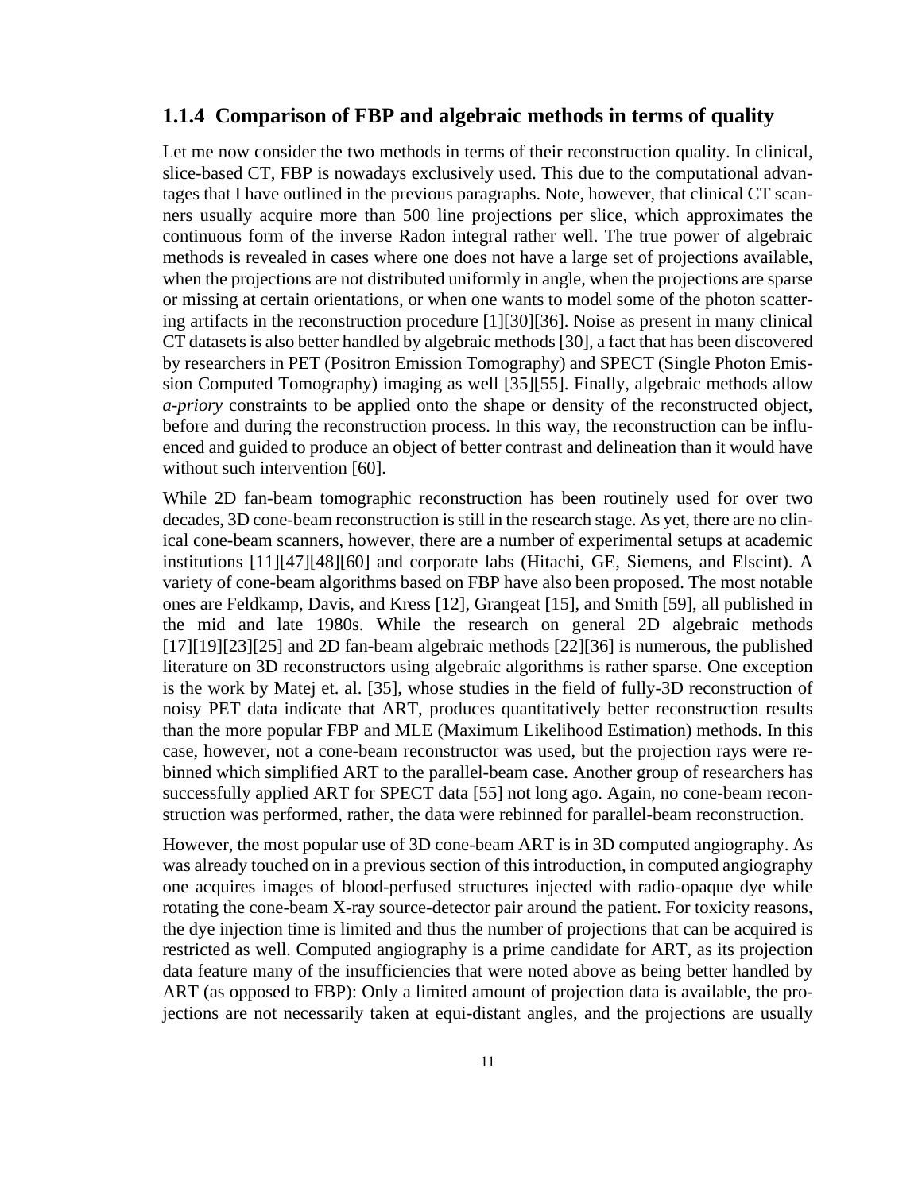### 1.1.4 Comparison of FBP and algebraic methods in terms of quality

Let me now consider the two methods in terms of their reconstruction quality. In clinical, slice-based CT, FBP is nowadays exclusively used. This due to the computational advantages that I have outlined in the previous paragraphs. Note, however, that clinical CT scanners usually acquire more than 500 line projections per slice, which approximates the continuous form of the inverse Radon integral rather well. The true power of algebraic methods is revealed in cases where one does not have a large set of projections available, when the projections are not distributed uniformly in angle, when the projections are sparse or missing at certain orientations, or when one wants to model some of the photon scattering artifacts in the reconstruction procedure [1][30][36]. Noise as present in many clinical CT datasets is also better handled by algebraic methods [30], a fact that has been discovered by researchers in PET (Positron Emission Tomography) and SPECT (Single Photon Emission Computed Tomography) imaging as well [35][55]. Finally, algebraic methods allow *a-priory* constraints to be applied onto the shape or density of the reconstructed object, before and during the reconstruction process. In this way, the reconstruction can be influenced and guided to produce an object of better contrast and delineation than it would have without such intervention [60].

While 2D fan-beam tomographic reconstruction has been routinely used for over two decades, 3D cone-beam reconstruction is still in the research stage. As yet, there are no clinical cone-beam scanners, however, there are a number of experimental setups at academic institutions [11][47][48][60] and corporate labs (Hitachi, GE, Siemens, and Elscint). A variety of cone-beam algorithms based on FBP have also been proposed. The most notable ones are Feldkamp, Davis, and Kress [12], Grangeat [15], and Smith [59], all published in the mid and late 1980s. While the research on general 2D algebraic methods [17][19][23][25] and 2D fan-beam algebraic methods [22][36] is numerous, the published literature on 3D reconstructors using algebraic algorithms is rather sparse. One exception is the work by Matej et. al. [35], whose studies in the field of fully-3D reconstruction of noisy PET data indicate that ART, produces quantitatively better reconstruction results than the more popular FBP and MLE (Maximum Likelihood Estimation) methods. In this case, however, not a cone-beam reconstructor was used, but the projection rays were rebinned which simplified ART to the parallel-beam case. Another group of researchers has successfully applied ART for SPECT data [55] not long ago. Again, no cone-beam reconstruction was performed, rather, the data were rebinned for parallel-beam reconstruction.

However, the most popular use of 3D cone-beam ART is in 3D computed angiography. As was already touched on in a previous section of this introduction, in computed angiography one acquires images of blood-perfused structures injected with radio-opaque dye while rotating the cone-beam X-ray source-detector pair around the patient. For toxicity reasons, the dye injection time is limited and thus the number of projections that can be acquired is restricted as well. Computed angiography is a prime candidate for ART, as its projection data feature many of the insufficiencies that were noted above as being better handled by ART (as opposed to FBP): Only a limited amount of projection data is available, the projections are not necessarily taken at equi-distant angles, and the projections are usually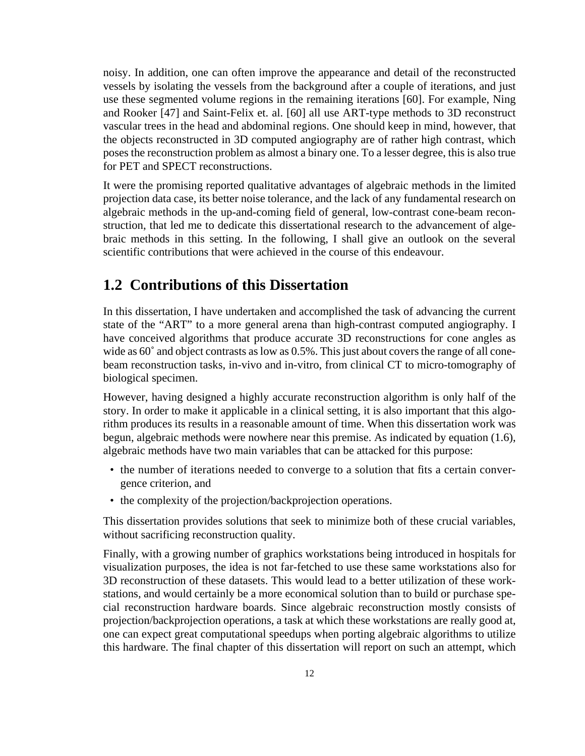noisy. In addition, one can often improve the appearance and detail of the reconstructed vessels by isolating the vessels from the background after a couple of iterations, and just use these segmented volume regions in the remaining iterations [60]. For example, Ning and Rooker [47] and Saint-Felix et. al. [60] all use ART-type methods to 3D reconstruct vascular trees in the head and abdominal regions. One should keep in mind, however, that the objects reconstructed in 3D computed angiography are of rather high contrast, which poses the reconstruction problem as almost a binary one. To a lesser degree, this is also true for PET and SPECT reconstructions.

It were the promising reported qualitative advantages of algebraic methods in the limited projection data case, its better noise tolerance, and the lack of any fundamental research on algebraic methods in the up-and-coming field of general, low-contrast cone-beam reconstruction, that led me to dedicate this dissertational research to the advancement of algebraic methods in this setting. In the following, I shall give an outlook on the several scientific contributions that were achieved in the course of this endeavour.

## 1.2 Contributions of this Dissertation

In this dissertation, I have undertaken and accomplished the task of advancing the current state of the “ART” to a more general arena than high-contrast computed angiography. I have conceived algorithms that produce accurate 3D reconstructions for cone angles as wide as 60˚ and object contrasts as low as 0.5%. This just about covers the range of all cone-beam reconstruction tasks, in-vivo and in-vitro, from clinical CT to micro-tomography of biological specimen.

However, having designed a highly accurate reconstruction algorithm is only half of the story. In order to make it applicable in a clinical setting, it is also important that this algorithm produces its results in a reasonable amount of time. When this dissertation work was begun, algebraic methods were nowhere near this premise. As indicated by equation (1.6), algebraic methods have two main variables that can be attacked for this purpose:

- the number of iterations needed to converge to a solution that fits a certain convergence criterion, and
- the complexity of the projection/backprojection operations.

This dissertation provides solutions that seek to minimize both of these crucial variables, without sacrificing reconstruction quality.

Finally, with a growing number of graphics workstations being introduced in hospitals for visualization purposes, the idea is not far-fetched to use these same workstations also for 3D reconstruction of these datasets. This would lead to a better utilization of these workstations, and would certainly be a more economical solution than to build or purchase special reconstruction hardware boards. Since algebraic reconstruction mostly consists of projection/backprojection operations, a task at which these workstations are really good at, one can expect great computational speedups when porting algebraic algorithms to utilize this hardware. The final chapter of this dissertation will report on such an attempt, which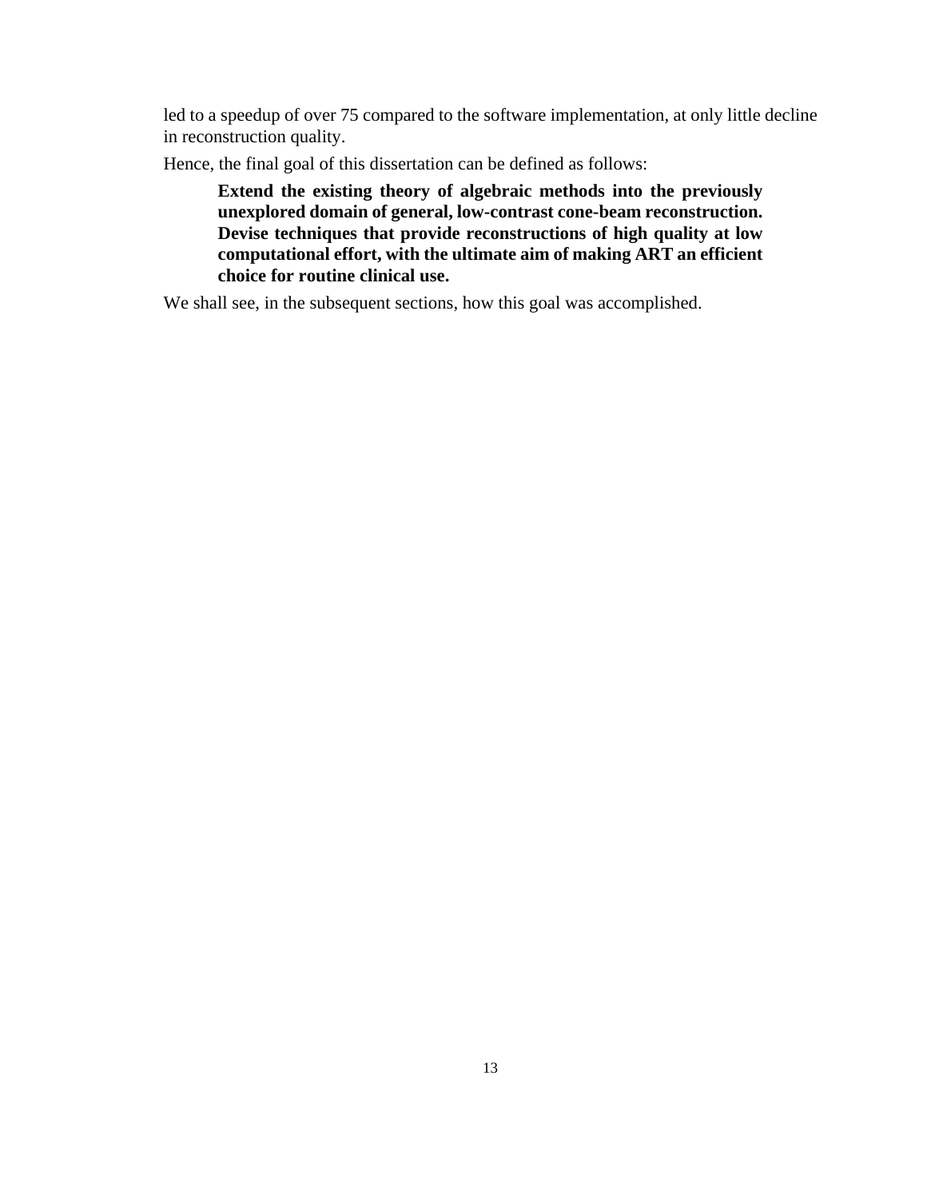led to a speedup of over 75 compared to the software implementation, at only little decline in reconstruction quality.

Hence, the final goal of this dissertation can be defined as follows:

> **Extend the existing theory of algebraic methods into the previously unexplored domain of general, low-contrast cone-beam reconstruction. Devise techniques that provide reconstructions of high quality at low computational effort, with the ultimate aim of making ART an efficient choice for routine clinical use.**

We shall see, in the subsequent sections, how this goal was accomplished.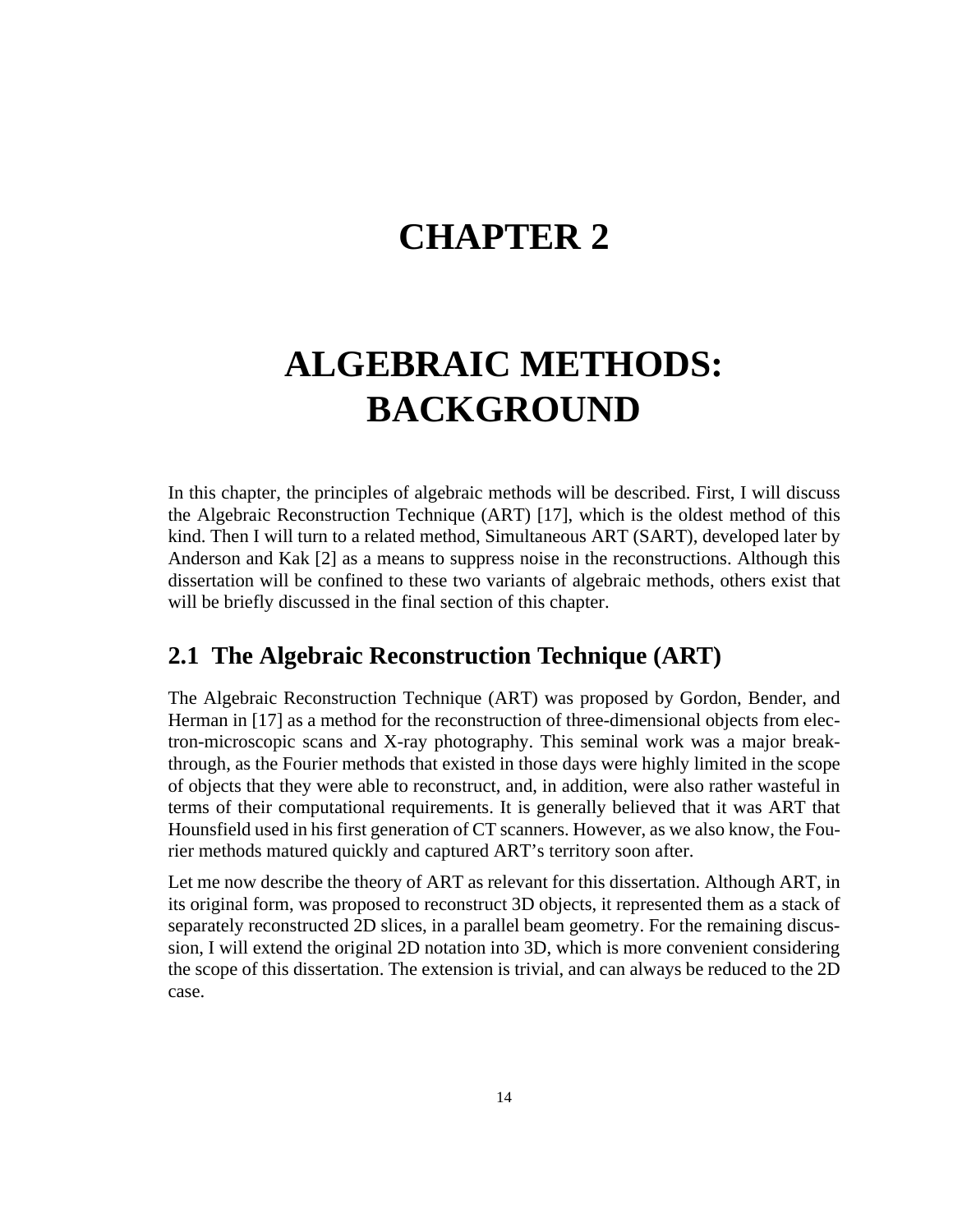# CHAPTER 2

# ALGEBRAIC METHODS: BACKGROUND

In this chapter, the principles of algebraic methods will be described. First, I will discuss the Algebraic Reconstruction Technique (ART) [17], which is the oldest method of this kind. Then I will turn to a related method, Simultaneous ART (SART), developed later by Anderson and Kak [2] as a means to suppress noise in the reconstructions. Although this dissertation will be confined to these two variants of algebraic methods, others exist that will be briefly discussed in the final section of this chapter.

## 2.1 The Algebraic Reconstruction Technique (ART)

The Algebraic Reconstruction Technique (ART) was proposed by Gordon, Bender, and Herman in [17] as a method for the reconstruction of three-dimensional objects from electron-microscopic scans and X-ray photography. This seminal work was a major breakthrough, as the Fourier methods that existed in those days were highly limited in the scope of objects that they were able to reconstruct, and, in addition, were also rather wasteful in terms of their computational requirements. It is generally believed that it was ART that Hounsfield used in his first generation of CT scanners. However, as we also know, the Fourier methods matured quickly and captured ART's territory soon after.

Let me now describe the theory of ART as relevant for this dissertation. Although ART, in its original form, was proposed to reconstruct 3D objects, it represented them as a stack of separately reconstructed 2D slices, in a parallel beam geometry. For the remaining discussion, I will extend the original 2D notation into 3D, which is more convenient considering the scope of this dissertation. The extension is trivial, and can always be reduced to the 2D case.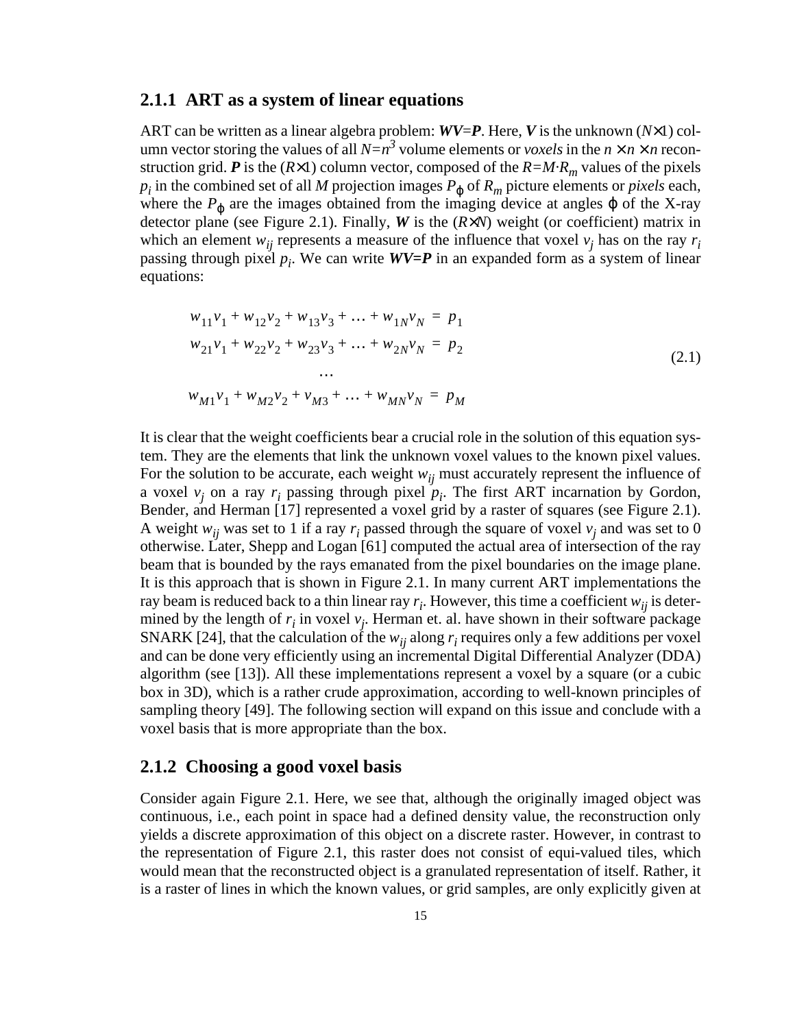### 2.1.1 ART as a system of linear equations

ART can be written as a linear algebra problem: $\boldsymbol{WV}=\boldsymbol{P}$. Here, $\boldsymbol{V}$ is the unknown $(N\times 1)$ column vector storing the values of all $N=n^3$ volume elements or *voxels* in the $n \times n \times n$ reconstruction grid. $\boldsymbol{P}$ is the $(R\times 1)$ column vector, composed of the $R=M \cdot R_m$ values of the pixels $p_i$ in the combined set of all $M$ projection images $P_\varphi$ of $R_m$ picture elements or *pixels* each, where the $P_\varphi$ are the images obtained from the imaging device at angles $\varphi$ of the X-ray detector plane (see Figure 2.1). Finally, $\boldsymbol{W}$ is the $(R\times N)$ weight (or coefficient) matrix in which an element $w_{ij}$ represents a measure of the influence that voxel $v_j$ has on the ray $r_i$ passing through pixel $p_i$. We can write $\boldsymbol{WV=P}$ in an expanded form as a system of linear equations:

$$
\begin{aligned}
w_{11}v_1 + w_{12}v_2 + w_{13}v_3 + \ldots + w_{1N}v_N &= p_1 \\
w_{21}v_1 + w_{22}v_2 + w_{23}v_3 + \ldots + w_{2N}v_N &= p_2 \\
&\ldots \\
w_{M1}v_1 + w_{M2}v_2 + v_{M3} + \ldots + w_{MN}v_N &= p_M
\end{aligned}
\tag{2.1}
$$

It is clear that the weight coefficients bear a crucial role in the solution of this equation system. They are the elements that link the unknown voxel values to the known pixel values. For the solution to be accurate, each weight $w_{ij}$ must accurately represent the influence of a voxel $v_j$ on a ray $r_i$ passing through pixel $p_i$. The first ART incarnation by Gordon, Bender, and Herman [17] represented a voxel grid by a raster of squares (see Figure 2.1). A weight $w_{ij}$ was set to 1 if a ray $r_i$ passed through the square of voxel $v_j$ and was set to 0 otherwise. Later, Shepp and Logan [61] computed the actual area of intersection of the ray beam that is bounded by the rays emanated from the pixel boundaries on the image plane. It is this approach that is shown in Figure 2.1. In many current ART implementations the ray beam is reduced back to a thin linear ray $r_i$. However, this time a coefficient $w_{ij}$ is determined by the length of $r_i$ in voxel $v_j$. Herman et. al. have shown in their software package SNARK [24], that the calculation of the $w_{ij}$ along $r_i$ requires only a few additions per voxel and can be done very efficiently using an incremental Digital Differential Analyzer (DDA) algorithm (see [13]). All these implementations represent a voxel by a square (or a cubic box in 3D), which is a rather crude approximation, according to well-known principles of sampling theory [49]. The following section will expand on this issue and conclude with a voxel basis that is more appropriate than the box.

### 2.1.2 Choosing a good voxel basis

Consider again Figure 2.1. Here, we see that, although the originally imaged object was continuous, i.e., each point in space had a defined density value, the reconstruction only yields a discrete approximation of this object on a discrete raster. However, in contrast to the representation of Figure 2.1, this raster does not consist of equi-valued tiles, which would mean that the reconstructed object is a granulated representation of itself. Rather, it is a raster of lines in which the known values, or grid samples, are only explicitly given at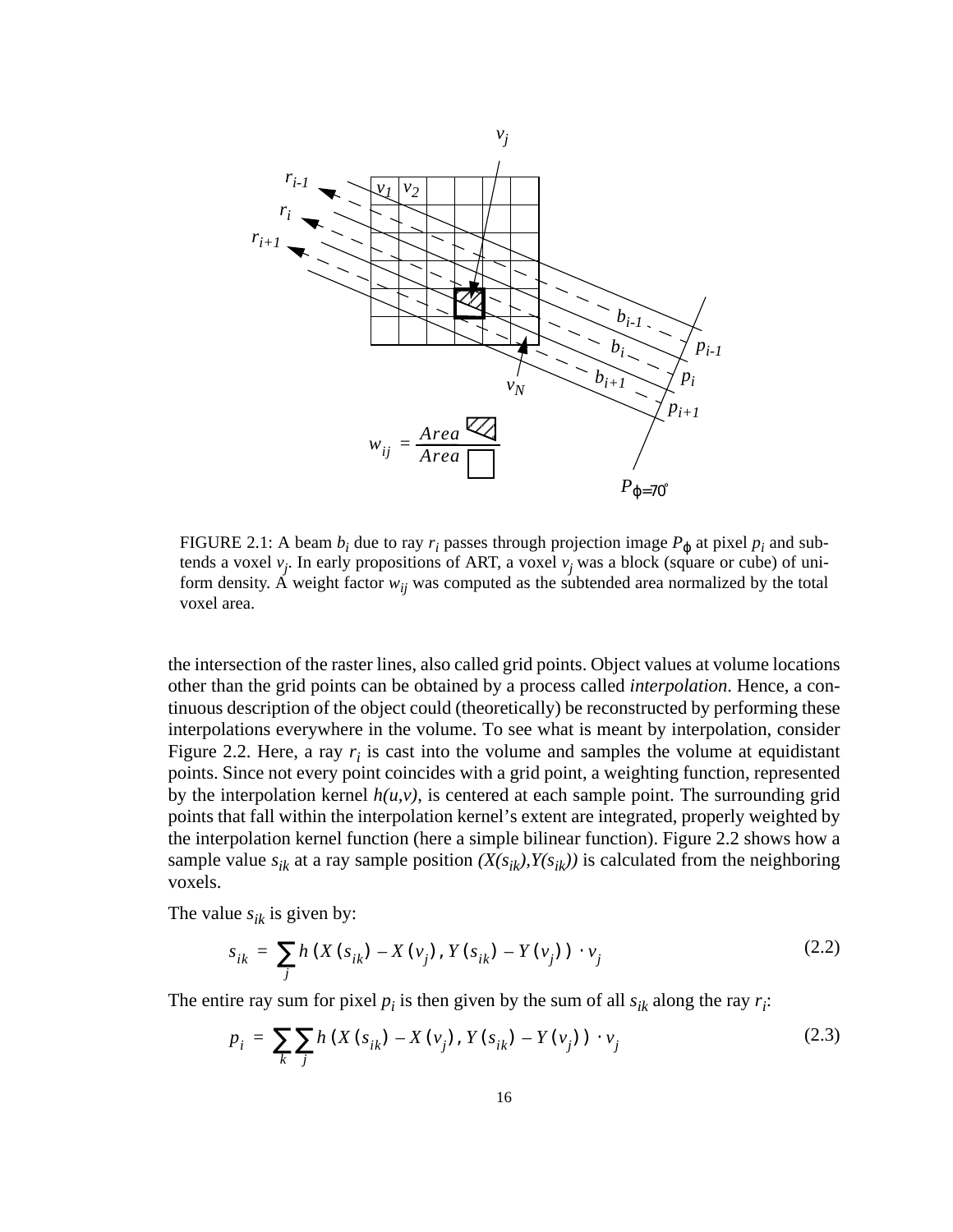FIGURE 2.1: A beam $b_i$ due to ray $r_i$ passes through projection image $P_\varphi$ at pixel $p_i$ and subtends a voxel $v_j$. In early propositions of ART, a voxel $v_j$ was a block (square or cube) of uniform density. A weight factor $w_{ij}$ was computed as the subtended area normalized by the total voxel area.

the intersection of the raster lines, also called grid points. Object values at volume locations other than the grid points can be obtained by a process called *interpolation*. Hence, a continuous description of the object could (theoretically) be reconstructed by performing these interpolations everywhere in the volume. To see what is meant by interpolation, consider Figure 2.2. Here, a ray $r_i$ is cast into the volume and samples the volume at equidistant points. Since not every point coincides with a grid point, a weighting function, represented by the interpolation kernel $h(u,v)$, is centered at each sample point. The surrounding grid points that fall within the interpolation kernel's extent are integrated, properly weighted by the interpolation kernel function (here a simple bilinear function). Figure 2.2 shows how a sample value $s_{ik}$ at a ray sample position $(X(s_{ik}),Y(s_{ik}))$ is calculated from the neighboring voxels.

The value $s_{ik}$ is given by:

$$s_{ik} = \sum_j h\left(X(s_{ik}) - X(v_j), Y(s_{ik}) - Y(v_j)\right) \cdot v_j \tag{2.2}$$

The entire ray sum for pixel $p_i$ is then given by the sum of all $s_{ik}$ along the ray $r_i$:

$$p_i = \sum_k \sum_j h\left(X(s_{ik}) - X(v_j), Y(s_{ik}) - Y(v_j)\right) \cdot v_j \tag{2.3}$$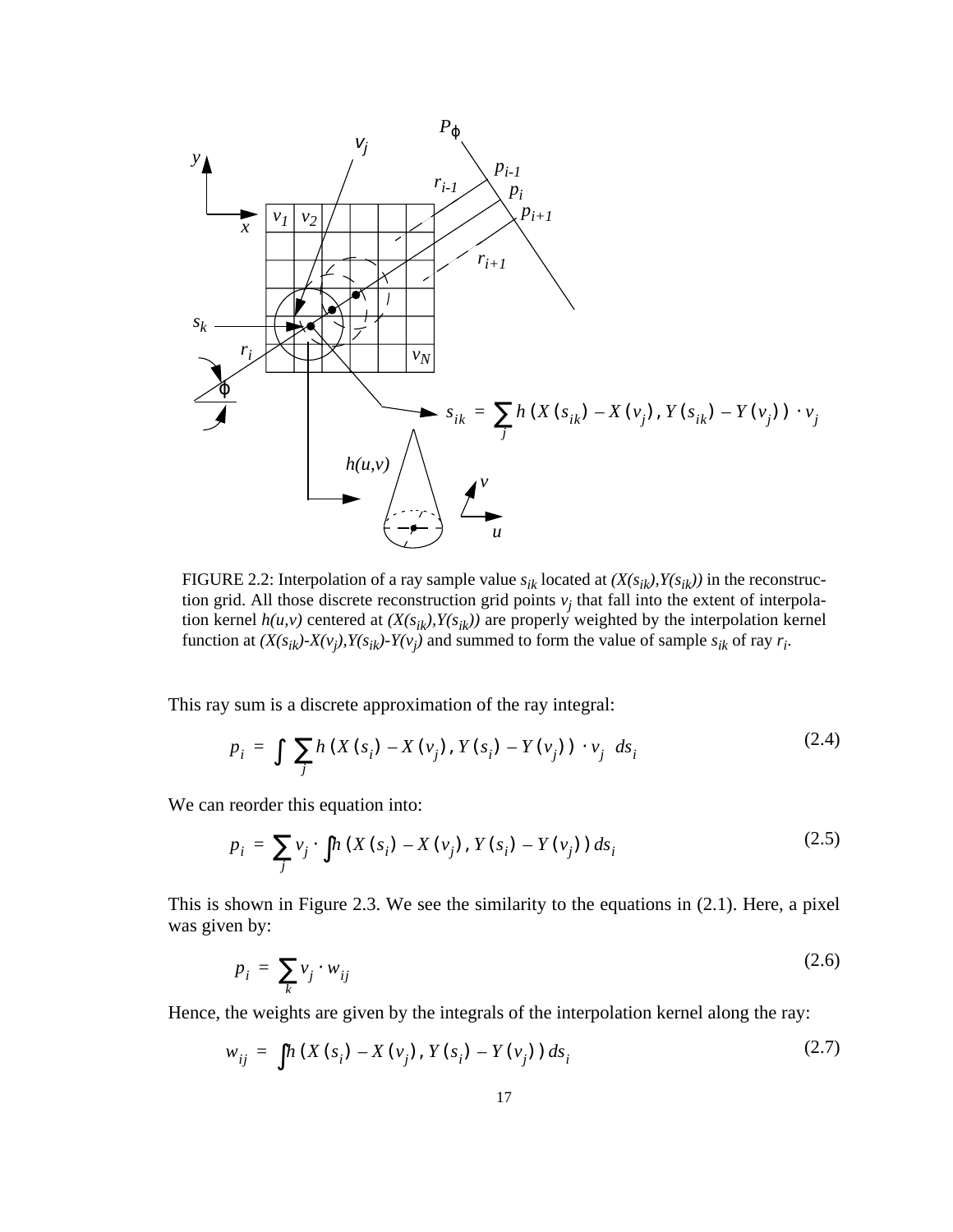FIGURE 2.2: Interpolation of a ray sample value $s_{ik}$ located at $(X(s_{ik}),Y(s_{ik}))$ in the reconstruction grid. All those discrete reconstruction grid points $v_j$ that fall into the extent of interpolation kernel $h(u,v)$ centered at $(X(s_{ik}),Y(s_{ik}))$ are properly weighted by the interpolation kernel function at $(X(s_{ik})-X(v_j),Y(s_{ik})-Y(v_j))$ and summed to form the value of sample $s_{ik}$ of ray $r_i$.

This ray sum is a discrete approximation of the ray integral:

$$p_i = \int \sum_j h(X(s_i) - X(v_j), Y(s_i) - Y(v_j)) \cdot v_j \ \ ds_i \tag{2.4}$$

We can reorder this equation into:

$$p_i = \sum_j v_j \cdot \int h(X(s_i) - X(v_j), Y(s_i) - Y(v_j)) \, ds_i \tag{2.5}$$

This is shown in Figure 2.3. We see the similarity to the equations in (2.1). Here, a pixel was given by:

$$p_i = \sum_k v_j \cdot w_{ij} \tag{2.6}$$

Hence, the weights are given by the integrals of the interpolation kernel along the ray:

$$w_{ij} = \int h(X(s_i) - X(v_j), Y(s_i) - Y(v_j)) \, ds_i \tag{2.7}$$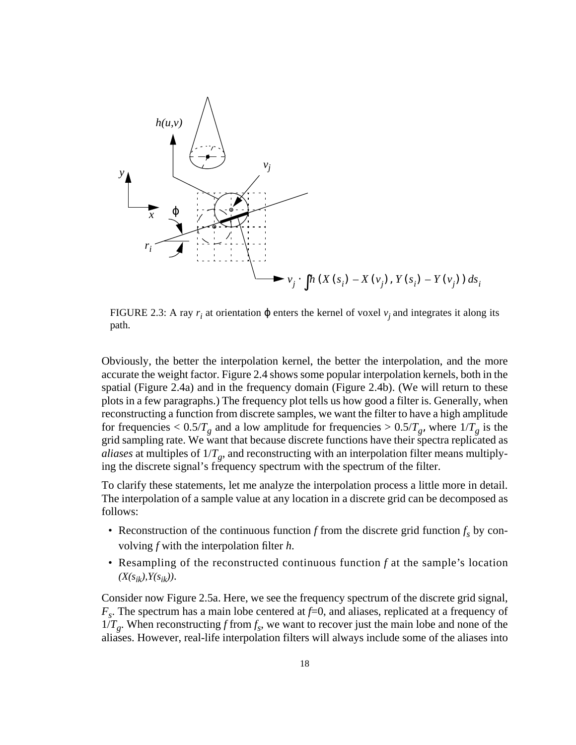$$v_j \cdot \int h\,(X(s_i) - X(v_j),\, Y(s_i) - Y(v_j))\, ds_i$$

FIGURE 2.3: A ray $r_i$ at orientation $\varphi$ enters the kernel of voxel $v_j$ and integrates it along its path.

Obviously, the better the interpolation kernel, the better the interpolation, and the more accurate the weight factor. Figure 2.4 shows some popular interpolation kernels, both in the spatial (Figure 2.4a) and in the frequency domain (Figure 2.4b). (We will return to these plots in a few paragraphs.) The frequency plot tells us how good a filter is. Generally, when reconstructing a function from discrete samples, we want the filter to have a high amplitude for frequencies $< 0.5/T_g$ and a low amplitude for frequencies $> 0.5/T_g$, where $1/T_g$ is the grid sampling rate. We want that because discrete functions have their spectra replicated as *aliases* at multiples of $1/T_g$, and reconstructing with an interpolation filter means multiplying the discrete signal's frequency spectrum with the spectrum of the filter.

To clarify these statements, let me analyze the interpolation process a little more in detail. The interpolation of a sample value at any location in a discrete grid can be decomposed as follows:

- Reconstruction of the continuous function $f$ from the discrete grid function $f_s$ by convolving $f$ with the interpolation filter $h$.
- Resampling of the reconstructed continuous function $f$ at the sample's location $(X(s_{ik}),Y(s_{ik}))$.

Consider now Figure 2.5a. Here, we see the frequency spectrum of the discrete grid signal, $F_s$. The spectrum has a main lobe centered at $f$=0, and aliases, replicated at a frequency of $1/T_g$. When reconstructing $f$ from $f_s$, we want to recover just the main lobe and none of the aliases. However, real-life interpolation filters will always include some of the aliases into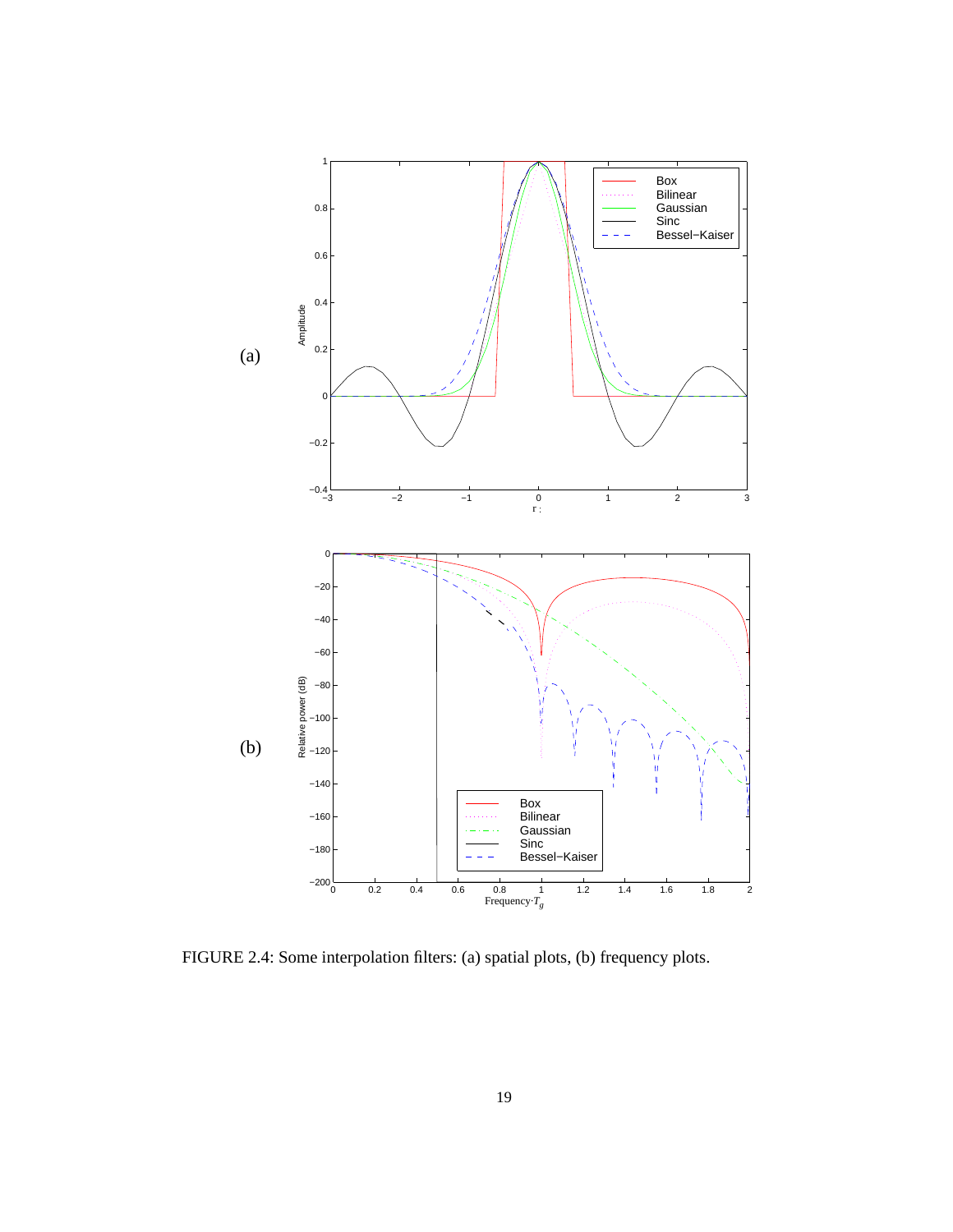FIGURE 2.4: Some interpolation filters: (a) spatial plots, (b) frequency plots.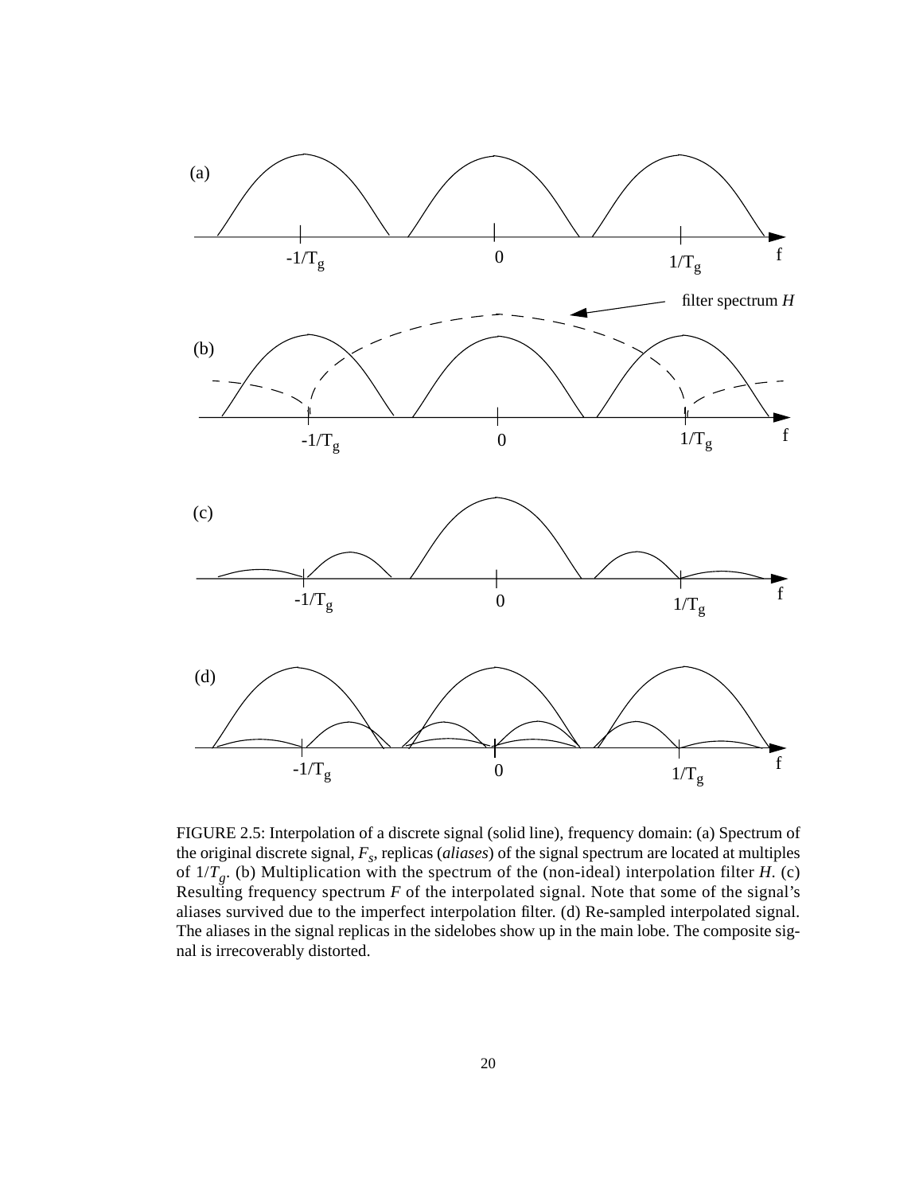FIGURE 2.5: Interpolation of a discrete signal (solid line), frequency domain: (a) Spectrum of the original discrete signal, $F_s$, replicas (*aliases*) of the signal spectrum are located at multiples of $1/T_g$. (b) Multiplication with the spectrum of the (non-ideal) interpolation filter $H$. (c) Resulting frequency spectrum $F$ of the interpolated signal. Note that some of the signal's aliases survived due to the imperfect interpolation filter. (d) Re-sampled interpolated signal. The aliases in the signal replicas in the sidelobes show up in the main lobe. The composite signal is irrecoverably distorted.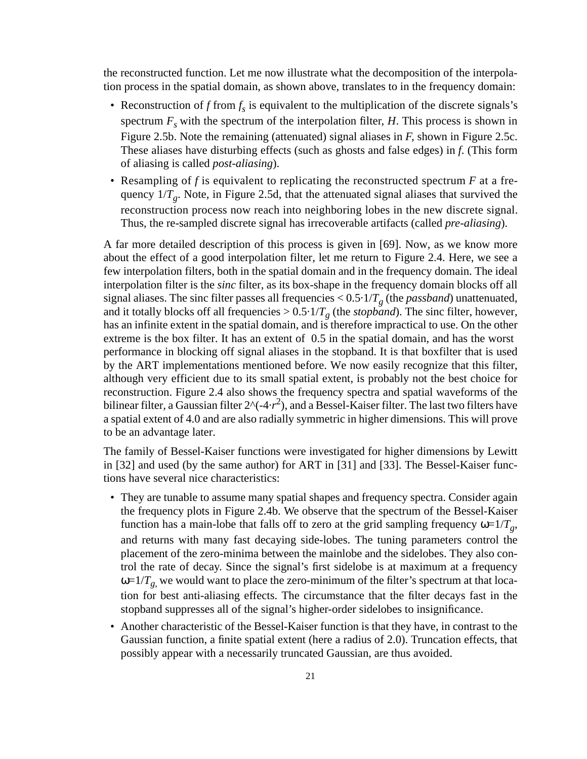the reconstructed function. Let me now illustrate what the decomposition of the interpolation process in the spatial domain, as shown above, translates to in the frequency domain:

- Reconstruction of $f$ from $f_s$ is equivalent to the multiplication of the discrete signals's spectrum $F_s$ with the spectrum of the interpolation filter, $H$. This process is shown in Figure 2.5b. Note the remaining (attenuated) signal aliases in $F$, shown in Figure 2.5c. These aliases have disturbing effects (such as ghosts and false edges) in $f$. (This form of aliasing is called *post-aliasing*).
- Resampling of $f$ is equivalent to replicating the reconstructed spectrum $F$ at a frequency $1/T_g$. Note, in Figure 2.5d, that the attenuated signal aliases that survived the reconstruction process now reach into neighboring lobes in the new discrete signal. Thus, the re-sampled discrete signal has irrecoverable artifacts (called *pre-aliasing*).

A far more detailed description of this process is given in [69]. Now, as we know more about the effect of a good interpolation filter, let me return to Figure 2.4. Here, we see a few interpolation filters, both in the spatial domain and in the frequency domain. The ideal interpolation filter is the *sinc* filter, as its box-shape in the frequency domain blocks off all signal aliases. The sinc filter passes all frequencies $< 0.5 \cdot 1/T_g$ (the *passband*) unattenuated, and it totally blocks off all frequencies $> 0.5 \cdot 1/T_g$ (the *stopband*). The sinc filter, however, has an infinite extent in the spatial domain, and is therefore impractical to use. On the other extreme is the box filter. It has an extent of 0.5 in the spatial domain, and has the worst performance in blocking off signal aliases in the stopband. It is that boxfilter that is used by the ART implementations mentioned before. We now easily recognize that this filter, although very efficient due to its small spatial extent, is probably not the best choice for reconstruction. Figure 2.4 also shows the frequency spectra and spatial waveforms of the bilinear filter, a Gaussian filter $2^{(-4 \cdot r^2)}$, and a Bessel-Kaiser filter. The last two filters have a spatial extent of 4.0 and are also radially symmetric in higher dimensions. This will prove to be an advantage later.

The family of Bessel-Kaiser functions were investigated for higher dimensions by Lewitt in [32] and used (by the same author) for ART in [31] and [33]. The Bessel-Kaiser functions have several nice characteristics:

- They are tunable to assume many spatial shapes and frequency spectra. Consider again the frequency plots in Figure 2.4b. We observe that the spectrum of the Bessel-Kaiser function has a main-lobe that falls off to zero at the grid sampling frequency $\omega = 1/T_g$, and returns with many fast decaying side-lobes. The tuning parameters control the placement of the zero-minima between the mainlobe and the sidelobes. They also control the rate of decay. Since the signal's first sidelobe is at maximum at a frequency $\omega = 1/T_g$, we would want to place the zero-minimum of the filter's spectrum at that location for best anti-aliasing effects. The circumstance that the filter decays fast in the stopband suppresses all of the signal's higher-order sidelobes to insignificance.
- Another characteristic of the Bessel-Kaiser function is that they have, in contrast to the Gaussian function, a finite spatial extent (here a radius of 2.0). Truncation effects, that possibly appear with a necessarily truncated Gaussian, are thus avoided.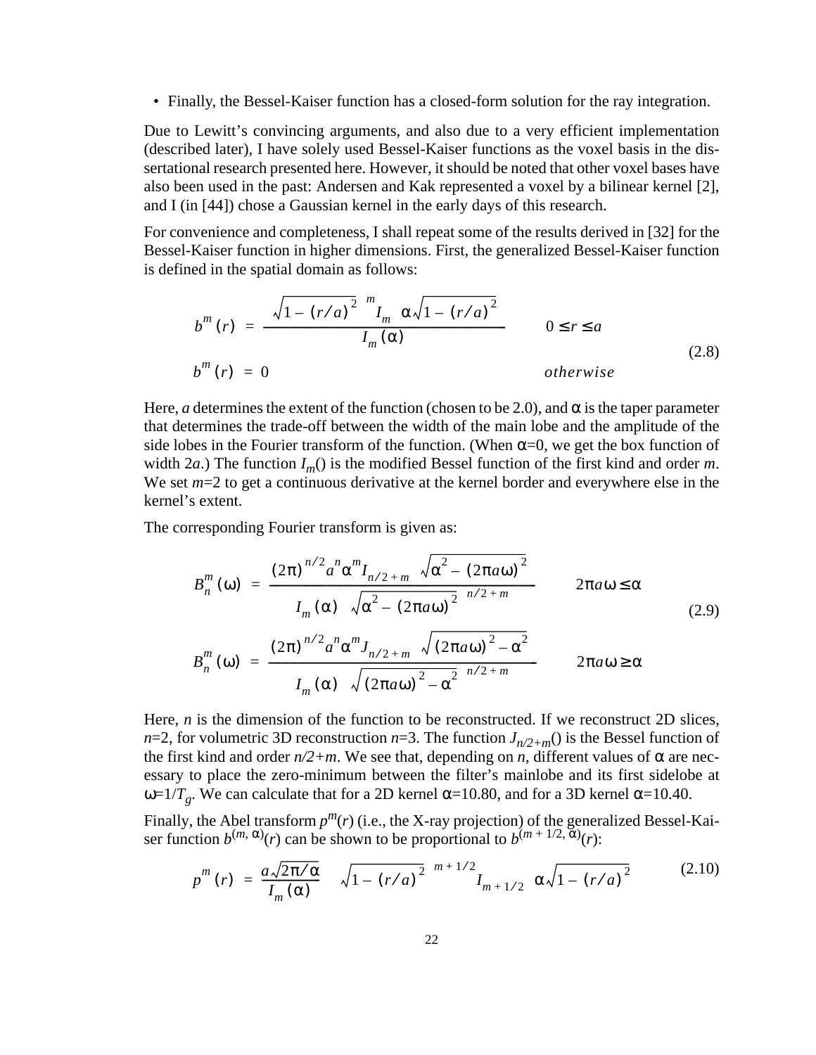- Finally, the Bessel-Kaiser function has a closed-form solution for the ray integration.

Due to Lewitt's convincing arguments, and also due to a very efficient implementation (described later), I have solely used Bessel-Kaiser functions as the voxel basis in the dissertational research presented here. However, it should be noted that other voxel bases have also been used in the past: Andersen and Kak represented a voxel by a bilinear kernel [2], and I (in [44]) chose a Gaussian kernel in the early days of this research.

For convenience and completeness, I shall repeat some of the results derived in [32] for the Bessel-Kaiser function in higher dimensions. First, the generalized Bessel-Kaiser function is defined in the spatial domain as follows:

$$
\begin{aligned}
b^m(r) &= \frac{\left(\sqrt{1-(r/a)^2}\right)^m I_m\left(\alpha\sqrt{1-(r/a)^2}\right)}{I_m(\alpha)} && 0 \le r \le a \\
b^m(r) &= 0 && otherwise
\end{aligned}
\tag{2.8}
$$

Here, $a$ determines the extent of the function (chosen to be 2.0), and $\alpha$ is the taper parameter that determines the trade-off between the width of the main lobe and the amplitude of the side lobes in the Fourier transform of the function. (When $\alpha$=0, we get the box function of width $2a$.) The function $I_m()$ is the modified Bessel function of the first kind and order $m$. We set $m$=2 to get a continuous derivative at the kernel border and everywhere else in the kernel's extent.

The corresponding Fourier transform is given as:

$$
\begin{aligned}
B_n^m(\omega) &= \frac{(2\pi)^{n/2} a^n \alpha^m I_{n/2+m}\left(\sqrt{\alpha^2-(2\pi a\omega)^2}\right)}{I_m(\alpha)\left(\sqrt{\alpha^2-(2\pi a\omega)^2}\right)^{n/2+m}} && 2\pi a\omega \le \alpha \\
B_n^m(\omega) &= \frac{(2\pi)^{n/2} a^n \alpha^m J_{n/2+m}\left(\sqrt{(2\pi a\omega)^2-\alpha^2}\right)}{I_m(\alpha)\left(\sqrt{(2\pi a\omega)^2-\alpha^2}\right)^{n/2+m}} && 2\pi a\omega \ge \alpha
\end{aligned}
\tag{2.9}
$$

Here, $n$ is the dimension of the function to be reconstructed. If we reconstruct 2D slices, $n$=2, for volumetric 3D reconstruction $n$=3. The function $J_{n/2+m}()$ is the Bessel function of the first kind and order $n/2+m$. We see that, depending on $n$, different values of $\alpha$ are necessary to place the zero-minimum between the filter's mainlobe and its first sidelobe at $\omega=1/T_g$. We can calculate that for a 2D kernel $\alpha$=10.80, and for a 3D kernel $\alpha$=10.40.

Finally, the Abel transform $p^m(r)$ (i.e., the X-ray projection) of the generalized Bessel-Kaiser function $b^{(m,\,\alpha)}(r)$ can be shown to be proportional to $b^{(m+1/2,\,\alpha)}(r)$:

$$
p^m(r) = \frac{a\sqrt{2\pi/\alpha}}{I_m(\alpha)}\left(\sqrt{1-(r/a)^2}\right)^{m+1/2} I_{m+1/2}\left(\alpha\sqrt{1-(r/a)^2}\right) \tag{2.10}
$$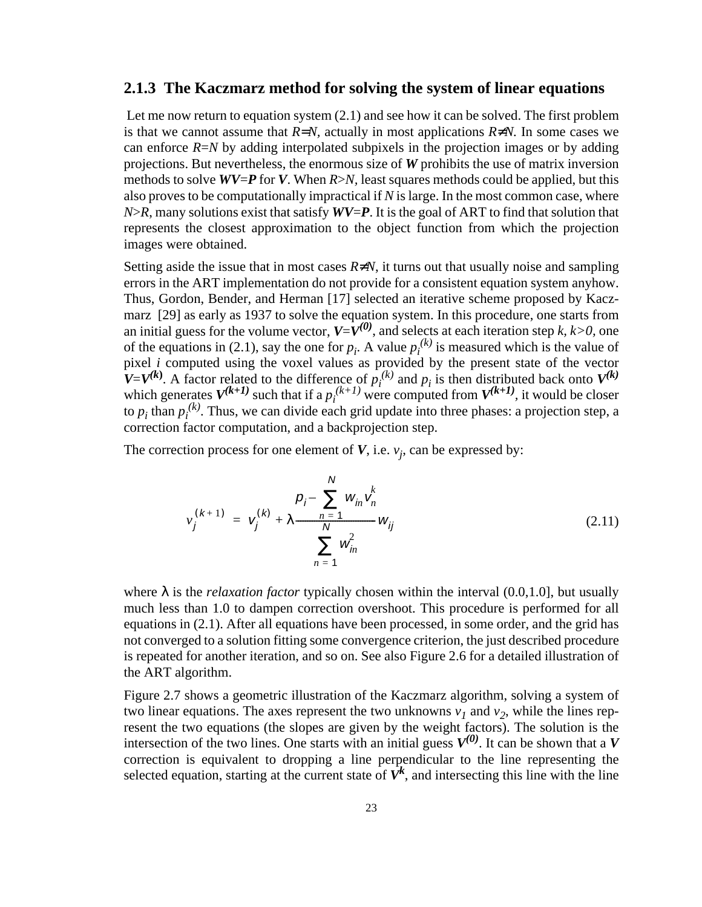### 2.1.3 The Kaczmarz method for solving the system of linear equations

Let me now return to equation system (2.1) and see how it can be solved. The first problem is that we cannot assume that $R=N$, actually in most applications $R \neq N$. In some cases we can enforce $R=N$ by adding interpolated subpixels in the projection images or by adding projections. But nevertheless, the enormous size of $\boldsymbol{W}$ prohibits the use of matrix inversion methods to solve $\boldsymbol{WV}=\boldsymbol{P}$ for $\boldsymbol{V}$. When $R>N$, least squares methods could be applied, but this also proves to be computationally impractical if $N$ is large. In the most common case, where $N>R$, many solutions exist that satisfy $\boldsymbol{WV}=\boldsymbol{P}$. It is the goal of ART to find that solution that represents the closest approximation to the object function from which the projection images were obtained.

Setting aside the issue that in most cases $R \neq N$, it turns out that usually noise and sampling errors in the ART implementation do not provide for a consistent equation system anyhow. Thus, Gordon, Bender, and Herman [17] selected an iterative scheme proposed by Kaczmarz [29] as early as 1937 to solve the equation system. In this procedure, one starts from an initial guess for the volume vector, $\boldsymbol{V}=\boldsymbol{V}^{(0)}$, and selects at each iteration step $k$, $k>0$, one of the equations in (2.1), say the one for $p_i$. A value $p_i^{(k)}$ is measured which is the value of pixel $i$ computed using the voxel values as provided by the present state of the vector $\boldsymbol{V}=\boldsymbol{V}^{(k)}$. A factor related to the difference of $p_i^{(k)}$ and $p_i$ is then distributed back onto $\boldsymbol{V}^{(k)}$ which generates $\boldsymbol{V}^{(k+1)}$ such that if a $p_i^{(k+1)}$ were computed from $\boldsymbol{V}^{(k+1)}$, it would be closer to $p_i$ than $p_i^{(k)}$. Thus, we can divide each grid update into three phases: a projection step, a correction factor computation, and a backprojection step.

The correction process for one element of $\boldsymbol{V}$, i.e. $v_j$, can be expressed by:

$$v_j^{(k+1)} = v_j^{(k)} + \lambda \frac{p_i - \sum_{n=1}^{N} w_{in} v_n^k}{\sum_{n=1}^{N} w_{in}^2} w_{ij} \tag{2.11}$$

where $\lambda$ is the *relaxation factor* typically chosen within the interval (0.0,1.0], but usually much less than 1.0 to dampen correction overshoot. This procedure is performed for all equations in (2.1). After all equations have been processed, in some order, and the grid has not converged to a solution fitting some convergence criterion, the just described procedure is repeated for another iteration, and so on. See also Figure 2.6 for a detailed illustration of the ART algorithm.

Figure 2.7 shows a geometric illustration of the Kaczmarz algorithm, solving a system of two linear equations. The axes represent the two unknowns $v_1$ and $v_2$, while the lines represent the two equations (the slopes are given by the weight factors). The solution is the intersection of the two lines. One starts with an initial guess $\boldsymbol{V}^{(0)}$. It can be shown that a $\boldsymbol{V}$ correction is equivalent to dropping a line perpendicular to the line representing the selected equation, starting at the current state of $\boldsymbol{V}^k$, and intersecting this line with the line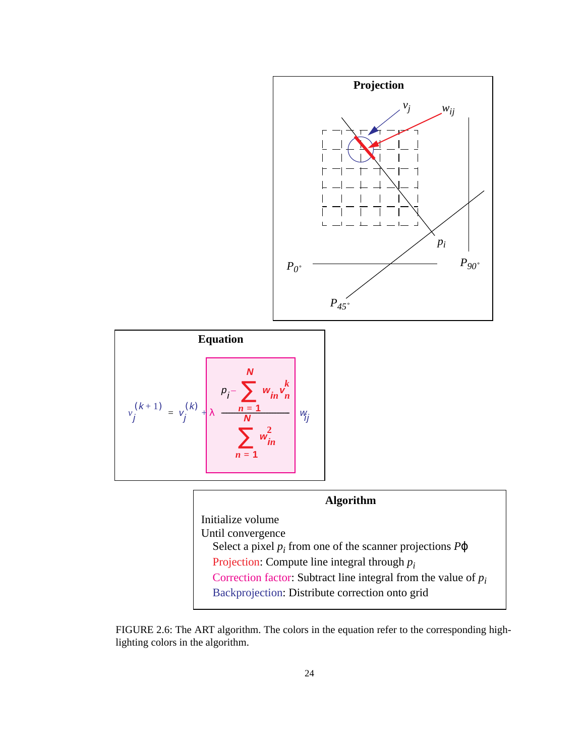**Projection**

$v_j$ $w_{ij}$

$p_i$

$P_{0^\circ}$ $P_{90^\circ}$ $P_{45^\circ}$

**Equation**

$$v_j^{(k+1)} = v_j^{(k)} + \lambda \frac{p_i - \sum_{n=1}^{N} w_{in} v_n^k}{\sum_{n=1}^{N} w_{in}^2} w_{ij}$$

**Algorithm**

Initialize volume
Until convergence
  Select a pixel $p_i$ from one of the scanner projections $P\varphi$
  Projection: Compute line integral through $p_i$
  Correction factor: Subtract line integral from the value of $p_i$
  Backprojection: Distribute correction onto grid

FIGURE 2.6: The ART algorithm. The colors in the equation refer to the corresponding highlighting colors in the algorithm.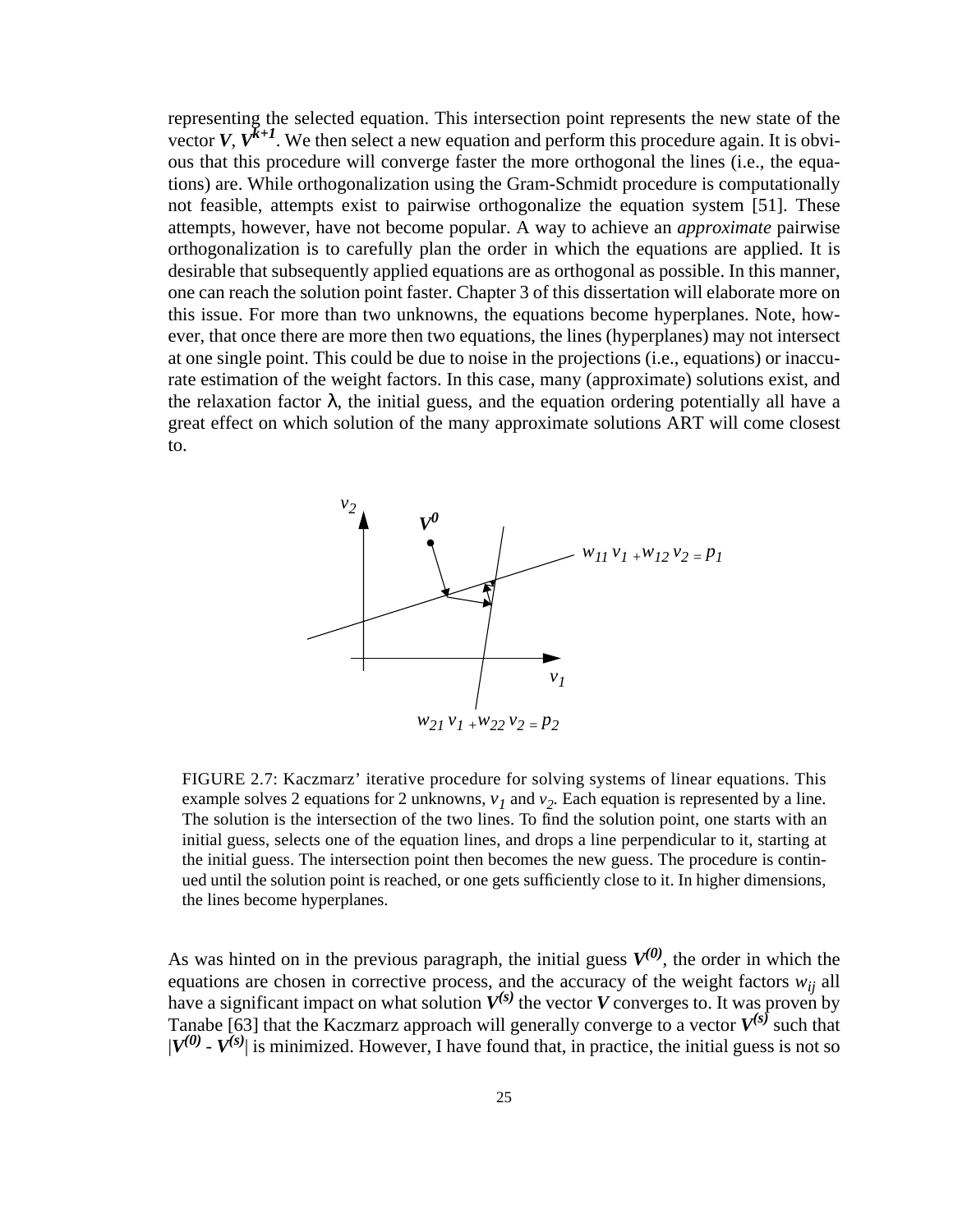representing the selected equation. This intersection point represents the new state of the vector $\boldsymbol{V}$, $\boldsymbol{V}^{k+1}$. We then select a new equation and perform this procedure again. It is obvious that this procedure will converge faster the more orthogonal the lines (i.e., the equations) are. While orthogonalization using the Gram-Schmidt procedure is computationally not feasible, attempts exist to pairwise orthogonalize the equation system [51]. These attempts, however, have not become popular. A way to achieve an *approximate* pairwise orthogonalization is to carefully plan the order in which the equations are applied. It is desirable that subsequently applied equations are as orthogonal as possible. In this manner, one can reach the solution point faster. Chapter 3 of this dissertation will elaborate more on this issue. For more than two unknowns, the equations become hyperplanes. Note, however, that once there are more then two equations, the lines (hyperplanes) may not intersect at one single point. This could be due to noise in the projections (i.e., equations) or inaccurate estimation of the weight factors. In this case, many (approximate) solutions exist, and the relaxation factor $\lambda$, the initial guess, and the equation ordering potentially all have a great effect on which solution of the many approximate solutions ART will come closest to.

FIGURE 2.7: Kaczmarz' iterative procedure for solving systems of linear equations. This example solves 2 equations for 2 unknowns, $v_1$ and $v_2$. Each equation is represented by a line. The solution is the intersection of the two lines. To find the solution point, one starts with an initial guess, selects one of the equation lines, and drops a line perpendicular to it, starting at the initial guess. The intersection point then becomes the new guess. The procedure is continued until the solution point is reached, or one gets sufficiently close to it. In higher dimensions, the lines become hyperplanes.

As was hinted on in the previous paragraph, the initial guess $\boldsymbol{V}^{(0)}$, the order in which the equations are chosen in corrective process, and the accuracy of the weight factors $w_{ij}$ all have a significant impact on what solution $\boldsymbol{V}^{(s)}$ the vector $\boldsymbol{V}$ converges to. It was proven by Tanabe [63] that the Kaczmarz approach will generally converge to a vector $\boldsymbol{V}^{(s)}$ such that $|\boldsymbol{V}^{(0)} - \boldsymbol{V}^{(s)}|$ is minimized. However, I have found that, in practice, the initial guess is not so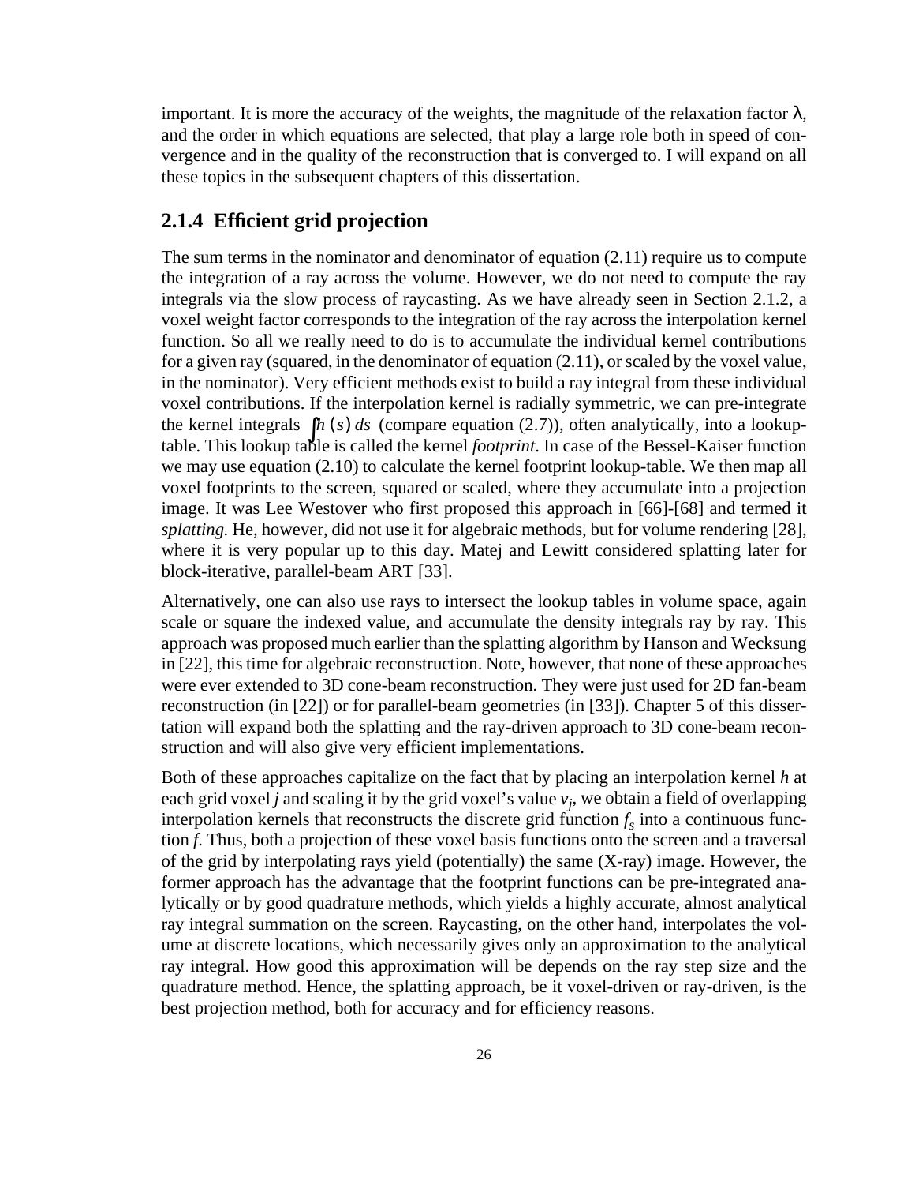important. It is more the accuracy of the weights, the magnitude of the relaxation factor $\lambda$, and the order in which equations are selected, that play a large role both in speed of convergence and in the quality of the reconstruction that is converged to. I will expand on all these topics in the subsequent chapters of this dissertation.

### 2.1.4 Efficient grid projection

The sum terms in the nominator and denominator of equation (2.11) require us to compute the integration of a ray across the volume. However, we do not need to compute the ray integrals via the slow process of raycasting. As we have already seen in Section 2.1.2, a voxel weight factor corresponds to the integration of the ray across the interpolation kernel function. So all we really need to do is to accumulate the individual kernel contributions for a given ray (squared, in the denominator of equation (2.11), or scaled by the voxel value, in the nominator). Very efficient methods exist to build a ray integral from these individual voxel contributions. If the interpolation kernel is radially symmetric, we can pre-integrate the kernel integrals $\int h(s)\,ds$ (compare equation (2.7)), often analytically, into a lookup-table. This lookup table is called the kernel *footprint*. In case of the Bessel-Kaiser function we may use equation (2.10) to calculate the kernel footprint lookup-table. We then map all voxel footprints to the screen, squared or scaled, where they accumulate into a projection image. It was Lee Westover who first proposed this approach in [66]-[68] and termed it *splatting.* He, however, did not use it for algebraic methods, but for volume rendering [28], where it is very popular up to this day. Matej and Lewitt considered splatting later for block-iterative, parallel-beam ART [33].

Alternatively, one can also use rays to intersect the lookup tables in volume space, again scale or square the indexed value, and accumulate the density integrals ray by ray. This approach was proposed much earlier than the splatting algorithm by Hanson and Wecksung in [22], this time for algebraic reconstruction. Note, however, that none of these approaches were ever extended to 3D cone-beam reconstruction. They were just used for 2D fan-beam reconstruction (in [22]) or for parallel-beam geometries (in [33]). Chapter 5 of this dissertation will expand both the splatting and the ray-driven approach to 3D cone-beam reconstruction and will also give very efficient implementations.

Both of these approaches capitalize on the fact that by placing an interpolation kernel $h$ at each grid voxel $j$ and scaling it by the grid voxel's value $v_j$, we obtain a field of overlapping interpolation kernels that reconstructs the discrete grid function $f_s$ into a continuous function $f$. Thus, both a projection of these voxel basis functions onto the screen and a traversal of the grid by interpolating rays yield (potentially) the same (X-ray) image. However, the former approach has the advantage that the footprint functions can be pre-integrated analytically or by good quadrature methods, which yields a highly accurate, almost analytical ray integral summation on the screen. Raycasting, on the other hand, interpolates the volume at discrete locations, which necessarily gives only an approximation to the analytical ray integral. How good this approximation will be depends on the ray step size and the quadrature method. Hence, the splatting approach, be it voxel-driven or ray-driven, is the best projection method, both for accuracy and for efficiency reasons.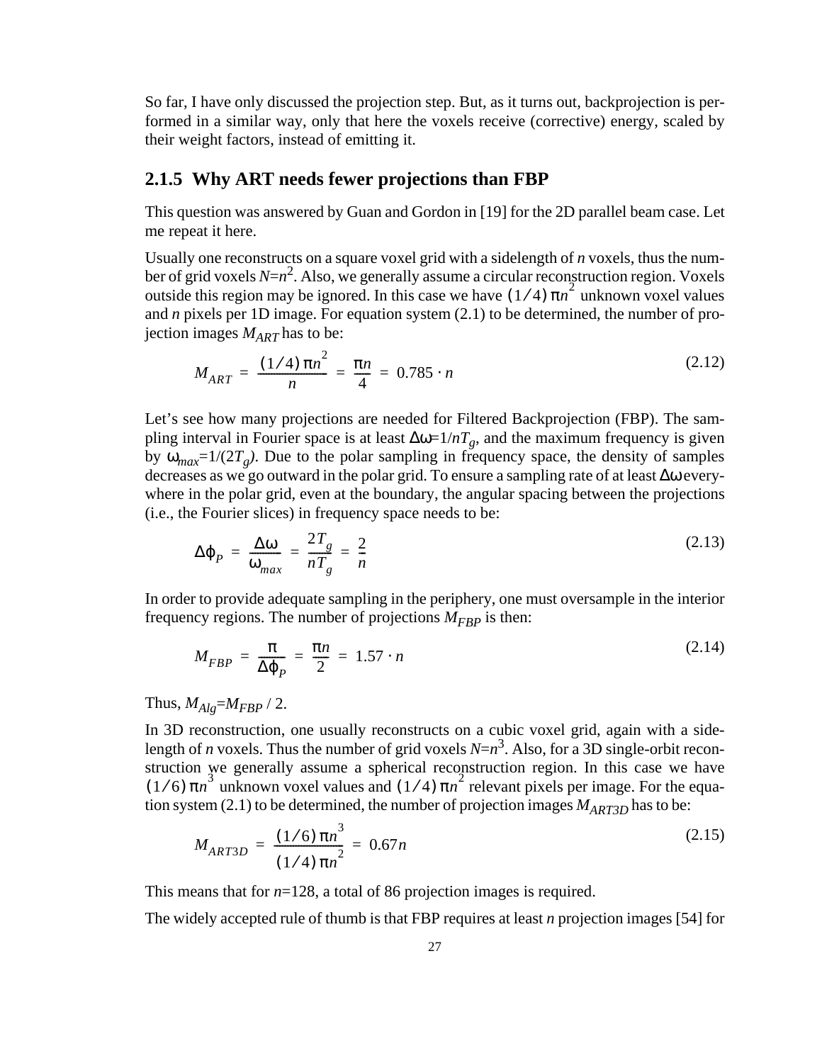So far, I have only discussed the projection step. But, as it turns out, backprojection is performed in a similar way, only that here the voxels receive (corrective) energy, scaled by their weight factors, instead of emitting it.

### 2.1.5 Why ART needs fewer projections than FBP

This question was answered by Guan and Gordon in [19] for the 2D parallel beam case. Let me repeat it here.

Usually one reconstructs on a square voxel grid with a sidelength of $n$ voxels, thus the number of grid voxels $N=n^2$. Also, we generally assume a circular reconstruction region. Voxels outside this region may be ignored. In this case we have $(1/4)\pi n^2$ unknown voxel values and $n$ pixels per 1D image. For equation system (2.1) to be determined, the number of projection images $M_{ART}$ has to be:

$$M_{ART} = \frac{(1/4)\pi n^2}{n} = \frac{\pi n}{4} = 0.785 \cdot n \tag{2.12}$$

Let's see how many projections are needed for Filtered Backprojection (FBP). The sampling interval in Fourier space is at least $\Delta\omega=1/nT_g$, and the maximum frequency is given by $\omega_{max}=1/(2T_g)$. Due to the polar sampling in frequency space, the density of samples decreases as we go outward in the polar grid. To ensure a sampling rate of at least $\Delta\omega$ everywhere in the polar grid, even at the boundary, the angular spacing between the projections (i.e., the Fourier slices) in frequency space needs to be:

$$\Delta\varphi_P = \frac{\Delta\omega}{\omega_{max}} = \frac{2T_g}{nT_g} = \frac{2}{n} \tag{2.13}$$

In order to provide adequate sampling in the periphery, one must oversample in the interior frequency regions. The number of projections $M_{FBP}$ is then:

$$M_{FBP} = \frac{\pi}{\Delta\varphi_P} = \frac{\pi n}{2} = 1.57 \cdot n \tag{2.14}$$

Thus, $M_{Alg}=M_{FBP}/2$.

In 3D reconstruction, one usually reconstructs on a cubic voxel grid, again with a sidelength of $n$ voxels. Thus the number of grid voxels $N=n^3$. Also, for a 3D single-orbit reconstruction we generally assume a spherical reconstruction region. In this case we have $(1/6)\pi n^3$ unknown voxel values and $(1/4)\pi n^2$ relevant pixels per image. For the equation system (2.1) to be determined, the number of projection images $M_{ART3D}$ has to be:

$$M_{ART3D} = \frac{(1/6)\pi n^3}{(1/4)\pi n^2} = 0.67n \tag{2.15}$$

This means that for $n$=128, a total of 86 projection images is required.

The widely accepted rule of thumb is that FBP requires at least $n$ projection images [54] for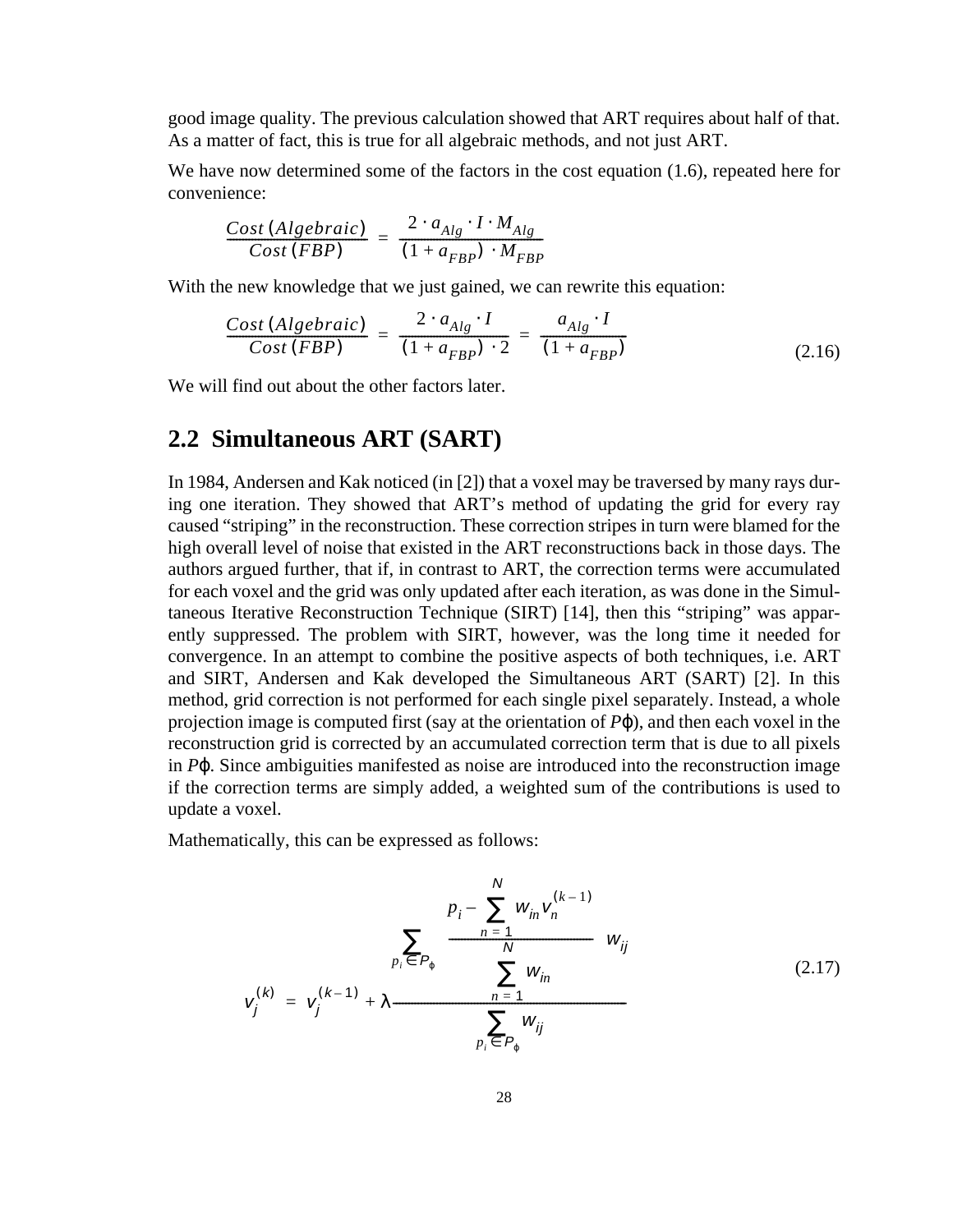good image quality. The previous calculation showed that ART requires about half of that. As a matter of fact, this is true for all algebraic methods, and not just ART.

We have now determined some of the factors in the cost equation (1.6), repeated here for convenience:

$$\frac{Cost\,(Algebraic)}{Cost\,(FBP)} = \frac{2 \cdot a_{Alg} \cdot I \cdot M_{Alg}}{(1 + a_{FBP}) \cdot M_{FBP}}$$

With the new knowledge that we just gained, we can rewrite this equation:

$$\frac{Cost\,(Algebraic)}{Cost\,(FBP)} = \frac{2 \cdot a_{Alg} \cdot I}{(1 + a_{FBP}) \cdot 2} = \frac{a_{Alg} \cdot I}{(1 + a_{FBP})} \tag{2.16}$$

We will find out about the other factors later.

## 2.2 Simultaneous ART (SART)

In 1984, Andersen and Kak noticed (in [2]) that a voxel may be traversed by many rays during one iteration. They showed that ART's method of updating the grid for every ray caused "striping" in the reconstruction. These correction stripes in turn were blamed for the high overall level of noise that existed in the ART reconstructions back in those days. The authors argued further, that if, in contrast to ART, the correction terms were accumulated for each voxel and the grid was only updated after each iteration, as was done in the Simultaneous Iterative Reconstruction Technique (SIRT) [14], then this "striping" was apparently suppressed. The problem with SIRT, however, was the long time it needed for convergence. In an attempt to combine the positive aspects of both techniques, i.e. ART and SIRT, Andersen and Kak developed the Simultaneous ART (SART) [2]. In this method, grid correction is not performed for each single pixel separately. Instead, a whole projection image is computed first (say at the orientation of $P\varphi$), and then each voxel in the reconstruction grid is corrected by an accumulated correction term that is due to all pixels in $P\varphi$. Since ambiguities manifested as noise are introduced into the reconstruction image if the correction terms are simply added, a weighted sum of the contributions is used to update a voxel.

Mathematically, this can be expressed as follows:

$$v_j^{(k)} = v_j^{(k-1)} + \lambda \frac{\displaystyle\sum_{p_i \in P_\varphi} \frac{p_i - \sum_{n=1}^{N} w_{in} v_n^{(k-1)}}{\sum_{n=1}^{N} w_{in}} w_{ij}}{\displaystyle\sum_{p_i \in P_\varphi} w_{ij}} \tag{2.17}$$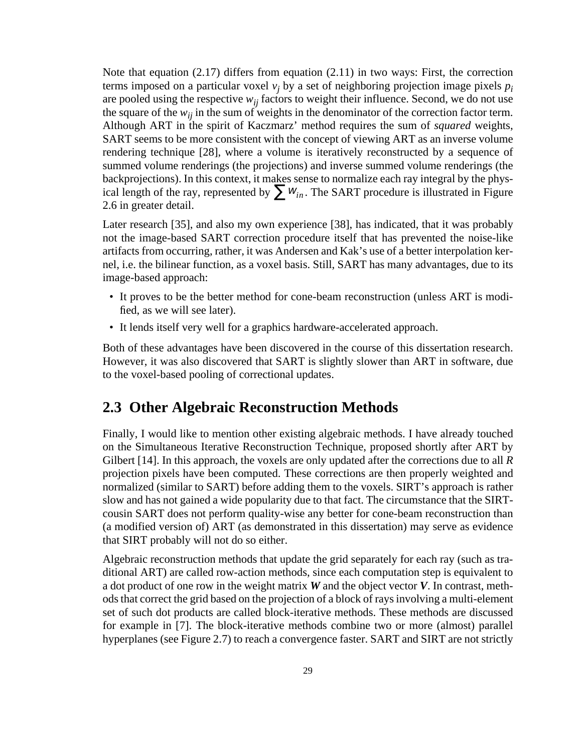Note that equation (2.17) differs from equation (2.11) in two ways: First, the correction terms imposed on a particular voxel $v_j$ by a set of neighboring projection image pixels $p_i$ are pooled using the respective $w_{ij}$ factors to weight their influence. Second, we do not use the square of the $w_{ij}$ in the sum of weights in the denominator of the correction factor term. Although ART in the spirit of Kaczmarz' method requires the sum of *squared* weights, SART seems to be more consistent with the concept of viewing ART as an inverse volume rendering technique [28], where a volume is iteratively reconstructed by a sequence of summed volume renderings (the projections) and inverse summed volume renderings (the backprojections). In this context, it makes sense to normalize each ray integral by the physical length of the ray, represented by $\sum w_{in}$. The SART procedure is illustrated in Figure 2.6 in greater detail.

Later research [35], and also my own experience [38], has indicated, that it was probably not the image-based SART correction procedure itself that has prevented the noise-like artifacts from occurring, rather, it was Andersen and Kak's use of a better interpolation kernel, i.e. the bilinear function, as a voxel basis. Still, SART has many advantages, due to its image-based approach:

- It proves to be the better method for cone-beam reconstruction (unless ART is modified, as we will see later).
- It lends itself very well for a graphics hardware-accelerated approach.

Both of these advantages have been discovered in the course of this dissertation research. However, it was also discovered that SART is slightly slower than ART in software, due to the voxel-based pooling of correctional updates.

## 2.3 Other Algebraic Reconstruction Methods

Finally, I would like to mention other existing algebraic methods. I have already touched on the Simultaneous Iterative Reconstruction Technique, proposed shortly after ART by Gilbert [14]. In this approach, the voxels are only updated after the corrections due to all $R$ projection pixels have been computed. These corrections are then properly weighted and normalized (similar to SART) before adding them to the voxels. SIRT's approach is rather slow and has not gained a wide popularity due to that fact. The circumstance that the SIRT-cousin SART does not perform quality-wise any better for cone-beam reconstruction than (a modified version of) ART (as demonstrated in this dissertation) may serve as evidence that SIRT probably will not do so either.

Algebraic reconstruction methods that update the grid separately for each ray (such as traditional ART) are called row-action methods, since each computation step is equivalent to a dot product of one row in the weight matrix $\boldsymbol{W}$ and the object vector $\boldsymbol{V}$. In contrast, methods that correct the grid based on the projection of a block of rays involving a multi-element set of such dot products are called block-iterative methods. These methods are discussed for example in [7]. The block-iterative methods combine two or more (almost) parallel hyperplanes (see Figure 2.7) to reach a convergence faster. SART and SIRT are not strictly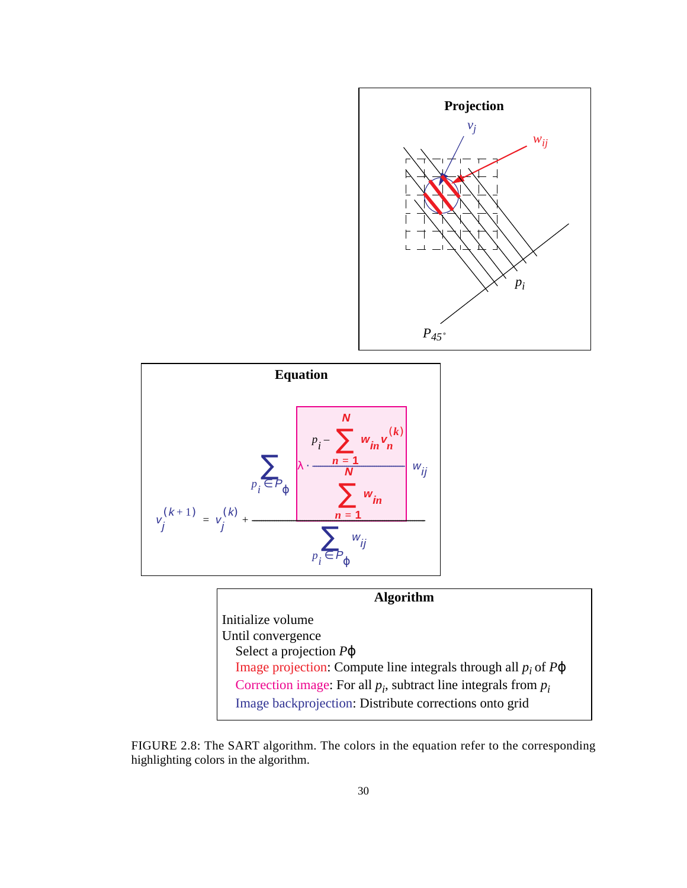**Projection**

$v_j$ $w_{ij}$ $p_i$ $P_{45^\circ}$

**Equation**

$$v_j^{(k+1)} = v_j^{(k)} + \frac{\sum_{p_i \in P_\phi} \lambda \cdot \frac{p_i - \sum_{n=1}^{N} w_{in} v_n^{(k)}}{\sum_{n=1}^{N} w_{in}} w_{ij}}{\sum_{p_i \in P_\phi} w_{ij}}$$

**Algorithm**

Initialize volume
Until convergence
  Select a projection $P\phi$
  Image projection: Compute line integrals through all $p_i$ of $P\phi$
  Correction image: For all $p_i$, subtract line integrals from $p_i$
  Image backprojection: Distribute corrections onto grid

FIGURE 2.8: The SART algorithm. The colors in the equation refer to the corresponding highlighting colors in the algorithm.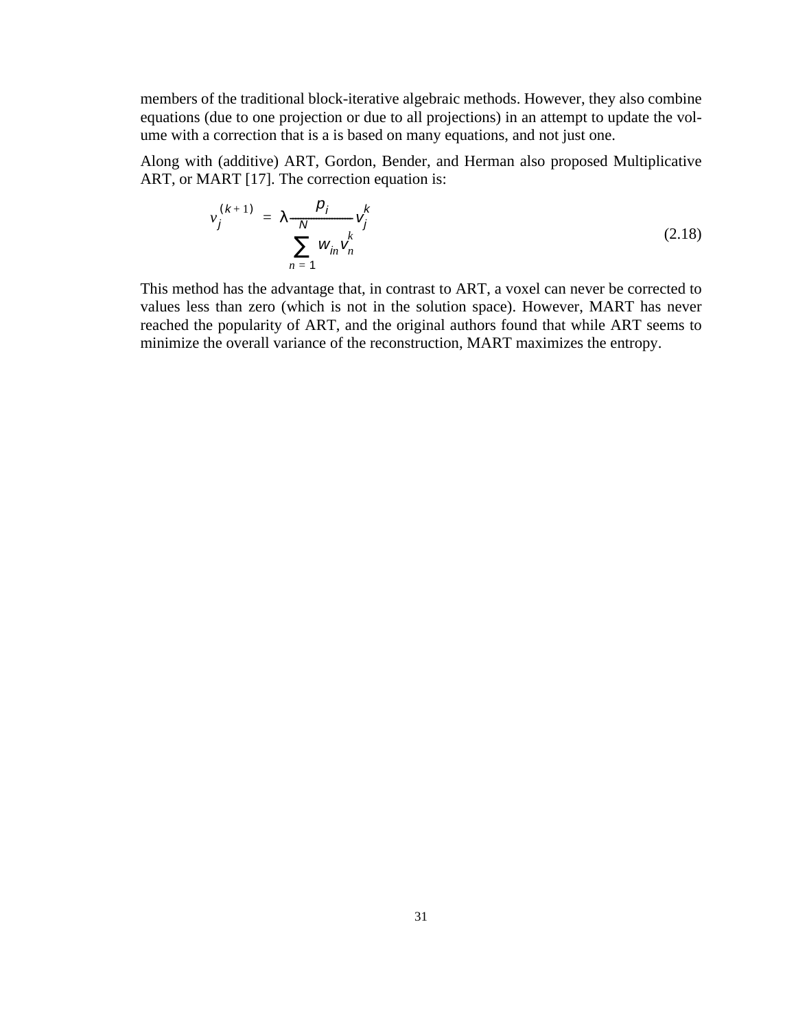members of the traditional block-iterative algebraic methods. However, they also combine equations (due to one projection or due to all projections) in an attempt to update the volume with a correction that is a is based on many equations, and not just one.

Along with (additive) ART, Gordon, Bender, and Herman also proposed Multiplicative ART, or MART [17]. The correction equation is:

$$v_j^{(k+1)} = \lambda \frac{p_i}{\sum_{n=1}^{N} w_{in} v_n^k} v_j^k \tag{2.18}$$

This method has the advantage that, in contrast to ART, a voxel can never be corrected to values less than zero (which is not in the solution space). However, MART has never reached the popularity of ART, and the original authors found that while ART seems to minimize the overall variance of the reconstruction, MART maximizes the entropy.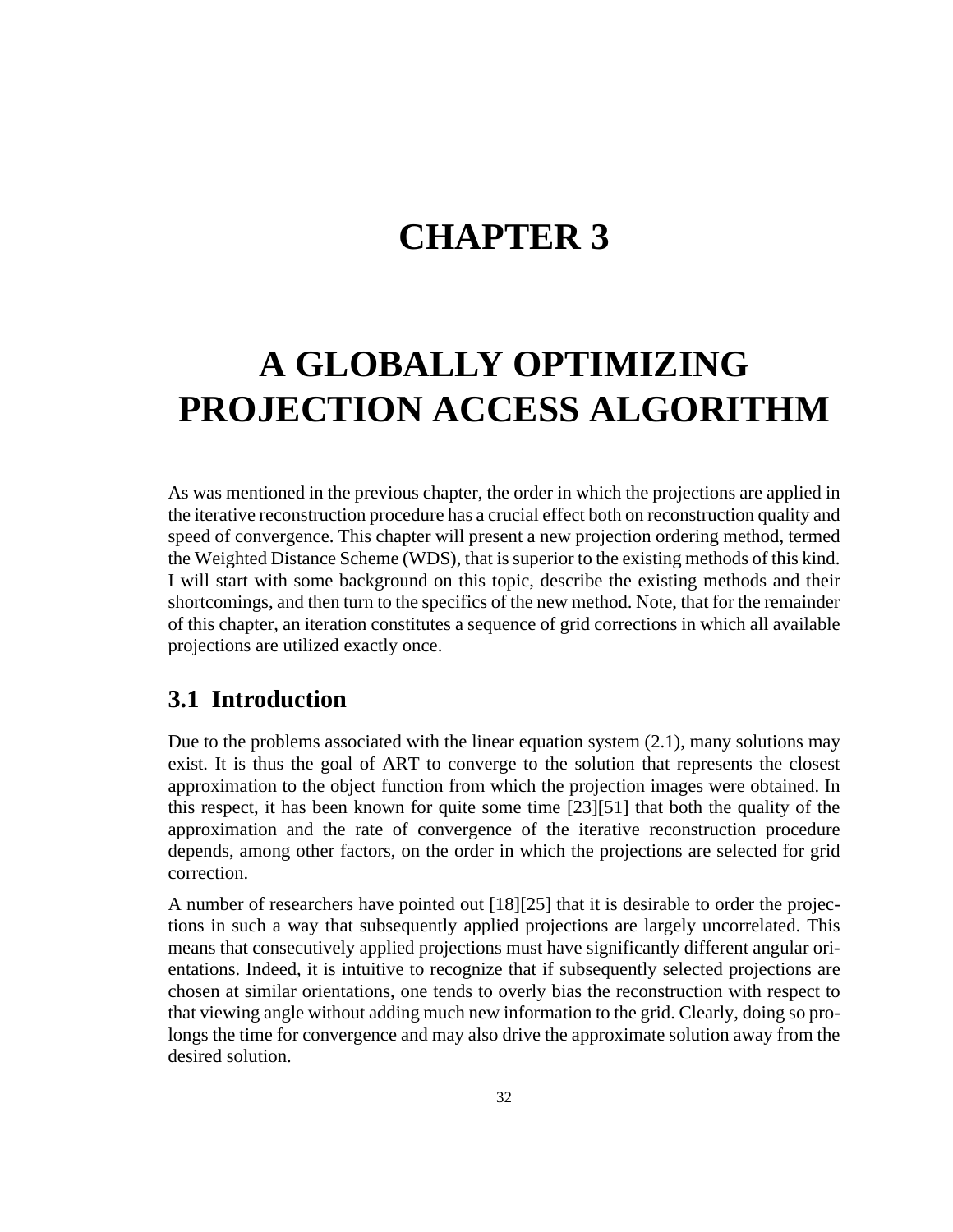# CHAPTER 3

# A GLOBALLY OPTIMIZING PROJECTION ACCESS ALGORITHM

As was mentioned in the previous chapter, the order in which the projections are applied in the iterative reconstruction procedure has a crucial effect both on reconstruction quality and speed of convergence. This chapter will present a new projection ordering method, termed the Weighted Distance Scheme (WDS), that is superior to the existing methods of this kind. I will start with some background on this topic, describe the existing methods and their shortcomings, and then turn to the specifics of the new method. Note, that for the remainder of this chapter, an iteration constitutes a sequence of grid corrections in which all available projections are utilized exactly once.

## 3.1 Introduction

Due to the problems associated with the linear equation system (2.1), many solutions may exist. It is thus the goal of ART to converge to the solution that represents the closest approximation to the object function from which the projection images were obtained. In this respect, it has been known for quite some time [23][51] that both the quality of the approximation and the rate of convergence of the iterative reconstruction procedure depends, among other factors, on the order in which the projections are selected for grid correction.

A number of researchers have pointed out [18][25] that it is desirable to order the projections in such a way that subsequently applied projections are largely uncorrelated. This means that consecutively applied projections must have significantly different angular orientations. Indeed, it is intuitive to recognize that if subsequently selected projections are chosen at similar orientations, one tends to overly bias the reconstruction with respect to that viewing angle without adding much new information to the grid. Clearly, doing so prolongs the time for convergence and may also drive the approximate solution away from the desired solution.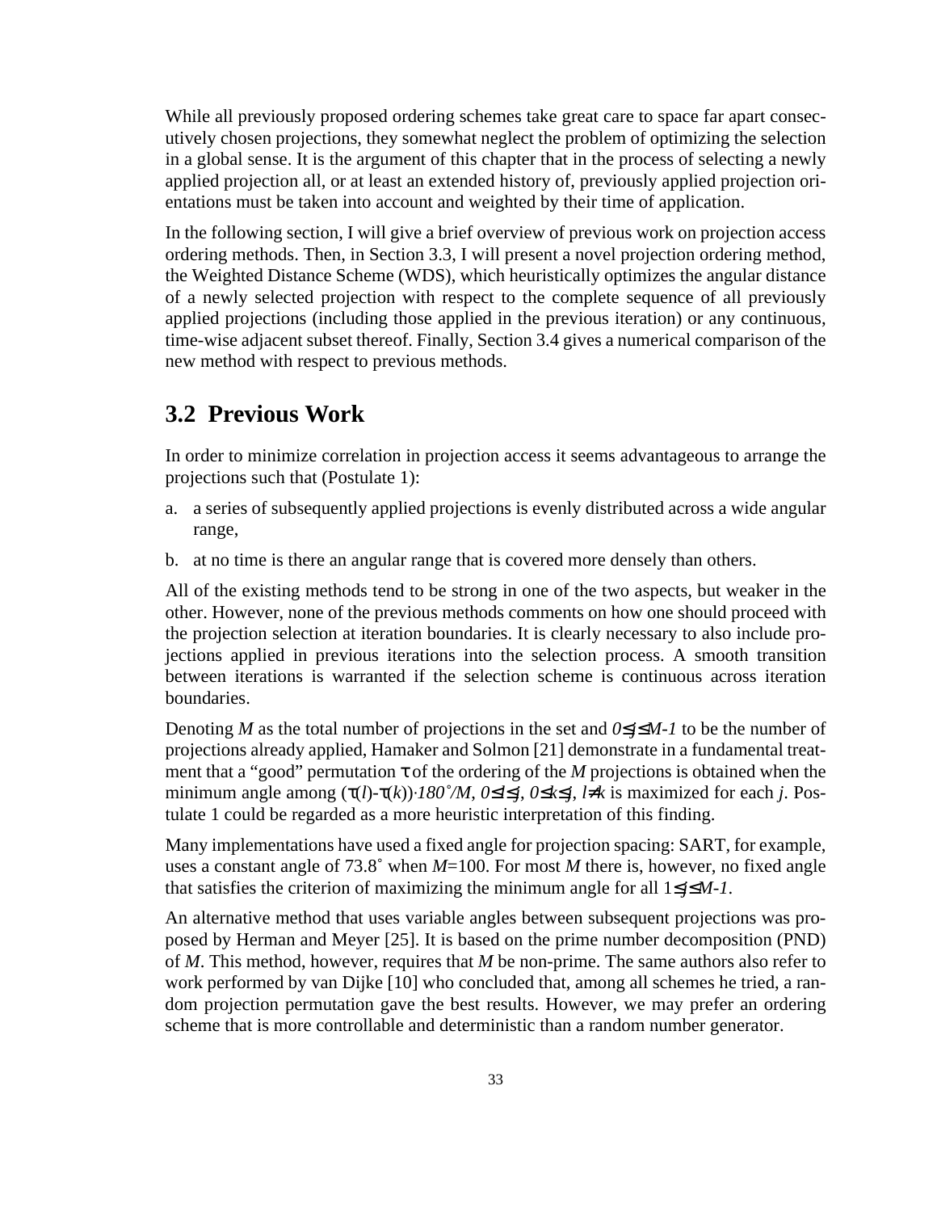While all previously proposed ordering schemes take great care to space far apart consecutively chosen projections, they somewhat neglect the problem of optimizing the selection in a global sense. It is the argument of this chapter that in the process of selecting a newly applied projection all, or at least an extended history of, previously applied projection orientations must be taken into account and weighted by their time of application.

In the following section, I will give a brief overview of previous work on projection access ordering methods. Then, in Section 3.3, I will present a novel projection ordering method, the Weighted Distance Scheme (WDS), which heuristically optimizes the angular distance of a newly selected projection with respect to the complete sequence of all previously applied projections (including those applied in the previous iteration) or any continuous, time-wise adjacent subset thereof. Finally, Section 3.4 gives a numerical comparison of the new method with respect to previous methods.

## 3.2 Previous Work

In order to minimize correlation in projection access it seems advantageous to arrange the projections such that (Postulate 1):

a. a series of subsequently applied projections is evenly distributed across a wide angular range,

b. at no time is there an angular range that is covered more densely than others.

All of the existing methods tend to be strong in one of the two aspects, but weaker in the other. However, none of the previous methods comments on how one should proceed with the projection selection at iteration boundaries. It is clearly necessary to also include projections applied in previous iterations into the selection process. A smooth transition between iterations is warranted if the selection scheme is continuous across iteration boundaries.

Denoting $M$ as the total number of projections in the set and $0 \le j \le M-1$ to be the number of projections already applied, Hamaker and Solmon [21] demonstrate in a fundamental treatment that a "good" permutation $\tau$ of the ordering of the $M$ projections is obtained when the minimum angle among $(\tau(l)-\tau(k)) \cdot 180^{\circ}/M$, $0 \le l \le j$, $0 \le k \le j$, $l \ne k$ is maximized for each $j$. Postulate 1 could be regarded as a more heuristic interpretation of this finding.

Many implementations have used a fixed angle for projection spacing: SART, for example, uses a constant angle of 73.8˚ when $M$=100. For most $M$ there is, however, no fixed angle that satisfies the criterion of maximizing the minimum angle for all $1 \le j \le M-1$.

An alternative method that uses variable angles between subsequent projections was proposed by Herman and Meyer [25]. It is based on the prime number decomposition (PND) of $M$. This method, however, requires that $M$ be non-prime. The same authors also refer to work performed by van Dijke [10] who concluded that, among all schemes he tried, a random projection permutation gave the best results. However, we may prefer an ordering scheme that is more controllable and deterministic than a random number generator.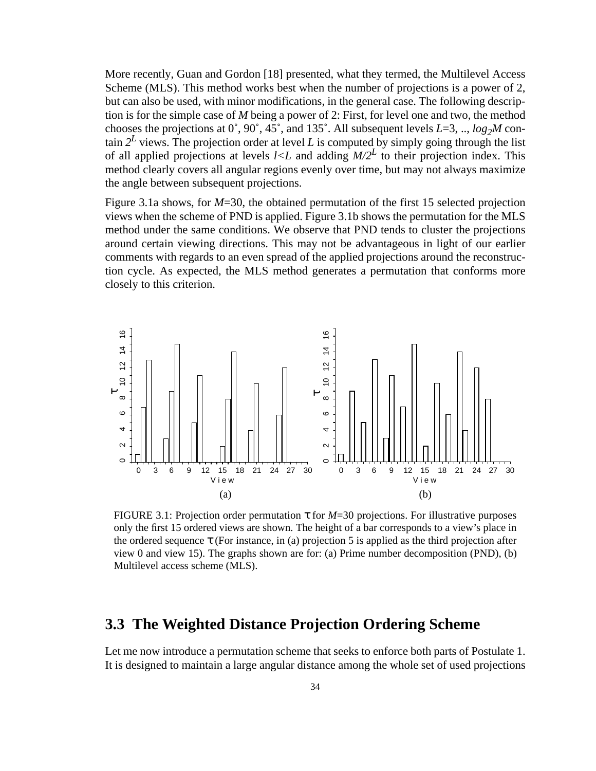More recently, Guan and Gordon [18] presented, what they termed, the Multilevel Access Scheme (MLS). This method works best when the number of projections is a power of 2, but can also be used, with minor modifications, in the general case. The following description is for the simple case of $M$ being a power of 2: First, for level one and two, the method chooses the projections at 0˚, 90˚, 45˚, and 135˚. All subsequent levels $L$=3, .., $log_2 M$ contain $2^L$ views. The projection order at level $L$ is computed by simply going through the list of all applied projections at levels $l<L$ and adding $M/2^L$ to their projection index. This method clearly covers all angular regions evenly over time, but may not always maximize the angle between subsequent projections.

Figure 3.1a shows, for $M$=30, the obtained permutation of the first 15 selected projection views when the scheme of PND is applied. Figure 3.1b shows the permutation for the MLS method under the same conditions. We observe that PND tends to cluster the projections around certain viewing directions. This may not be advantageous in light of our earlier comments with regards to an even spread of the applied projections around the reconstruction cycle. As expected, the MLS method generates a permutation that conforms more closely to this criterion.

FIGURE 3.1: Projection order permutation $\tau$ for $M$=30 projections. For illustrative purposes only the first 15 ordered views are shown. The height of a bar corresponds to a view's place in the ordered sequence $\tau$ (For instance, in (a) projection 5 is applied as the third projection after view 0 and view 15). The graphs shown are for: (a) Prime number decomposition (PND), (b) Multilevel access scheme (MLS).

## 3.3 The Weighted Distance Projection Ordering Scheme

Let me now introduce a permutation scheme that seeks to enforce both parts of Postulate 1. It is designed to maintain a large angular distance among the whole set of used projections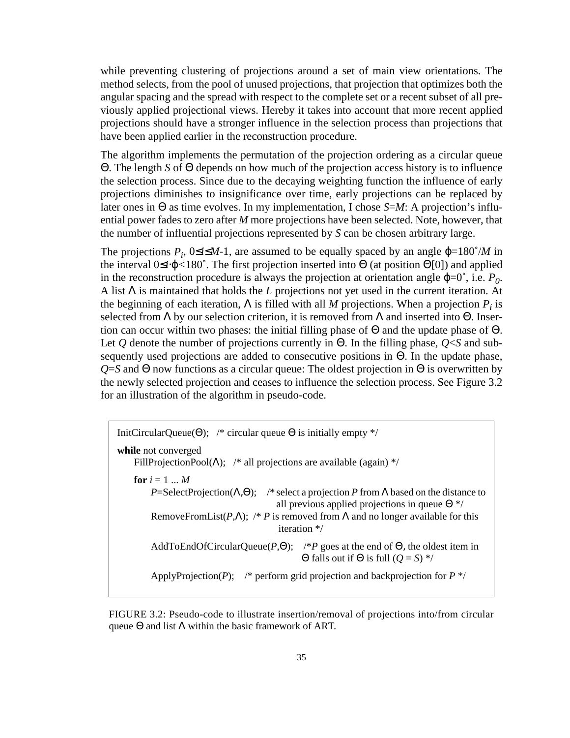while preventing clustering of projections around a set of main view orientations. The method selects, from the pool of unused projections, that projection that optimizes both the angular spacing and the spread with respect to the complete set or a recent subset of all previously applied projectional views. Hereby it takes into account that more recent applied projections should have a stronger influence in the selection process than projections that have been applied earlier in the reconstruction procedure.

The algorithm implements the permutation of the projection ordering as a circular queue Θ. The length $S$ of Θ depends on how much of the projection access history is to influence the selection process. Since due to the decaying weighting function the influence of early projections diminishes to insignificance over time, early projections can be replaced by later ones in Θ as time evolves. In my implementation, I chose $S=M$: A projection's influential power fades to zero after $M$ more projections have been selected. Note, however, that the number of influential projections represented by $S$ can be chosen arbitrary large.

The projections $P_i$, $0 \leq i \leq M-1$, are assumed to be equally spaced by an angle $\varphi = 180^{\circ}/M$ in the interval $0 \leq i \cdot \varphi < 180^{\circ}$. The first projection inserted into Θ (at position Θ[0]) and applied in the reconstruction procedure is always the projection at orientation angle $\varphi = 0^{\circ}$, i.e. $P_0$. A list Λ is maintained that holds the $L$ projections not yet used in the current iteration. At the beginning of each iteration, Λ is filled with all $M$ projections. When a projection $P_i$ is selected from Λ by our selection criterion, it is removed from Λ and inserted into Θ. Insertion can occur within two phases: the initial filling phase of Θ and the update phase of Θ. Let $Q$ denote the number of projections currently in Θ. In the filling phase, $Q<S$ and subsequently used projections are added to consecutive positions in Θ. In the update phase, $Q=S$ and Θ now functions as a circular queue: The oldest projection in Θ is overwritten by the newly selected projection and ceases to influence the selection process. See Figure 3.2 for an illustration of the algorithm in pseudo-code.

```
InitCircularQueue(Θ);   /* circular queue Θ is initially empty */

while not converged
     FillProjectionPool(Λ);   /* all projections are available (again) */

     for i = 1 ... M
          P=SelectProjection(Λ,Θ);    /* select a projection P from Λ based on the distance to
                                          all previous applied projections in queue Θ */
          RemoveFromList(P,Λ);  /* P is removed from Λ and no longer available for this
                                    iteration */

          AddToEndOfCircularQueue(P,Θ);    /*P goes at the end of Θ, the oldest item in
                                              Θ falls out if Θ is full (Q = S) */

          ApplyProjection(P);    /* perform grid projection and backprojection for P */
```

FIGURE 3.2: Pseudo-code to illustrate insertion/removal of projections into/from circular queue Θ and list Λ within the basic framework of ART.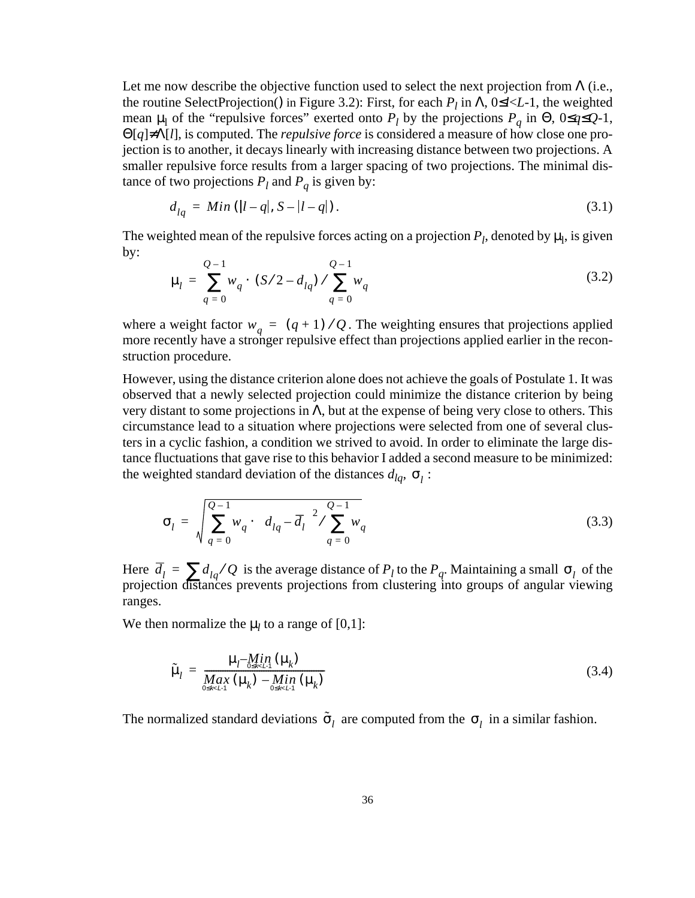Let me now describe the objective function used to select the next projection from $\Lambda$ (i.e., the routine SelectProjection() in Figure 3.2): First, for each $P_l$ in $\Lambda$, $0 \leq l < L-1$, the weighted mean $\mu_l$ of the “repulsive forces” exerted onto $P_l$ by the projections $P_q$ in $\Theta$, $0 \leq q \leq Q-1$, $\Theta[q] \neq \Lambda[l]$, is computed. The *repulsive force* is considered a measure of how close one projection is to another, it decays linearly with increasing distance between two projections. A smaller repulsive force results from a larger spacing of two projections. The minimal distance of two projections $P_l$ and $P_q$ is given by:

$$d_{lq} = Min(|l-q|, S-|l-q|). \tag{3.1}$$

The weighted mean of the repulsive forces acting on a projection $P_l$, denoted by $\mu_l$, is given by:

$$\mu_l = \sum_{q=0}^{Q-1} w_q \cdot (S/2 - d_{lq}) / \sum_{q=0}^{Q-1} w_q \tag{3.2}$$

where a weight factor $w_q = (q+1)/Q$. The weighting ensures that projections applied more recently have a stronger repulsive effect than projections applied earlier in the reconstruction procedure.

However, using the distance criterion alone does not achieve the goals of Postulate 1. It was observed that a newly selected projection could minimize the distance criterion by being very distant to some projections in $\Lambda$, but at the expense of being very close to others. This circumstance lead to a situation where projections were selected from one of several clusters in a cyclic fashion, a condition we strived to avoid. In order to eliminate the large distance fluctuations that gave rise to this behavior I added a second measure to be minimized: the weighted standard deviation of the distances $d_{lq}$, $\sigma_l$ :

$$\sigma_l = \sqrt{\sum_{q=0}^{Q-1} w_q \cdot \left(d_{lq} - \overline{d}_l\right)^2 / \sum_{q=0}^{Q-1} w_q} \tag{3.3}$$

Here $\overline{d}_l = \sum d_{lq}/Q$ is the average distance of $P_l$ to the $P_q$. Maintaining a small $\sigma_l$ of the projection distances prevents projections from clustering into groups of angular viewing ranges.

We then normalize the $\mu_l$ to a range of [0,1]:

$$\tilde{\mu}_l = \frac{\mu_l - \underset{0 \leq k < L-1}{Min}(\mu_k)}{\underset{0 \leq k < L-1}{Max}(\mu_k) - \underset{0 \leq k < L-1}{Min}(\mu_k)} \tag{3.4}$$

The normalized standard deviations $\tilde{\sigma}_l$ are computed from the $\sigma_l$ in a similar fashion.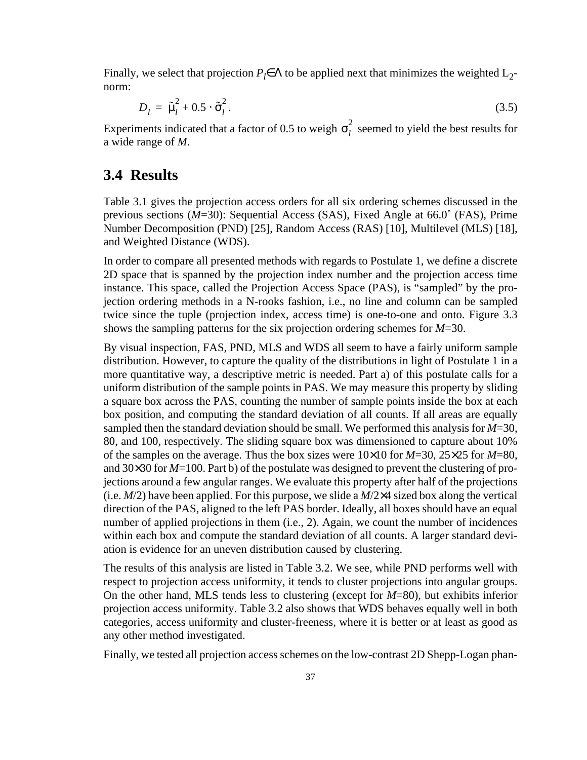Finally, we select that projection $P_l \in \Lambda$ to be applied next that minimizes the weighted $L_2$-norm:

$$D_l = \tilde{\mu}_l^2 + 0.5 \cdot \tilde{\sigma}_l^2 . \tag{3.5}$$

Experiments indicated that a factor of 0.5 to weigh $\sigma_l^2$ seemed to yield the best results for a wide range of $M$.

## 3.4 Results

Table 3.1 gives the projection access orders for all six ordering schemes discussed in the previous sections ($M$=30): Sequential Access (SAS), Fixed Angle at 66.0˚ (FAS), Prime Number Decomposition (PND) [25], Random Access (RAS) [10], Multilevel (MLS) [18], and Weighted Distance (WDS).

In order to compare all presented methods with regards to Postulate 1, we define a discrete 2D space that is spanned by the projection index number and the projection access time instance. This space, called the Projection Access Space (PAS), is "sampled" by the projection ordering methods in a N-rooks fashion, i.e., no line and column can be sampled twice since the tuple (projection index, access time) is one-to-one and onto. Figure 3.3 shows the sampling patterns for the six projection ordering schemes for $M$=30.

By visual inspection, FAS, PND, MLS and WDS all seem to have a fairly uniform sample distribution. However, to capture the quality of the distributions in light of Postulate 1 in a more quantitative way, a descriptive metric is needed. Part a) of this postulate calls for a uniform distribution of the sample points in PAS. We may measure this property by sliding a square box across the PAS, counting the number of sample points inside the box at each box position, and computing the standard deviation of all counts. If all areas are equally sampled then the standard deviation should be small. We performed this analysis for $M$=30, 80, and 100, respectively. The sliding square box was dimensioned to capture about 10% of the samples on the average. Thus the box sizes were 10×10 for $M$=30, 25×25 for $M$=80, and 30×30 for $M$=100. Part b) of the postulate was designed to prevent the clustering of projections around a few angular ranges. We evaluate this property after half of the projections (i.e. $M$/2) have been applied. For this purpose, we slide a $M$/2×4 sized box along the vertical direction of the PAS, aligned to the left PAS border. Ideally, all boxes should have an equal number of applied projections in them (i.e., 2). Again, we count the number of incidences within each box and compute the standard deviation of all counts. A larger standard deviation is evidence for an uneven distribution caused by clustering.

The results of this analysis are listed in Table 3.2. We see, while PND performs well with respect to projection access uniformity, it tends to cluster projections into angular groups. On the other hand, MLS tends less to clustering (except for $M$=80), but exhibits inferior projection access uniformity. Table 3.2 also shows that WDS behaves equally well in both categories, access uniformity and cluster-freeness, where it is better or at least as good as any other method investigated.

Finally, we tested all projection access schemes on the low-contrast 2D Shepp-Logan phan-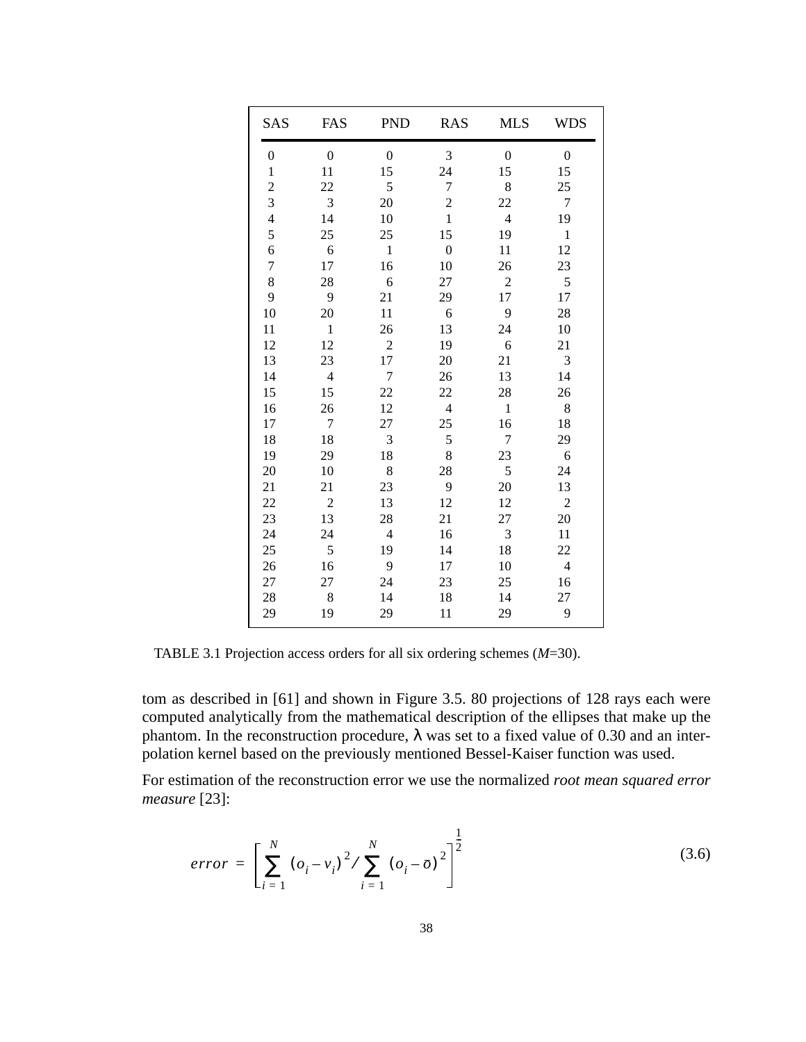| SAS | FAS | PND | RAS | MLS | WDS |
|---|---|---|---|---|---|
| 0 | 0 | 0 | 3 | 0 | 0 |
| 1 | 11 | 15 | 24 | 15 | 15 |
| 2 | 22 | 5 | 7 | 8 | 25 |
| 3 | 3 | 20 | 2 | 22 | 7 |
| 4 | 14 | 10 | 1 | 4 | 19 |
| 5 | 25 | 25 | 15 | 19 | 1 |
| 6 | 6 | 1 | 0 | 11 | 12 |
| 7 | 17 | 16 | 10 | 26 | 23 |
| 8 | 28 | 6 | 27 | 2 | 5 |
| 9 | 9 | 21 | 29 | 17 | 17 |
| 10 | 20 | 11 | 6 | 9 | 28 |
| 11 | 1 | 26 | 13 | 24 | 10 |
| 12 | 12 | 2 | 19 | 6 | 21 |
| 13 | 23 | 17 | 20 | 21 | 3 |
| 14 | 4 | 7 | 26 | 13 | 14 |
| 15 | 15 | 22 | 22 | 28 | 26 |
| 16 | 26 | 12 | 4 | 1 | 8 |
| 17 | 7 | 27 | 25 | 16 | 18 |
| 18 | 18 | 3 | 5 | 7 | 29 |
| 19 | 29 | 18 | 8 | 23 | 6 |
| 20 | 10 | 8 | 28 | 5 | 24 |
| 21 | 21 | 23 | 9 | 20 | 13 |
| 22 | 2 | 13 | 12 | 12 | 2 |
| 23 | 13 | 28 | 21 | 27 | 20 |
| 24 | 24 | 4 | 16 | 3 | 11 |
| 25 | 5 | 19 | 14 | 18 | 22 |
| 26 | 16 | 9 | 17 | 10 | 4 |
| 27 | 27 | 24 | 23 | 25 | 16 |
| 28 | 8 | 14 | 18 | 14 | 27 |
| 29 | 19 | 29 | 11 | 29 | 9 |

TABLE 3.1 Projection access orders for all six ordering schemes ($M$=30).

tom as described in [61] and shown in Figure 3.5. 80 projections of 128 rays each were computed analytically from the mathematical description of the ellipses that make up the phantom. In the reconstruction procedure, $\lambda$ was set to a fixed value of 0.30 and an interpolation kernel based on the previously mentioned Bessel-Kaiser function was used.

For estimation of the reconstruction error we use the normalized *root mean squared error measure* [23]:

$$error = \left[ \sum_{i=1}^{N} (o_i - v_i)^2 / \sum_{i=1}^{N} (o_i - \bar{o})^2 \right]^{\frac{1}{2}} \tag{3.6}$$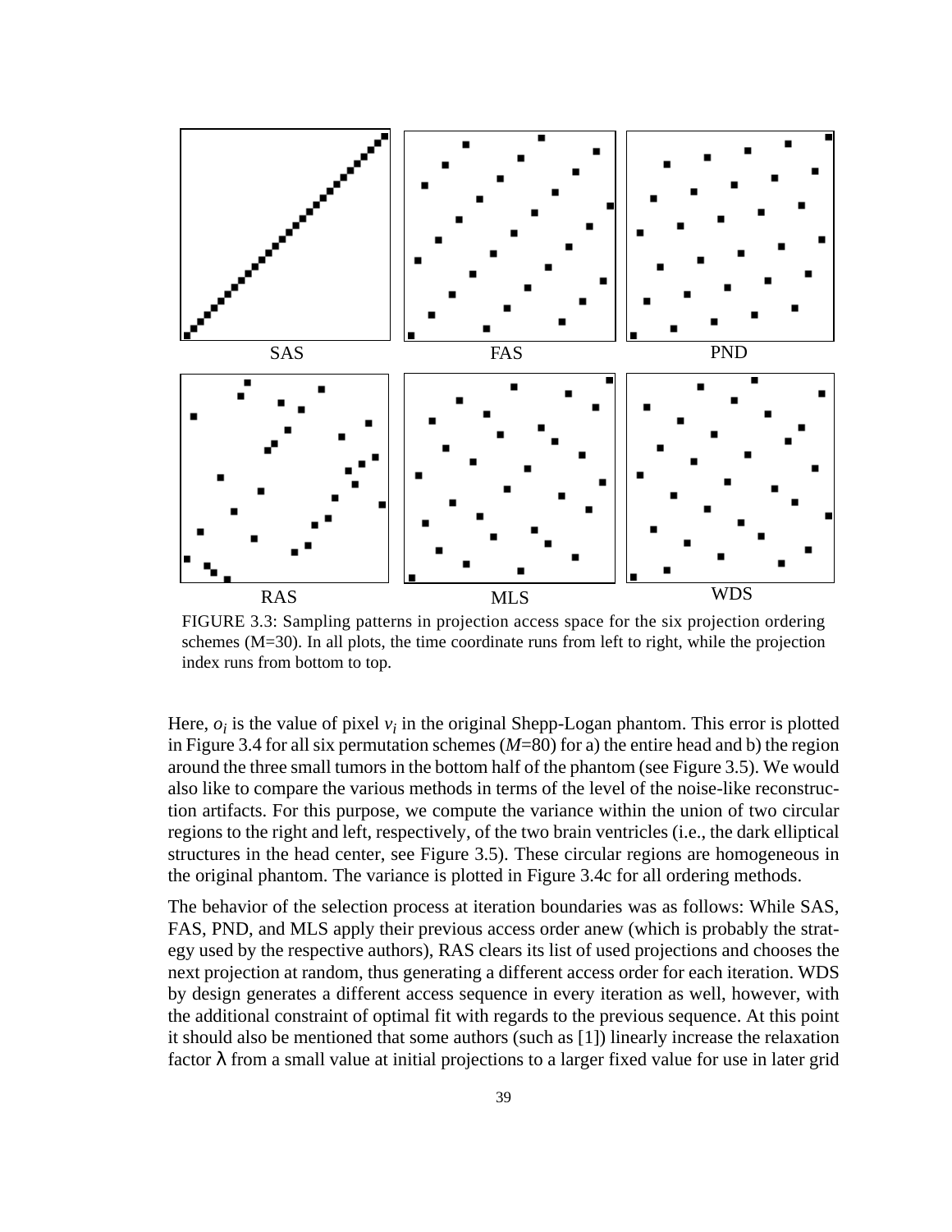SAS FAS PND

RAS MLS WDS

FIGURE 3.3: Sampling patterns in projection access space for the six projection ordering schemes (M=30). In all plots, the time coordinate runs from left to right, while the projection index runs from bottom to top.

Here, $o_i$ is the value of pixel $v_i$ in the original Shepp-Logan phantom. This error is plotted in Figure 3.4 for all six permutation schemes ($M$=80) for a) the entire head and b) the region around the three small tumors in the bottom half of the phantom (see Figure 3.5). We would also like to compare the various methods in terms of the level of the noise-like reconstruction artifacts. For this purpose, we compute the variance within the union of two circular regions to the right and left, respectively, of the two brain ventricles (i.e., the dark elliptical structures in the head center, see Figure 3.5). These circular regions are homogeneous in the original phantom. The variance is plotted in Figure 3.4c for all ordering methods.

The behavior of the selection process at iteration boundaries was as follows: While SAS, FAS, PND, and MLS apply their previous access order anew (which is probably the strategy used by the respective authors), RAS clears its list of used projections and chooses the next projection at random, thus generating a different access order for each iteration. WDS by design generates a different access sequence in every iteration as well, however, with the additional constraint of optimal fit with regards to the previous sequence. At this point it should also be mentioned that some authors (such as [1]) linearly increase the relaxation factor $\lambda$ from a small value at initial projections to a larger fixed value for use in later grid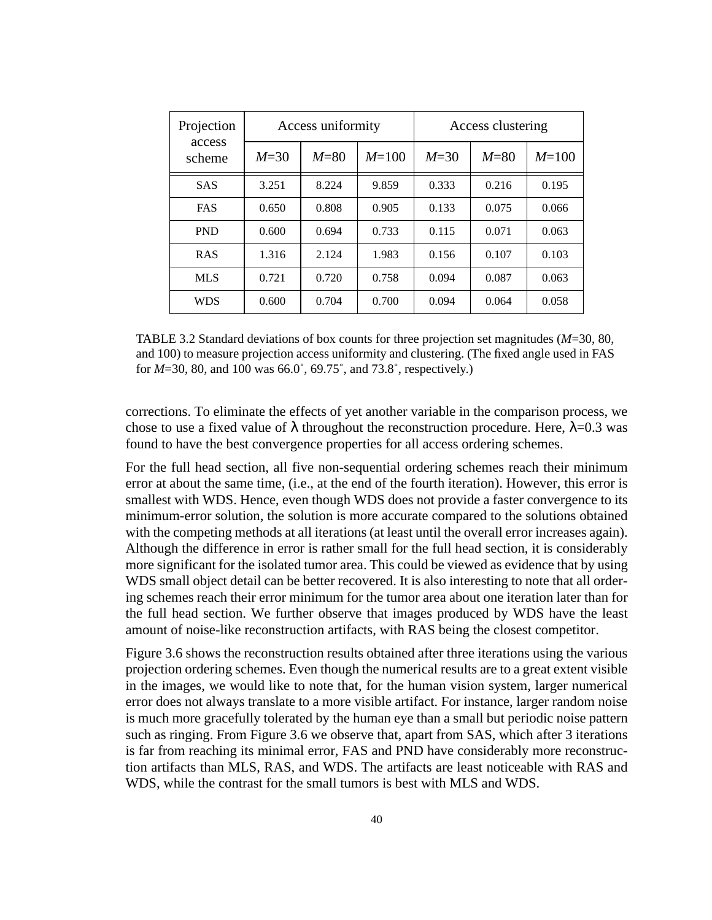| Projection access scheme | Access uniformity | | | Access clustering | | |
|---|---|---|---|---|---|---|
| | $M$=30 | $M$=80 | $M$=100 | $M$=30 | $M$=80 | $M$=100 |
| SAS | 3.251 | 8.224 | 9.859 | 0.333 | 0.216 | 0.195 |
| FAS | 0.650 | 0.808 | 0.905 | 0.133 | 0.075 | 0.066 |
| PND | 0.600 | 0.694 | 0.733 | 0.115 | 0.071 | 0.063 |
| RAS | 1.316 | 2.124 | 1.983 | 0.156 | 0.107 | 0.103 |
| MLS | 0.721 | 0.720 | 0.758 | 0.094 | 0.087 | 0.063 |
| WDS | 0.600 | 0.704 | 0.700 | 0.094 | 0.064 | 0.058 |

TABLE 3.2 Standard deviations of box counts for three projection set magnitudes ($M$=30, 80, and 100) to measure projection access uniformity and clustering. (The fixed angle used in FAS for $M$=30, 80, and 100 was 66.0˚, 69.75˚, and 73.8˚, respectively.)

corrections. To eliminate the effects of yet another variable in the comparison process, we chose to use a fixed value of $\lambda$ throughout the reconstruction procedure. Here, $\lambda$=0.3 was found to have the best convergence properties for all access ordering schemes.

For the full head section, all five non-sequential ordering schemes reach their minimum error at about the same time, (i.e., at the end of the fourth iteration). However, this error is smallest with WDS. Hence, even though WDS does not provide a faster convergence to its minimum-error solution, the solution is more accurate compared to the solutions obtained with the competing methods at all iterations (at least until the overall error increases again). Although the difference in error is rather small for the full head section, it is considerably more significant for the isolated tumor area. This could be viewed as evidence that by using WDS small object detail can be better recovered. It is also interesting to note that all ordering schemes reach their error minimum for the tumor area about one iteration later than for the full head section. We further observe that images produced by WDS have the least amount of noise-like reconstruction artifacts, with RAS being the closest competitor.

Figure 3.6 shows the reconstruction results obtained after three iterations using the various projection ordering schemes. Even though the numerical results are to a great extent visible in the images, we would like to note that, for the human vision system, larger numerical error does not always translate to a more visible artifact. For instance, larger random noise is much more gracefully tolerated by the human eye than a small but periodic noise pattern such as ringing. From Figure 3.6 we observe that, apart from SAS, which after 3 iterations is far from reaching its minimal error, FAS and PND have considerably more reconstruction artifacts than MLS, RAS, and WDS. The artifacts are least noticeable with RAS and WDS, while the contrast for the small tumors is best with MLS and WDS.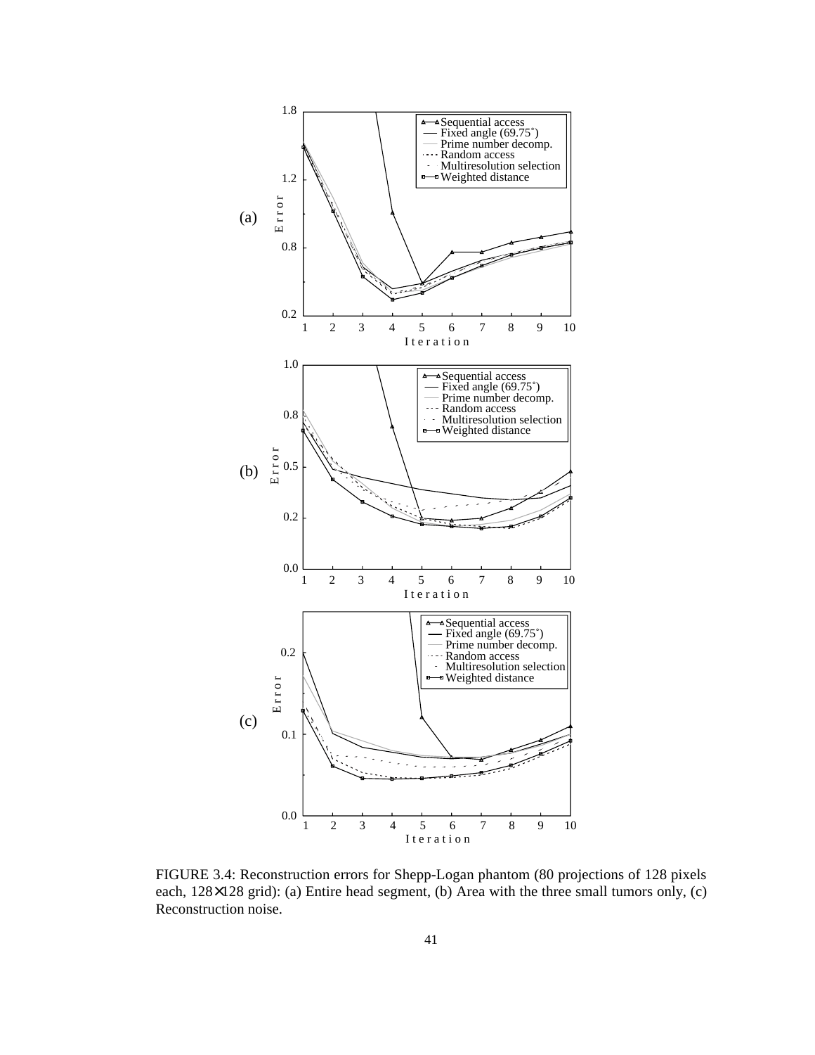FIGURE 3.4: Reconstruction errors for Shepp-Logan phantom (80 projections of 128 pixels each, 128×128 grid): (a) Entire head segment, (b) Area with the three small tumors only, (c) Reconstruction noise.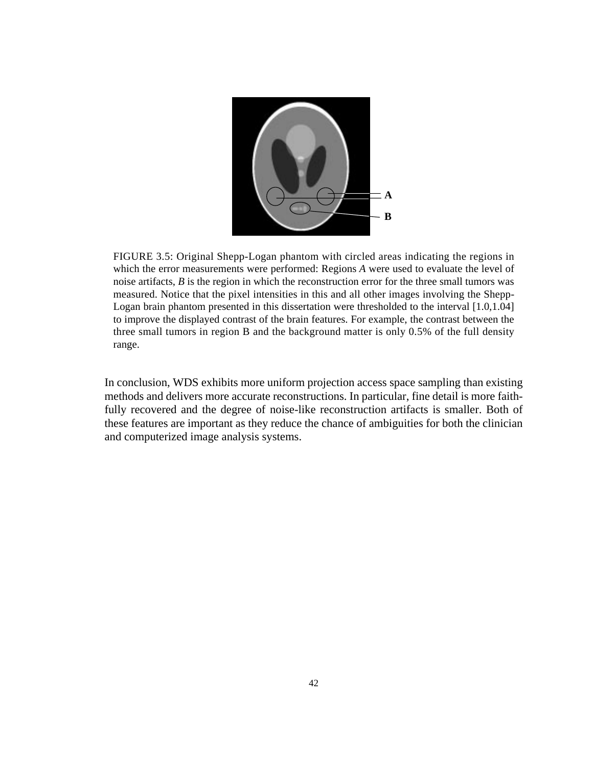FIGURE 3.5: Original Shepp-Logan phantom with circled areas indicating the regions in which the error measurements were performed: Regions *A* were used to evaluate the level of noise artifacts, *B* is the region in which the reconstruction error for the three small tumors was measured. Notice that the pixel intensities in this and all other images involving the Shepp-Logan brain phantom presented in this dissertation were thresholded to the interval [1.0,1.04] to improve the displayed contrast of the brain features. For example, the contrast between the three small tumors in region B and the background matter is only 0.5% of the full density range.

In conclusion, WDS exhibits more uniform projection access space sampling than existing methods and delivers more accurate reconstructions. In particular, fine detail is more faithfully recovered and the degree of noise-like reconstruction artifacts is smaller. Both of these features are important as they reduce the chance of ambiguities for both the clinician and computerized image analysis systems.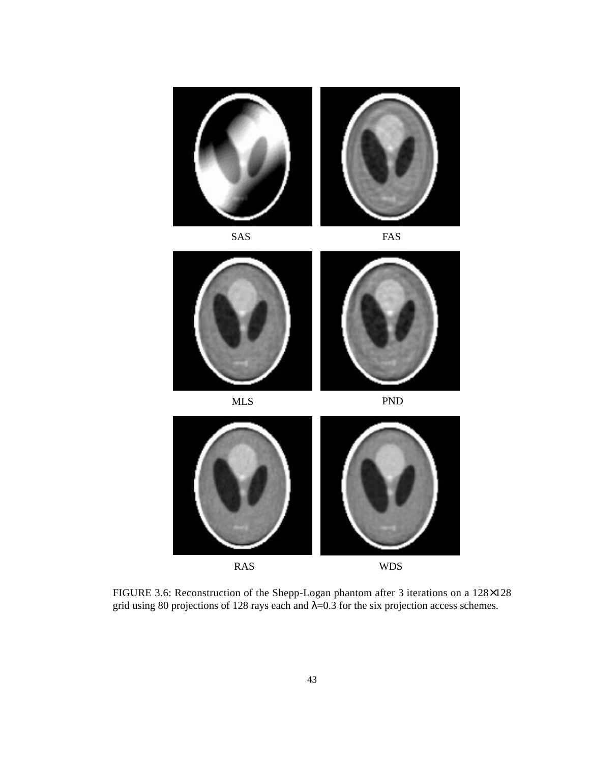SAS FAS

MLS PND

RAS WDS

FIGURE 3.6: Reconstruction of the Shepp-Logan phantom after 3 iterations on a 128×128 grid using 80 projections of 128 rays each and $\lambda$=0.3 for the six projection access schemes.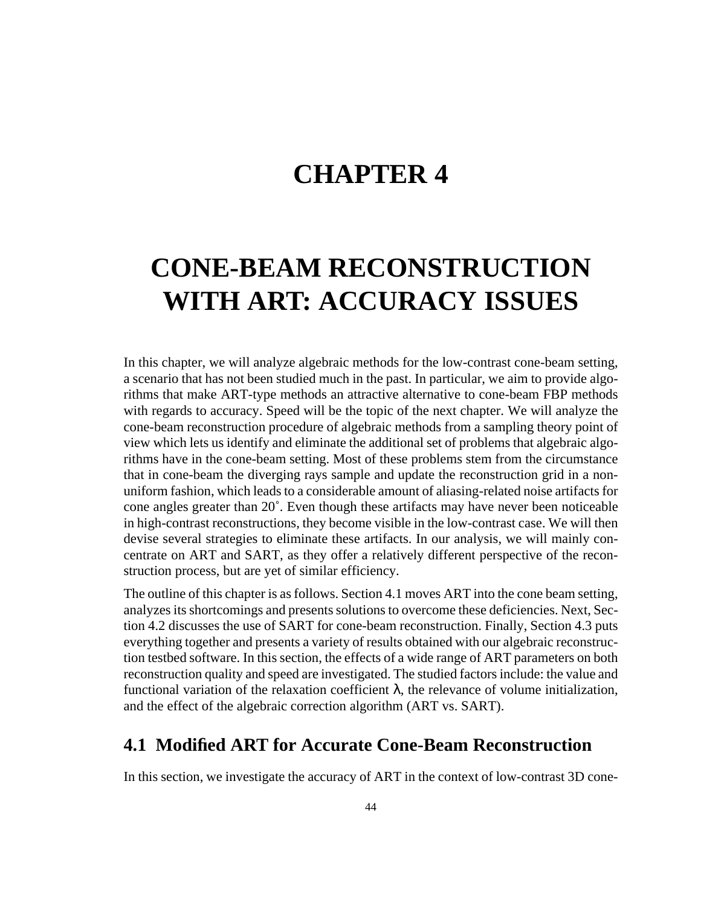# CHAPTER 4

# CONE-BEAM RECONSTRUCTION WITH ART: ACCURACY ISSUES

In this chapter, we will analyze algebraic methods for the low-contrast cone-beam setting, a scenario that has not been studied much in the past. In particular, we aim to provide algorithms that make ART-type methods an attractive alternative to cone-beam FBP methods with regards to accuracy. Speed will be the topic of the next chapter. We will analyze the cone-beam reconstruction procedure of algebraic methods from a sampling theory point of view which lets us identify and eliminate the additional set of problems that algebraic algorithms have in the cone-beam setting. Most of these problems stem from the circumstance that in cone-beam the diverging rays sample and update the reconstruction grid in a non-uniform fashion, which leads to a considerable amount of aliasing-related noise artifacts for cone angles greater than 20˚. Even though these artifacts may have never been noticeable in high-contrast reconstructions, they become visible in the low-contrast case. We will then devise several strategies to eliminate these artifacts. In our analysis, we will mainly concentrate on ART and SART, as they offer a relatively different perspective of the reconstruction process, but are yet of similar efficiency.

The outline of this chapter is as follows. Section 4.1 moves ART into the cone beam setting, analyzes its shortcomings and presents solutions to overcome these deficiencies. Next, Section 4.2 discusses the use of SART for cone-beam reconstruction. Finally, Section 4.3 puts everything together and presents a variety of results obtained with our algebraic reconstruction testbed software. In this section, the effects of a wide range of ART parameters on both reconstruction quality and speed are investigated. The studied factors include: the value and functional variation of the relaxation coefficient $\lambda$, the relevance of volume initialization, and the effect of the algebraic correction algorithm (ART vs. SART).

## 4.1 Modified ART for Accurate Cone-Beam Reconstruction

In this section, we investigate the accuracy of ART in the context of low-contrast 3D cone-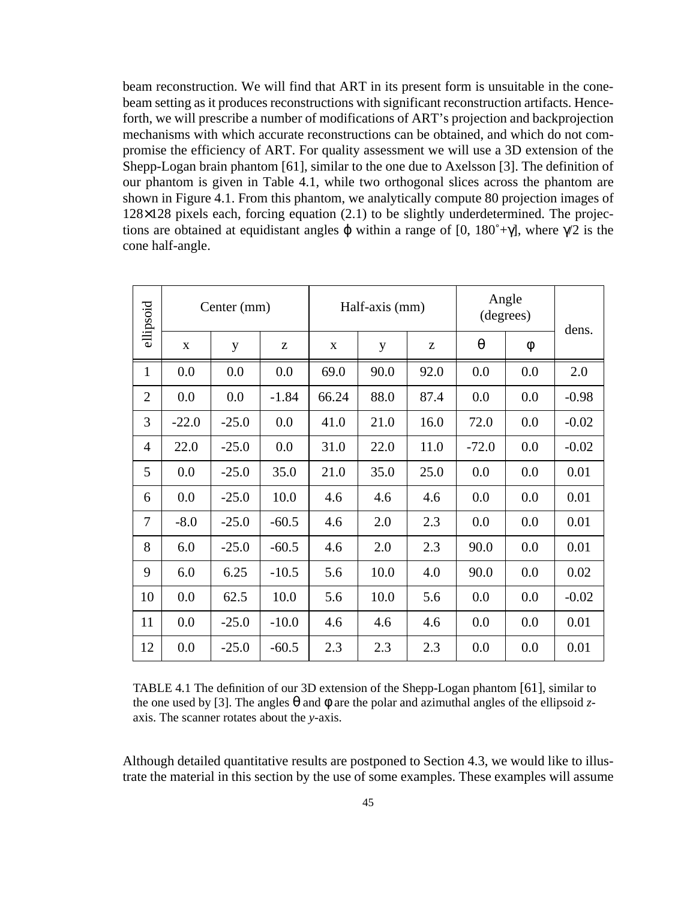beam reconstruction. We will find that ART in its present form is unsuitable in the cone-beam setting as it produces reconstructions with significant reconstruction artifacts. Henceforth, we will prescribe a number of modifications of ART's projection and backprojection mechanisms with which accurate reconstructions can be obtained, and which do not compromise the efficiency of ART. For quality assessment we will use a 3D extension of the Shepp-Logan brain phantom [61], similar to the one due to Axelsson [3]. The definition of our phantom is given in Table 4.1, while two orthogonal slices across the phantom are shown in Figure 4.1. From this phantom, we analytically compute 80 projection images of $128\times128$ pixels each, forcing equation (2.1) to be slightly underdetermined. The projections are obtained at equidistant angles $\varphi$ within a range of $[0, 180^\circ+\gamma]$, where $\gamma/2$ is the cone half-angle.

| ellipsoid | Center (mm) | | | Half-axis (mm) | | | Angle (degrees) | | dens. |
|---|---|---|---|---|---|---|---|---|---|
| | x | y | z | x | y | z | $\theta$ | $\phi$ | |
| 1 | 0.0 | 0.0 | 0.0 | 69.0 | 90.0 | 92.0 | 0.0 | 0.0 | 2.0 |
| 2 | 0.0 | 0.0 | -1.84 | 66.24 | 88.0 | 87.4 | 0.0 | 0.0 | -0.98 |
| 3 | -22.0 | -25.0 | 0.0 | 41.0 | 21.0 | 16.0 | 72.0 | 0.0 | -0.02 |
| 4 | 22.0 | -25.0 | 0.0 | 31.0 | 22.0 | 11.0 | -72.0 | 0.0 | -0.02 |
| 5 | 0.0 | -25.0 | 35.0 | 21.0 | 35.0 | 25.0 | 0.0 | 0.0 | 0.01 |
| 6 | 0.0 | -25.0 | 10.0 | 4.6 | 4.6 | 4.6 | 0.0 | 0.0 | 0.01 |
| 7 | -8.0 | -25.0 | -60.5 | 4.6 | 2.0 | 2.3 | 0.0 | 0.0 | 0.01 |
| 8 | 6.0 | -25.0 | -60.5 | 4.6 | 2.0 | 2.3 | 90.0 | 0.0 | 0.01 |
| 9 | 6.0 | 6.25 | -10.5 | 5.6 | 10.0 | 4.0 | 90.0 | 0.0 | 0.02 |
| 10 | 0.0 | 62.5 | 10.0 | 5.6 | 10.0 | 5.6 | 0.0 | 0.0 | -0.02 |
| 11 | 0.0 | -25.0 | -10.0 | 4.6 | 4.6 | 4.6 | 0.0 | 0.0 | 0.01 |
| 12 | 0.0 | -25.0 | -60.5 | 2.3 | 2.3 | 2.3 | 0.0 | 0.0 | 0.01 |

TABLE 4.1 The definition of our 3D extension of the Shepp-Logan phantom [61], similar to the one used by [3]. The angles $\theta$ and $\phi$ are the polar and azimuthal angles of the ellipsoid *z*-axis. The scanner rotates about the *y*-axis.

Although detailed quantitative results are postponed to Section 4.3, we would like to illustrate the material in this section by the use of some examples. These examples will assume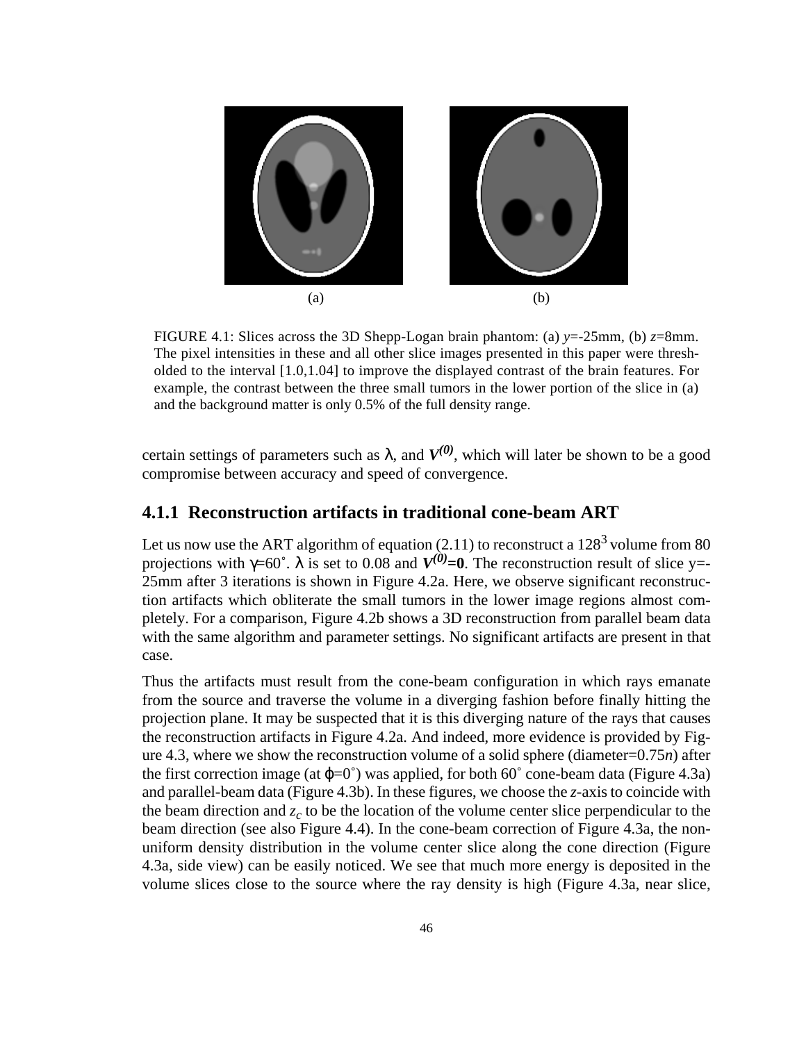(a) (b)

FIGURE 4.1: Slices across the 3D Shepp-Logan brain phantom: (a) $y$=-25mm, (b) $z$=8mm. The pixel intensities in these and all other slice images presented in this paper were thresholded to the interval [1.0,1.04] to improve the displayed contrast of the brain features. For example, the contrast between the three small tumors in the lower portion of the slice in (a) and the background matter is only 0.5% of the full density range.

certain settings of parameters such as $\lambda$, and $V^{(0)}$, which will later be shown to be a good compromise between accuracy and speed of convergence.

### 4.1.1 Reconstruction artifacts in traditional cone-beam ART

Let us now use the ART algorithm of equation (2.11) to reconstruct a $128^3$ volume from 80 projections with $\gamma$=60˚. $\lambda$ is set to 0.08 and $\mathbf{V^{(0)}=0}$. The reconstruction result of slice y=-25mm after 3 iterations is shown in Figure 4.2a. Here, we observe significant reconstruction artifacts which obliterate the small tumors in the lower image regions almost completely. For a comparison, Figure 4.2b shows a 3D reconstruction from parallel beam data with the same algorithm and parameter settings. No significant artifacts are present in that case.

Thus the artifacts must result from the cone-beam configuration in which rays emanate from the source and traverse the volume in a diverging fashion before finally hitting the projection plane. It may be suspected that it is this diverging nature of the rays that causes the reconstruction artifacts in Figure 4.2a. And indeed, more evidence is provided by Figure 4.3, where we show the reconstruction volume of a solid sphere (diameter=0.75$n$) after the first correction image (at $\varphi$=0˚) was applied, for both 60˚ cone-beam data (Figure 4.3a) and parallel-beam data (Figure 4.3b). In these figures, we choose the $z$-axis to coincide with the beam direction and $z_c$ to be the location of the volume center slice perpendicular to the beam direction (see also Figure 4.4). In the cone-beam correction of Figure 4.3a, the non-uniform density distribution in the volume center slice along the cone direction (Figure 4.3a, side view) can be easily noticed. We see that much more energy is deposited in the volume slices close to the source where the ray density is high (Figure 4.3a, near slice,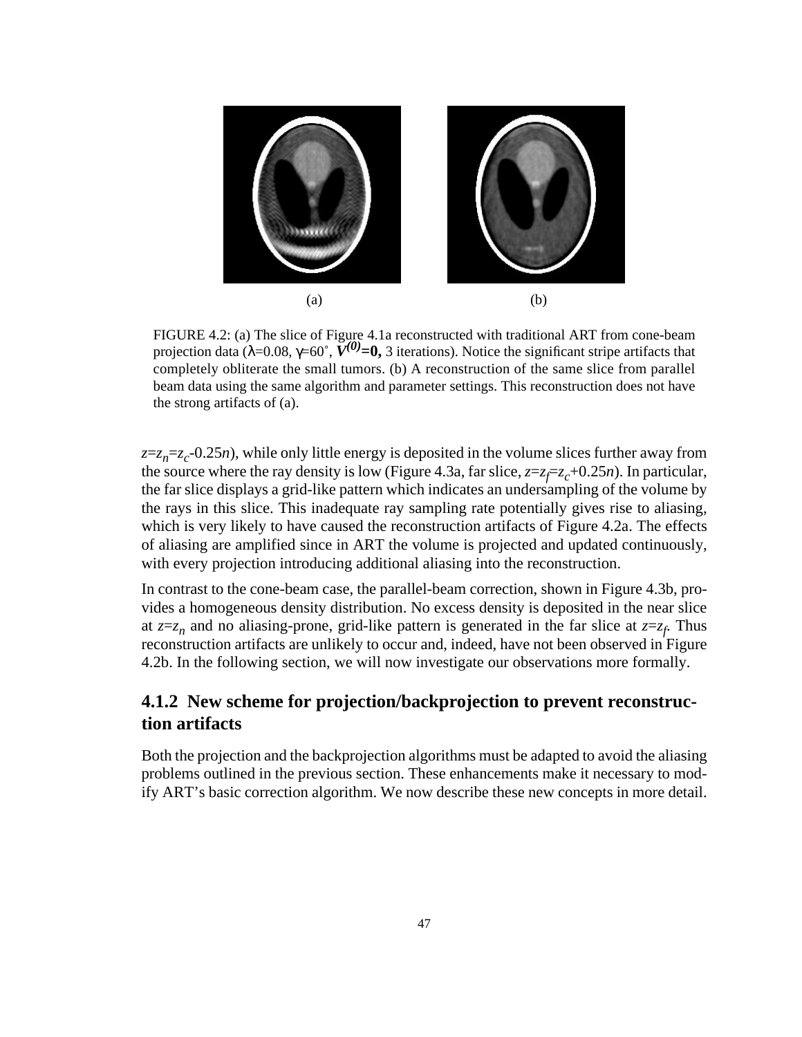(a) (b)

FIGURE 4.2: (a) The slice of Figure 4.1a reconstructed with traditional ART from cone-beam projection data ($\lambda$=0.08, $\gamma$=60˚, $\boldsymbol{V^{(0)}=0}$, 3 iterations). Notice the significant stripe artifacts that completely obliterate the small tumors. (b) A reconstruction of the same slice from parallel beam data using the same algorithm and parameter settings. This reconstruction does not have the strong artifacts of (a).

$z=z_n=z_c-0.25n$), while only little energy is deposited in the volume slices further away from the source where the ray density is low (Figure 4.3a, far slice, $z=z_f=z_c+0.25n$). In particular, the far slice displays a grid-like pattern which indicates an undersampling of the volume by the rays in this slice. This inadequate ray sampling rate potentially gives rise to aliasing, which is very likely to have caused the reconstruction artifacts of Figure 4.2a. The effects of aliasing are amplified since in ART the volume is projected and updated continuously, with every projection introducing additional aliasing into the reconstruction.

In contrast to the cone-beam case, the parallel-beam correction, shown in Figure 4.3b, provides a homogeneous density distribution. No excess density is deposited in the near slice at $z=z_n$ and no aliasing-prone, grid-like pattern is generated in the far slice at $z=z_f$. Thus reconstruction artifacts are unlikely to occur and, indeed, have not been observed in Figure 4.2b. In the following section, we will now investigate our observations more formally.

### 4.1.2 New scheme for projection/backprojection to prevent reconstruction artifacts

Both the projection and the backprojection algorithms must be adapted to avoid the aliasing problems outlined in the previous section. These enhancements make it necessary to modify ART's basic correction algorithm. We now describe these new concepts in more detail.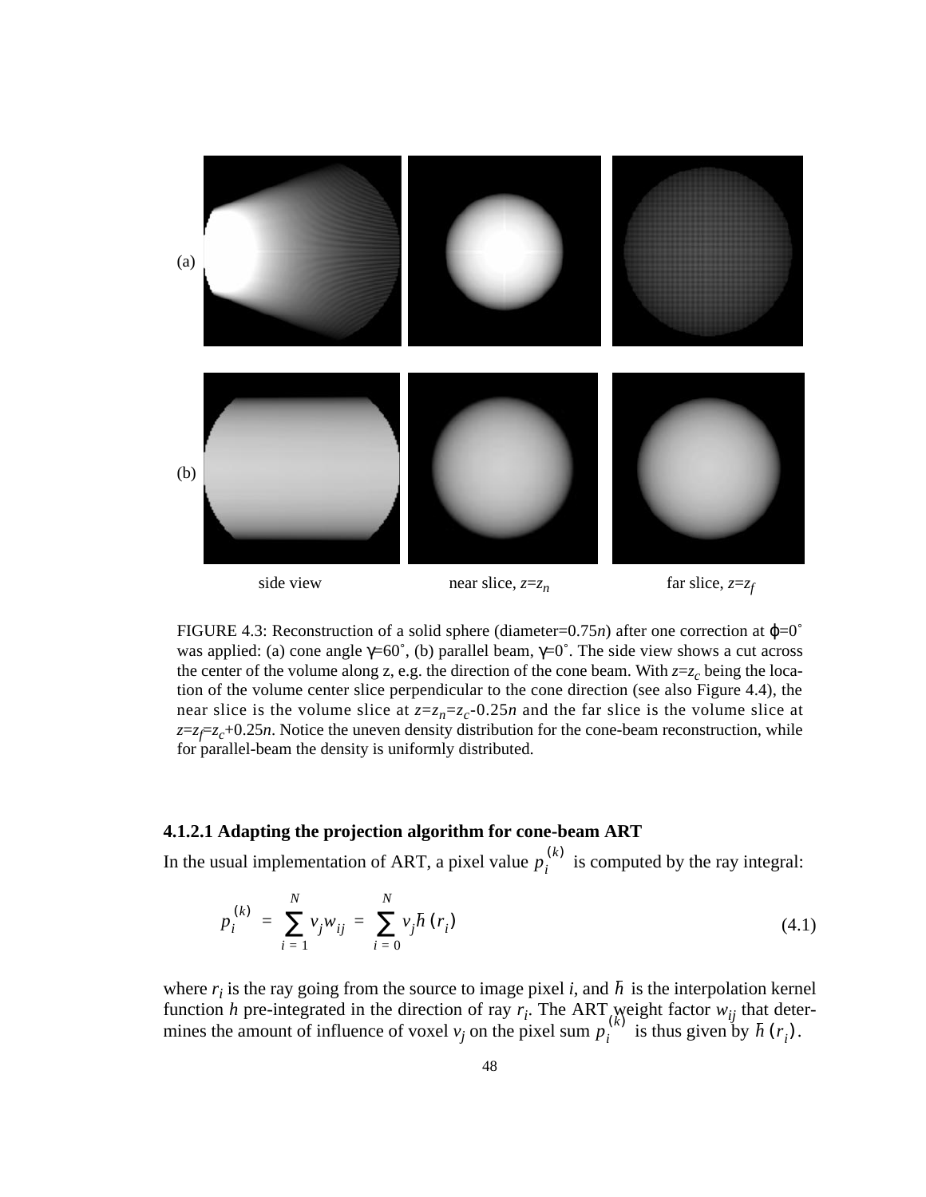(a)

(b)

side view near slice, $z=z_n$ far slice, $z=z_f$

FIGURE 4.3: Reconstruction of a solid sphere (diameter=0.75$n$) after one correction at $\varphi$=0˚ was applied: (a) cone angle $\gamma$=60˚, (b) parallel beam, $\gamma$=0˚. The side view shows a cut across the center of the volume along z, e.g. the direction of the cone beam. With $z=z_c$ being the location of the volume center slice perpendicular to the cone direction (see also Figure 4.4), the near slice is the volume slice at $z=z_n=z_c-0.25n$ and the far slice is the volume slice at $z=z_f=z_c+0.25n$. Notice the uneven density distribution for the cone-beam reconstruction, while for parallel-beam the density is uniformly distributed.

#### 4.1.2.1 Adapting the projection algorithm for cone-beam ART

In the usual implementation of ART, a pixel value $p_i^{(k)}$ is computed by the ray integral:

$$p_i^{(k)} = \sum_{i=1}^{N} v_j w_{ij} = \sum_{i=0}^{N} v_j \bar{h}(r_i) \tag{4.1}$$

where $r_i$ is the ray going from the source to image pixel $i$, and $\bar{h}$ is the interpolation kernel function $h$ pre-integrated in the direction of ray $r_i$. The ART weight factor $w_{ij}$ that determines the amount of influence of voxel $v_j$ on the pixel sum $p_i^{(k)}$ is thus given by $\bar{h}(r_i)$.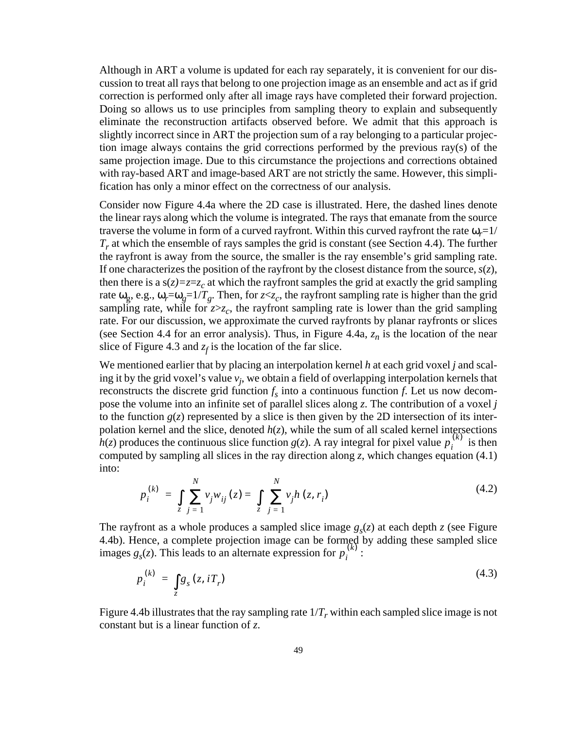Although in ART a volume is updated for each ray separately, it is convenient for our discussion to treat all rays that belong to one projection image as an ensemble and act as if grid correction is performed only after all image rays have completed their forward projection. Doing so allows us to use principles from sampling theory to explain and subsequently eliminate the reconstruction artifacts observed before. We admit that this approach is slightly incorrect since in ART the projection sum of a ray belonging to a particular projection image always contains the grid corrections performed by the previous ray(s) of the same projection image. Due to this circumstance the projections and corrections obtained with ray-based ART and image-based ART are not strictly the same. However, this simplification has only a minor effect on the correctness of our analysis.

Consider now Figure 4.4a where the 2D case is illustrated. Here, the dashed lines denote the linear rays along which the volume is integrated. The rays that emanate from the source traverse the volume in form of a curved rayfront. Within this curved rayfront the rate $\omega_r=1/T_r$ at which the ensemble of rays samples the grid is constant (see Section 4.4). The further the rayfront is away from the source, the smaller is the ray ensemble's grid sampling rate. If one characterizes the position of the rayfront by the closest distance from the source, $s(z)$, then there is a $s(z)=z=z_c$ at which the rayfront samples the grid at exactly the grid sampling rate $\omega_g$, e.g., $\omega_r=\omega_g=1/T_g$. Then, for $z<z_c$, the rayfront sampling rate is higher than the grid sampling rate, while for $z>z_c$, the rayfront sampling rate is lower than the grid sampling rate. For our discussion, we approximate the curved rayfronts by planar rayfronts or slices (see Section 4.4 for an error analysis). Thus, in Figure 4.4a, $z_n$ is the location of the near slice of Figure 4.3 and $z_f$ is the location of the far slice.

We mentioned earlier that by placing an interpolation kernel $h$ at each grid voxel $j$ and scaling it by the grid voxel's value $v_j$, we obtain a field of overlapping interpolation kernels that reconstructs the discrete grid function $f_s$ into a continuous function $f$. Let us now decompose the volume into an infinite set of parallel slices along $z$. The contribution of a voxel $j$ to the function $g(z)$ represented by a slice is then given by the 2D intersection of its interpolation kernel and the slice, denoted $h(z)$, while the sum of all scaled kernel intersections $h(z)$ produces the continuous slice function $g(z)$. A ray integral for pixel value $p_i^{(k)}$ is then computed by sampling all slices in the ray direction along $z$, which changes equation (4.1) into:

$$p_i^{(k)} = \int_z \sum_{j=1}^{N} v_j w_{ij}(z) = \int_z \sum_{j=1}^{N} v_j h(z, r_i) \tag{4.2}$$

The rayfront as a whole produces a sampled slice image $g_s(z)$ at each depth $z$ (see Figure 4.4b). Hence, a complete projection image can be formed by adding these sampled slice images $g_s(z)$. This leads to an alternate expression for $p_i^{(k)}$:

$$p_i^{(k)} = \int_z g_s(z, iT_r) \tag{4.3}$$

Figure 4.4b illustrates that the ray sampling rate $1/T_r$ within each sampled slice image is not constant but is a linear function of $z$.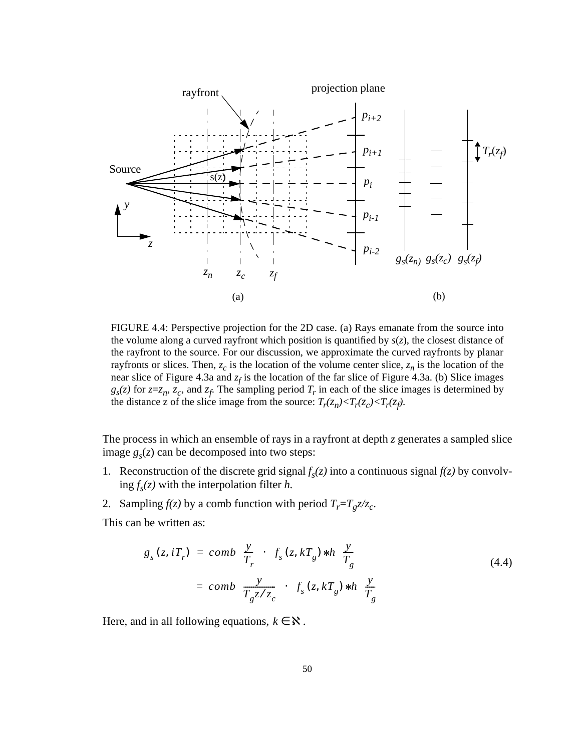FIGURE 4.4: Perspective projection for the 2D case. (a) Rays emanate from the source into the volume along a curved rayfront which position is quantified by $s(z)$, the closest distance of the rayfront to the source. For our discussion, we approximate the curved rayfronts by planar rayfronts or slices. Then, $z_c$ is the location of the volume center slice, $z_n$ is the location of the near slice of Figure 4.3a and $z_f$ is the location of the far slice of Figure 4.3a. (b) Slice images $g_s(z)$ for $z=z_n$, $z_c$, and $z_f$. The sampling period $T_r$ in each of the slice images is determined by the distance z of the slice image from the source: $T_r(z_n)<T_r(z_c)<T_r(z_f)$.

The process in which an ensemble of rays in a rayfront at depth $z$ generates a sampled slice image $g_s(z)$ can be decomposed into two steps:

1. Reconstruction of the discrete grid signal $f_s(z)$ into a continuous signal $f(z)$ by convolving $f_s(z)$ with the interpolation filter $h$.
2. Sampling $f(z)$ by a comb function with period $T_r=T_g z/z_c$.

This can be written as:

$$
\begin{aligned}
g_s(z, iT_r) &= comb\left(\frac{y}{T_r}\right) \cdot \left(f_s(z, kT_g) * h\left(\frac{y}{T_g}\right)\right) \\
&= comb\left(\frac{y}{T_g z/z_c}\right) \cdot \left(f_s(z, kT_g) * h\left(\frac{y}{T_g}\right)\right)
\end{aligned}
\tag{4.4}
$$

Here, and in all following equations, $k \in \aleph$.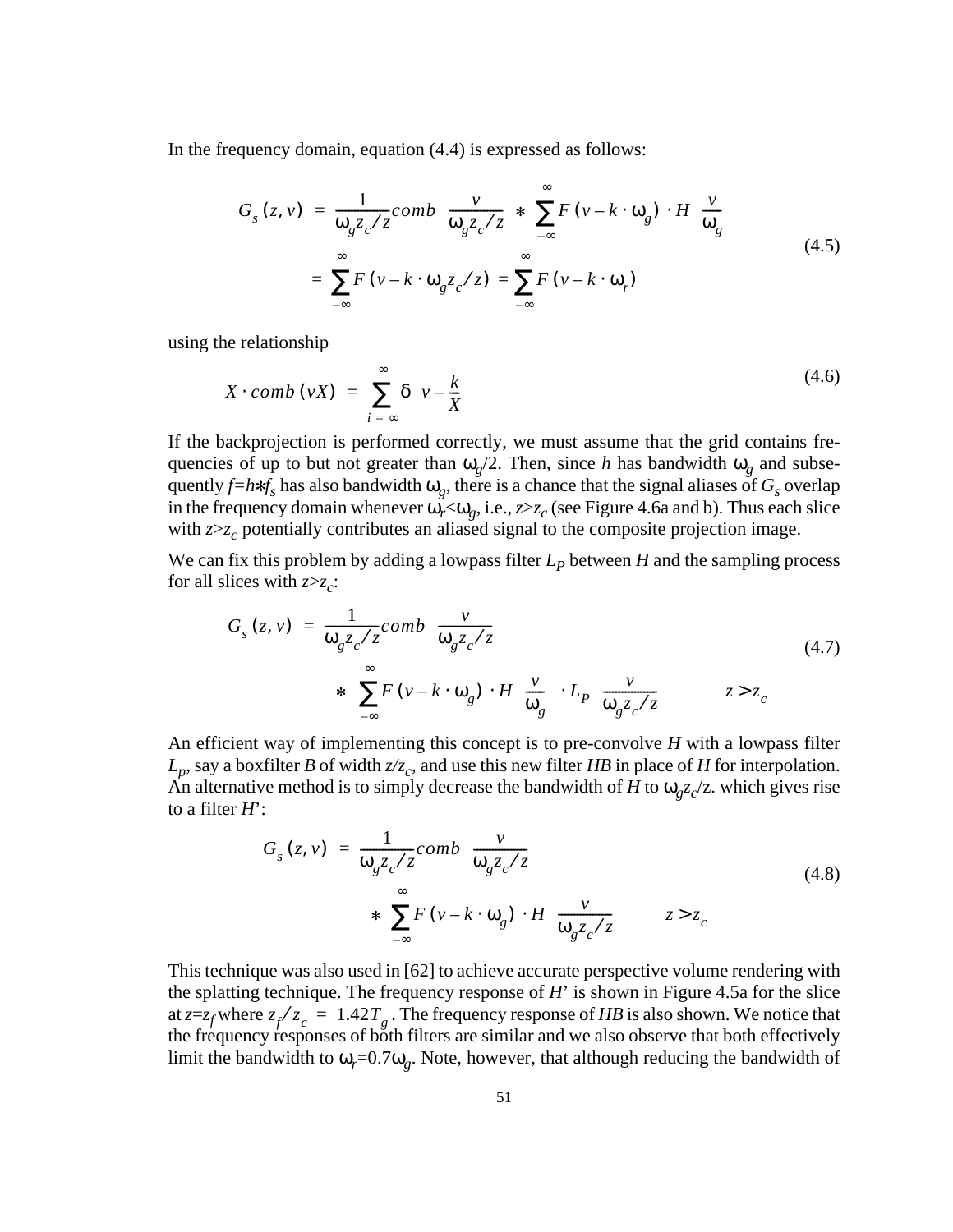In the frequency domain, equation (4.4) is expressed as follows:

$$
\begin{aligned}
G_s(z, v) &= \frac{1}{\omega_g z_c / z} comb\left(\frac{v}{\omega_g z_c / z}\right) * \sum_{-\infty}^{\infty} F(v - k \cdot \omega_g) \cdot H\left(\frac{v}{\omega_g}\right) \\
&= \sum_{-\infty}^{\infty} F(v - k \cdot \omega_g z_c / z) = \sum_{-\infty}^{\infty} F(v - k \cdot \omega_r)
\end{aligned}
\tag{4.5}
$$

using the relationship

$$
X \cdot comb(vX) = \sum_{i = \infty}^{\infty} \delta\left(v - \frac{k}{X}\right)
\tag{4.6}
$$

If the backprojection is performed correctly, we must assume that the grid contains frequencies of up to but not greater than $\omega_g/2$. Then, since $h$ has bandwidth $\omega_g$ and subsequently $f=h*f_s$ has also bandwidth $\omega_g$, there is a chance that the signal aliases of $G_s$ overlap in the frequency domain whenever $\omega_r<\omega_g$, i.e., $z>z_c$ (see Figure 4.6a and b). Thus each slice with $z>z_c$ potentially contributes an aliased signal to the composite projection image.

We can fix this problem by adding a lowpass filter $L_P$ between $H$ and the sampling process for all slices with $z>z_c$:

$$
\begin{aligned}
G_s(z, v) &= \frac{1}{\omega_g z_c / z} comb\left(\frac{v}{\omega_g z_c / z}\right) \\
&\quad * \sum_{-\infty}^{\infty} F(v - k \cdot \omega_g) \cdot H\left(\frac{v}{\omega_g}\right) \cdot L_P\left(\frac{v}{\omega_g z_c / z}\right) \qquad z > z_c
\end{aligned}
\tag{4.7}
$$

An efficient way of implementing this concept is to pre-convolve $H$ with a lowpass filter $L_p$, say a boxfilter $B$ of width $z/z_c$, and use this new filter $HB$ in place of $H$ for interpolation. An alternative method is to simply decrease the bandwidth of $H$ to $\omega_g z_c/z$. which gives rise to a filter $H$':

$$
\begin{aligned}
G_s(z, v) &= \frac{1}{\omega_g z_c / z} comb\left(\frac{v}{\omega_g z_c / z}\right) \\
&\quad * \sum_{-\infty}^{\infty} F(v - k \cdot \omega_g) \cdot H\left(\frac{v}{\omega_g z_c / z}\right) \qquad z > z_c
\end{aligned}
\tag{4.8}
$$

This technique was also used in [62] to achieve accurate perspective volume rendering with the splatting technique. The frequency response of $H$' is shown in Figure 4.5a for the slice at $z=z_f$ where $z_f / z_c = 1.42 T_g$. The frequency response of $HB$ is also shown. We notice that the frequency responses of both filters are similar and we also observe that both effectively limit the bandwidth to $\omega_r=0.7\omega_g$. Note, however, that although reducing the bandwidth of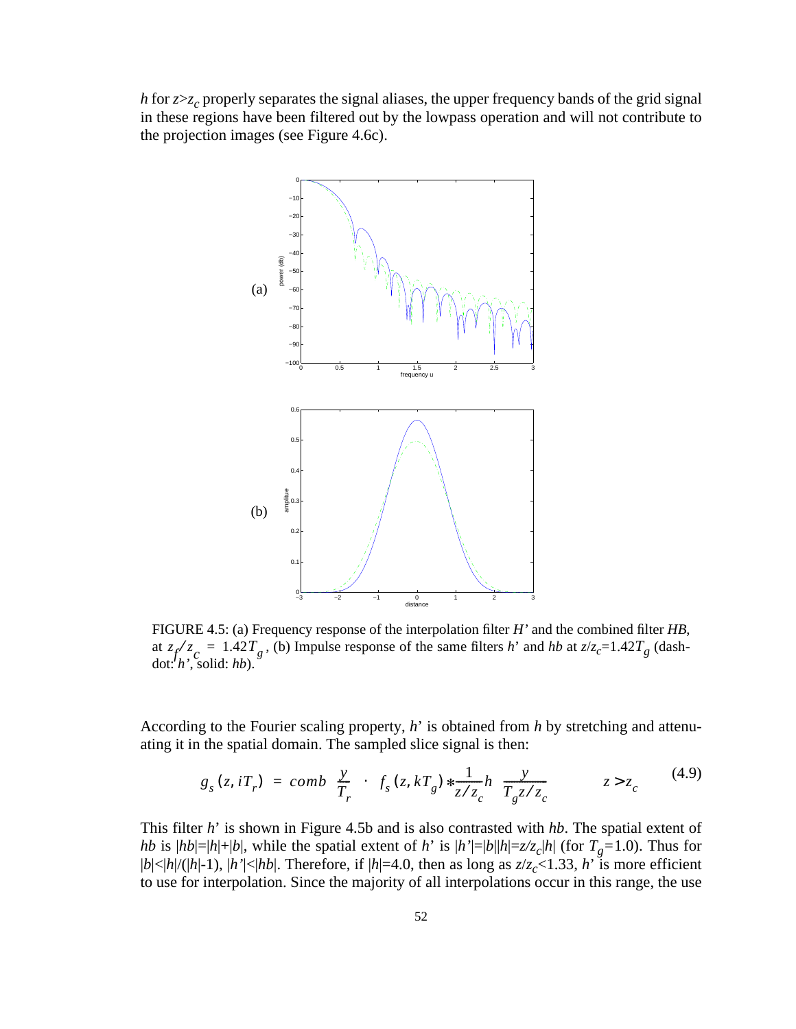$h$ for $z>z_c$ properly separates the signal aliases, the upper frequency bands of the grid signal in these regions have been filtered out by the lowpass operation and will not contribute to the projection images (see Figure 4.6c).

FIGURE 4.5: (a) Frequency response of the interpolation filter $H'$ and the combined filter $HB$, at $z_f/z_c = 1.42T_g$, (b) Impulse response of the same filters $h'$ and $hb$ at $z/z_c$=1.42$T_g$ (dash-dot: $h'$, solid: $hb$).

According to the Fourier scaling property, $h'$ is obtained from $h$ by stretching and attenuating it in the spatial domain. The sampled slice signal is then:

$$g_s(z, iT_r) = comb\left(\frac{y}{T_r}\right) \cdot \left(f_s(z, kT_g) * \frac{1}{z/z_c} h\left(\frac{y}{T_g z/z_c}\right)\right) \qquad z > z_c \tag{4.9}$$

This filter $h'$ is shown in Figure 4.5b and is also contrasted with $hb$. The spatial extent of $hb$ is $|hb|=|h|+|b|$, while the spatial extent of $h'$ is $|h'|=|b||h|=z/z_c|h|$ (for $T_g$=1.0). Thus for $|b|<|h|/(|h|-1)$, $|h'|<|hb|$. Therefore, if $|h|$=4.0, then as long as $z/z_c$<1.33, $h'$ is more efficient to use for interpolation. Since the majority of all interpolations occur in this range, the use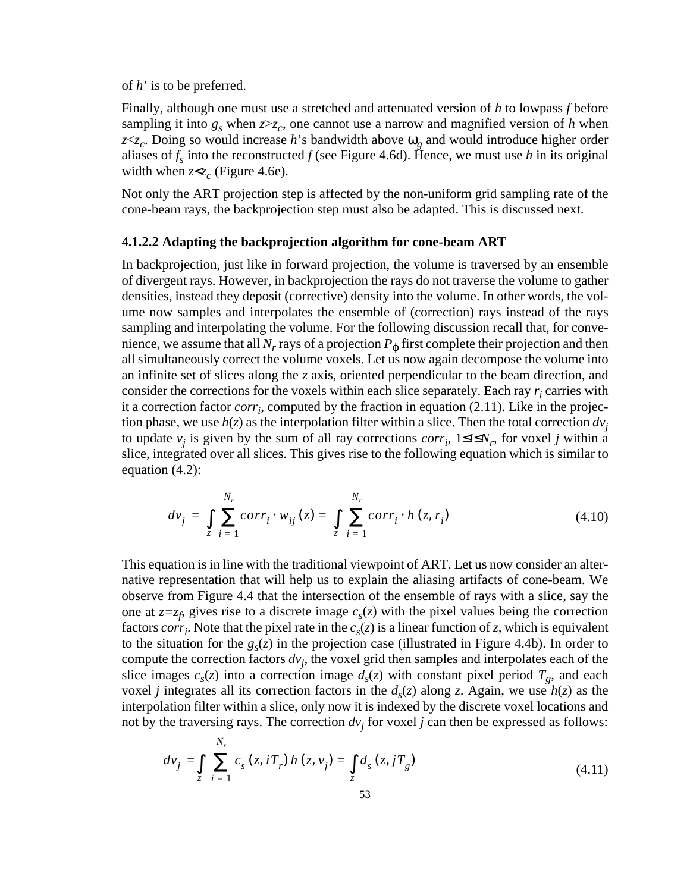of $h$' is to be preferred.

Finally, although one must use a stretched and attenuated version of $h$ to lowpass $f$ before sampling it into $g_s$ when $z>z_c$, one cannot use a narrow and magnified version of $h$ when $z<z_c$. Doing so would increase $h$'s bandwidth above $\omega_g$ and would introduce higher order aliases of $f_s$ into the reconstructed $f$ (see Figure 4.6d). Hence, we must use $h$ in its original width when $z<z_c$ (Figure 4.6e).

Not only the ART projection step is affected by the non-uniform grid sampling rate of the cone-beam rays, the backprojection step must also be adapted. This is discussed next.

### 4.1.2.2 Adapting the backprojection algorithm for cone-beam ART

In backprojection, just like in forward projection, the volume is traversed by an ensemble of divergent rays. However, in backprojection the rays do not traverse the volume to gather densities, instead they deposit (corrective) density into the volume. In other words, the volume now samples and interpolates the ensemble of (correction) rays instead of the rays sampling and interpolating the volume. For the following discussion recall that, for convenience, we assume that all $N_r$ rays of a projection $P_\varphi$ first complete their projection and then all simultaneously correct the volume voxels. Let us now again decompose the volume into an infinite set of slices along the $z$ axis, oriented perpendicular to the beam direction, and consider the corrections for the voxels within each slice separately. Each ray $r_i$ carries with it a correction factor $corr_i$, computed by the fraction in equation (2.11). Like in the projection phase, we use $h(z)$ as the interpolation filter within a slice. Then the total correction $dv_j$ to update $v_j$ is given by the sum of all ray corrections $corr_i$, $1 \le i \le N_r$, for voxel $j$ within a slice, integrated over all slices. This gives rise to the following equation which is similar to equation (4.2):

$$dv_j = \int_z \sum_{i=1}^{N_r} corr_i \cdot w_{ij}(z) = \int_z \sum_{i=1}^{N_r} corr_i \cdot h(z, r_i) \tag{4.10}$$

This equation is in line with the traditional viewpoint of ART. Let us now consider an alternative representation that will help us to explain the aliasing artifacts of cone-beam. We observe from Figure 4.4 that the intersection of the ensemble of rays with a slice, say the one at $z=z_f$, gives rise to a discrete image $c_s(z)$ with the pixel values being the correction factors $corr_i$. Note that the pixel rate in the $c_s(z)$ is a linear function of $z$, which is equivalent to the situation for the $g_s(z)$ in the projection case (illustrated in Figure 4.4b). In order to compute the correction factors $dv_j$, the voxel grid then samples and interpolates each of the slice images $c_s(z)$ into a correction image $d_s(z)$ with constant pixel period $T_g$, and each voxel $j$ integrates all its correction factors in the $d_s(z)$ along $z$. Again, we use $h(z)$ as the interpolation filter within a slice, only now it is indexed by the discrete voxel locations and not by the traversing rays. The correction $dv_j$ for voxel $j$ can then be expressed as follows:

$$dv_j = \int_z \sum_{i=1}^{N_r} c_s(z, iT_r)\, h(z, v_j) = \int_z d_s(z, jT_g) \tag{4.11}$$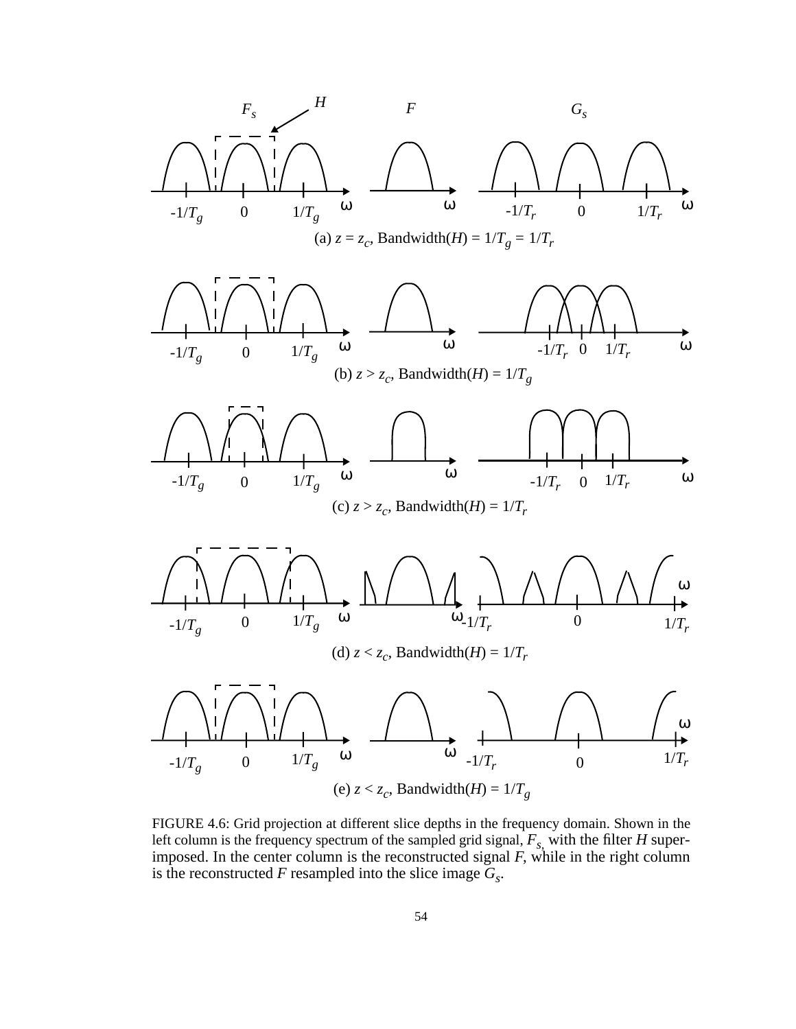FIGURE 4.6: Grid projection at different slice depths in the frequency domain. Shown in the left column is the frequency spectrum of the sampled grid signal, $F_s$, with the filter $H$ superimposed. In the center column is the reconstructed signal $F$, while in the right column is the reconstructed $F$ resampled into the slice image $G_s$.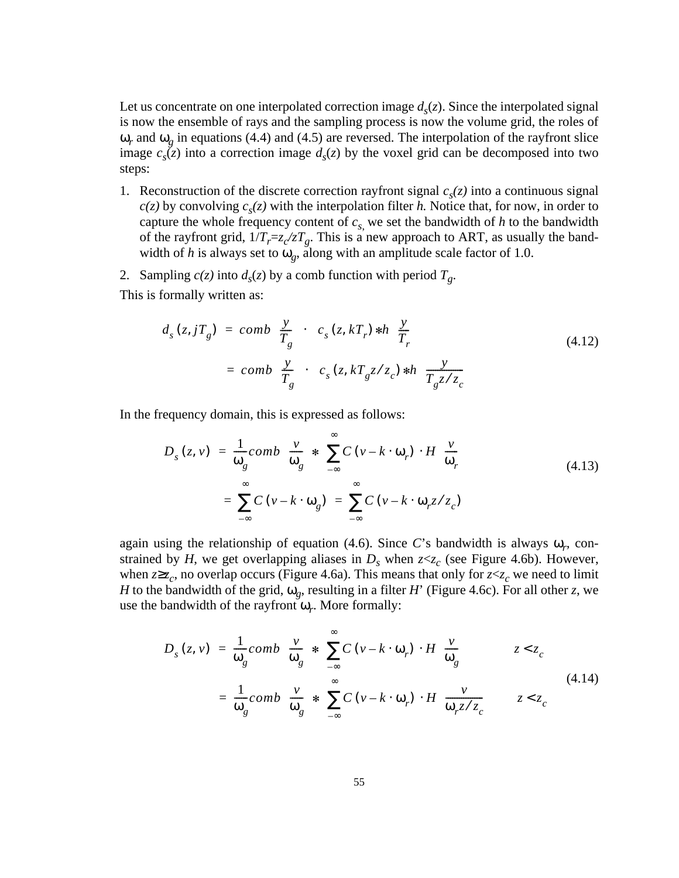Let us concentrate on one interpolated correction image $d_s(z)$. Since the interpolated signal is now the ensemble of rays and the sampling process is now the volume grid, the roles of $\omega_r$ and $\omega_g$ in equations (4.4) and (4.5) are reversed. The interpolation of the rayfront slice image $c_s(z)$ into a correction image $d_s(z)$ by the voxel grid can be decomposed into two steps:

1. Reconstruction of the discrete correction rayfront signal $c_s(z)$ into a continuous signal $c(z)$ by convolving $c_s(z)$ with the interpolation filter $h$. Notice that, for now, in order to capture the whole frequency content of $c_s$, we set the bandwidth of $h$ to the bandwidth of the rayfront grid, $1/T_r = z_c/zT_g$. This is a new approach to ART, as usually the bandwidth of $h$ is always set to $\omega_g$, along with an amplitude scale factor of 1.0.
2. Sampling $c(z)$ into $d_s(z)$ by a comb function with period $T_g$.

This is formally written as:

$$
\begin{aligned}
d_s(z, jT_g) &= comb\left(\frac{y}{T_g}\right) \cdot \left(c_s(z, kT_r) * h\left(\frac{y}{T_r}\right)\right) \\
&= comb\left(\frac{y}{T_g}\right) \cdot \left(c_s(z, kT_g z/z_c) * h\left(\frac{y}{T_g z/z_c}\right)\right)
\end{aligned}
\tag{4.12}
$$

In the frequency domain, this is expressed as follows:

$$
\begin{aligned}
D_s(z, v) &= \frac{1}{\omega_g} comb\left(\frac{v}{\omega_g}\right) * \left(\sum_{-\infty}^{\infty} C(v - k\cdot\omega_r) \cdot H\left(\frac{v}{\omega_r}\right)\right) \\
&= \sum_{-\infty}^{\infty} C(v - k\cdot\omega_g) = \sum_{-\infty}^{\infty} C(v - k\cdot\omega_r z/z_c)
\end{aligned}
\tag{4.13}
$$

again using the relationship of equation (4.6). Since $C$'s bandwidth is always $\omega_r$, constrained by $H$, we get overlapping aliases in $D_s$ when $z<z_c$ (see Figure 4.6b). However, when $z \geq z_c$, no overlap occurs (Figure 4.6a). This means that only for $z<z_c$ we need to limit $H$ to the bandwidth of the grid, $\omega_g$, resulting in a filter $H'$ (Figure 4.6c). For all other $z$, we use the bandwidth of the rayfront $\omega_r$. More formally:

$$
\begin{aligned}
D_s(z, v) &= \frac{1}{\omega_g} comb\left(\frac{v}{\omega_g}\right) * \left(\sum_{-\infty}^{\infty} C(v - k\cdot\omega_r) \cdot H\left(\frac{v}{\omega_g}\right)\right) \qquad z < z_c \\
&= \frac{1}{\omega_g} comb\left(\frac{v}{\omega_g}\right) * \left(\sum_{-\infty}^{\infty} C(v - k\cdot\omega_r) \cdot H\left(\frac{v}{\omega_r z/z_c}\right)\right) \qquad z < z_c
\end{aligned}
\tag{4.14}
$$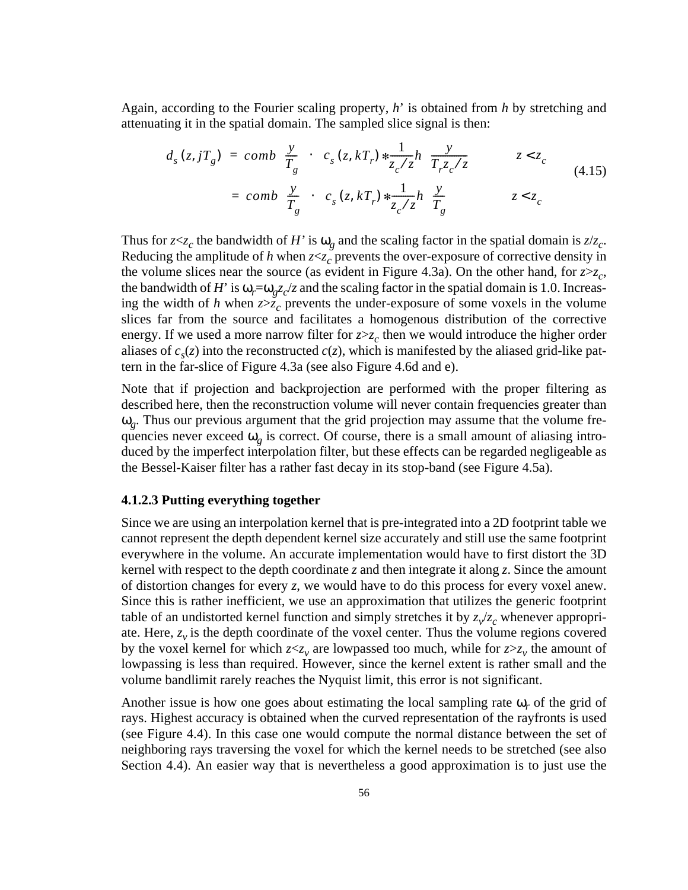Again, according to the Fourier scaling property, $h$' is obtained from $h$ by stretching and attenuating it in the spatial domain. The sampled slice signal is then:

$$
\begin{aligned}
d_s(z, jT_g) &= comb\left(\frac{y}{T_g}\right) \cdot \left(c_s(z, kT_r) * \frac{1}{z_c/z} h\left(\frac{y}{T_r z_c/z}\right)\right) & z < z_c \\
&= comb\left(\frac{y}{T_g}\right) \cdot \left(c_s(z, kT_r) * \frac{1}{z_c/z} h\left(\frac{y}{T_g}\right)\right) & z < z_c
\end{aligned}
\tag{4.15}
$$

Thus for $z<z_c$ the bandwidth of $H'$ is $\omega_g$ and the scaling factor in the spatial domain is $z/z_c$. Reducing the amplitude of $h$ when $z<z_c$ prevents the over-exposure of corrective density in the volume slices near the source (as evident in Figure 4.3a). On the other hand, for $z>z_c$, the bandwidth of $H'$ is $\omega_r=\omega_g z_c/z$ and the scaling factor in the spatial domain is 1.0. Increasing the width of $h$ when $z>z_c$ prevents the under-exposure of some voxels in the volume slices far from the source and facilitates a homogenous distribution of the corrective energy. If we used a more narrow filter for $z>z_c$ then we would introduce the higher order aliases of $c_s(z)$ into the reconstructed $c(z)$, which is manifested by the aliased grid-like pattern in the far-slice of Figure 4.3a (see also Figure 4.6d and e).

Note that if projection and backprojection are performed with the proper filtering as described here, then the reconstruction volume will never contain frequencies greater than $\omega_g$. Thus our previous argument that the grid projection may assume that the volume frequencies never exceed $\omega_g$ is correct. Of course, there is a small amount of aliasing introduced by the imperfect interpolation filter, but these effects can be regarded negligeable as the Bessel-Kaiser filter has a rather fast decay in its stop-band (see Figure 4.5a).

#### 4.1.2.3 Putting everything together

Since we are using an interpolation kernel that is pre-integrated into a 2D footprint table we cannot represent the depth dependent kernel size accurately and still use the same footprint everywhere in the volume. An accurate implementation would have to first distort the 3D kernel with respect to the depth coordinate $z$ and then integrate it along $z$. Since the amount of distortion changes for every $z$, we would have to do this process for every voxel anew. Since this is rather inefficient, we use an approximation that utilizes the generic footprint table of an undistorted kernel function and simply stretches it by $z_v/z_c$ whenever appropriate. Here, $z_v$ is the depth coordinate of the voxel center. Thus the volume regions covered by the voxel kernel for which $z<z_v$ are lowpassed too much, while for $z>z_v$ the amount of lowpassing is less than required. However, since the kernel extent is rather small and the volume bandlimit rarely reaches the Nyquist limit, this error is not significant.

Another issue is how one goes about estimating the local sampling rate $\omega_r$ of the grid of rays. Highest accuracy is obtained when the curved representation of the rayfronts is used (see Figure 4.4). In this case one would compute the normal distance between the set of neighboring rays traversing the voxel for which the kernel needs to be stretched (see also Section 4.4). An easier way that is nevertheless a good approximation is to just use the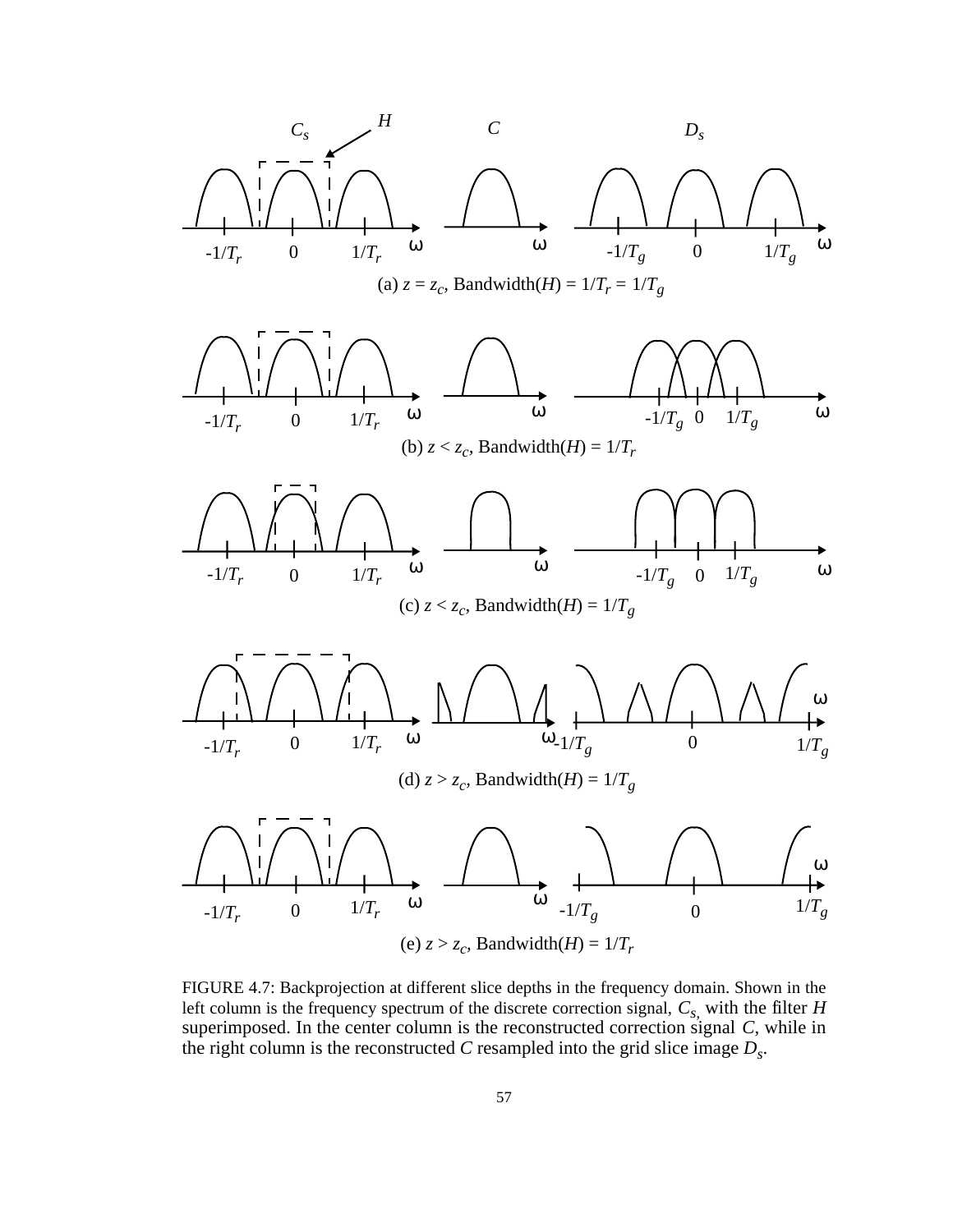(a) $z = z_c$, Bandwidth($H$) = $1/T_r$ = $1/T_g$

(b) $z < z_c$, Bandwidth($H$) = $1/T_r$

(c) $z < z_c$, Bandwidth($H$) = $1/T_g$

(d) $z > z_c$, Bandwidth($H$) = $1/T_g$

(e) $z > z_c$, Bandwidth($H$) = $1/T_r$

FIGURE 4.7: Backprojection at different slice depths in the frequency domain. Shown in the left column is the frequency spectrum of the discrete correction signal, $C_s$, with the filter $H$ superimposed. In the center column is the reconstructed correction signal $C$, while in the right column is the reconstructed $C$ resampled into the grid slice image $D_s$.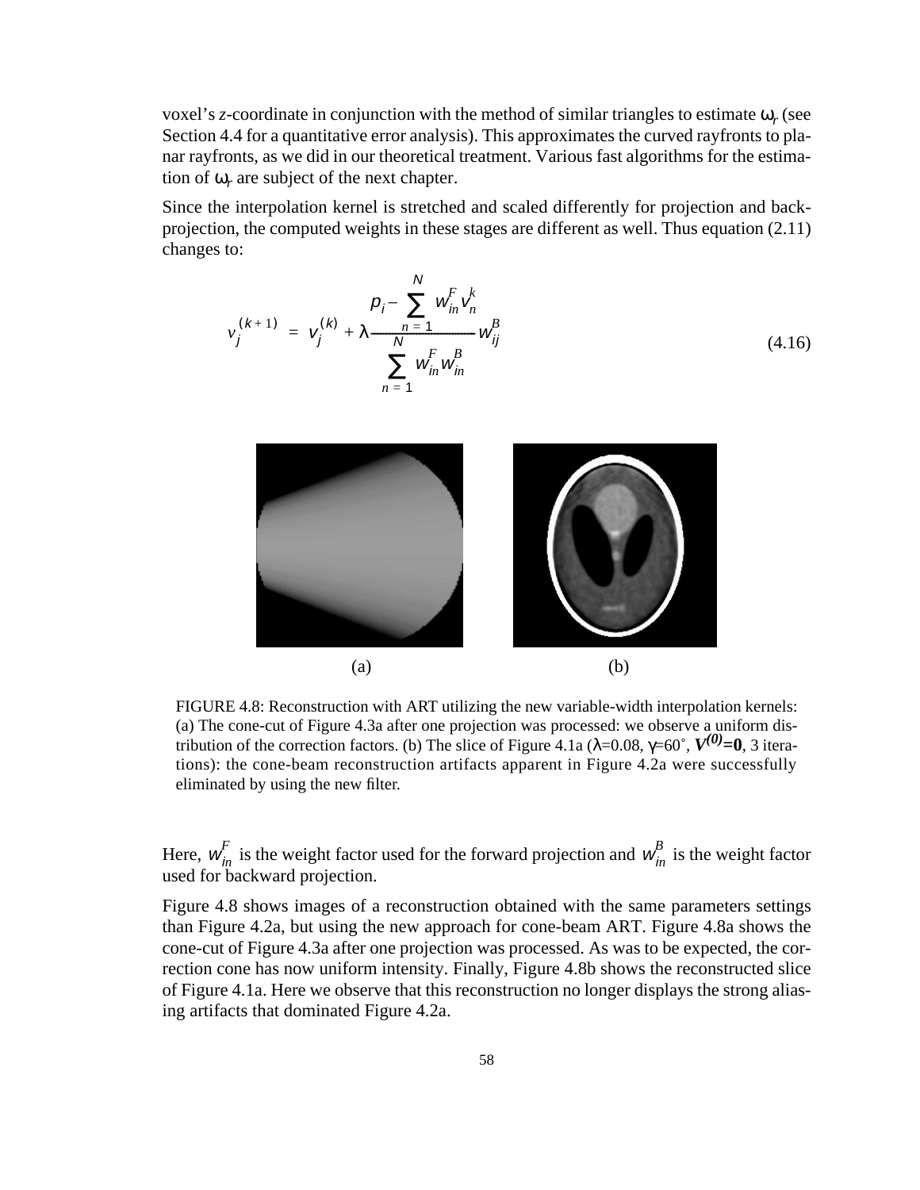voxel's *z*-coordinate in conjunction with the method of similar triangles to estimate $\omega_r$ (see Section 4.4 for a quantitative error analysis). This approximates the curved rayfronts to planar rayfronts, as we did in our theoretical treatment. Various fast algorithms for the estimation of $\omega_r$ are subject of the next chapter.

Since the interpolation kernel is stretched and scaled differently for projection and back-projection, the computed weights in these stages are different as well. Thus equation (2.11) changes to:

$$v_j^{(k+1)} = v_j^{(k)} + \lambda \frac{p_i - \sum_{n=1}^{N} w_{in}^F v_n^k}{\sum_{n=1}^{N} w_{in}^F w_{in}^B} w_{ij}^B \tag{4.16}$$

FIGURE 4.8: Reconstruction with ART utilizing the new variable-width interpolation kernels: (a) The cone-cut of Figure 4.3a after one projection was processed: we observe a uniform distribution of the correction factors. (b) The slice of Figure 4.1a ($\lambda$=0.08, $\gamma$=60˚, $\mathbf{V^{(0)}=0}$, 3 iterations): the cone-beam reconstruction artifacts apparent in Figure 4.2a were successfully eliminated by using the new filter.

Here, $w_{in}^F$ is the weight factor used for the forward projection and $w_{in}^B$ is the weight factor used for backward projection.

Figure 4.8 shows images of a reconstruction obtained with the same parameters settings than Figure 4.2a, but using the new approach for cone-beam ART. Figure 4.8a shows the cone-cut of Figure 4.3a after one projection was processed. As was to be expected, the correction cone has now uniform intensity. Finally, Figure 4.8b shows the reconstructed slice of Figure 4.1a. Here we observe that this reconstruction no longer displays the strong aliasing artifacts that dominated Figure 4.2a.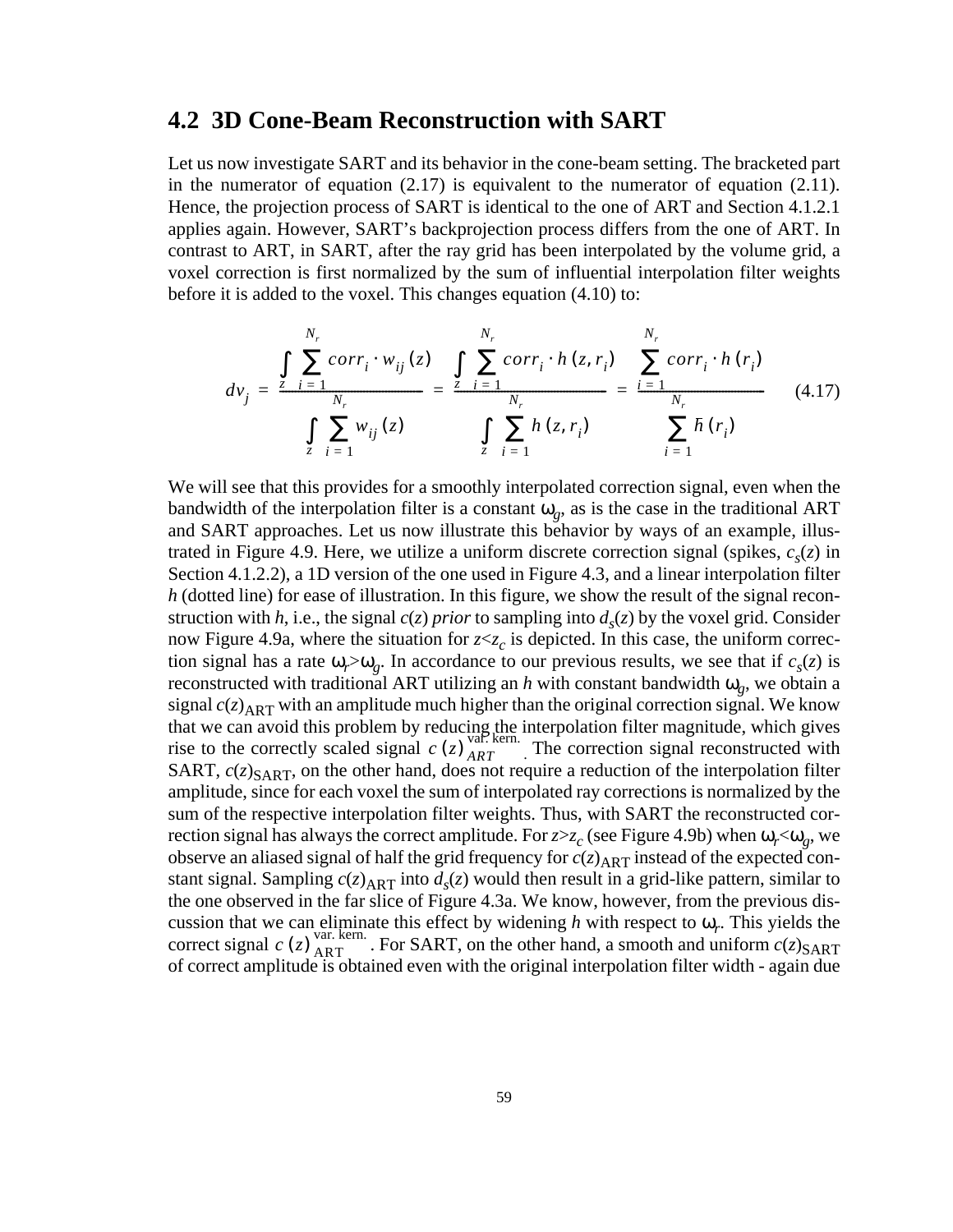## 4.2 3D Cone-Beam Reconstruction with SART

Let us now investigate SART and its behavior in the cone-beam setting. The bracketed part in the numerator of equation (2.17) is equivalent to the numerator of equation (2.11). Hence, the projection process of SART is identical to the one of ART and Section 4.1.2.1 applies again. However, SART's backprojection process differs from the one of ART. In contrast to ART, in SART, after the ray grid has been interpolated by the volume grid, a voxel correction is first normalized by the sum of influential interpolation filter weights before it is added to the voxel. This changes equation (4.10) to:

$$dv_j = \frac{\int_z \sum_{i=1}^{N_r} corr_i \cdot w_{ij}(z)}{\int_z \sum_{i=1}^{N_r} w_{ij}(z)} = \frac{\int_z \sum_{i=1}^{N_r} corr_i \cdot h(z, r_i)}{\int_z \sum_{i=1}^{N_r} h(z, r_i)} = \frac{\sum_{i=1}^{N_r} corr_i \cdot h(r_i)}{\sum_{i=1}^{N_r} \bar{h}(r_i)} \qquad (4.17)$$

We will see that this provides for a smoothly interpolated correction signal, even when the bandwidth of the interpolation filter is a constant $\omega_g$, as is the case in the traditional ART and SART approaches. Let us now illustrate this behavior by ways of an example, illustrated in Figure 4.9. Here, we utilize a uniform discrete correction signal (spikes, $c_s(z)$ in Section 4.1.2.2), a 1D version of the one used in Figure 4.3, and a linear interpolation filter $h$ (dotted line) for ease of illustration. In this figure, we show the result of the signal reconstruction with $h$, i.e., the signal $c(z)$ *prior* to sampling into $d_s(z)$ by the voxel grid. Consider now Figure 4.9a, where the situation for $z<z_c$ is depicted. In this case, the uniform correction signal has a rate $\omega_r>\omega_g$. In accordance to our previous results, we see that if $c_s(z)$ is reconstructed with traditional ART utilizing an $h$ with constant bandwidth $\omega_g$, we obtain a signal $c(z)_{\text{ART}}$ with an amplitude much higher than the original correction signal. We know that we can avoid this problem by reducing the interpolation filter magnitude, which gives rise to the correctly scaled signal $c(z)_{ART}^{\text{var. kern.}}$. The correction signal reconstructed with SART, $c(z)_{\text{SART}}$, on the other hand, does not require a reduction of the interpolation filter amplitude, since for each voxel the sum of interpolated ray corrections is normalized by the sum of the respective interpolation filter weights. Thus, with SART the reconstructed correction signal has always the correct amplitude. For $z>z_c$ (see Figure 4.9b) when $\omega_r<\omega_g$, we observe an aliased signal of half the grid frequency for $c(z)_{\text{ART}}$ instead of the expected constant signal. Sampling $c(z)_{\text{ART}}$ into $d_s(z)$ would then result in a grid-like pattern, similar to the one observed in the far slice of Figure 4.3a. We know, however, from the previous discussion that we can eliminate this effect by widening $h$ with respect to $\omega_r$. This yields the correct signal $c(z)_{\text{ART}}^{\text{var. kern.}}$. For SART, on the other hand, a smooth and uniform $c(z)_{\text{SART}}$ of correct amplitude is obtained even with the original interpolation filter width - again due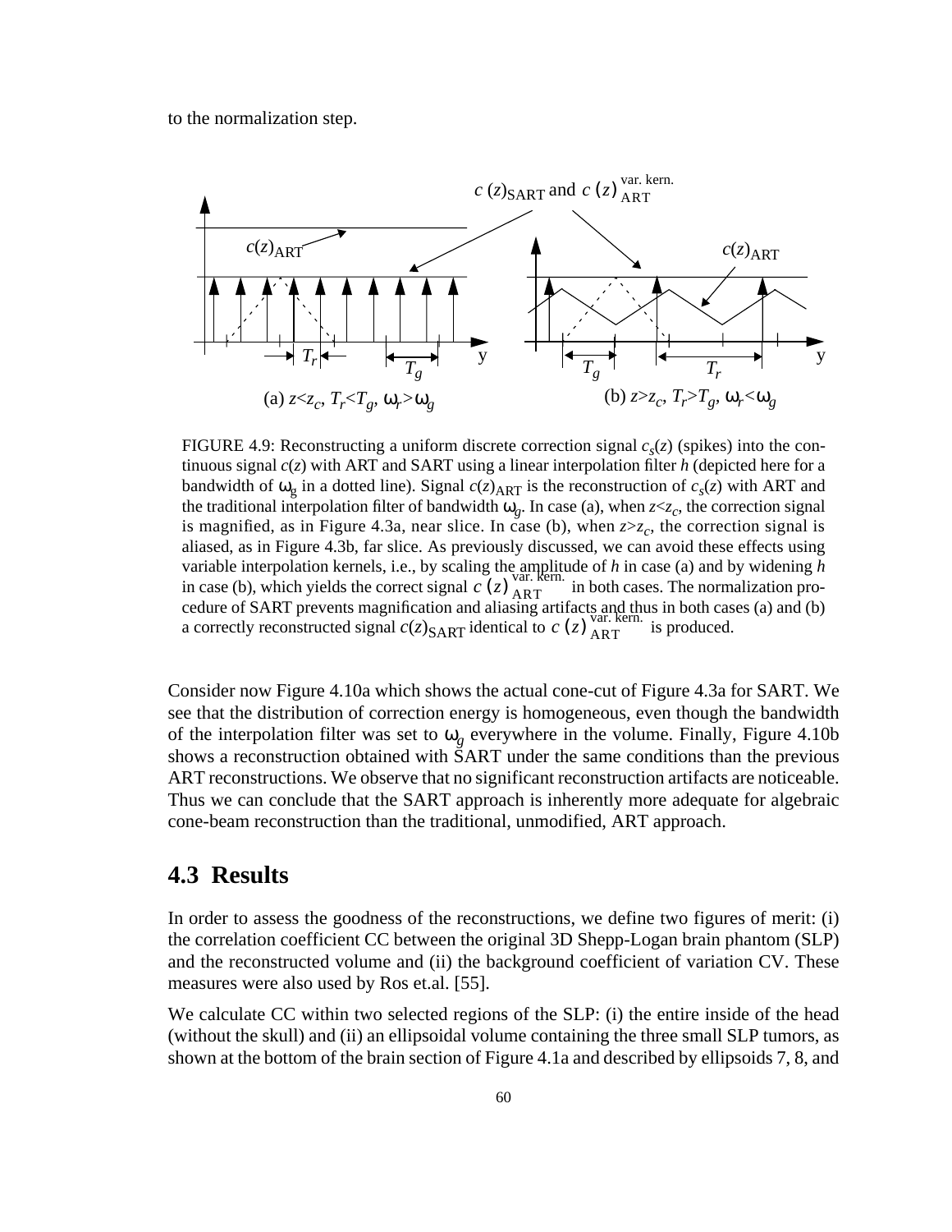to the normalization step.

FIGURE 4.9: Reconstructing a uniform discrete correction signal $c_s(z)$ (spikes) into the continuous signal $c(z)$ with ART and SART using a linear interpolation filter $h$ (depicted here for a bandwidth of $\omega_g$ in a dotted line). Signal $c(z)_{\mathrm{ART}}$ is the reconstruction of $c_s(z)$ with ART and the traditional interpolation filter of bandwidth $\omega_g$. In case (a), when $z<z_c$, the correction signal is magnified, as in Figure 4.3a, near slice. In case (b), when $z>z_c$, the correction signal is aliased, as in Figure 4.3b, far slice. As previously discussed, we can avoid these effects using variable interpolation kernels, i.e., by scaling the amplitude of $h$ in case (a) and by widening $h$ in case (b), which yields the correct signal $c(z)_{\mathrm{ART}}^{\mathrm{var.\ kern.}}$ in both cases. The normalization procedure of SART prevents magnification and aliasing artifacts and thus in both cases (a) and (b) a correctly reconstructed signal $c(z)_{\mathrm{SART}}$ identical to $c(z)_{\mathrm{ART}}^{\mathrm{var.\ kern.}}$ is produced.

Consider now Figure 4.10a which shows the actual cone-cut of Figure 4.3a for SART. We see that the distribution of correction energy is homogeneous, even though the bandwidth of the interpolation filter was set to $\omega_g$ everywhere in the volume. Finally, Figure 4.10b shows a reconstruction obtained with SART under the same conditions than the previous ART reconstructions. We observe that no significant reconstruction artifacts are noticeable. Thus we can conclude that the SART approach is inherently more adequate for algebraic cone-beam reconstruction than the traditional, unmodified, ART approach.

## 4.3 Results

In order to assess the goodness of the reconstructions, we define two figures of merit: (i) the correlation coefficient CC between the original 3D Shepp-Logan brain phantom (SLP) and the reconstructed volume and (ii) the background coefficient of variation CV. These measures were also used by Ros et.al. [55].

We calculate CC within two selected regions of the SLP: (i) the entire inside of the head (without the skull) and (ii) an ellipsoidal volume containing the three small SLP tumors, as shown at the bottom of the brain section of Figure 4.1a and described by ellipsoids 7, 8, and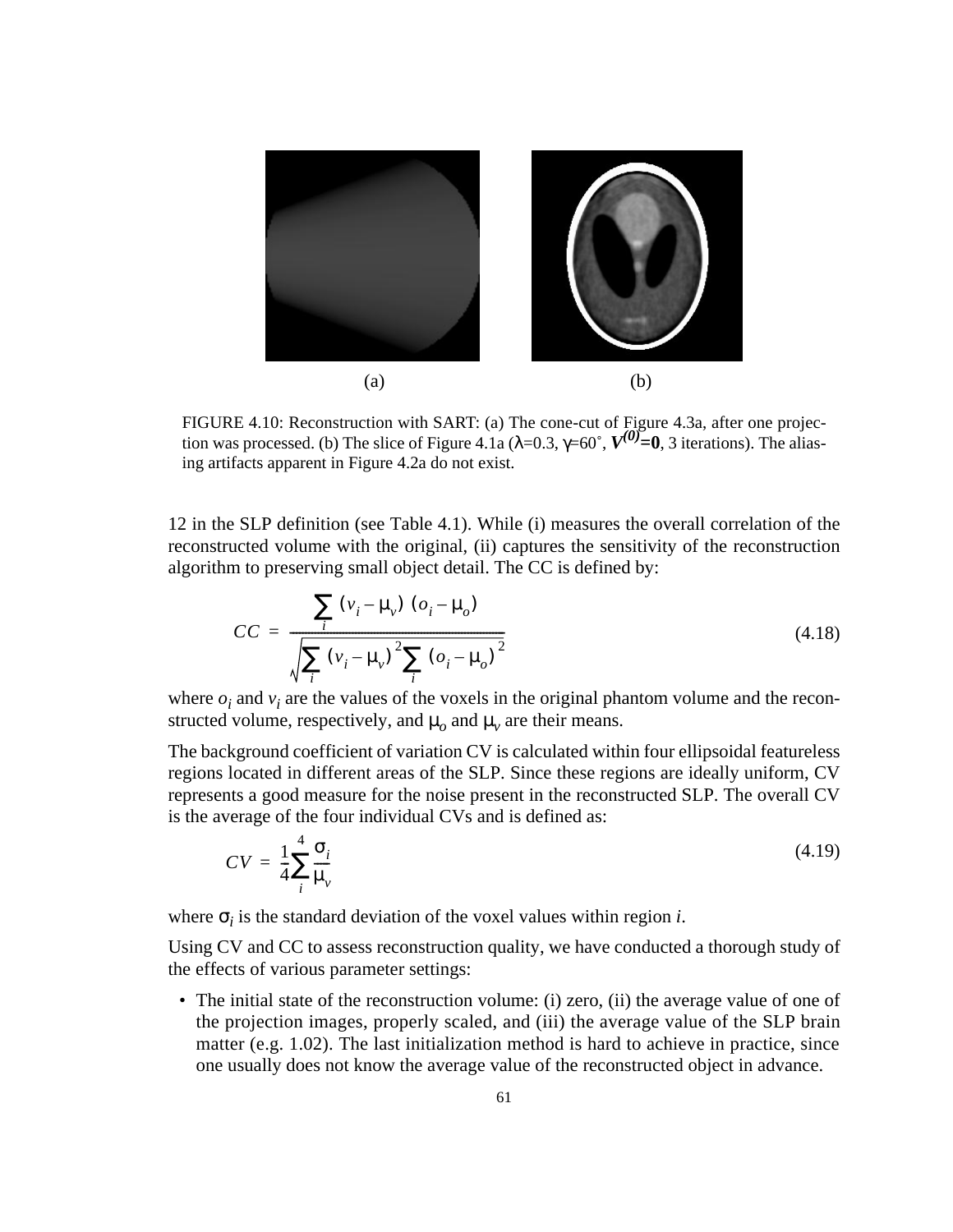(a) (b)

FIGURE 4.10: Reconstruction with SART: (a) The cone-cut of Figure 4.3a, after one projection was processed. (b) The slice of Figure 4.1a ($\lambda$=0.3, $\gamma$=60˚, $\mathbf{V^{(0)}=0}$, 3 iterations). The aliasing artifacts apparent in Figure 4.2a do not exist.

12 in the SLP definition (see Table 4.1). While (i) measures the overall correlation of the reconstructed volume with the original, (ii) captures the sensitivity of the reconstruction algorithm to preserving small object detail. The CC is defined by:

$$CC = \frac{\sum_i (v_i - \mu_v)(o_i - \mu_o)}{\sqrt{\sum_i (v_i - \mu_v)^2 \sum_i (o_i - \mu_o)^2}} \tag{4.18}$$

where $o_i$ and $v_i$ are the values of the voxels in the original phantom volume and the reconstructed volume, respectively, and $\mu_o$ and $\mu_v$ are their means.

The background coefficient of variation CV is calculated within four ellipsoidal featureless regions located in different areas of the SLP. Since these regions are ideally uniform, CV represents a good measure for the noise present in the reconstructed SLP. The overall CV is the average of the four individual CVs and is defined as:

$$CV = \frac{1}{4}\sum_i^4 \frac{\sigma_i}{\mu_v} \tag{4.19}$$

where $\sigma_i$ is the standard deviation of the voxel values within region *i*.

Using CV and CC to assess reconstruction quality, we have conducted a thorough study of the effects of various parameter settings:

- The initial state of the reconstruction volume: (i) zero, (ii) the average value of one of the projection images, properly scaled, and (iii) the average value of the SLP brain matter (e.g. 1.02). The last initialization method is hard to achieve in practice, since one usually does not know the average value of the reconstructed object in advance.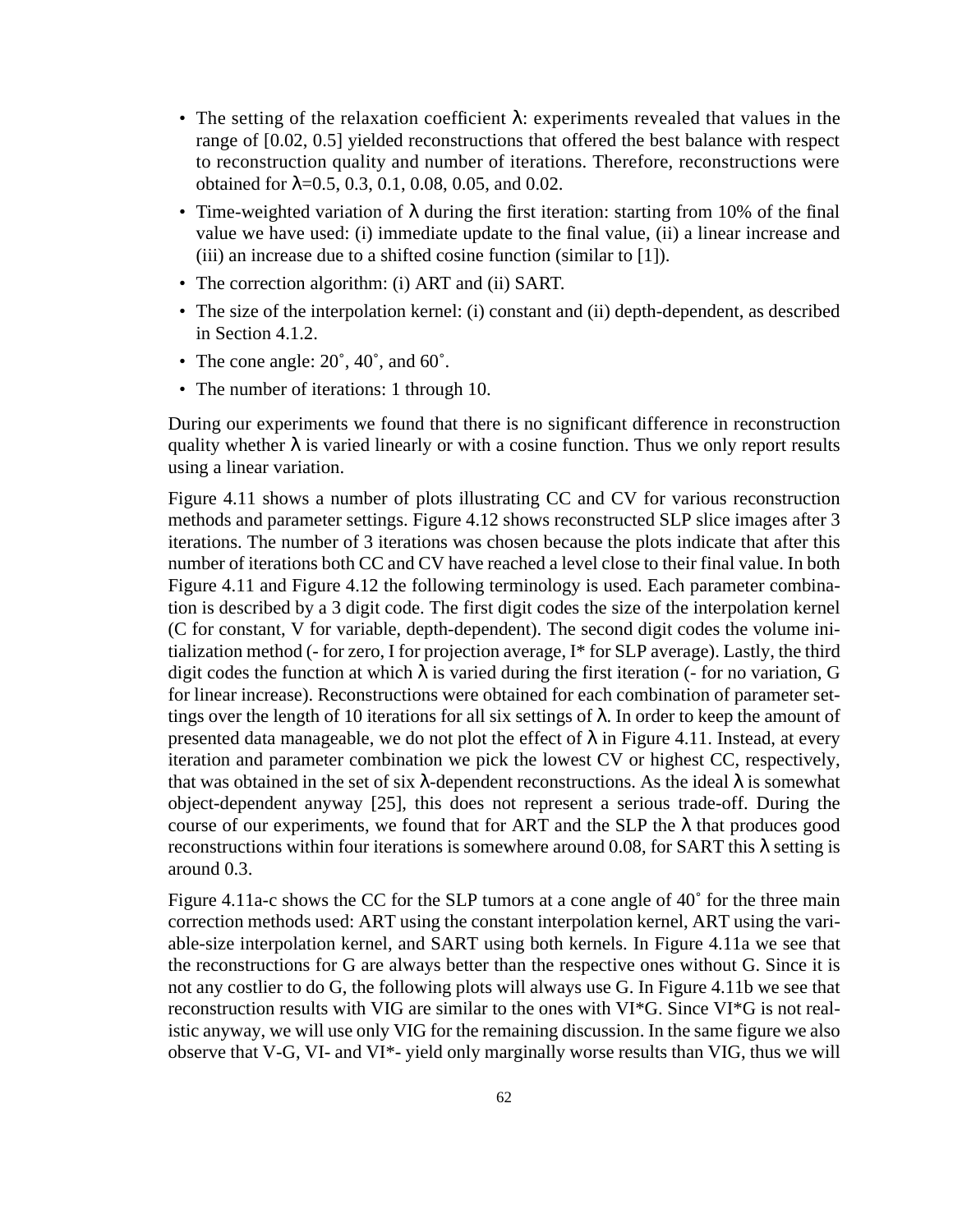- The setting of the relaxation coefficient $\lambda$: experiments revealed that values in the range of [0.02, 0.5] yielded reconstructions that offered the best balance with respect to reconstruction quality and number of iterations. Therefore, reconstructions were obtained for $\lambda$=0.5, 0.3, 0.1, 0.08, 0.05, and 0.02.
- Time-weighted variation of $\lambda$ during the first iteration: starting from 10% of the final value we have used: (i) immediate update to the final value, (ii) a linear increase and (iii) an increase due to a shifted cosine function (similar to [1]).
- The correction algorithm: (i) ART and (ii) SART.
- The size of the interpolation kernel: (i) constant and (ii) depth-dependent, as described in Section 4.1.2.
- The cone angle: 20˚, 40˚, and 60˚.
- The number of iterations: 1 through 10.

During our experiments we found that there is no significant difference in reconstruction quality whether $\lambda$ is varied linearly or with a cosine function. Thus we only report results using a linear variation.

Figure 4.11 shows a number of plots illustrating CC and CV for various reconstruction methods and parameter settings. Figure 4.12 shows reconstructed SLP slice images after 3 iterations. The number of 3 iterations was chosen because the plots indicate that after this number of iterations both CC and CV have reached a level close to their final value. In both Figure 4.11 and Figure 4.12 the following terminology is used. Each parameter combination is described by a 3 digit code. The first digit codes the size of the interpolation kernel (C for constant, V for variable, depth-dependent). The second digit codes the volume initialization method (- for zero, I for projection average, I* for SLP average). Lastly, the third digit codes the function at which $\lambda$ is varied during the first iteration (- for no variation, G for linear increase). Reconstructions were obtained for each combination of parameter settings over the length of 10 iterations for all six settings of $\lambda$. In order to keep the amount of presented data manageable, we do not plot the effect of $\lambda$ in Figure 4.11. Instead, at every iteration and parameter combination we pick the lowest CV or highest CC, respectively, that was obtained in the set of six $\lambda$-dependent reconstructions. As the ideal $\lambda$ is somewhat object-dependent anyway [25], this does not represent a serious trade-off. During the course of our experiments, we found that for ART and the SLP the $\lambda$ that produces good reconstructions within four iterations is somewhere around 0.08, for SART this $\lambda$ setting is around 0.3.

Figure 4.11a-c shows the CC for the SLP tumors at a cone angle of 40˚ for the three main correction methods used: ART using the constant interpolation kernel, ART using the variable-size interpolation kernel, and SART using both kernels. In Figure 4.11a we see that the reconstructions for G are always better than the respective ones without G. Since it is not any costlier to do G, the following plots will always use G. In Figure 4.11b we see that reconstruction results with VIG are similar to the ones with VI*G. Since VI*G is not realistic anyway, we will use only VIG for the remaining discussion. In the same figure we also observe that V-G, VI- and VI*- yield only marginally worse results than VIG, thus we will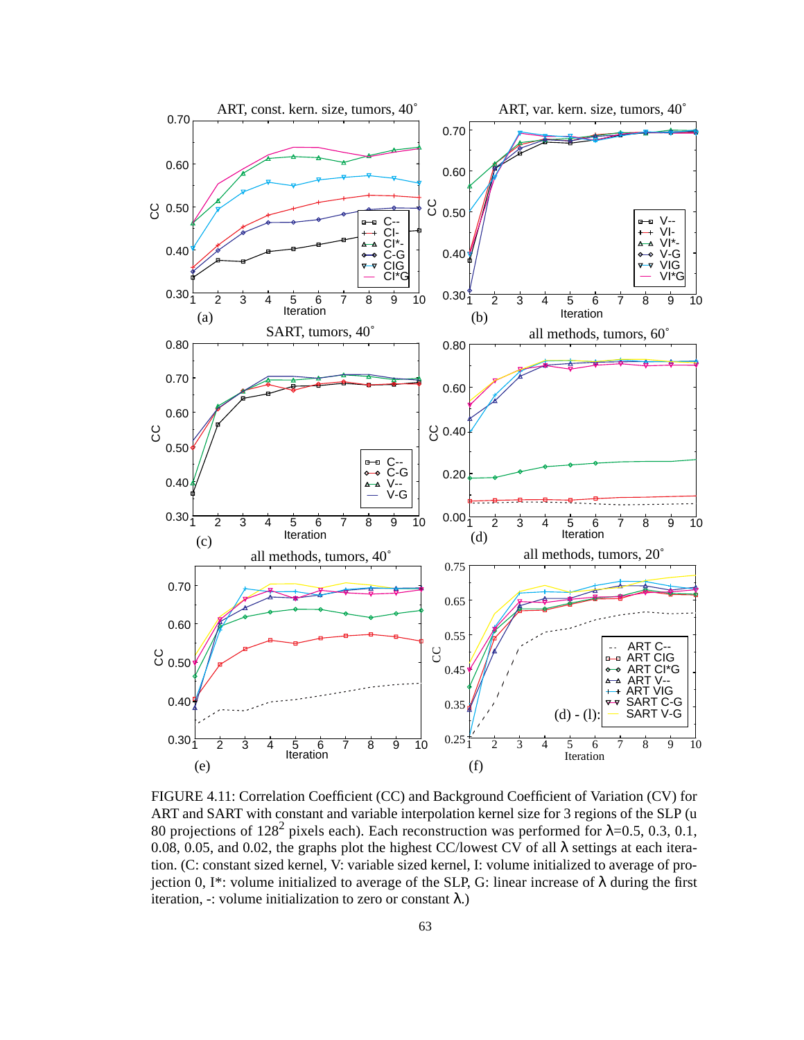FIGURE 4.11: Correlation Coefficient (CC) and Background Coefficient of Variation (CV) for ART and SART with constant and variable interpolation kernel size for 3 regions of the SLP (u 80 projections of $128^2$ pixels each). Each reconstruction was performed for λ=0.5, 0.3, 0.1, 0.08, 0.05, and 0.02, the graphs plot the highest CC/lowest CV of all λ settings at each iteration. (C: constant sized kernel, V: variable sized kernel, I: volume initialized to average of projection 0, I*: volume initialized to average of the SLP, G: linear increase of λ during the first iteration, -: volume initialization to zero or constant λ.)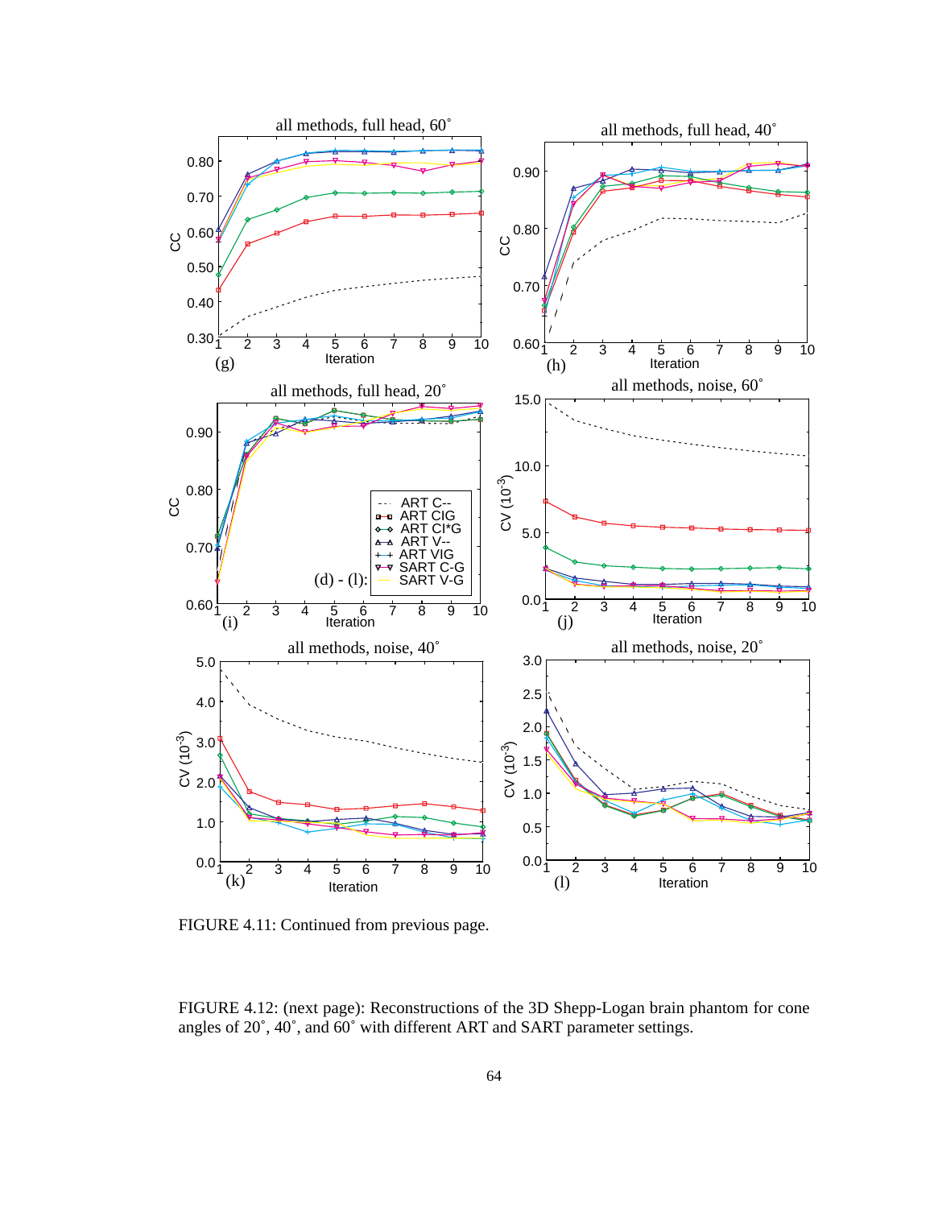FIGURE 4.11: Continued from previous page.

FIGURE 4.12: (next page): Reconstructions of the 3D Shepp-Logan brain phantom for cone angles of 20˚, 40˚, and 60˚ with different ART and SART parameter settings.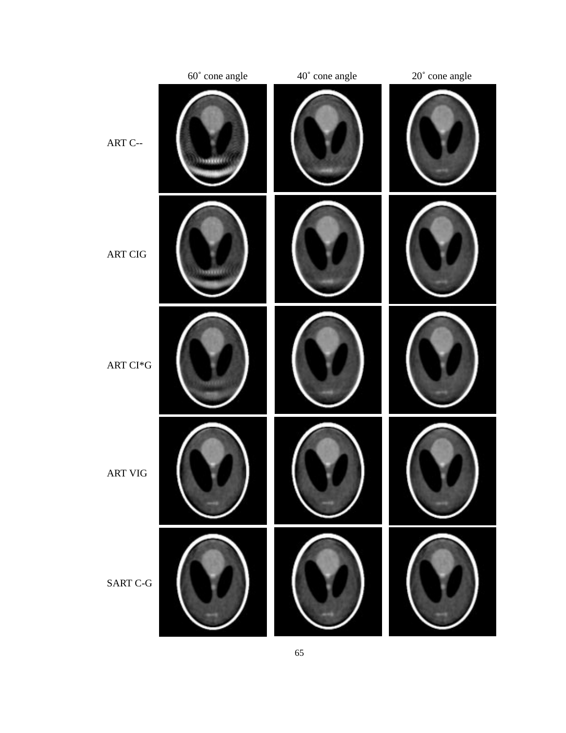| | 60˚ cone angle | 40˚ cone angle | 20˚ cone angle |
|---|---|---|---|
| ART C-- | | | |
| ART CIG | | | |
| ART CI*G | | | |
| ART VIG | | | |
| SART C-G | | | |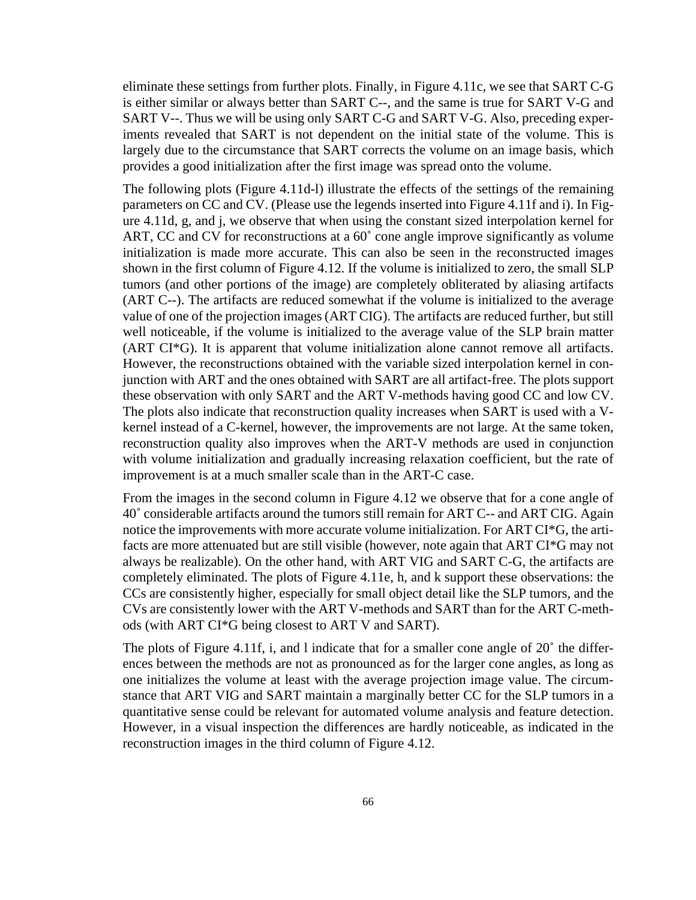eliminate these settings from further plots. Finally, in Figure 4.11c, we see that SART C-G is either similar or always better than SART C--, and the same is true for SART V-G and SART V--. Thus we will be using only SART C-G and SART V-G. Also, preceding experiments revealed that SART is not dependent on the initial state of the volume. This is largely due to the circumstance that SART corrects the volume on an image basis, which provides a good initialization after the first image was spread onto the volume.

The following plots (Figure 4.11d-l) illustrate the effects of the settings of the remaining parameters on CC and CV. (Please use the legends inserted into Figure 4.11f and i). In Figure 4.11d, g, and j, we observe that when using the constant sized interpolation kernel for ART, CC and CV for reconstructions at a 60˚ cone angle improve significantly as volume initialization is made more accurate. This can also be seen in the reconstructed images shown in the first column of Figure 4.12. If the volume is initialized to zero, the small SLP tumors (and other portions of the image) are completely obliterated by aliasing artifacts (ART C--). The artifacts are reduced somewhat if the volume is initialized to the average value of one of the projection images (ART CIG). The artifacts are reduced further, but still well noticeable, if the volume is initialized to the average value of the SLP brain matter (ART CI*G). It is apparent that volume initialization alone cannot remove all artifacts. However, the reconstructions obtained with the variable sized interpolation kernel in conjunction with ART and the ones obtained with SART are all artifact-free. The plots support these observation with only SART and the ART V-methods having good CC and low CV. The plots also indicate that reconstruction quality increases when SART is used with a V-kernel instead of a C-kernel, however, the improvements are not large. At the same token, reconstruction quality also improves when the ART-V methods are used in conjunction with volume initialization and gradually increasing relaxation coefficient, but the rate of improvement is at a much smaller scale than in the ART-C case.

From the images in the second column in Figure 4.12 we observe that for a cone angle of 40˚ considerable artifacts around the tumors still remain for ART C-- and ART CIG. Again notice the improvements with more accurate volume initialization. For ART CI*G, the artifacts are more attenuated but are still visible (however, note again that ART CI*G may not always be realizable). On the other hand, with ART VIG and SART C-G, the artifacts are completely eliminated. The plots of Figure 4.11e, h, and k support these observations: the CCs are consistently higher, especially for small object detail like the SLP tumors, and the CVs are consistently lower with the ART V-methods and SART than for the ART C-methods (with ART CI*G being closest to ART V and SART).

The plots of Figure 4.11f, i, and l indicate that for a smaller cone angle of 20˚ the differences between the methods are not as pronounced as for the larger cone angles, as long as one initializes the volume at least with the average projection image value. The circumstance that ART VIG and SART maintain a marginally better CC for the SLP tumors in a quantitative sense could be relevant for automated volume analysis and feature detection. However, in a visual inspection the differences are hardly noticeable, as indicated in the reconstruction images in the third column of Figure 4.12.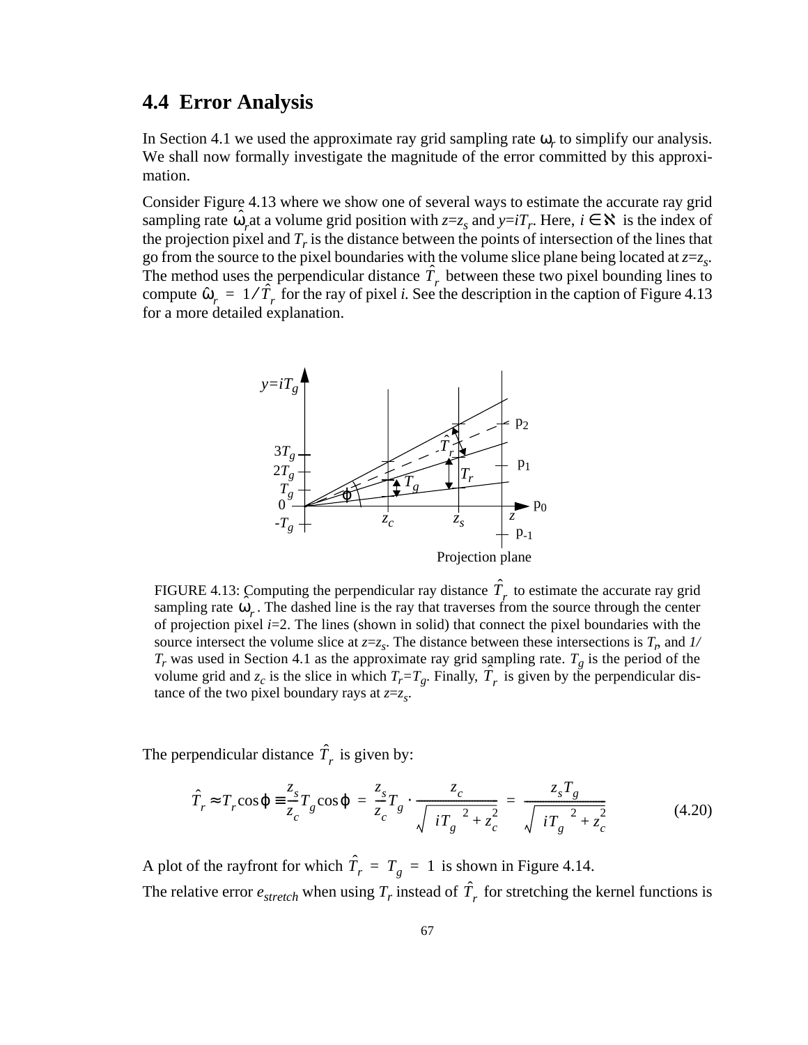## 4.4 Error Analysis

In Section 4.1 we used the approximate ray grid sampling rate $\omega_r$ to simplify our analysis. We shall now formally investigate the magnitude of the error committed by this approximation.

Consider Figure 4.13 where we show one of several ways to estimate the accurate ray grid sampling rate $\hat{\omega}_r$ at a volume grid position with $z=z_s$ and $y=iT_r$. Here, $i \in \aleph$ is the index of the projection pixel and $T_r$ is the distance between the points of intersection of the lines that go from the source to the pixel boundaries with the volume slice plane being located at $z=z_s$. The method uses the perpendicular distance $\hat{T}_r$ between these two pixel bounding lines to compute $\hat{\omega}_r = 1/\hat{T}_r$ for the ray of pixel $i$. See the description in the caption of Figure 4.13 for a more detailed explanation.

FIGURE 4.13: Computing the perpendicular ray distance $\hat{T}_r$ to estimate the accurate ray grid sampling rate $\hat{\omega}_r$. The dashed line is the ray that traverses from the source through the center of projection pixel $i$=2. The lines (shown in solid) that connect the pixel boundaries with the source intersect the volume slice at $z=z_s$. The distance between these intersections is $T_r$, and $1/T_r$ was used in Section 4.1 as the approximate ray grid sampling rate. $T_g$ is the period of the volume grid and $z_c$ is the slice in which $T_r=T_g$. Finally, $\hat{T}_r$ is given by the perpendicular distance of the two pixel boundary rays at $z=z_s$.

The perpendicular distance $\hat{T}_r$ is given by:

$$\hat{T}_r \approx T_r \cos\varphi \equiv \frac{z_s}{z_c} T_g \cos\varphi = \frac{z_s}{z_c} T_g \cdot \frac{z_c}{\sqrt{{iT_g}^2 + z_c^2}} = \frac{z_s T_g}{\sqrt{{iT_g}^2 + z_c^2}} \tag{4.20}$$

A plot of the rayfront for which $\hat{T}_r = T_g = 1$ is shown in Figure 4.14.

The relative error $e_{stretch}$ when using $T_r$ instead of $\hat{T}_r$ for stretching the kernel functions is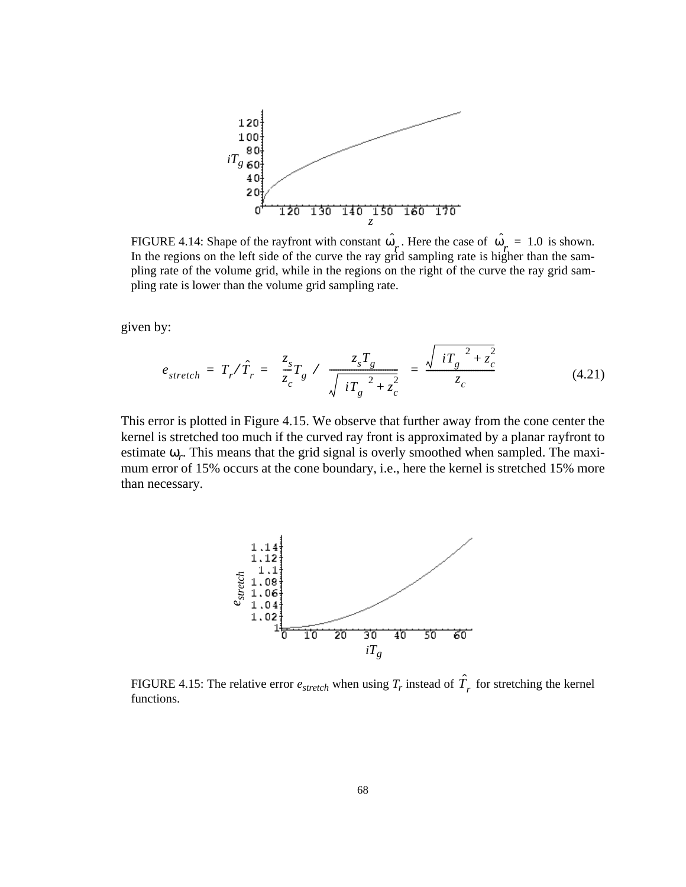FIGURE 4.14: Shape of the rayfront with constant $\hat{\omega}_r$. Here the case of $\hat{\omega}_r = 1.0$ is shown. In the regions on the left side of the curve the ray grid sampling rate is higher than the sampling rate of the volume grid, while in the regions on the right of the curve the ray grid sampling rate is lower than the volume grid sampling rate.

given by:

$$e_{stretch} = T_r / \hat{T}_r = \frac{z_s}{z_c} T_g \Bigg/ \frac{z_s T_g}{\sqrt{(iT_g)^2 + z_c^2}} = \frac{\sqrt{(iT_g)^2 + z_c^2}}{z_c} \tag{4.21}$$

This error is plotted in Figure 4.15. We observe that further away from the cone center the kernel is stretched too much if the curved ray front is approximated by a planar rayfront to estimate $\omega_r$. This means that the grid signal is overly smoothed when sampled. The maximum error of 15% occurs at the cone boundary, i.e., here the kernel is stretched 15% more than necessary.

FIGURE 4.15: The relative error $e_{stretch}$ when using $T_r$ instead of $\hat{T}_r$ for stretching the kernel functions.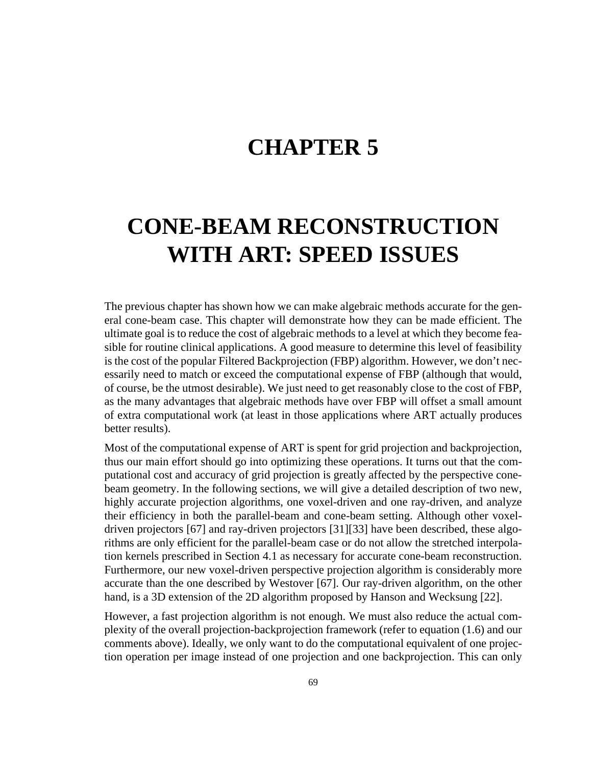# CHAPTER 5

# CONE-BEAM RECONSTRUCTION WITH ART: SPEED ISSUES

The previous chapter has shown how we can make algebraic methods accurate for the general cone-beam case. This chapter will demonstrate how they can be made efficient. The ultimate goal is to reduce the cost of algebraic methods to a level at which they become feasible for routine clinical applications. A good measure to determine this level of feasibility is the cost of the popular Filtered Backprojection (FBP) algorithm. However, we don't necessarily need to match or exceed the computational expense of FBP (although that would, of course, be the utmost desirable). We just need to get reasonably close to the cost of FBP, as the many advantages that algebraic methods have over FBP will offset a small amount of extra computational work (at least in those applications where ART actually produces better results).

Most of the computational expense of ART is spent for grid projection and backprojection, thus our main effort should go into optimizing these operations. It turns out that the computational cost and accuracy of grid projection is greatly affected by the perspective cone-beam geometry. In the following sections, we will give a detailed description of two new, highly accurate projection algorithms, one voxel-driven and one ray-driven, and analyze their efficiency in both the parallel-beam and cone-beam setting. Although other voxel-driven projectors [67] and ray-driven projectors [31][33] have been described, these algorithms are only efficient for the parallel-beam case or do not allow the stretched interpolation kernels prescribed in Section 4.1 as necessary for accurate cone-beam reconstruction. Furthermore, our new voxel-driven perspective projection algorithm is considerably more accurate than the one described by Westover [67]. Our ray-driven algorithm, on the other hand, is a 3D extension of the 2D algorithm proposed by Hanson and Wecksung [22].

However, a fast projection algorithm is not enough. We must also reduce the actual complexity of the overall projection-backprojection framework (refer to equation (1.6) and our comments above). Ideally, we only want to do the computational equivalent of one projection operation per image instead of one projection and one backprojection. This can only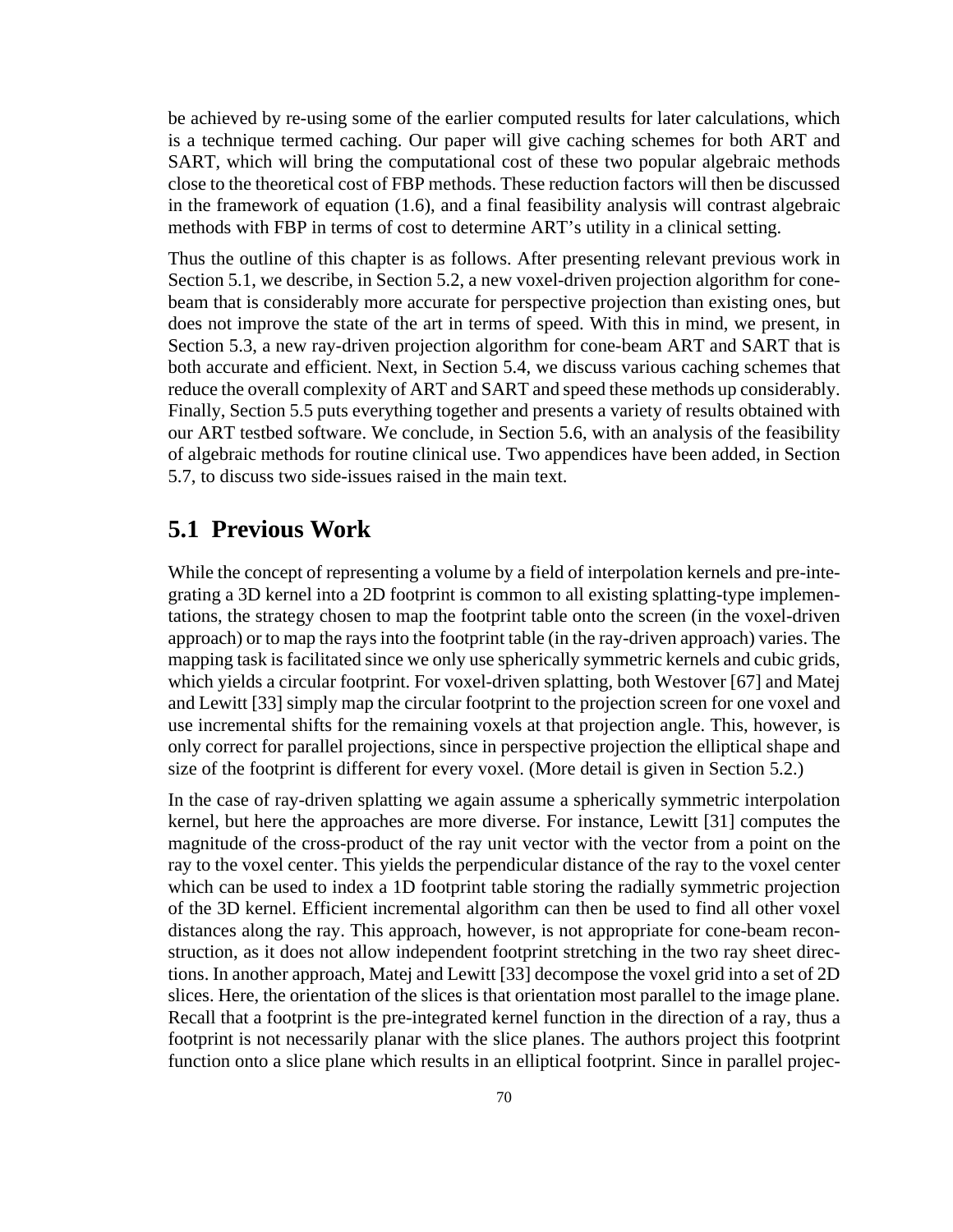be achieved by re-using some of the earlier computed results for later calculations, which is a technique termed caching. Our paper will give caching schemes for both ART and SART, which will bring the computational cost of these two popular algebraic methods close to the theoretical cost of FBP methods. These reduction factors will then be discussed in the framework of equation (1.6), and a final feasibility analysis will contrast algebraic methods with FBP in terms of cost to determine ART's utility in a clinical setting.

Thus the outline of this chapter is as follows. After presenting relevant previous work in Section 5.1, we describe, in Section 5.2, a new voxel-driven projection algorithm for cone-beam that is considerably more accurate for perspective projection than existing ones, but does not improve the state of the art in terms of speed. With this in mind, we present, in Section 5.3, a new ray-driven projection algorithm for cone-beam ART and SART that is both accurate and efficient. Next, in Section 5.4, we discuss various caching schemes that reduce the overall complexity of ART and SART and speed these methods up considerably. Finally, Section 5.5 puts everything together and presents a variety of results obtained with our ART testbed software. We conclude, in Section 5.6, with an analysis of the feasibility of algebraic methods for routine clinical use. Two appendices have been added, in Section 5.7, to discuss two side-issues raised in the main text.

## 5.1 Previous Work

While the concept of representing a volume by a field of interpolation kernels and pre-integrating a 3D kernel into a 2D footprint is common to all existing splatting-type implementations, the strategy chosen to map the footprint table onto the screen (in the voxel-driven approach) or to map the rays into the footprint table (in the ray-driven approach) varies. The mapping task is facilitated since we only use spherically symmetric kernels and cubic grids, which yields a circular footprint. For voxel-driven splatting, both Westover [67] and Matej and Lewitt [33] simply map the circular footprint to the projection screen for one voxel and use incremental shifts for the remaining voxels at that projection angle. This, however, is only correct for parallel projections, since in perspective projection the elliptical shape and size of the footprint is different for every voxel. (More detail is given in Section 5.2.)

In the case of ray-driven splatting we again assume a spherically symmetric interpolation kernel, but here the approaches are more diverse. For instance, Lewitt [31] computes the magnitude of the cross-product of the ray unit vector with the vector from a point on the ray to the voxel center. This yields the perpendicular distance of the ray to the voxel center which can be used to index a 1D footprint table storing the radially symmetric projection of the 3D kernel. Efficient incremental algorithm can then be used to find all other voxel distances along the ray. This approach, however, is not appropriate for cone-beam reconstruction, as it does not allow independent footprint stretching in the two ray sheet directions. In another approach, Matej and Lewitt [33] decompose the voxel grid into a set of 2D slices. Here, the orientation of the slices is that orientation most parallel to the image plane. Recall that a footprint is the pre-integrated kernel function in the direction of a ray, thus a footprint is not necessarily planar with the slice planes. The authors project this footprint function onto a slice plane which results in an elliptical footprint. Since in parallel projec-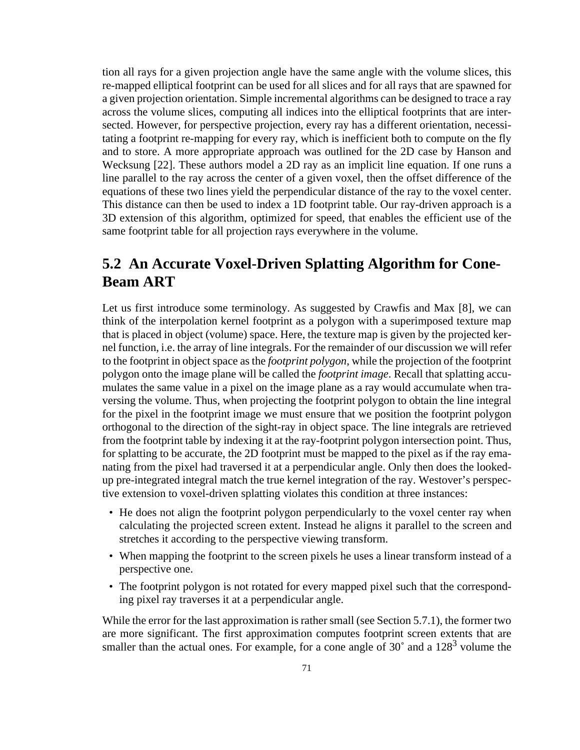tion all rays for a given projection angle have the same angle with the volume slices, this re-mapped elliptical footprint can be used for all slices and for all rays that are spawned for a given projection orientation. Simple incremental algorithms can be designed to trace a ray across the volume slices, computing all indices into the elliptical footprints that are intersected. However, for perspective projection, every ray has a different orientation, necessitating a footprint re-mapping for every ray, which is inefficient both to compute on the fly and to store. A more appropriate approach was outlined for the 2D case by Hanson and Wecksung [22]. These authors model a 2D ray as an implicit line equation. If one runs a line parallel to the ray across the center of a given voxel, then the offset difference of the equations of these two lines yield the perpendicular distance of the ray to the voxel center. This distance can then be used to index a 1D footprint table. Our ray-driven approach is a 3D extension of this algorithm, optimized for speed, that enables the efficient use of the same footprint table for all projection rays everywhere in the volume.

## 5.2 An Accurate Voxel-Driven Splatting Algorithm for Cone-Beam ART

Let us first introduce some terminology. As suggested by Crawfis and Max [8], we can think of the interpolation kernel footprint as a polygon with a superimposed texture map that is placed in object (volume) space. Here, the texture map is given by the projected kernel function, i.e. the array of line integrals. For the remainder of our discussion we will refer to the footprint in object space as the *footprint polygon*, while the projection of the footprint polygon onto the image plane will be called the *footprint image*. Recall that splatting accumulates the same value in a pixel on the image plane as a ray would accumulate when traversing the volume. Thus, when projecting the footprint polygon to obtain the line integral for the pixel in the footprint image we must ensure that we position the footprint polygon orthogonal to the direction of the sight-ray in object space. The line integrals are retrieved from the footprint table by indexing it at the ray-footprint polygon intersection point. Thus, for splatting to be accurate, the 2D footprint must be mapped to the pixel as if the ray emanating from the pixel had traversed it at a perpendicular angle. Only then does the looked-up pre-integrated integral match the true kernel integration of the ray. Westover's perspective extension to voxel-driven splatting violates this condition at three instances:

- He does not align the footprint polygon perpendicularly to the voxel center ray when calculating the projected screen extent. Instead he aligns it parallel to the screen and stretches it according to the perspective viewing transform.
- When mapping the footprint to the screen pixels he uses a linear transform instead of a perspective one.
- The footprint polygon is not rotated for every mapped pixel such that the corresponding pixel ray traverses it at a perpendicular angle.

While the error for the last approximation is rather small (see Section 5.7.1), the former two are more significant. The first approximation computes footprint screen extents that are smaller than the actual ones. For example, for a cone angle of $30^{\circ}$ and a $128^3$ volume the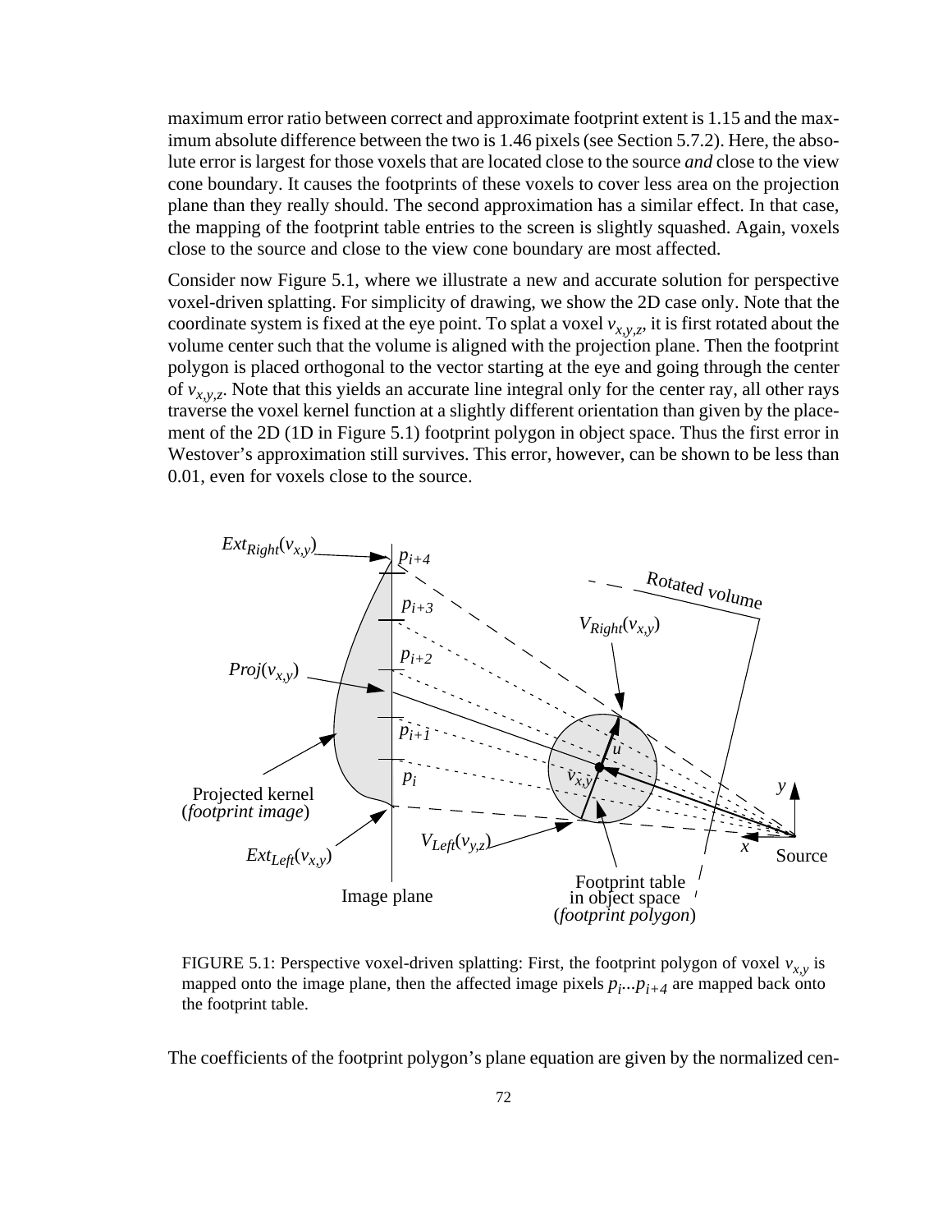maximum error ratio between correct and approximate footprint extent is 1.15 and the maximum absolute difference between the two is 1.46 pixels (see Section 5.7.2). Here, the absolute error is largest for those voxels that are located close to the source *and* close to the view cone boundary. It causes the footprints of these voxels to cover less area on the projection plane than they really should. The second approximation has a similar effect. In that case, the mapping of the footprint table entries to the screen is slightly squashed. Again, voxels close to the source and close to the view cone boundary are most affected.

Consider now Figure 5.1, where we illustrate a new and accurate solution for perspective voxel-driven splatting. For simplicity of drawing, we show the 2D case only. Note that the coordinate system is fixed at the eye point. To splat a voxel $v_{x,y,z}$, it is first rotated about the volume center such that the volume is aligned with the projection plane. Then the footprint polygon is placed orthogonal to the vector starting at the eye and going through the center of $v_{x,y,z}$. Note that this yields an accurate line integral only for the center ray, all other rays traverse the voxel kernel function at a slightly different orientation than given by the placement of the 2D (1D in Figure 5.1) footprint polygon in object space. Thus the first error in Westover's approximation still survives. This error, however, can be shown to be less than 0.01, even for voxels close to the source.

FIGURE 5.1: Perspective voxel-driven splatting: First, the footprint polygon of voxel $v_{x,y}$ is mapped onto the image plane, then the affected image pixels $p_i ... p_{i+4}$ are mapped back onto the footprint table.

The coefficients of the footprint polygon's plane equation are given by the normalized cen-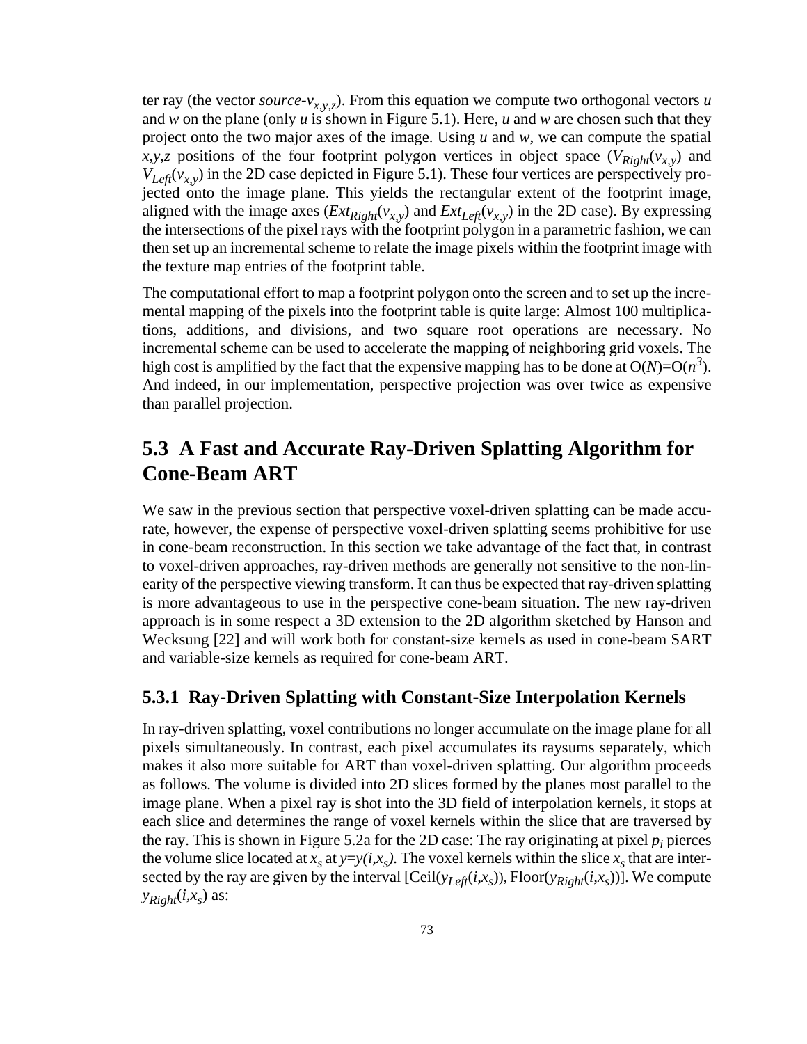ter ray (the vector *source*-$v_{x,y,z}$). From this equation we compute two orthogonal vectors $u$ and $w$ on the plane (only $u$ is shown in Figure 5.1). Here, $u$ and $w$ are chosen such that they project onto the two major axes of the image. Using $u$ and $w$, we can compute the spatial $x,y,z$ positions of the four footprint polygon vertices in object space ($V_{Right}(v_{x,y})$ and $V_{Left}(v_{x,y})$ in the 2D case depicted in Figure 5.1). These four vertices are perspectively projected onto the image plane. This yields the rectangular extent of the footprint image, aligned with the image axes ($Ext_{Right}(v_{x,y})$ and $Ext_{Left}(v_{x,y})$ in the 2D case). By expressing the intersections of the pixel rays with the footprint polygon in a parametric fashion, we can then set up an incremental scheme to relate the image pixels within the footprint image with the texture map entries of the footprint table.

The computational effort to map a footprint polygon onto the screen and to set up the incremental mapping of the pixels into the footprint table is quite large: Almost 100 multiplications, additions, and divisions, and two square root operations are necessary. No incremental scheme can be used to accelerate the mapping of neighboring grid voxels. The high cost is amplified by the fact that the expensive mapping has to be done at $O(N)=O(n^3)$. And indeed, in our implementation, perspective projection was over twice as expensive than parallel projection.

## 5.3 A Fast and Accurate Ray-Driven Splatting Algorithm for Cone-Beam ART

We saw in the previous section that perspective voxel-driven splatting can be made accurate, however, the expense of perspective voxel-driven splatting seems prohibitive for use in cone-beam reconstruction. In this section we take advantage of the fact that, in contrast to voxel-driven approaches, ray-driven methods are generally not sensitive to the non-linearity of the perspective viewing transform. It can thus be expected that ray-driven splatting is more advantageous to use in the perspective cone-beam situation. The new ray-driven approach is in some respect a 3D extension to the 2D algorithm sketched by Hanson and Wecksung [22] and will work both for constant-size kernels as used in cone-beam SART and variable-size kernels as required for cone-beam ART.

### 5.3.1 Ray-Driven Splatting with Constant-Size Interpolation Kernels

In ray-driven splatting, voxel contributions no longer accumulate on the image plane for all pixels simultaneously. In contrast, each pixel accumulates its raysums separately, which makes it also more suitable for ART than voxel-driven splatting. Our algorithm proceeds as follows. The volume is divided into 2D slices formed by the planes most parallel to the image plane. When a pixel ray is shot into the 3D field of interpolation kernels, it stops at each slice and determines the range of voxel kernels within the slice that are traversed by the ray. This is shown in Figure 5.2a for the 2D case: The ray originating at pixel $p_i$ pierces the volume slice located at $x_s$ at $y=y(i,x_s)$. The voxel kernels within the slice $x_s$ that are intersected by the ray are given by the interval [Ceil($y_{Left}(i,x_s)$), Floor($y_{Right}(i,x_s)$)]. We compute $y_{Right}(i,x_s)$ as: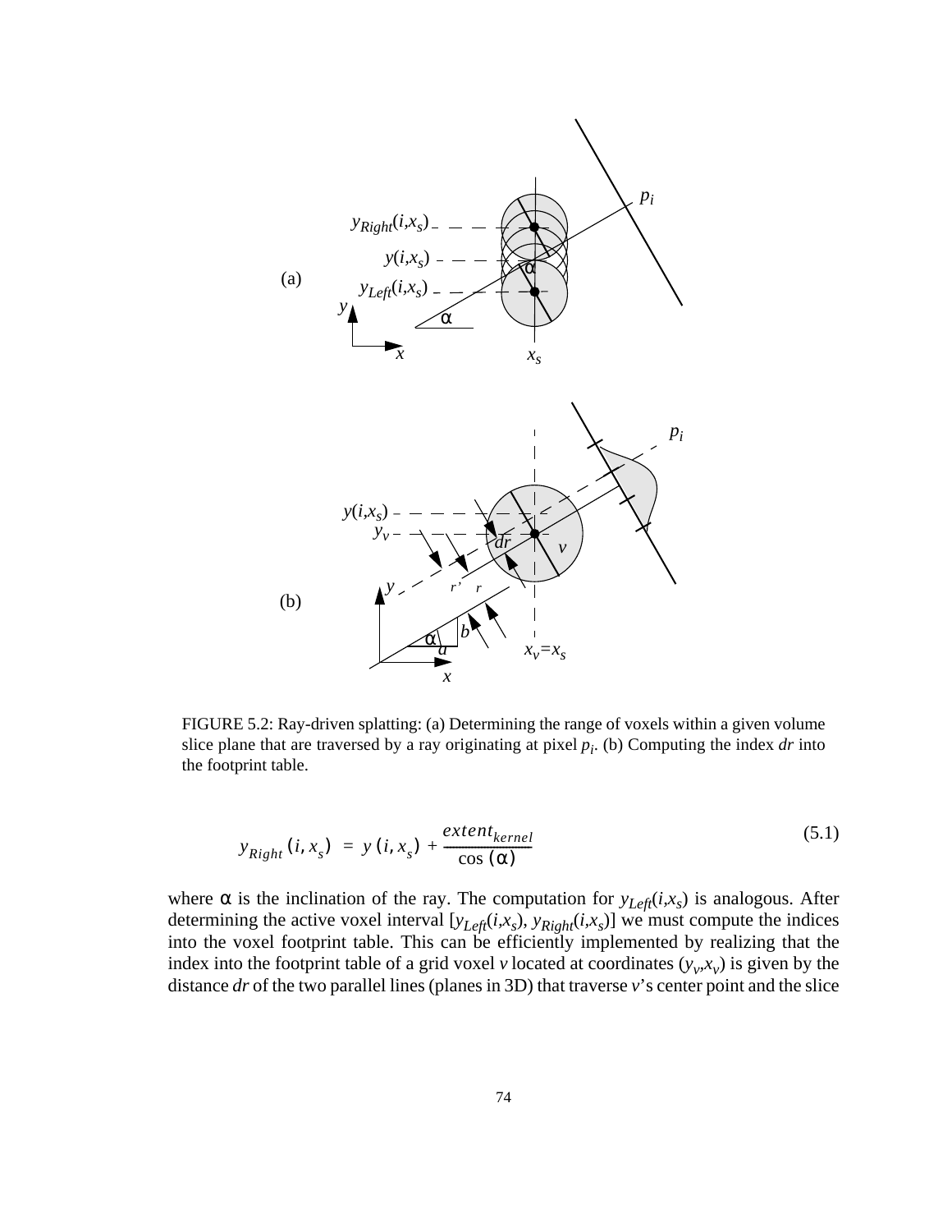FIGURE 5.2: Ray-driven splatting: (a) Determining the range of voxels within a given volume slice plane that are traversed by a ray originating at pixel $p_i$. (b) Computing the index $dr$ into the footprint table.

$$y_{Right}(i, x_s) = y(i, x_s) + \frac{extent_{kernel}}{\cos(\alpha)} \tag{5.1}$$

where $\alpha$ is the inclination of the ray. The computation for $y_{Left}(i,x_s)$ is analogous. After determining the active voxel interval $[y_{Left}(i,x_s), y_{Right}(i,x_s)]$ we must compute the indices into the voxel footprint table. This can be efficiently implemented by realizing that the index into the footprint table of a grid voxel $v$ located at coordinates $(y_v,x_v)$ is given by the distance $dr$ of the two parallel lines (planes in 3D) that traverse $v$'s center point and the slice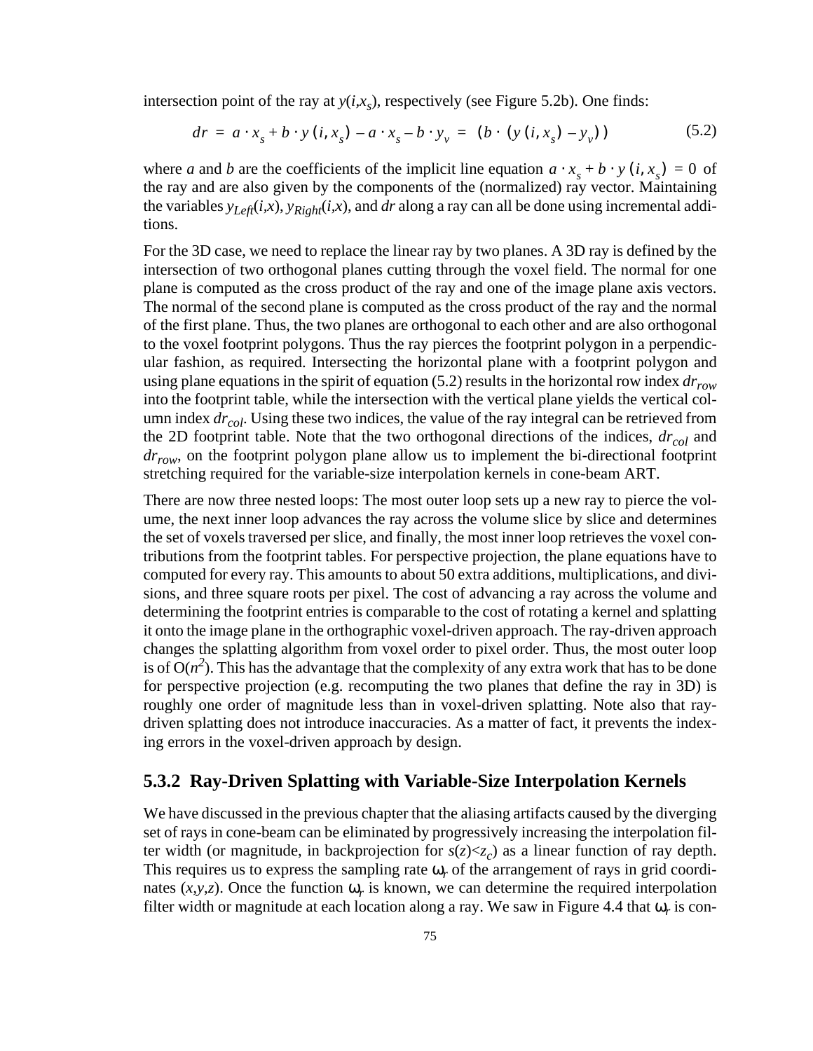intersection point of the ray at $y(i,x_s)$, respectively (see Figure 5.2b). One finds:

$$dr = a \cdot x_s + b \cdot y(i, x_s) - a \cdot x_s - b \cdot y_v = (b \cdot (y(i, x_s) - y_v)) \tag{5.2}$$

where $a$ and $b$ are the coefficients of the implicit line equation $a \cdot x_s + b \cdot y(i, x_s) = 0$ of the ray and are also given by the components of the (normalized) ray vector. Maintaining the variables $y_{Left}(i,x)$, $y_{Right}(i,x)$, and $dr$ along a ray can all be done using incremental additions.

For the 3D case, we need to replace the linear ray by two planes. A 3D ray is defined by the intersection of two orthogonal planes cutting through the voxel field. The normal for one plane is computed as the cross product of the ray and one of the image plane axis vectors. The normal of the second plane is computed as the cross product of the ray and the normal of the first plane. Thus, the two planes are orthogonal to each other and are also orthogonal to the voxel footprint polygons. Thus the ray pierces the footprint polygon in a perpendicular fashion, as required. Intersecting the horizontal plane with a footprint polygon and using plane equations in the spirit of equation (5.2) results in the horizontal row index $dr_{row}$ into the footprint table, while the intersection with the vertical plane yields the vertical column index $dr_{col}$. Using these two indices, the value of the ray integral can be retrieved from the 2D footprint table. Note that the two orthogonal directions of the indices, $dr_{col}$ and $dr_{row}$, on the footprint polygon plane allow us to implement the bi-directional footprint stretching required for the variable-size interpolation kernels in cone-beam ART.

There are now three nested loops: The most outer loop sets up a new ray to pierce the volume, the next inner loop advances the ray across the volume slice by slice and determines the set of voxels traversed per slice, and finally, the most inner loop retrieves the voxel contributions from the footprint tables. For perspective projection, the plane equations have to computed for every ray. This amounts to about 50 extra additions, multiplications, and divisions, and three square roots per pixel. The cost of advancing a ray across the volume and determining the footprint entries is comparable to the cost of rotating a kernel and splatting it onto the image plane in the orthographic voxel-driven approach. The ray-driven approach changes the splatting algorithm from voxel order to pixel order. Thus, the most outer loop is of $O(n^2)$. This has the advantage that the complexity of any extra work that has to be done for perspective projection (e.g. recomputing the two planes that define the ray in 3D) is roughly one order of magnitude less than in voxel-driven splatting. Note also that ray-driven splatting does not introduce inaccuracies. As a matter of fact, it prevents the indexing errors in the voxel-driven approach by design.

### 5.3.2 Ray-Driven Splatting with Variable-Size Interpolation Kernels

We have discussed in the previous chapter that the aliasing artifacts caused by the diverging set of rays in cone-beam can be eliminated by progressively increasing the interpolation filter width (or magnitude, in backprojection for $s(z)<z_c$) as a linear function of ray depth. This requires us to express the sampling rate $\omega_r$ of the arrangement of rays in grid coordinates $(x,y,z)$. Once the function $\omega_r$ is known, we can determine the required interpolation filter width or magnitude at each location along a ray. We saw in Figure 4.4 that $\omega_r$ is con-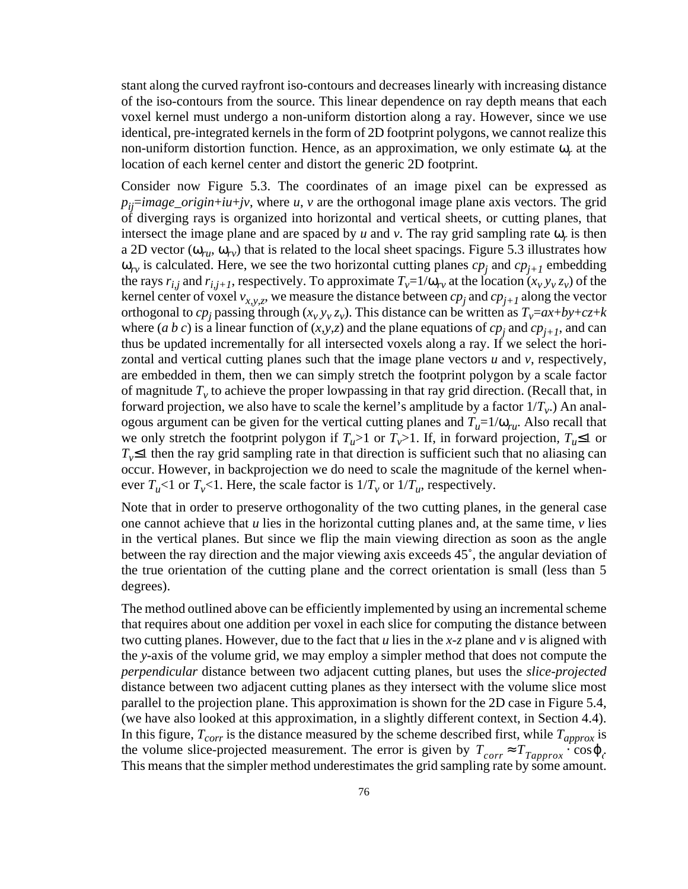stant along the curved rayfront iso-contours and decreases linearly with increasing distance of the iso-contours from the source. This linear dependence on ray depth means that each voxel kernel must undergo a non-uniform distortion along a ray. However, since we use identical, pre-integrated kernels in the form of 2D footprint polygons, we cannot realize this non-uniform distortion function. Hence, as an approximation, we only estimate $\omega_r$ at the location of each kernel center and distort the generic 2D footprint.

Consider now Figure 5.3. The coordinates of an image pixel can be expressed as $p_{ij}=image\_origin+iu+jv$, where $u$, $v$ are the orthogonal image plane axis vectors. The grid of diverging rays is organized into horizontal and vertical sheets, or cutting planes, that intersect the image plane and are spaced by $u$ and $v$. The ray grid sampling rate $\omega_r$ is then a 2D vector ($\omega_{ru}$, $\omega_{rv}$) that is related to the local sheet spacings. Figure 5.3 illustrates how $\omega_{rv}$ is calculated. Here, we see the two horizontal cutting planes $cp_j$ and $cp_{j+1}$ embedding the rays $r_{i,j}$ and $r_{i,j+1}$, respectively. To approximate $T_v=1/\omega_{rv}$ at the location ($x_v$ $y_v$ $z_v$) of the kernel center of voxel $v_{x,y,z}$, we measure the distance between $cp_j$ and $cp_{j+1}$ along the vector orthogonal to $cp_j$ passing through ($x_v$ $y_v$ $z_v$). This distance can be written as $T_v=ax+by+cz+k$ where ($a$ $b$ $c$) is a linear function of ($x$,$y$,$z$) and the plane equations of $cp_j$ and $cp_{j+1}$, and can thus be updated incrementally for all intersected voxels along a ray. If we select the horizontal and vertical cutting planes such that the image plane vectors $u$ and $v$, respectively, are embedded in them, then we can simply stretch the footprint polygon by a scale factor of magnitude $T_v$ to achieve the proper lowpassing in that ray grid direction. (Recall that, in forward projection, we also have to scale the kernel's amplitude by a factor $1/T_v$.) An analogous argument can be given for the vertical cutting planes and $T_u=1/\omega_{ru}$. Also recall that we only stretch the footprint polygon if $T_u>1$ or $T_v>1$. If, in forward projection, $T_u\leq 1$ or $T_v\leq 1$ then the ray grid sampling rate in that direction is sufficient such that no aliasing can occur. However, in backprojection we do need to scale the magnitude of the kernel whenever $T_u<1$ or $T_v<1$. Here, the scale factor is $1/T_v$ or $1/T_u$, respectively.

Note that in order to preserve orthogonality of the two cutting planes, in the general case one cannot achieve that $u$ lies in the horizontal cutting planes and, at the same time, $v$ lies in the vertical planes. But since we flip the main viewing direction as soon as the angle between the ray direction and the major viewing axis exceeds 45˚, the angular deviation of the true orientation of the cutting plane and the correct orientation is small (less than 5 degrees).

The method outlined above can be efficiently implemented by using an incremental scheme that requires about one addition per voxel in each slice for computing the distance between two cutting planes. However, due to the fact that $u$ lies in the $x$-$z$ plane and $v$ is aligned with the $y$-axis of the volume grid, we may employ a simpler method that does not compute the *perpendicular* distance between two adjacent cutting planes, but uses the *slice-projected* distance between two adjacent cutting planes as they intersect with the volume slice most parallel to the projection plane. This approximation is shown for the 2D case in Figure 5.4, (we have also looked at this approximation, in a slightly different context, in Section 4.4). In this figure, $T_{corr}$ is the distance measured by the scheme described first, while $T_{approx}$ is the volume slice-projected measurement. The error is given by $T_{corr} \approx T_{Tapprox} \cdot \cos\varphi_c$. This means that the simpler method underestimates the grid sampling rate by some amount.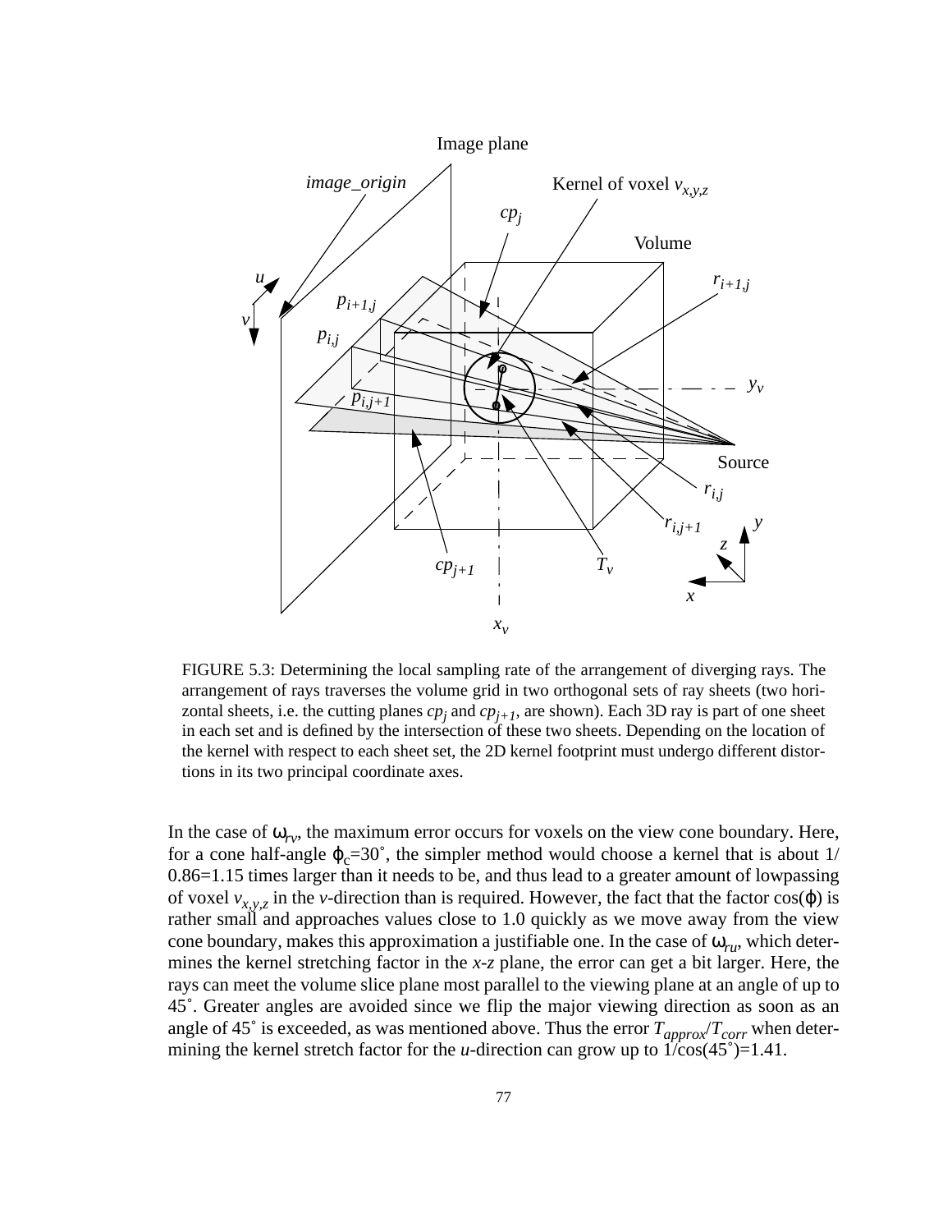FIGURE 5.3: Determining the local sampling rate of the arrangement of diverging rays. The arrangement of rays traverses the volume grid in two orthogonal sets of ray sheets (two horizontal sheets, i.e. the cutting planes $cp_j$ and $cp_{j+1}$, are shown). Each 3D ray is part of one sheet in each set and is defined by the intersection of these two sheets. Depending on the location of the kernel with respect to each sheet set, the 2D kernel footprint must undergo different distortions in its two principal coordinate axes.

In the case of $\omega_{rv}$, the maximum error occurs for voxels on the view cone boundary. Here, for a cone half-angle $\varphi_c$=30˚, the simpler method would choose a kernel that is about 1/0.86=1.15 times larger than it needs to be, and thus lead to a greater amount of lowpassing of voxel $v_{x,y,z}$ in the $v$-direction than is required. However, the fact that the factor cos($\varphi$) is rather small and approaches values close to 1.0 quickly as we move away from the view cone boundary, makes this approximation a justifiable one. In the case of $\omega_{ru}$, which determines the kernel stretching factor in the $x$-$z$ plane, the error can get a bit larger. Here, the rays can meet the volume slice plane most parallel to the viewing plane at an angle of up to 45˚. Greater angles are avoided since we flip the major viewing direction as soon as an angle of 45˚ is exceeded, as was mentioned above. Thus the error $T_{approx}/T_{corr}$ when determining the kernel stretch factor for the $u$-direction can grow up to 1/cos(45˚)=1.41.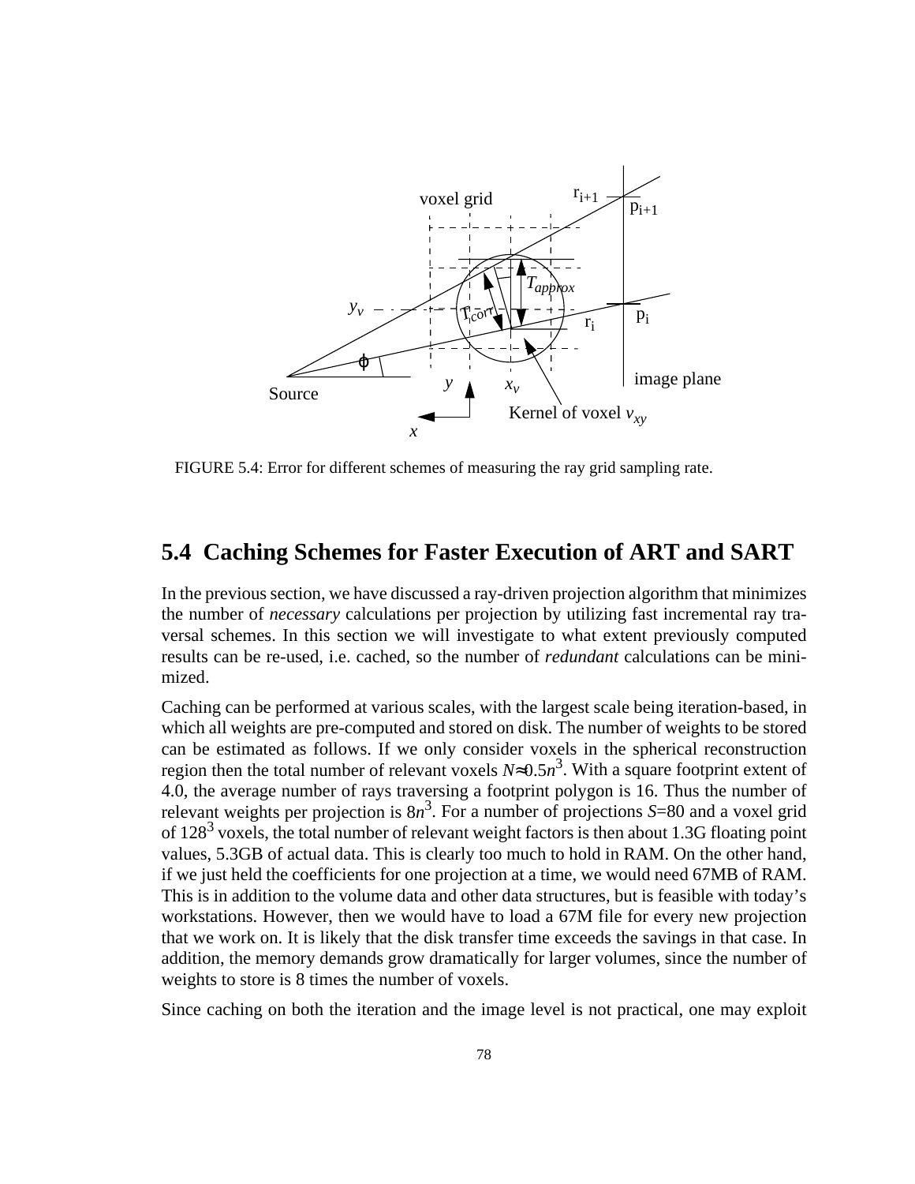FIGURE 5.4: Error for different schemes of measuring the ray grid sampling rate.

## 5.4 Caching Schemes for Faster Execution of ART and SART

In the previous section, we have discussed a ray-driven projection algorithm that minimizes the number of *necessary* calculations per projection by utilizing fast incremental ray traversal schemes. In this section we will investigate to what extent previously computed results can be re-used, i.e. cached, so the number of *redundant* calculations can be minimized.

Caching can be performed at various scales, with the largest scale being iteration-based, in which all weights are pre-computed and stored on disk. The number of weights to be stored can be estimated as follows. If we only consider voxels in the spherical reconstruction region then the total number of relevant voxels $N \approx 0.5n^3$. With a square footprint extent of 4.0, the average number of rays traversing a footprint polygon is 16. Thus the number of relevant weights per projection is $8n^3$. For a number of projections $S$=80 and a voxel grid of $128^3$ voxels, the total number of relevant weight factors is then about 1.3G floating point values, 5.3GB of actual data. This is clearly too much to hold in RAM. On the other hand, if we just held the coefficients for one projection at a time, we would need 67MB of RAM. This is in addition to the volume data and other data structures, but is feasible with today's workstations. However, then we would have to load a 67M file for every new projection that we work on. It is likely that the disk transfer time exceeds the savings in that case. In addition, the memory demands grow dramatically for larger volumes, since the number of weights to store is 8 times the number of voxels.

Since caching on both the iteration and the image level is not practical, one may exploit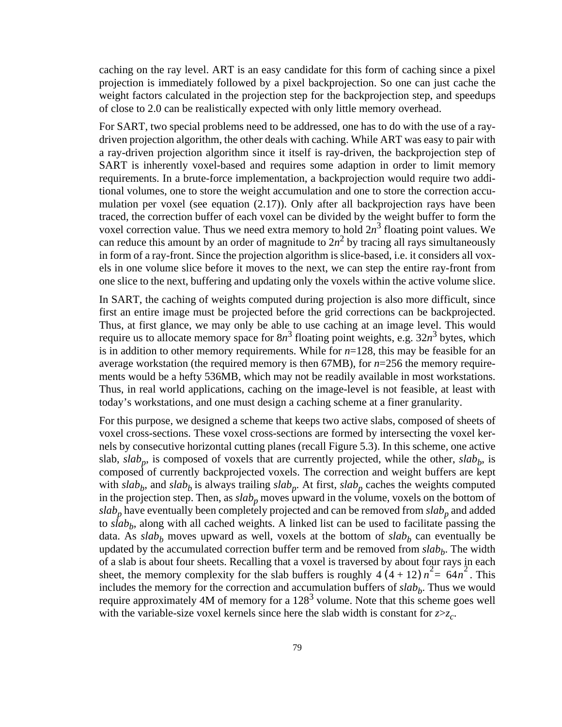caching on the ray level. ART is an easy candidate for this form of caching since a pixel projection is immediately followed by a pixel backprojection. So one can just cache the weight factors calculated in the projection step for the backprojection step, and speedups of close to 2.0 can be realistically expected with only little memory overhead.

For SART, two special problems need to be addressed, one has to do with the use of a ray-driven projection algorithm, the other deals with caching. While ART was easy to pair with a ray-driven projection algorithm since it itself is ray-driven, the backprojection step of SART is inherently voxel-based and requires some adaption in order to limit memory requirements. In a brute-force implementation, a backprojection would require two additional volumes, one to store the weight accumulation and one to store the correction accumulation per voxel (see equation (2.17)). Only after all backprojection rays have been traced, the correction buffer of each voxel can be divided by the weight buffer to form the voxel correction value. Thus we need extra memory to hold $2n^3$ floating point values. We can reduce this amount by an order of magnitude to $2n^2$ by tracing all rays simultaneously in form of a ray-front. Since the projection algorithm is slice-based, i.e. it considers all voxels in one volume slice before it moves to the next, we can step the entire ray-front from one slice to the next, buffering and updating only the voxels within the active volume slice.

In SART, the caching of weights computed during projection is also more difficult, since first an entire image must be projected before the grid corrections can be backprojected. Thus, at first glance, we may only be able to use caching at an image level. This would require us to allocate memory space for $8n^3$ floating point weights, e.g. $32n^3$ bytes, which is in addition to other memory requirements. While for $n$=128, this may be feasible for an average workstation (the required memory is then 67MB), for $n$=256 the memory requirements would be a hefty 536MB, which may not be readily available in most workstations. Thus, in real world applications, caching on the image-level is not feasible, at least with today's workstations, and one must design a caching scheme at a finer granularity.

For this purpose, we designed a scheme that keeps two active slabs, composed of sheets of voxel cross-sections. These voxel cross-sections are formed by intersecting the voxel kernels by consecutive horizontal cutting planes (recall Figure 5.3). In this scheme, one active slab, $slab_p$, is composed of voxels that are currently projected, while the other, $slab_b$, is composed of currently backprojected voxels. The correction and weight buffers are kept with $slab_b$, and $slab_b$ is always trailing $slab_p$. At first, $slab_p$ caches the weights computed in the projection step. Then, as $slab_p$ moves upward in the volume, voxels on the bottom of $slab_p$ have eventually been completely projected and can be removed from $slab_p$ and added to $slab_b$, along with all cached weights. A linked list can be used to facilitate passing the data. As $slab_b$ moves upward as well, voxels at the bottom of $slab_b$ can eventually be updated by the accumulated correction buffer term and be removed from $slab_b$. The width of a slab is about four sheets. Recalling that a voxel is traversed by about four rays in each sheet, the memory complexity for the slab buffers is roughly $4\,(4+12)\,n^2 = 64n^2$. This includes the memory for the correction and accumulation buffers of $slab_b$. Thus we would require approximately 4M of memory for a $128^3$ volume. Note that this scheme goes well with the variable-size voxel kernels since here the slab width is constant for $z > z_c$.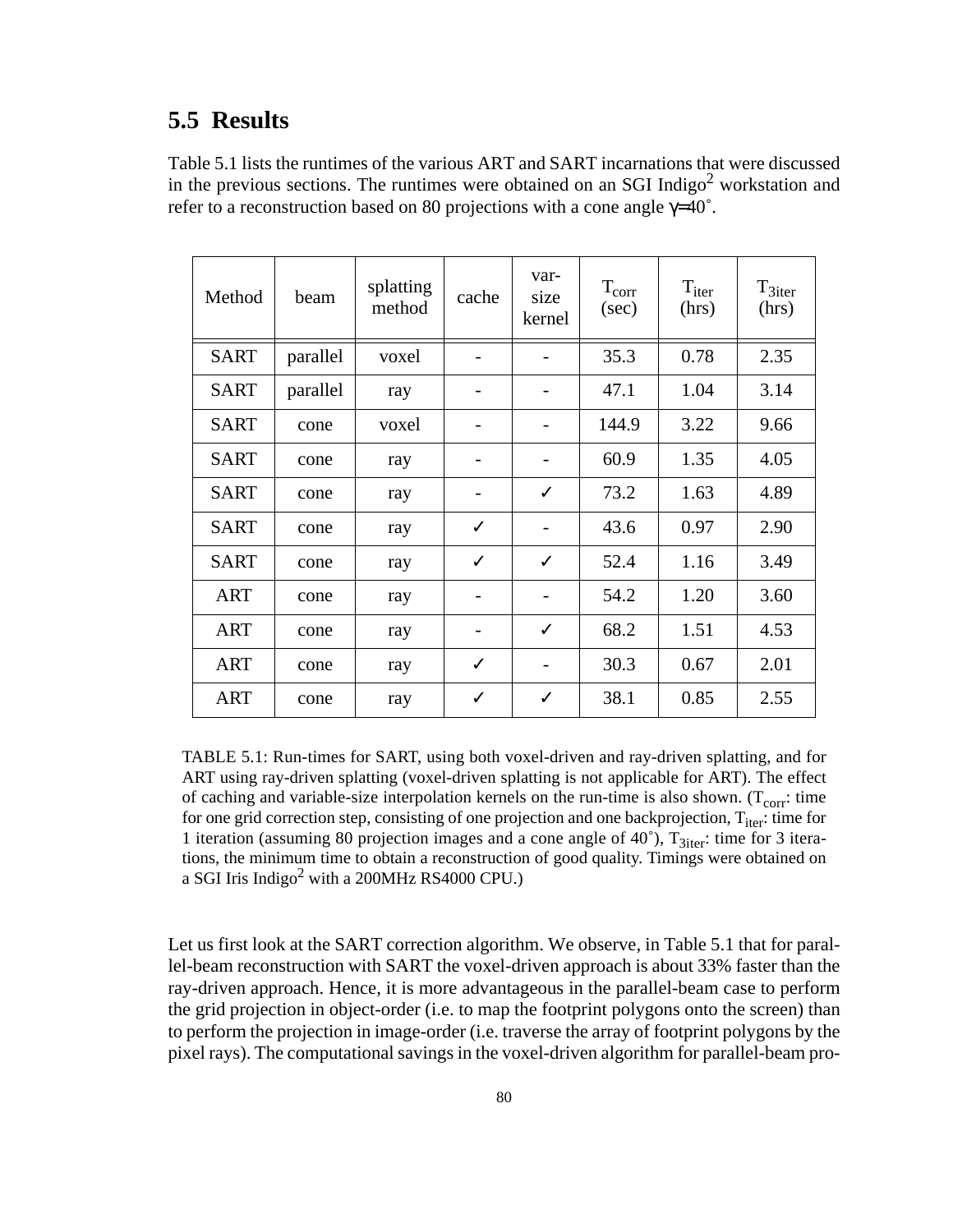## 5.5 Results

Table 5.1 lists the runtimes of the various ART and SART incarnations that were discussed in the previous sections. The runtimes were obtained on an SGI Indigo[2] workstation and refer to a reconstruction based on 80 projections with a cone angle $\gamma$=40˚.

| Method | beam | splatting method | cache | var-size kernel | $T_{corr}$ (sec) | $T_{iter}$ (hrs) | $T_{3iter}$ (hrs) |
|---|---|---|---|---|---|---|---|
| SART | parallel | voxel | - | - | 35.3 | 0.78 | 2.35 |
| SART | parallel | ray | - | - | 47.1 | 1.04 | 3.14 |
| SART | cone | voxel | - | - | 144.9 | 3.22 | 9.66 |
| SART | cone | ray | - | - | 60.9 | 1.35 | 4.05 |
| SART | cone | ray | - | ✓ | 73.2 | 1.63 | 4.89 |
| SART | cone | ray | ✓ | - | 43.6 | 0.97 | 2.90 |
| SART | cone | ray | ✓ | ✓ | 52.4 | 1.16 | 3.49 |
| ART | cone | ray | - | - | 54.2 | 1.20 | 3.60 |
| ART | cone | ray | - | ✓ | 68.2 | 1.51 | 4.53 |
| ART | cone | ray | ✓ | - | 30.3 | 0.67 | 2.01 |
| ART | cone | ray | ✓ | ✓ | 38.1 | 0.85 | 2.55 |

TABLE 5.1: Run-times for SART, using both voxel-driven and ray-driven splatting, and for ART using ray-driven splatting (voxel-driven splatting is not applicable for ART). The effect of caching and variable-size interpolation kernels on the run-time is also shown. ($T_{corr}$: time for one grid correction step, consisting of one projection and one backprojection, $T_{iter}$: time for 1 iteration (assuming 80 projection images and a cone angle of 40˚), $T_{3iter}$: time for 3 iterations, the minimum time to obtain a reconstruction of good quality. Timings were obtained on a SGI Iris Indigo[2] with a 200MHz RS4000 CPU.)

Let us first look at the SART correction algorithm. We observe, in Table 5.1 that for parallel-beam reconstruction with SART the voxel-driven approach is about 33% faster than the ray-driven approach. Hence, it is more advantageous in the parallel-beam case to perform the grid projection in object-order (i.e. to map the footprint polygons onto the screen) than to perform the projection in image-order (i.e. traverse the array of footprint polygons by the pixel rays). The computational savings in the voxel-driven algorithm for parallel-beam pro-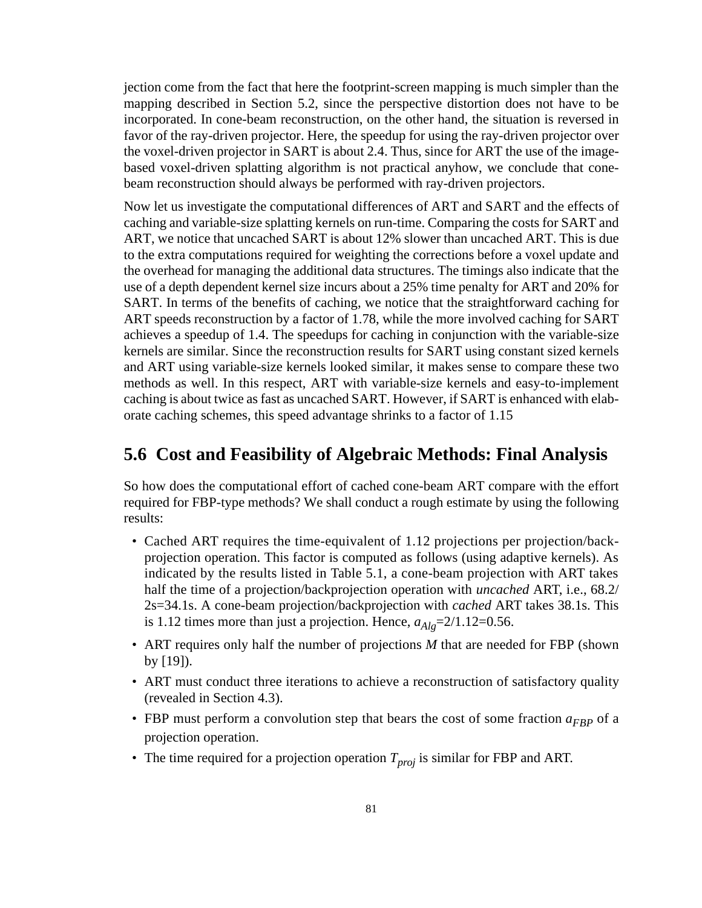jection come from the fact that here the footprint-screen mapping is much simpler than the mapping described in Section 5.2, since the perspective distortion does not have to be incorporated. In cone-beam reconstruction, on the other hand, the situation is reversed in favor of the ray-driven projector. Here, the speedup for using the ray-driven projector over the voxel-driven projector in SART is about 2.4. Thus, since for ART the use of the image-based voxel-driven splatting algorithm is not practical anyhow, we conclude that cone-beam reconstruction should always be performed with ray-driven projectors.

Now let us investigate the computational differences of ART and SART and the effects of caching and variable-size splatting kernels on run-time. Comparing the costs for SART and ART, we notice that uncached SART is about 12% slower than uncached ART. This is due to the extra computations required for weighting the corrections before a voxel update and the overhead for managing the additional data structures. The timings also indicate that the use of a depth dependent kernel size incurs about a 25% time penalty for ART and 20% for SART. In terms of the benefits of caching, we notice that the straightforward caching for ART speeds reconstruction by a factor of 1.78, while the more involved caching for SART achieves a speedup of 1.4. The speedups for caching in conjunction with the variable-size kernels are similar. Since the reconstruction results for SART using constant sized kernels and ART using variable-size kernels looked similar, it makes sense to compare these two methods as well. In this respect, ART with variable-size kernels and easy-to-implement caching is about twice as fast as uncached SART. However, if SART is enhanced with elaborate caching schemes, this speed advantage shrinks to a factor of 1.15

## 5.6 Cost and Feasibility of Algebraic Methods: Final Analysis

So how does the computational effort of cached cone-beam ART compare with the effort required for FBP-type methods? We shall conduct a rough estimate by using the following results:

- Cached ART requires the time-equivalent of 1.12 projections per projection/backprojection operation. This factor is computed as follows (using adaptive kernels). As indicated by the results listed in Table 5.1, a cone-beam projection with ART takes half the time of a projection/backprojection operation with *uncached* ART, i.e., 68.2/2s=34.1s. A cone-beam projection/backprojection with *cached* ART takes 38.1s. This is 1.12 times more than just a projection. Hence, $a_{Alg}$=2/1.12=0.56.
- ART requires only half the number of projections $M$ that are needed for FBP (shown by [19]).
- ART must conduct three iterations to achieve a reconstruction of satisfactory quality (revealed in Section 4.3).
- FBP must perform a convolution step that bears the cost of some fraction $a_{FBP}$ of a projection operation.
- The time required for a projection operation $T_{proj}$ is similar for FBP and ART.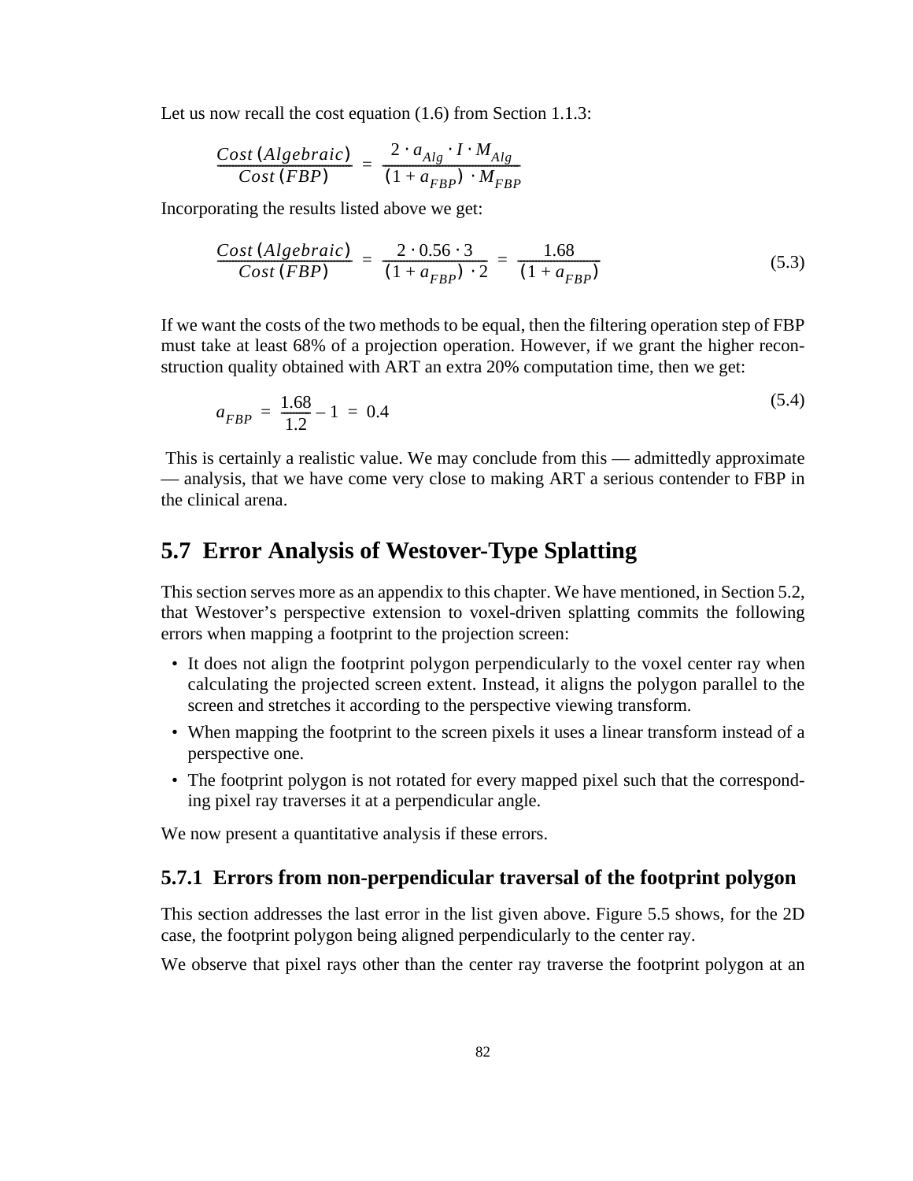Let us now recall the cost equation (1.6) from Section 1.1.3:

$$\frac{Cost(Algebraic)}{Cost(FBP)} = \frac{2 \cdot a_{Alg} \cdot I \cdot M_{Alg}}{(1 + a_{FBP}) \cdot M_{FBP}}$$

Incorporating the results listed above we get:

$$\frac{Cost(Algebraic)}{Cost(FBP)} = \frac{2 \cdot 0.56 \cdot 3}{(1 + a_{FBP}) \cdot 2} = \frac{1.68}{(1 + a_{FBP})} \tag{5.3}$$

If we want the costs of the two methods to be equal, then the filtering operation step of FBP must take at least 68% of a projection operation. However, if we grant the higher reconstruction quality obtained with ART an extra 20% computation time, then we get:

$$a_{FBP} = \frac{1.68}{1.2} - 1 = 0.4 \tag{5.4}$$

This is certainly a realistic value. We may conclude from this — admittedly approximate — analysis, that we have come very close to making ART a serious contender to FBP in the clinical arena.

## 5.7 Error Analysis of Westover-Type Splatting

This section serves more as an appendix to this chapter. We have mentioned, in Section 5.2, that Westover's perspective extension to voxel-driven splatting commits the following errors when mapping a footprint to the projection screen:

- It does not align the footprint polygon perpendicularly to the voxel center ray when calculating the projected screen extent. Instead, it aligns the polygon parallel to the screen and stretches it according to the perspective viewing transform.
- When mapping the footprint to the screen pixels it uses a linear transform instead of a perspective one.
- The footprint polygon is not rotated for every mapped pixel such that the corresponding pixel ray traverses it at a perpendicular angle.

We now present a quantitative analysis if these errors.

### 5.7.1 Errors from non-perpendicular traversal of the footprint polygon

This section addresses the last error in the list given above. Figure 5.5 shows, for the 2D case, the footprint polygon being aligned perpendicularly to the center ray.

We observe that pixel rays other than the center ray traverse the footprint polygon at an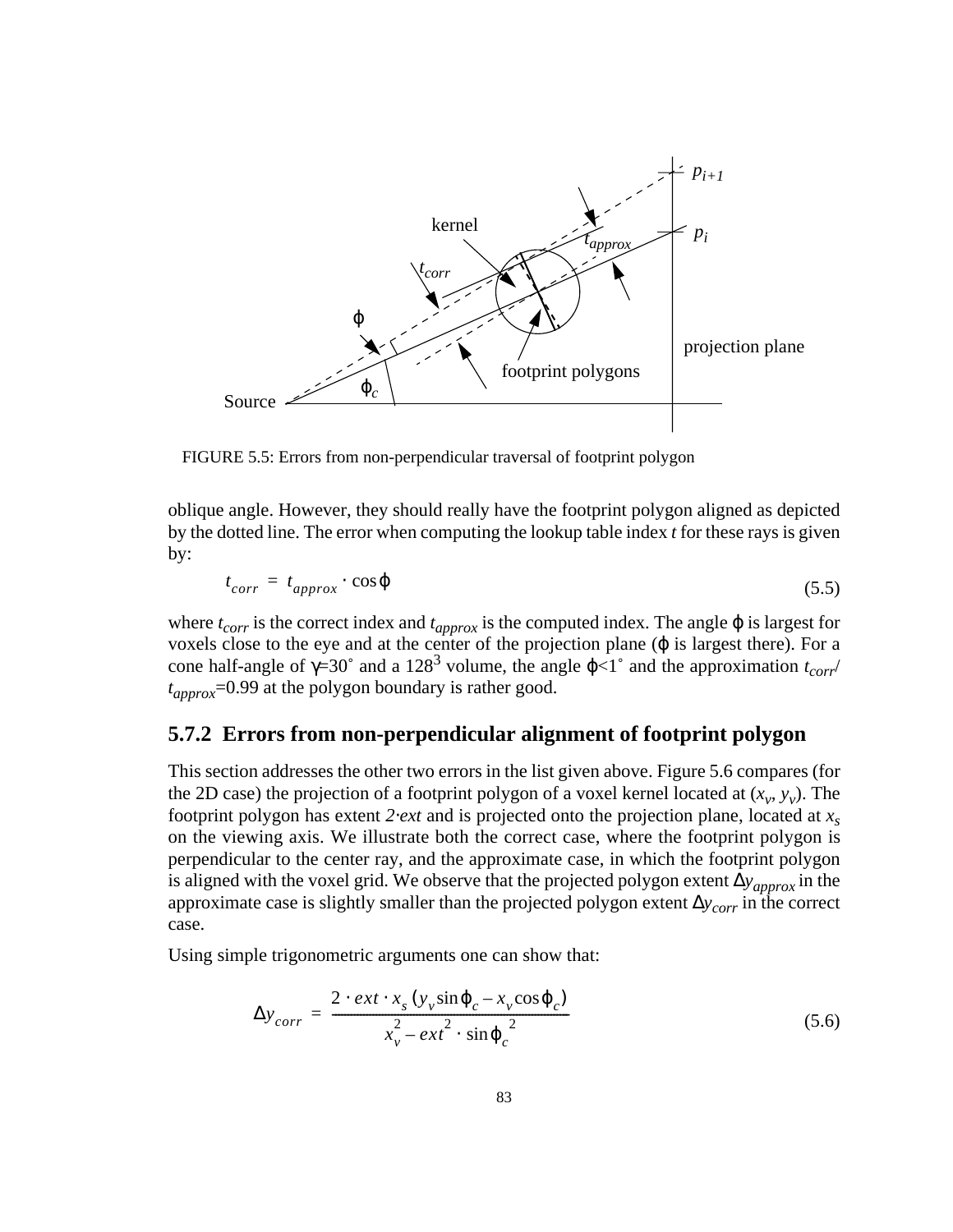FIGURE 5.5: Errors from non-perpendicular traversal of footprint polygon

oblique angle. However, they should really have the footprint polygon aligned as depicted by the dotted line. The error when computing the lookup table index *t* for these rays is given by:

$$t_{corr} = t_{approx} \cdot \cos\varphi \tag{5.5}$$

where $t_{corr}$ is the correct index and $t_{approx}$ is the computed index. The angle $\varphi$ is largest for voxels close to the eye and at the center of the projection plane ($\varphi$ is largest there). For a cone half-angle of $\gamma$=30˚ and a $128^3$ volume, the angle $\varphi$<1˚ and the approximation $t_{corr}/t_{approx}$=0.99 at the polygon boundary is rather good.

### 5.7.2 Errors from non-perpendicular alignment of footprint polygon

This section addresses the other two errors in the list given above. Figure 5.6 compares (for the 2D case) the projection of a footprint polygon of a voxel kernel located at ($x_v$, $y_v$). The footprint polygon has extent $2 \cdot ext$ and is projected onto the projection plane, located at $x_s$ on the viewing axis. We illustrate both the correct case, where the footprint polygon is perpendicular to the center ray, and the approximate case, in which the footprint polygon is aligned with the voxel grid. We observe that the projected polygon extent $\Delta y_{approx}$ in the approximate case is slightly smaller than the projected polygon extent $\Delta y_{corr}$ in the correct case.

Using simple trigonometric arguments one can show that:

$$\Delta y_{corr} = \frac{2 \cdot ext \cdot x_s\,(y_v \sin\varphi_c - x_v \cos\varphi_c)}{x_v^2 - ext^2 \cdot \sin\varphi_c^{\;2}} \tag{5.6}$$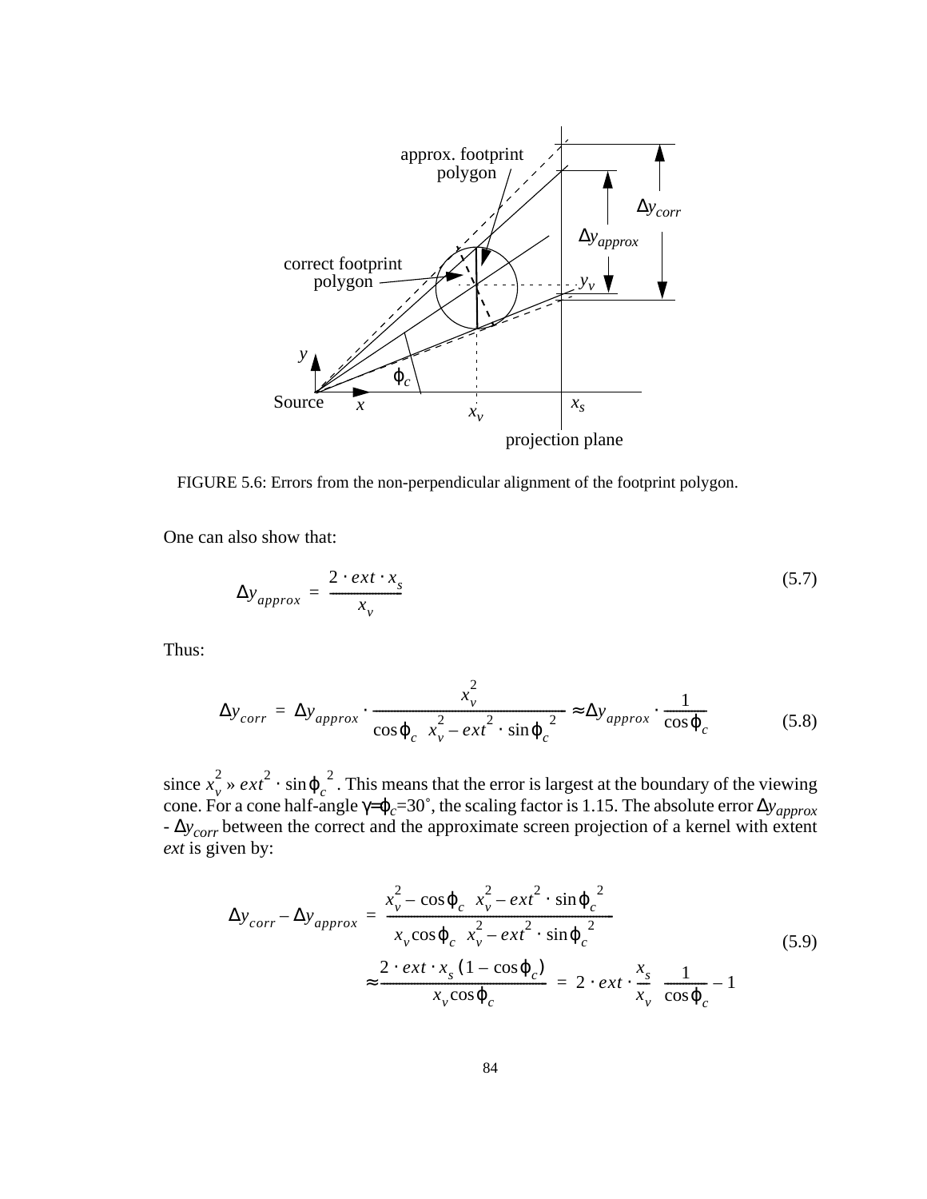FIGURE 5.6: Errors from the non-perpendicular alignment of the footprint polygon.

One can also show that:

$$\Delta y_{approx} = \frac{2 \cdot ext \cdot x_s}{x_v} \tag{5.7}$$

Thus:

$$\Delta y_{corr} = \Delta y_{approx} \cdot \frac{x_v^2}{\cos\varphi_c \left( x_v^2 - ext^2 \cdot \sin\varphi_c^{\ 2} \right)} \approx \Delta y_{approx} \cdot \frac{1}{\cos\varphi_c} \tag{5.8}$$

since $x_v^2 \gg ext^2 \cdot \sin\varphi_c^{\ 2}$. This means that the error is largest at the boundary of the viewing cone. For a cone half-angle $\gamma = \varphi_c = 30^\circ$, the scaling factor is 1.15. The absolute error $\Delta y_{approx}$ - $\Delta y_{corr}$ between the correct and the approximate screen projection of a kernel with extent *ext* is given by:

$$\begin{aligned} \Delta y_{corr} - \Delta y_{approx} &= \frac{x_v^2 - \cos\varphi_c \left( x_v^2 - ext^2 \cdot \sin\varphi_c^{\ 2} \right)}{x_v \cos\varphi_c \left( x_v^2 - ext^2 \cdot \sin\varphi_c^{\ 2} \right)} \\ &\approx \frac{2 \cdot ext \cdot x_s \left(1 - \cos\varphi_c\right)}{x_v \cos\varphi_c} = 2 \cdot ext \cdot \frac{x_s}{x_v} \left( \frac{1}{\cos\varphi_c} - 1 \right) \end{aligned} \tag{5.9}$$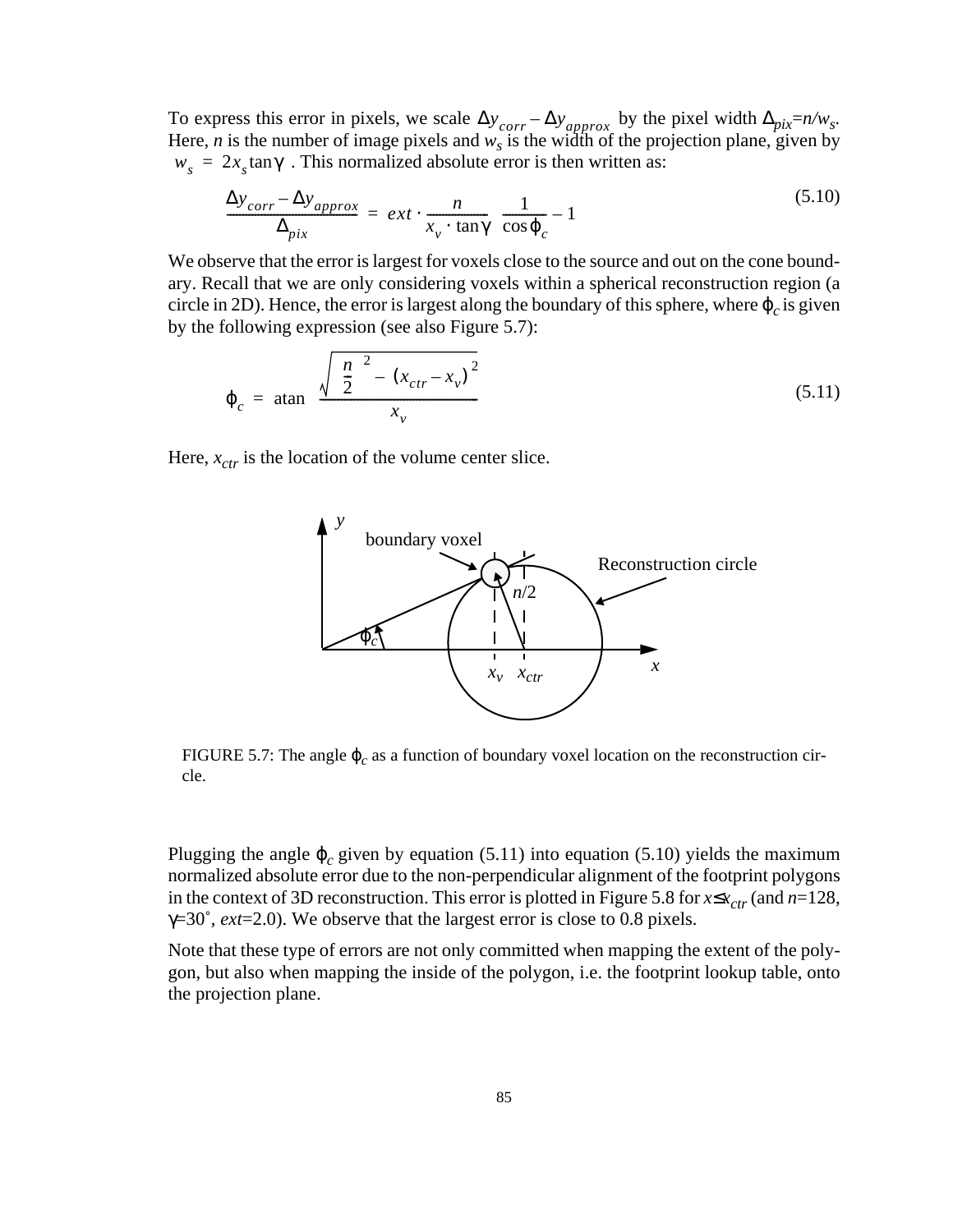To express this error in pixels, we scale $\Delta y_{corr} - \Delta y_{approx}$ by the pixel width $\Delta_{pix}=n/w_s$. Here, $n$ is the number of image pixels and $w_s$ is the width of the projection plane, given by $w_s = 2x_s\tan\gamma$. This normalized absolute error is then written as:

$$\frac{\Delta y_{corr} - \Delta y_{approx}}{\Delta_{pix}} = ext \cdot \frac{n}{x_v \cdot \tan\gamma}\left(\frac{1}{\cos\varphi_c} - 1\right) \tag{5.10}$$

We observe that the error is largest for voxels close to the source and out on the cone boundary. Recall that we are only considering voxels within a spherical reconstruction region (a circle in 2D). Hence, the error is largest along the boundary of this sphere, where $\varphi_c$ is given by the following expression (see also Figure 5.7):

$$\varphi_c = \operatorname{atan}\left(\frac{\sqrt{\left(\frac{n}{2}\right)^2 - (x_{ctr} - x_v)^2}}{x_v}\right) \tag{5.11}$$

Here, $x_{ctr}$ is the location of the volume center slice.

FIGURE 5.7: The angle $\varphi_c$ as a function of boundary voxel location on the reconstruction circle.

Plugging the angle $\varphi_c$ given by equation (5.11) into equation (5.10) yields the maximum normalized absolute error due to the non-perpendicular alignment of the footprint polygons in the context of 3D reconstruction. This error is plotted in Figure 5.8 for $x \le x_{ctr}$ (and $n$=128, $\gamma$=30˚, $ext$=2.0). We observe that the largest error is close to 0.8 pixels.

Note that these type of errors are not only committed when mapping the extent of the polygon, but also when mapping the inside of the polygon, i.e. the footprint lookup table, onto the projection plane.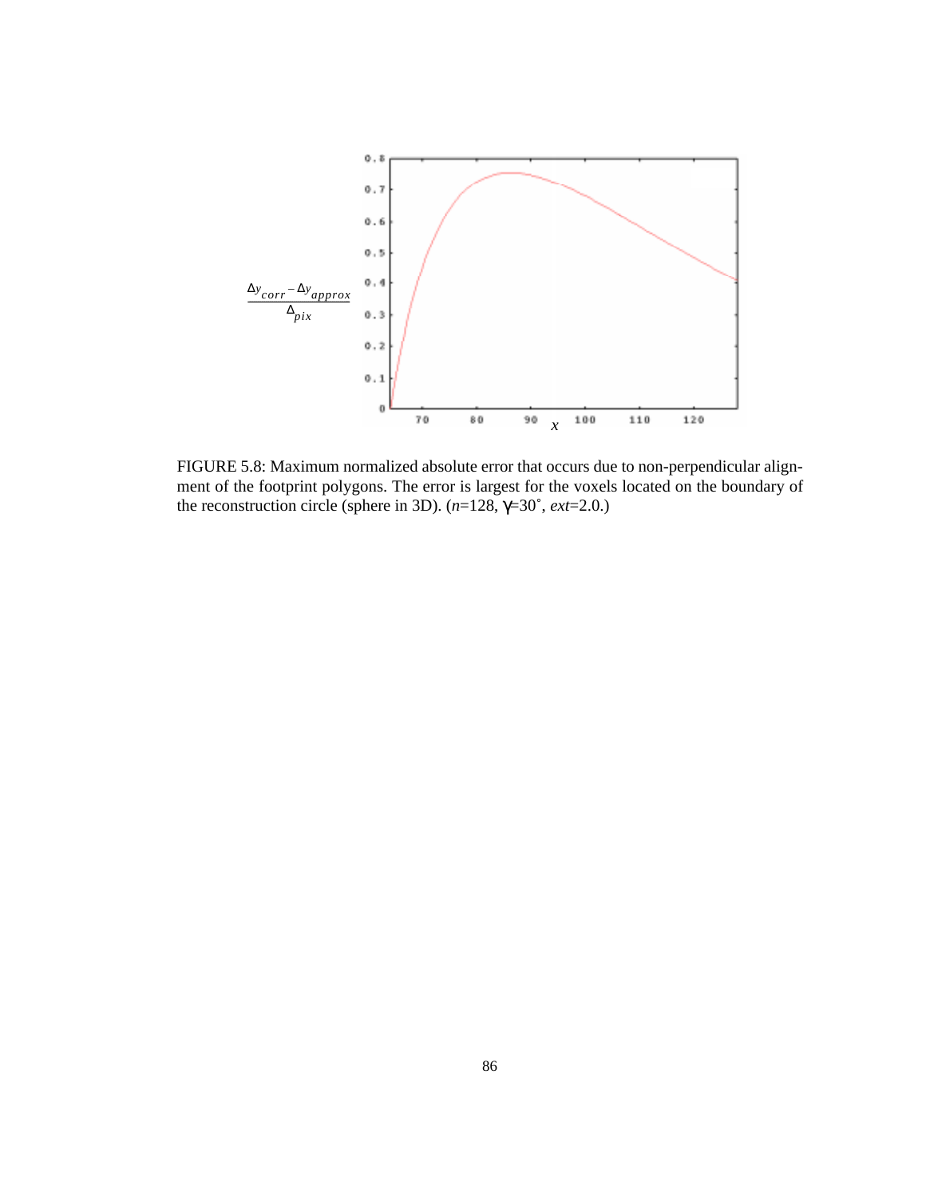FIGURE 5.8: Maximum normalized absolute error that occurs due to non-perpendicular alignment of the footprint polygons. The error is largest for the voxels located on the boundary of the reconstruction circle (sphere in 3D). ($n$=128, $\gamma$=30˚, *ext*=2.0.)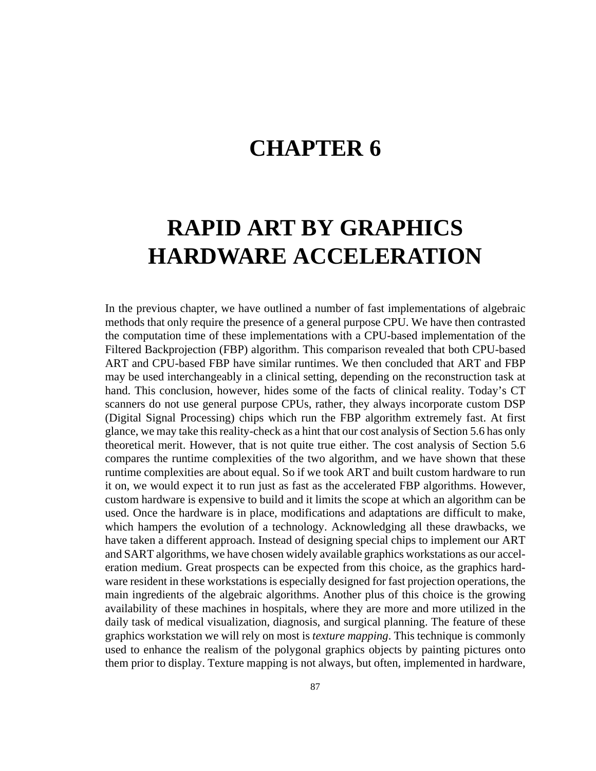# CHAPTER 6

# RAPID ART BY GRAPHICS HARDWARE ACCELERATION

In the previous chapter, we have outlined a number of fast implementations of algebraic methods that only require the presence of a general purpose CPU. We have then contrasted the computation time of these implementations with a CPU-based implementation of the Filtered Backprojection (FBP) algorithm. This comparison revealed that both CPU-based ART and CPU-based FBP have similar runtimes. We then concluded that ART and FBP may be used interchangeably in a clinical setting, depending on the reconstruction task at hand. This conclusion, however, hides some of the facts of clinical reality. Today's CT scanners do not use general purpose CPUs, rather, they always incorporate custom DSP (Digital Signal Processing) chips which run the FBP algorithm extremely fast. At first glance, we may take this reality-check as a hint that our cost analysis of Section 5.6 has only theoretical merit. However, that is not quite true either. The cost analysis of Section 5.6 compares the runtime complexities of the two algorithm, and we have shown that these runtime complexities are about equal. So if we took ART and built custom hardware to run it on, we would expect it to run just as fast as the accelerated FBP algorithms. However, custom hardware is expensive to build and it limits the scope at which an algorithm can be used. Once the hardware is in place, modifications and adaptations are difficult to make, which hampers the evolution of a technology. Acknowledging all these drawbacks, we have taken a different approach. Instead of designing special chips to implement our ART and SART algorithms, we have chosen widely available graphics workstations as our acceleration medium. Great prospects can be expected from this choice, as the graphics hardware resident in these workstations is especially designed for fast projection operations, the main ingredients of the algebraic algorithms. Another plus of this choice is the growing availability of these machines in hospitals, where they are more and more utilized in the daily task of medical visualization, diagnosis, and surgical planning. The feature of these graphics workstation we will rely on most is *texture mapping*. This technique is commonly used to enhance the realism of the polygonal graphics objects by painting pictures onto them prior to display. Texture mapping is not always, but often, implemented in hardware,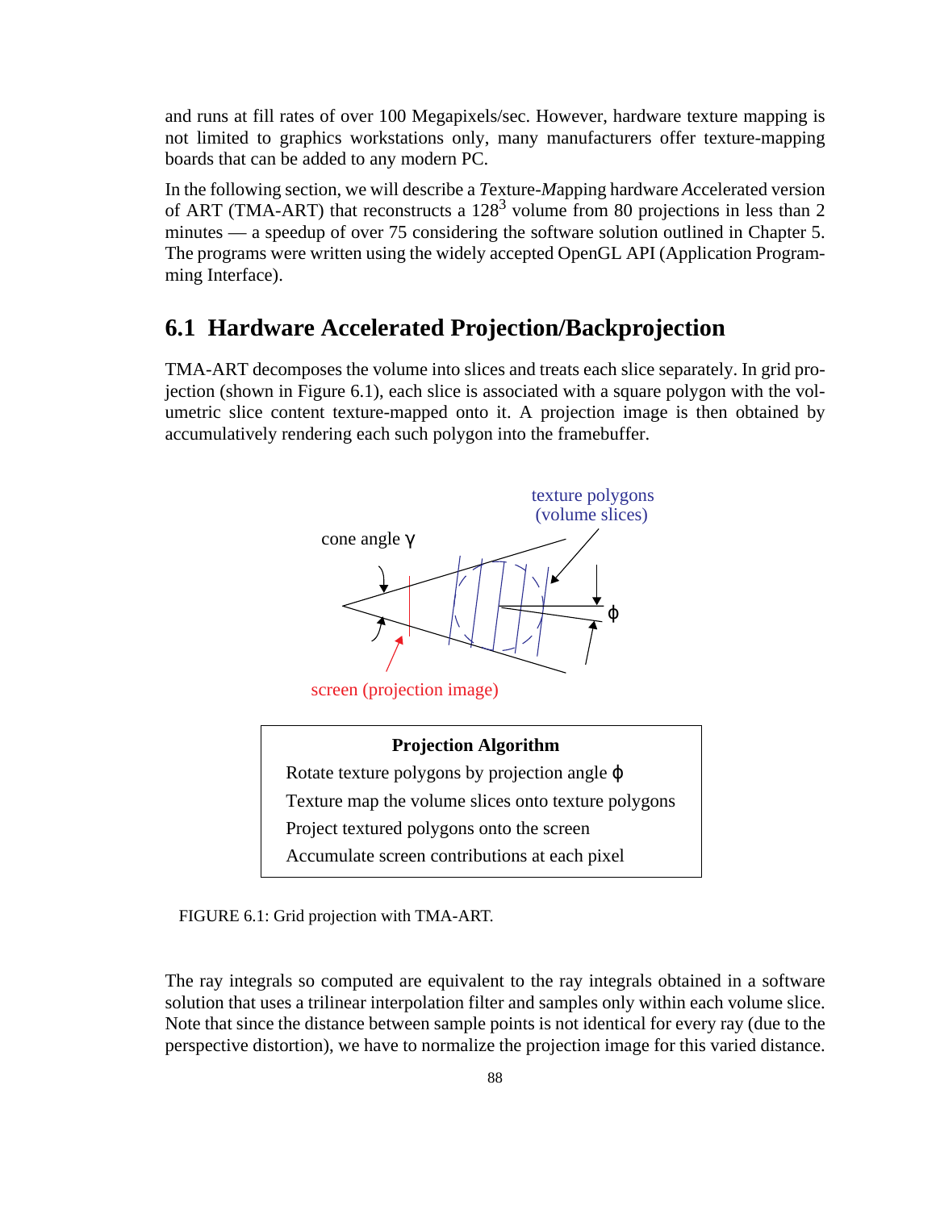and runs at fill rates of over 100 Megapixels/sec. However, hardware texture mapping is not limited to graphics workstations only, many manufacturers offer texture-mapping boards that can be added to any modern PC.

In the following section, we will describe a *T*exture-*M*apping hardware *A*ccelerated version of ART (TMA-ART) that reconstructs a $128^3$ volume from 80 projections in less than 2 minutes — a speedup of over 75 considering the software solution outlined in Chapter 5. The programs were written using the widely accepted OpenGL API (Application Programming Interface).

## 6.1 Hardware Accelerated Projection/Backprojection

TMA-ART decomposes the volume into slices and treats each slice separately. In grid projection (shown in Figure 6.1), each slice is associated with a square polygon with the volumetric slice content texture-mapped onto it. A projection image is then obtained by accumulatively rendering each such polygon into the framebuffer.

cone angle $\gamma$

texture polygons (volume slices)

$\phi$

screen (projection image)

**Projection Algorithm**

Rotate texture polygons by projection angle $\phi$

Texture map the volume slices onto texture polygons

Project textured polygons onto the screen

Accumulate screen contributions at each pixel

FIGURE 6.1: Grid projection with TMA-ART.

The ray integrals so computed are equivalent to the ray integrals obtained in a software solution that uses a trilinear interpolation filter and samples only within each volume slice. Note that since the distance between sample points is not identical for every ray (due to the perspective distortion), we have to normalize the projection image for this varied distance.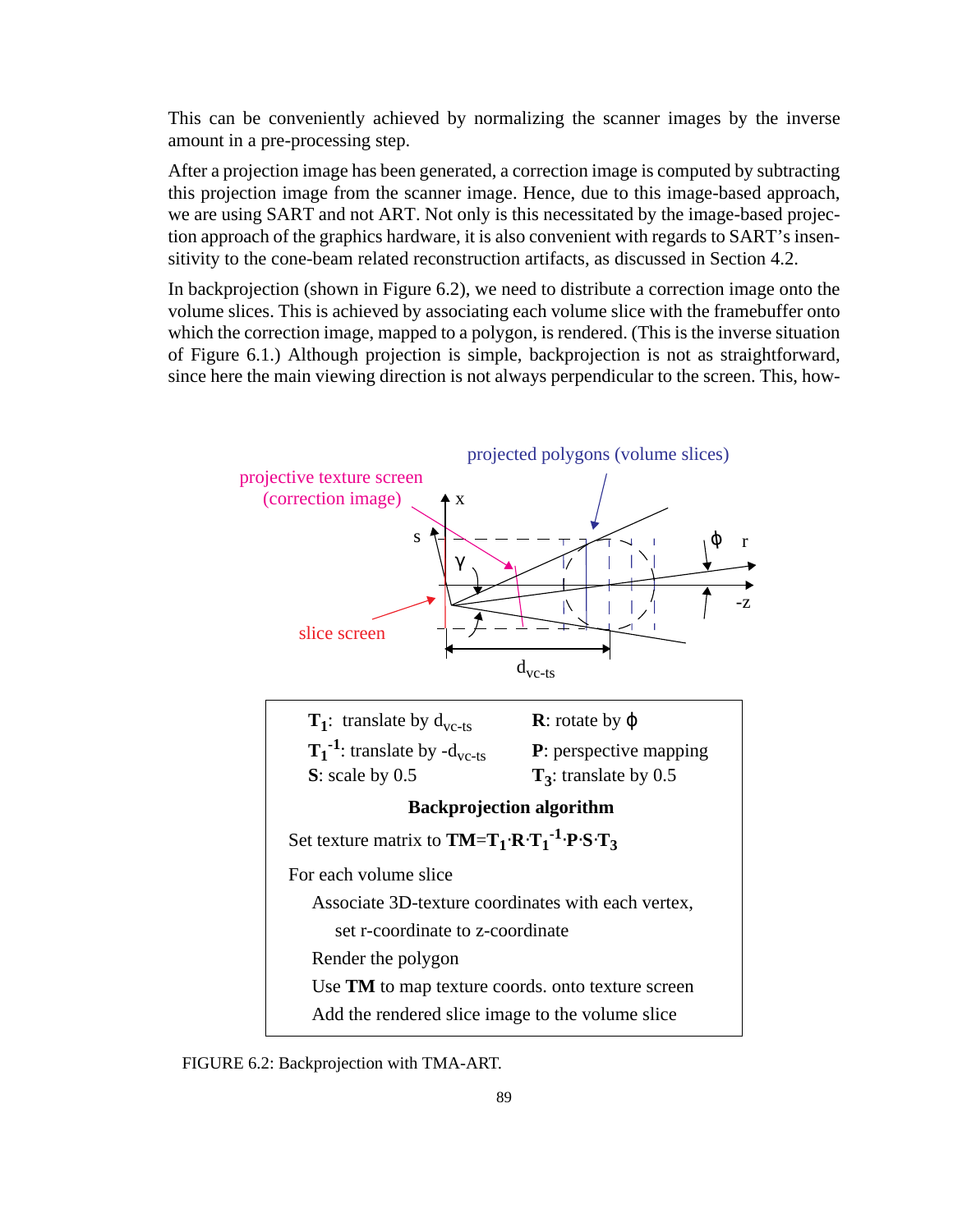This can be conveniently achieved by normalizing the scanner images by the inverse amount in a pre-processing step.

After a projection image has been generated, a correction image is computed by subtracting this projection image from the scanner image. Hence, due to this image-based approach, we are using SART and not ART. Not only is this necessitated by the image-based projection approach of the graphics hardware, it is also convenient with regards to SART's insensitivity to the cone-beam related reconstruction artifacts, as discussed in Section 4.2.

In backprojection (shown in Figure 6.2), we need to distribute a correction image onto the volume slices. This is achieved by associating each volume slice with the framebuffer onto which the correction image, mapped to a polygon, is rendered. (This is the inverse situation of Figure 6.1.) Although projection is simple, backprojection is not as straightforward, since here the main viewing direction is not always perpendicular to the screen. This, how-

projected polygons (volume slices)

projective texture screen (correction image)

slice screen

$d_{vc\text{-}ts}$

| | |
|---|---|
| $\mathbf{T_1}$: translate by $d_{vc\text{-}ts}$ | **R**: rotate by $\phi$ |
| $\mathbf{T_1^{-1}}$: translate by $-d_{vc\text{-}ts}$ | **P**: perspective mapping |
| **S**: scale by 0.5 | $\mathbf{T_3}$: translate by 0.5 |

**Backprojection algorithm**

Set texture matrix to $\mathbf{TM}=\mathbf{T_1}\cdot\mathbf{R}\cdot\mathbf{T_1^{-1}}\cdot\mathbf{P}\cdot\mathbf{S}\cdot\mathbf{T_3}$

For each volume slice

- Associate 3D-texture coordinates with each vertex,
  - set r-coordinate to z-coordinate
- Render the polygon
- Use **TM** to map texture coords. onto texture screen
- Add the rendered slice image to the volume slice

FIGURE 6.2: Backprojection with TMA-ART.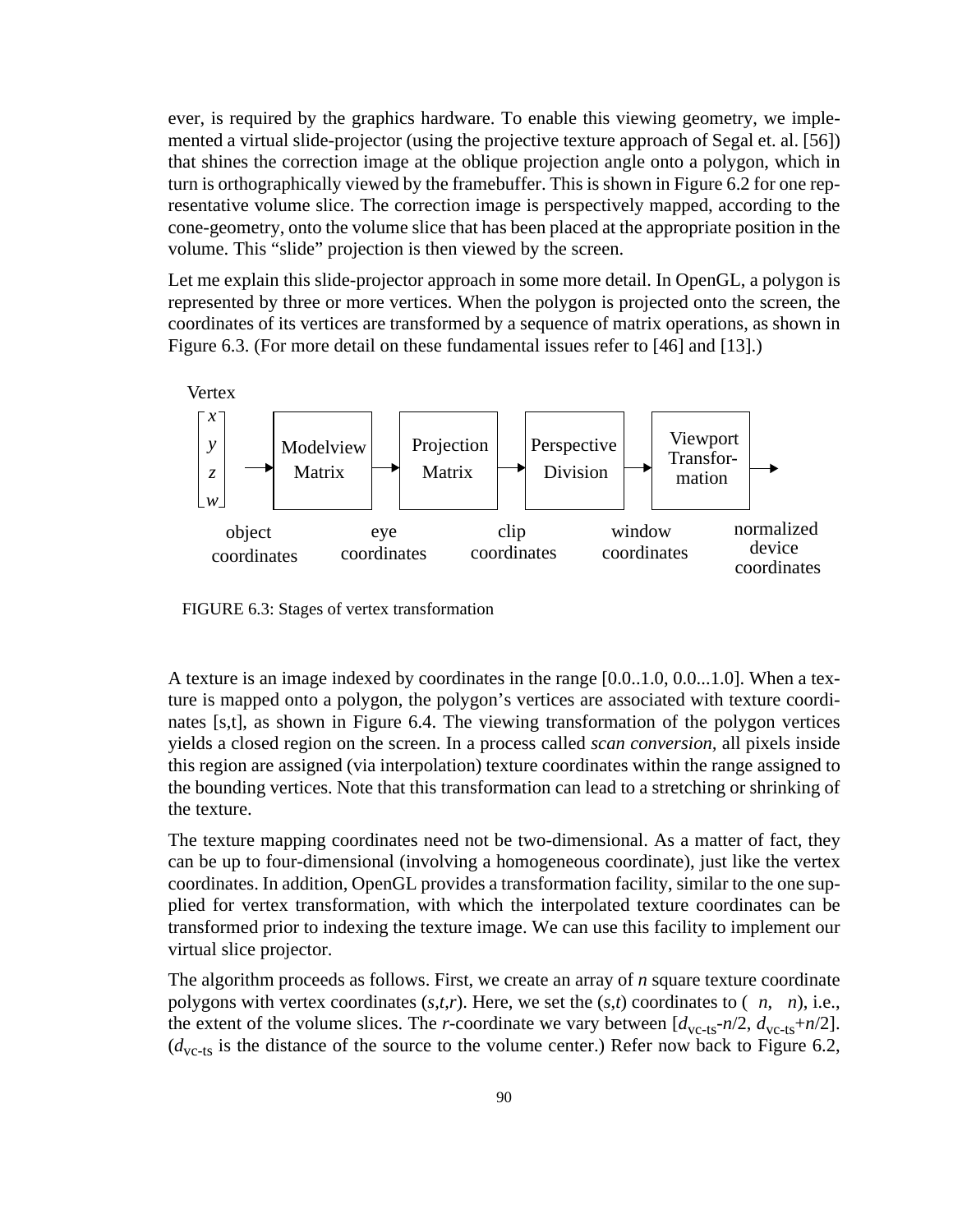ever, is required by the graphics hardware. To enable this viewing geometry, we implemented a virtual slide-projector (using the projective texture approach of Segal et. al. [56]) that shines the correction image at the oblique projection angle onto a polygon, which in turn is orthographically viewed by the framebuffer. This is shown in Figure 6.2 for one representative volume slice. The correction image is perspectively mapped, according to the cone-geometry, onto the volume slice that has been placed at the appropriate position in the volume. This "slide" projection is then viewed by the screen.

Let me explain this slide-projector approach in some more detail. In OpenGL, a polygon is represented by three or more vertices. When the polygon is projected onto the screen, the coordinates of its vertices are transformed by a sequence of matrix operations, as shown in Figure 6.3. (For more detail on these fundamental issues refer to [46] and [13].)

Vertex $[x, y, z, w]$ (object coordinates) → Modelview Matrix → (eye coordinates) → Projection Matrix → (clip coordinates) → Perspective Division → (window coordinates) → Viewport Transformation → (normalized device coordinates)

FIGURE 6.3: Stages of vertex transformation

A texture is an image indexed by coordinates in the range [0.0..1.0, 0.0...1.0]. When a texture is mapped onto a polygon, the polygon's vertices are associated with texture coordinates [s,t], as shown in Figure 6.4. The viewing transformation of the polygon vertices yields a closed region on the screen. In a process called *scan conversion*, all pixels inside this region are assigned (via interpolation) texture coordinates within the range assigned to the bounding vertices. Note that this transformation can lead to a stretching or shrinking of the texture.

The texture mapping coordinates need not be two-dimensional. As a matter of fact, they can be up to four-dimensional (involving a homogeneous coordinate), just like the vertex coordinates. In addition, OpenGL provides a transformation facility, similar to the one supplied for vertex transformation, with which the interpolated texture coordinates can be transformed prior to indexing the texture image. We can use this facility to implement our virtual slice projector.

The algorithm proceeds as follows. First, we create an array of $n$ square texture coordinate polygons with vertex coordinates $(s,t,r)$. Here, we set the $(s,t)$ coordinates to ( $n$, $n$), i.e., the extent of the volume slices. The $r$-coordinate we vary between $[d_{vc\text{-}ts}-n/2, d_{vc\text{-}ts}+n/2]$. ($d_{vc\text{-}ts}$ is the distance of the source to the volume center.) Refer now back to Figure 6.2,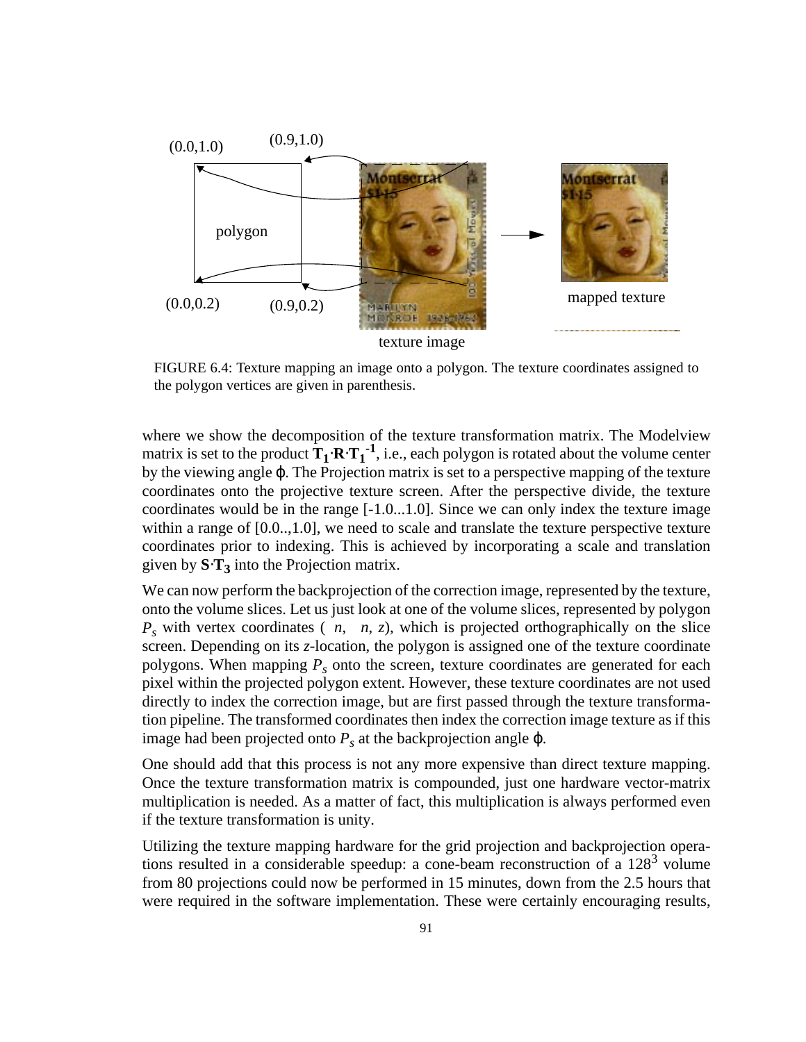FIGURE 6.4: Texture mapping an image onto a polygon. The texture coordinates assigned to the polygon vertices are given in parenthesis.

where we show the decomposition of the texture transformation matrix. The Modelview matrix is set to the product $\mathbf{T_1} \cdot \mathbf{R} \cdot \mathbf{T_1}^{-1}$, i.e., each polygon is rotated about the volume center by the viewing angle $\varphi$. The Projection matrix is set to a perspective mapping of the texture coordinates onto the projective texture screen. After the perspective divide, the texture coordinates would be in the range [-1.0...1.0]. Since we can only index the texture image within a range of [0.0..,1.0], we need to scale and translate the texture perspective texture coordinates prior to indexing. This is achieved by incorporating a scale and translation given by $\mathbf{S} \cdot \mathbf{T_3}$ into the Projection matrix.

We can now perform the backprojection of the correction image, represented by the texture, onto the volume slices. Let us just look at one of the volume slices, represented by polygon $P_s$ with vertex coordinates ( $n$, $n$, $z$), which is projected orthographically on the slice screen. Depending on its $z$-location, the polygon is assigned one of the texture coordinate polygons. When mapping $P_s$ onto the screen, texture coordinates are generated for each pixel within the projected polygon extent. However, these texture coordinates are not used directly to index the correction image, but are first passed through the texture transformation pipeline. The transformed coordinates then index the correction image texture as if this image had been projected onto $P_s$ at the backprojection angle $\varphi$.

One should add that this process is not any more expensive than direct texture mapping. Once the texture transformation matrix is compounded, just one hardware vector-matrix multiplication is needed. As a matter of fact, this multiplication is always performed even if the texture transformation is unity.

Utilizing the texture mapping hardware for the grid projection and backprojection operations resulted in a considerable speedup: a cone-beam reconstruction of a $128^3$ volume from 80 projections could now be performed in 15 minutes, down from the 2.5 hours that were required in the software implementation. These were certainly encouraging results,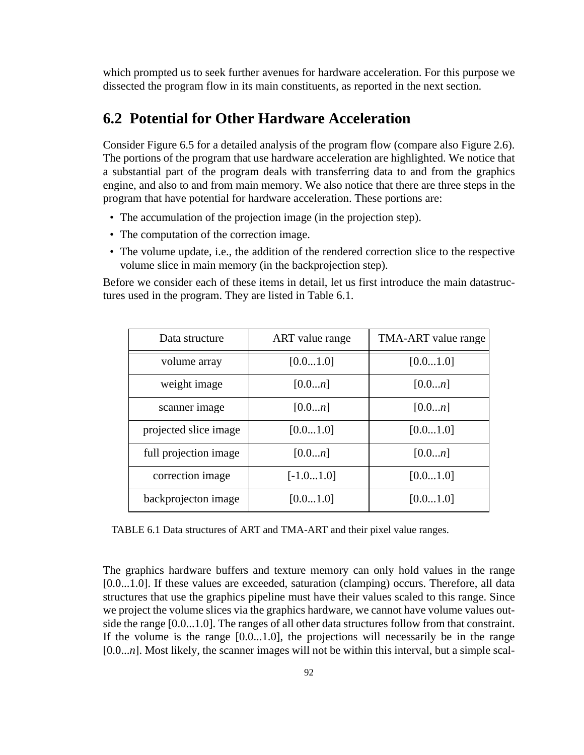which prompted us to seek further avenues for hardware acceleration. For this purpose we dissected the program flow in its main constituents, as reported in the next section.

## 6.2 Potential for Other Hardware Acceleration

Consider Figure 6.5 for a detailed analysis of the program flow (compare also Figure 2.6). The portions of the program that use hardware acceleration are highlighted. We notice that a substantial part of the program deals with transferring data to and from the graphics engine, and also to and from main memory. We also notice that there are three steps in the program that have potential for hardware acceleration. These portions are:

- The accumulation of the projection image (in the projection step).
- The computation of the correction image.
- The volume update, i.e., the addition of the rendered correction slice to the respective volume slice in main memory (in the backprojection step).

Before we consider each of these items in detail, let us first introduce the main datastructures used in the program. They are listed in Table 6.1.

| Data structure | ART value range | TMA-ART value range |
|---|---|---|
| volume array | [0.0...1.0] | [0.0...1.0] |
| weight image | [0.0...*n*] | [0.0...*n*] |
| scanner image | [0.0...*n*] | [0.0...*n*] |
| projected slice image | [0.0...1.0] | [0.0...1.0] |
| full projection image | [0.0...*n*] | [0.0...*n*] |
| correction image | [-1.0...1.0] | [0.0...1.0] |
| backprojecton image | [0.0...1.0] | [0.0...1.0] |

TABLE 6.1 Data structures of ART and TMA-ART and their pixel value ranges.

The graphics hardware buffers and texture memory can only hold values in the range [0.0...1.0]. If these values are exceeded, saturation (clamping) occurs. Therefore, all data structures that use the graphics pipeline must have their values scaled to this range. Since we project the volume slices via the graphics hardware, we cannot have volume values outside the range [0.0...1.0]. The ranges of all other data structures follow from that constraint. If the volume is the range [0.0...1.0], the projections will necessarily be in the range [0.0...*n*]. Most likely, the scanner images will not be within this interval, but a simple scal-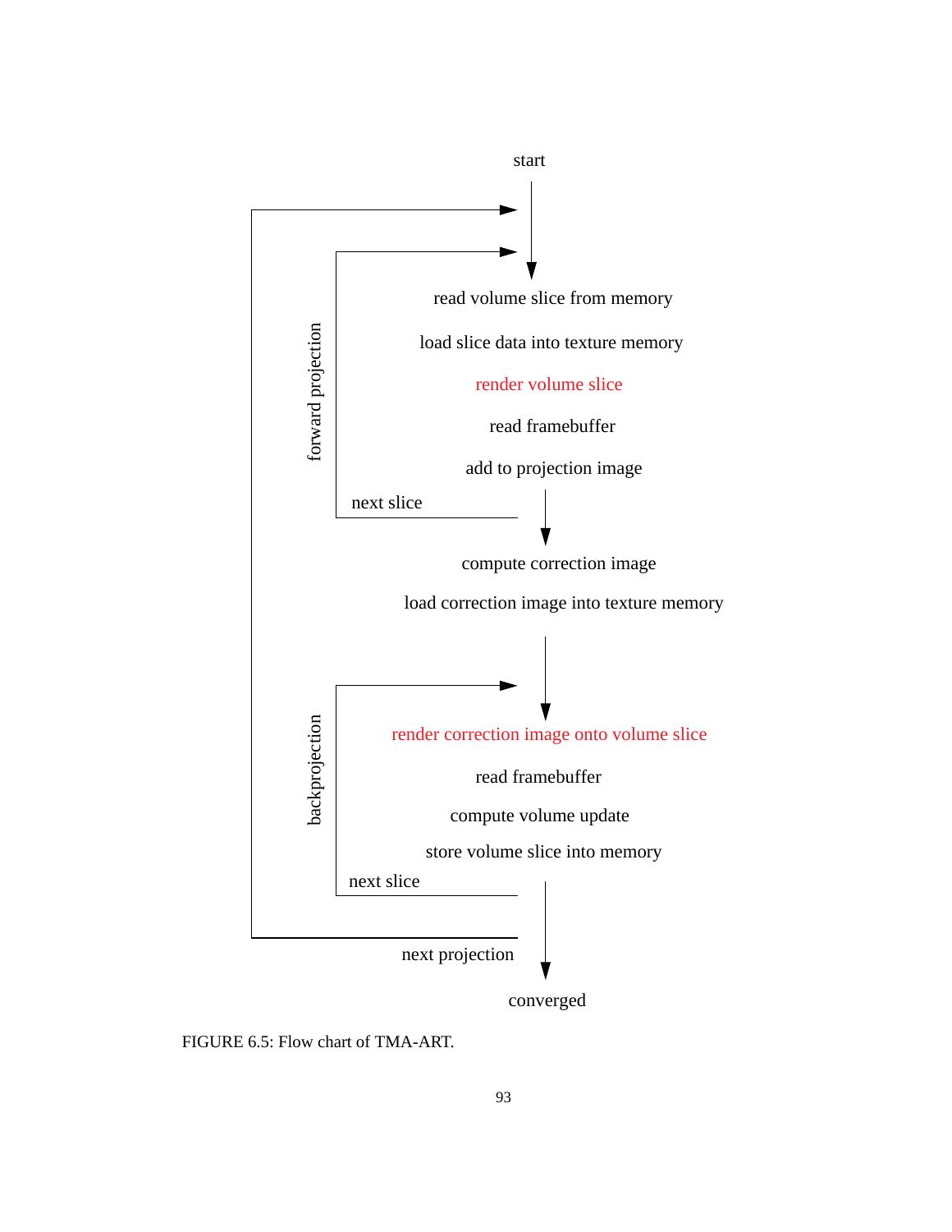start

forward projection

read volume slice from memory

load slice data into texture memory

render volume slice

read framebuffer

add to projection image

next slice

compute correction image

load correction image into texture memory

backprojection

render correction image onto volume slice

read framebuffer

compute volume update

store volume slice into memory

next slice

next projection

converged

FIGURE 6.5: Flow chart of TMA-ART.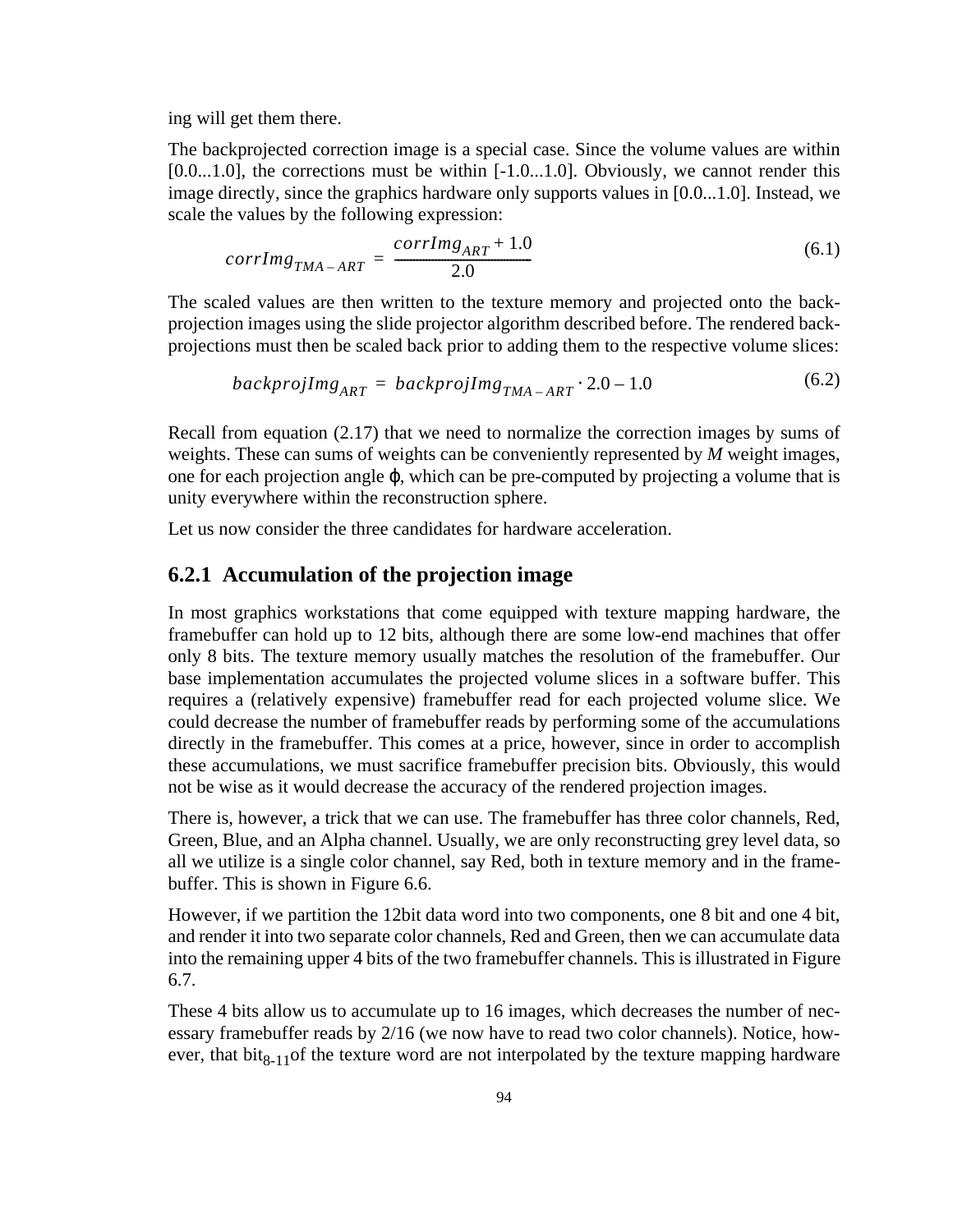ing will get them there.

The backprojected correction image is a special case. Since the volume values are within [0.0...1.0], the corrections must be within [-1.0...1.0]. Obviously, we cannot render this image directly, since the graphics hardware only supports values in [0.0...1.0]. Instead, we scale the values by the following expression:

$$corrImg_{TMA-ART} = \frac{corrImg_{ART} + 1.0}{2.0} \tag{6.1}$$

The scaled values are then written to the texture memory and projected onto the back-projection images using the slide projector algorithm described before. The rendered back-projections must then be scaled back prior to adding them to the respective volume slices:

$$backprojImg_{ART} = backprojImg_{TMA-ART} \cdot 2.0 - 1.0 \tag{6.2}$$

Recall from equation (2.17) that we need to normalize the correction images by sums of weights. These can sums of weights can be conveniently represented by *M* weight images, one for each projection angle $\varphi$, which can be pre-computed by projecting a volume that is unity everywhere within the reconstruction sphere.

Let us now consider the three candidates for hardware acceleration.

### 6.2.1 Accumulation of the projection image

In most graphics workstations that come equipped with texture mapping hardware, the framebuffer can hold up to 12 bits, although there are some low-end machines that offer only 8 bits. The texture memory usually matches the resolution of the framebuffer. Our base implementation accumulates the projected volume slices in a software buffer. This requires a (relatively expensive) framebuffer read for each projected volume slice. We could decrease the number of framebuffer reads by performing some of the accumulations directly in the framebuffer. This comes at a price, however, since in order to accomplish these accumulations, we must sacrifice framebuffer precision bits. Obviously, this would not be wise as it would decrease the accuracy of the rendered projection images.

There is, however, a trick that we can use. The framebuffer has three color channels, Red, Green, Blue, and an Alpha channel. Usually, we are only reconstructing grey level data, so all we utilize is a single color channel, say Red, both in texture memory and in the framebuffer. This is shown in Figure 6.6.

However, if we partition the 12bit data word into two components, one 8 bit and one 4 bit, and render it into two separate color channels, Red and Green, then we can accumulate data into the remaining upper 4 bits of the two framebuffer channels. This is illustrated in Figure 6.7.

These 4 bits allow us to accumulate up to 16 images, which decreases the number of necessary framebuffer reads by 2/16 (we now have to read two color channels). Notice, however, that $bit_{8\text{-}11}$ of the texture word are not interpolated by the texture mapping hardware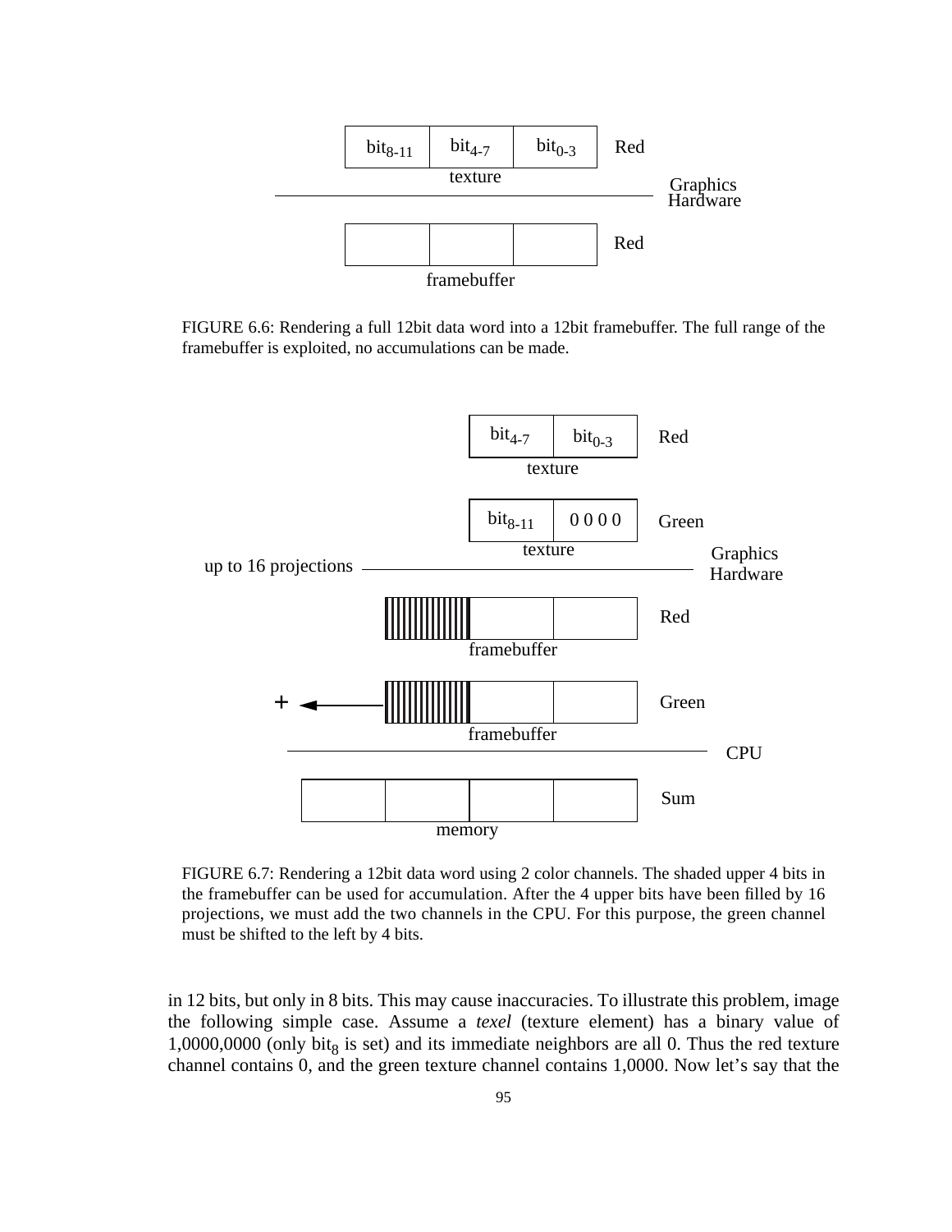FIGURE 6.6: Rendering a full 12bit data word into a 12bit framebuffer. The full range of the framebuffer is exploited, no accumulations can be made.

FIGURE 6.7: Rendering a 12bit data word using 2 color channels. The shaded upper 4 bits in the framebuffer can be used for accumulation. After the 4 upper bits have been filled by 16 projections, we must add the two channels in the CPU. For this purpose, the green channel must be shifted to the left by 4 bits.

in 12 bits, but only in 8 bits. This may cause inaccuracies. To illustrate this problem, image the following simple case. Assume a *texel* (texture element) has a binary value of 1,0000,0000 (only $bit_8$ is set) and its immediate neighbors are all 0. Thus the red texture channel contains 0, and the green texture channel contains 1,0000. Now let's say that the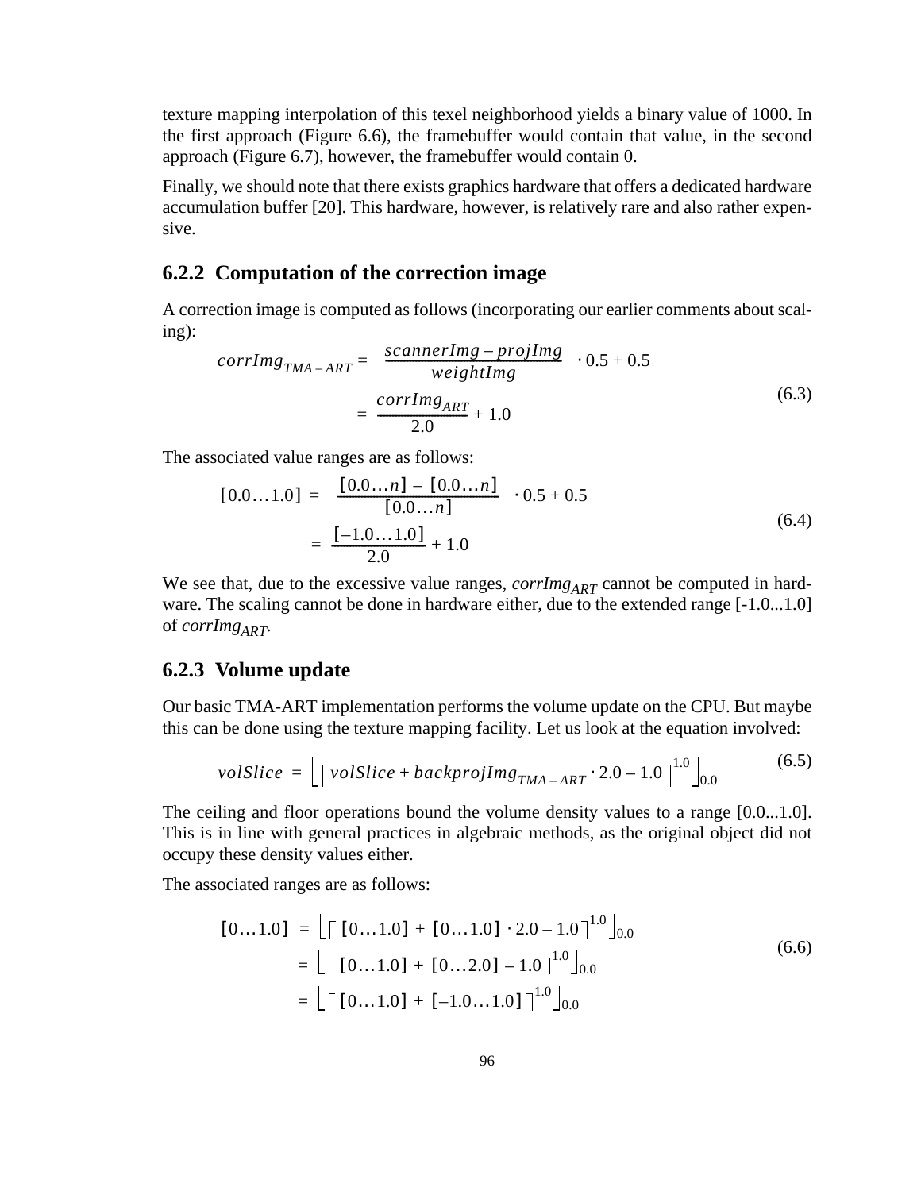texture mapping interpolation of this texel neighborhood yields a binary value of 1000. In the first approach (Figure 6.6), the framebuffer would contain that value, in the second approach (Figure 6.7), however, the framebuffer would contain 0.

Finally, we should note that there exists graphics hardware that offers a dedicated hardware accumulation buffer [20]. This hardware, however, is relatively rare and also rather expensive.

### 6.2.2 Computation of the correction image

A correction image is computed as follows (incorporating our earlier comments about scaling):

$$
\begin{aligned}
corrImg_{TMA-ART} &= \left(\frac{scannerImg - projImg}{weightImg}\right) \cdot 0.5 + 0.5 \\
&= \frac{corrImg_{ART}}{2.0} + 1.0
\end{aligned}
\tag{6.3}
$$

The associated value ranges are as follows:

$$
\begin{aligned}
[0.0\ldots1.0] &= \left(\frac{[0.0\ldots n] - [0.0\ldots n]}{[0.0\ldots n]}\right) \cdot 0.5 + 0.5 \\
&= \frac{[-1.0\ldots1.0]}{2.0} + 1.0
\end{aligned}
\tag{6.4}
$$

We see that, due to the excessive value ranges, $corrImg_{ART}$ cannot be computed in hardware. The scaling cannot be done in hardware either, due to the extended range [-1.0...1.0] of $corrImg_{ART}$.

### 6.2.3 Volume update

Our basic TMA-ART implementation performs the volume update on the CPU. But maybe this can be done using the texture mapping facility. Let us look at the equation involved:

$$
volSlice = \left\lfloor \left\lceil volSlice + backprojImg_{TMA-ART} \cdot 2.0 - 1.0 \right\rceil^{1.0} \right\rfloor_{0.0}
\tag{6.5}
$$

The ceiling and floor operations bound the volume density values to a range [0.0...1.0]. This is in line with general practices in algebraic methods, as the original object did not occupy these density values either.

The associated ranges are as follows:

$$
\begin{aligned}
[0\ldots1.0] &= \left\lfloor \left\lceil [0\ldots1.0] + [0\ldots1.0] \cdot 2.0 - 1.0 \right\rceil^{1.0} \right\rfloor_{0.0} \\
&= \left\lfloor \left\lceil [0\ldots1.0] + [0\ldots2.0] - 1.0 \right\rceil^{1.0} \right\rfloor_{0.0} \\
&= \left\lfloor \left\lceil [0\ldots1.0] + [-1.0\ldots1.0] \right\rceil^{1.0} \right\rfloor_{0.0}
\end{aligned}
\tag{6.6}
$$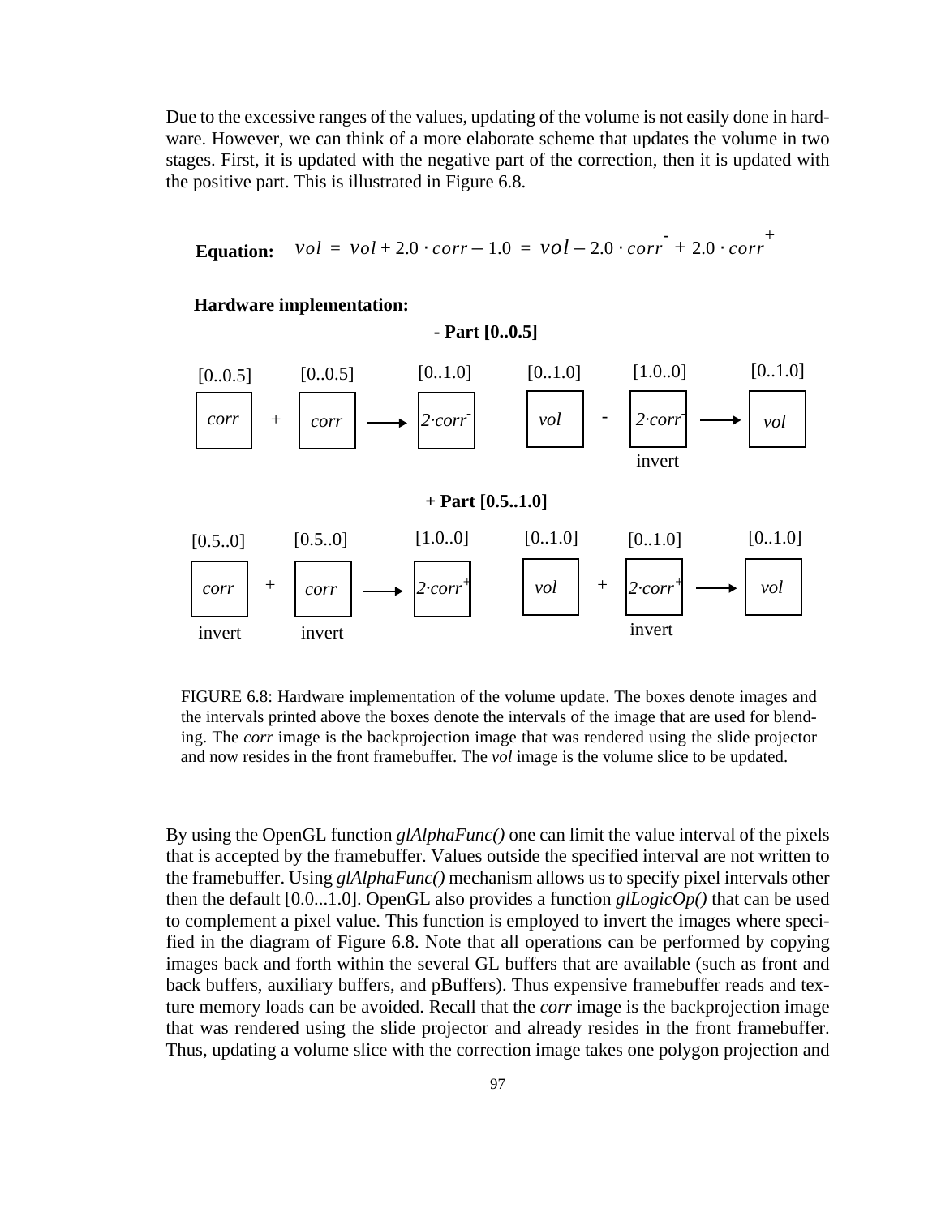Due to the excessive ranges of the values, updating of the volume is not easily done in hardware. However, we can think of a more elaborate scheme that updates the volume in two stages. First, it is updated with the negative part of the correction, then it is updated with the positive part. This is illustrated in Figure 6.8.

**Equation:** $vol = vol + 2.0 \cdot corr - 1.0 = vol - 2.0 \cdot corr^{-} + 2.0 \cdot corr^{+}$

**Hardware implementation:**

**- Part [0..0.5]**

| [0..0.5] | | [0..0.5] | | [0..1.0] | [0..1.0] | | [1.0..0] | | [0..1.0] |
|---|---|---|---|---|---|---|---|---|---|
| $corr$ | + | $corr$ | → | $2 \cdot corr^{-}$ | $vol$ | - | $2 \cdot corr^{-}$ | → | $vol$ |
| | | | | | | | invert | | |

**+ Part [0.5..1.0]**

| [0.5..0] | | [0.5..0] | | [1.0..0] | [0..1.0] | | [0..1.0] | | [0..1.0] |
|---|---|---|---|---|---|---|---|---|---|
| $corr$ | + | $corr$ | → | $2 \cdot corr^{+}$ | $vol$ | + | $2 \cdot corr^{+}$ | → | $vol$ |
| invert | | invert | | | | | invert | | |

FIGURE 6.8: Hardware implementation of the volume update. The boxes denote images and the intervals printed above the boxes denote the intervals of the image that are used for blending. The *corr* image is the backprojection image that was rendered using the slide projector and now resides in the front framebuffer. The *vol* image is the volume slice to be updated.

By using the OpenGL function *glAlphaFunc()* one can limit the value interval of the pixels that is accepted by the framebuffer. Values outside the specified interval are not written to the framebuffer. Using *glAlphaFunc()* mechanism allows us to specify pixel intervals other then the default [0.0...1.0]. OpenGL also provides a function *glLogicOp()* that can be used to complement a pixel value. This function is employed to invert the images where specified in the diagram of Figure 6.8. Note that all operations can be performed by copying images back and forth within the several GL buffers that are available (such as front and back buffers, auxiliary buffers, and pBuffers). Thus expensive framebuffer reads and texture memory loads can be avoided. Recall that the *corr* image is the backprojection image that was rendered using the slide projector and already resides in the front framebuffer. Thus, updating a volume slice with the correction image takes one polygon projection and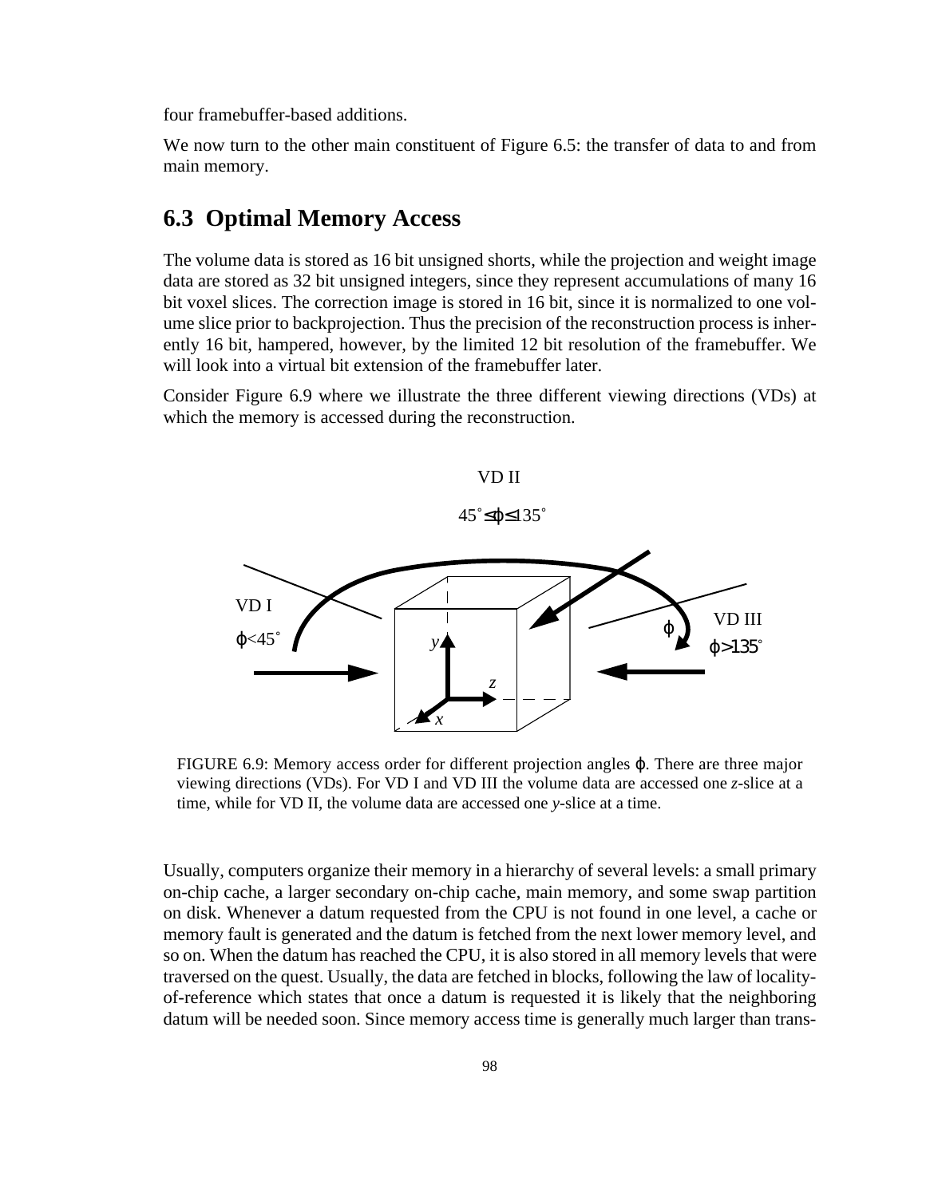four framebuffer-based additions.

We now turn to the other main constituent of Figure 6.5: the transfer of data to and from main memory.

## 6.3 Optimal Memory Access

The volume data is stored as 16 bit unsigned shorts, while the projection and weight image data are stored as 32 bit unsigned integers, since they represent accumulations of many 16 bit voxel slices. The correction image is stored in 16 bit, since it is normalized to one volume slice prior to backprojection. Thus the precision of the reconstruction process is inherently 16 bit, hampered, however, by the limited 12 bit resolution of the framebuffer. We will look into a virtual bit extension of the framebuffer later.

Consider Figure 6.9 where we illustrate the three different viewing directions (VDs) at which the memory is accessed during the reconstruction.

FIGURE 6.9: Memory access order for different projection angles $\varphi$. There are three major viewing directions (VDs). For VD I and VD III the volume data are accessed one *z*-slice at a time, while for VD II, the volume data are accessed one *y*-slice at a time.

Usually, computers organize their memory in a hierarchy of several levels: a small primary on-chip cache, a larger secondary on-chip cache, main memory, and some swap partition on disk. Whenever a datum requested from the CPU is not found in one level, a cache or memory fault is generated and the datum is fetched from the next lower memory level, and so on. When the datum has reached the CPU, it is also stored in all memory levels that were traversed on the quest. Usually, the data are fetched in blocks, following the law of locality-of-reference which states that once a datum is requested it is likely that the neighboring datum will be needed soon. Since memory access time is generally much larger than trans-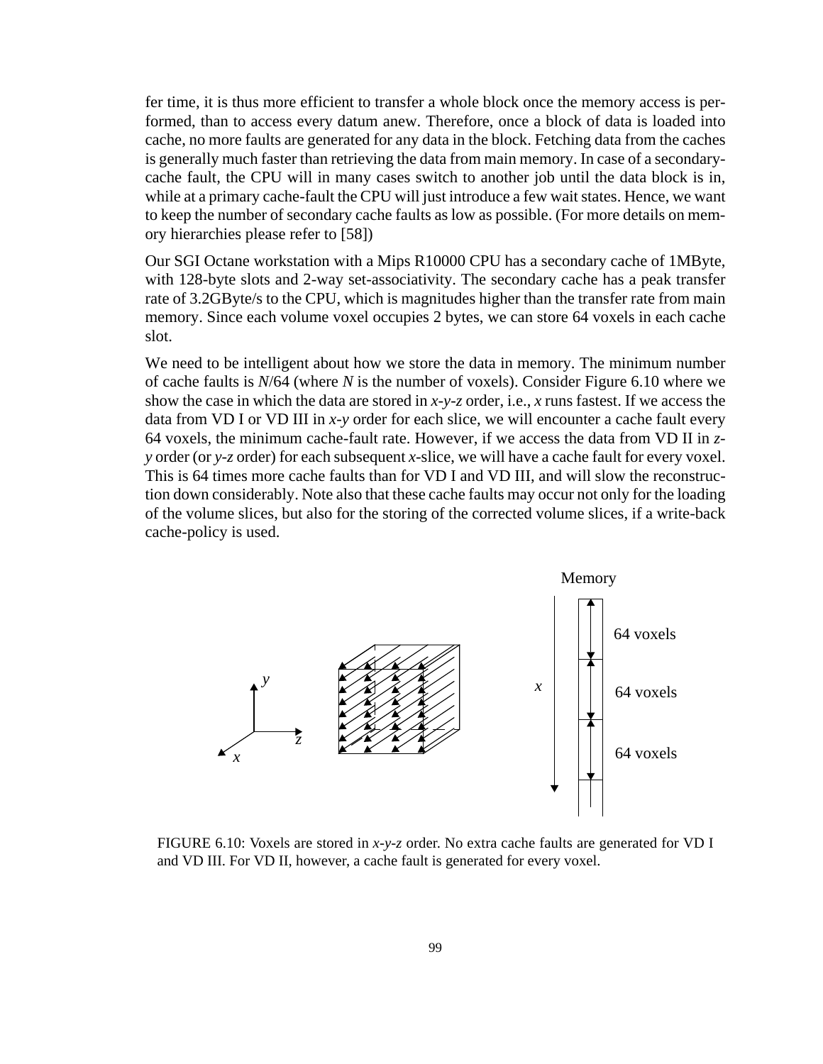fer time, it is thus more efficient to transfer a whole block once the memory access is performed, than to access every datum anew. Therefore, once a block of data is loaded into cache, no more faults are generated for any data in the block. Fetching data from the caches is generally much faster than retrieving the data from main memory. In case of a secondary-cache fault, the CPU will in many cases switch to another job until the data block is in, while at a primary cache-fault the CPU will just introduce a few wait states. Hence, we want to keep the number of secondary cache faults as low as possible. (For more details on memory hierarchies please refer to [58])

Our SGI Octane workstation with a Mips R10000 CPU has a secondary cache of 1MByte, with 128-byte slots and 2-way set-associativity. The secondary cache has a peak transfer rate of 3.2GByte/s to the CPU, which is magnitudes higher than the transfer rate from main memory. Since each volume voxel occupies 2 bytes, we can store 64 voxels in each cache slot.

We need to be intelligent about how we store the data in memory. The minimum number of cache faults is $N/64$ (where $N$ is the number of voxels). Consider Figure 6.10 where we show the case in which the data are stored in $x$-$y$-$z$ order, i.e., $x$ runs fastest. If we access the data from VD I or VD III in $x$-$y$ order for each slice, we will encounter a cache fault every 64 voxels, the minimum cache-fault rate. However, if we access the data from VD II in $z$-$y$ order (or $y$-$z$ order) for each subsequent $x$-slice, we will have a cache fault for every voxel. This is 64 times more cache faults than for VD I and VD III, and will slow the reconstruction down considerably. Note also that these cache faults may occur not only for the loading of the volume slices, but also for the storing of the corrected volume slices, if a write-back cache-policy is used.

FIGURE 6.10: Voxels are stored in $x$-$y$-$z$ order. No extra cache faults are generated for VD I and VD III. For VD II, however, a cache fault is generated for every voxel.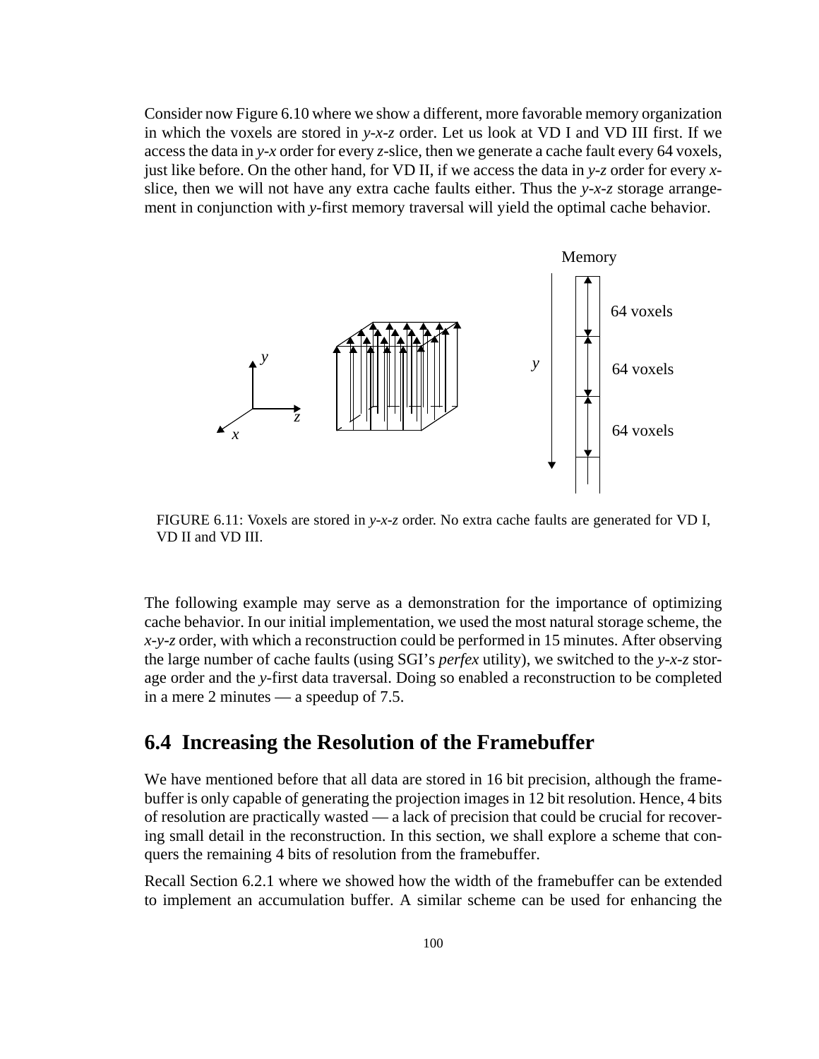Consider now Figure 6.10 where we show a different, more favorable memory organization in which the voxels are stored in *y-x-z* order. Let us look at VD I and VD III first. If we access the data in *y-x* order for every *z*-slice, then we generate a cache fault every 64 voxels, just like before. On the other hand, for VD II, if we access the data in *y-z* order for every *x*-slice, then we will not have any extra cache faults either. Thus the *y-x-z* storage arrangement in conjunction with *y*-first memory traversal will yield the optimal cache behavior.

FIGURE 6.11: Voxels are stored in *y-x-z* order. No extra cache faults are generated for VD I, VD II and VD III.

The following example may serve as a demonstration for the importance of optimizing cache behavior. In our initial implementation, we used the most natural storage scheme, the *x-y-z* order, with which a reconstruction could be performed in 15 minutes. After observing the large number of cache faults (using SGI's *perfex* utility), we switched to the *y-x-z* storage order and the *y*-first data traversal. Doing so enabled a reconstruction to be completed in a mere 2 minutes — a speedup of 7.5.

## 6.4 Increasing the Resolution of the Framebuffer

We have mentioned before that all data are stored in 16 bit precision, although the framebuffer is only capable of generating the projection images in 12 bit resolution. Hence, 4 bits of resolution are practically wasted — a lack of precision that could be crucial for recovering small detail in the reconstruction. In this section, we shall explore a scheme that conquers the remaining 4 bits of resolution from the framebuffer.

Recall Section 6.2.1 where we showed how the width of the framebuffer can be extended to implement an accumulation buffer. A similar scheme can be used for enhancing the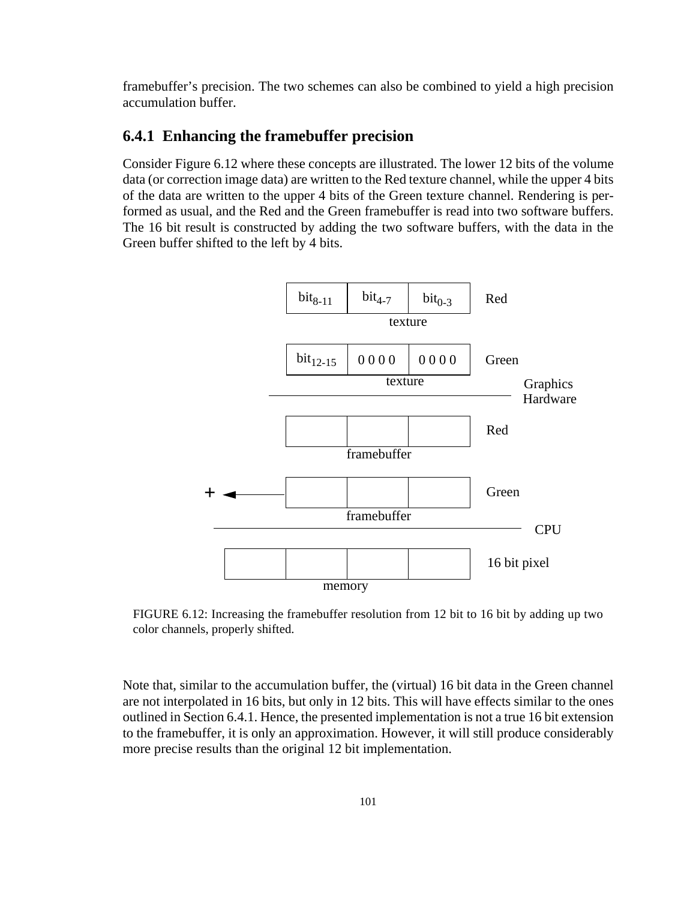framebuffer's precision. The two schemes can also be combined to yield a high precision accumulation buffer.

### 6.4.1 Enhancing the framebuffer precision

Consider Figure 6.12 where these concepts are illustrated. The lower 12 bits of the volume data (or correction image data) are written to the Red texture channel, while the upper 4 bits of the data are written to the upper 4 bits of the Green texture channel. Rendering is performed as usual, and the Red and the Green framebuffer is read into two software buffers. The 16 bit result is constructed by adding the two software buffers, with the data in the Green buffer shifted to the left by 4 bits.

| $bit_{8\text{-}11}$ | $bit_{4\text{-}7}$ | $bit_{0\text{-}3}$ | Red texture |
|---|---|---|---|
| $bit_{12\text{-}15}$ | 0 0 0 0 | 0 0 0 0 | Green texture |

Graphics Hardware

Red framebuffer

Green framebuffer

CPU

16 bit pixel memory

FIGURE 6.12: Increasing the framebuffer resolution from 12 bit to 16 bit by adding up two color channels, properly shifted.

Note that, similar to the accumulation buffer, the (virtual) 16 bit data in the Green channel are not interpolated in 16 bits, but only in 12 bits. This will have effects similar to the ones outlined in Section 6.4.1. Hence, the presented implementation is not a true 16 bit extension to the framebuffer, it is only an approximation. However, it will still produce considerably more precise results than the original 12 bit implementation.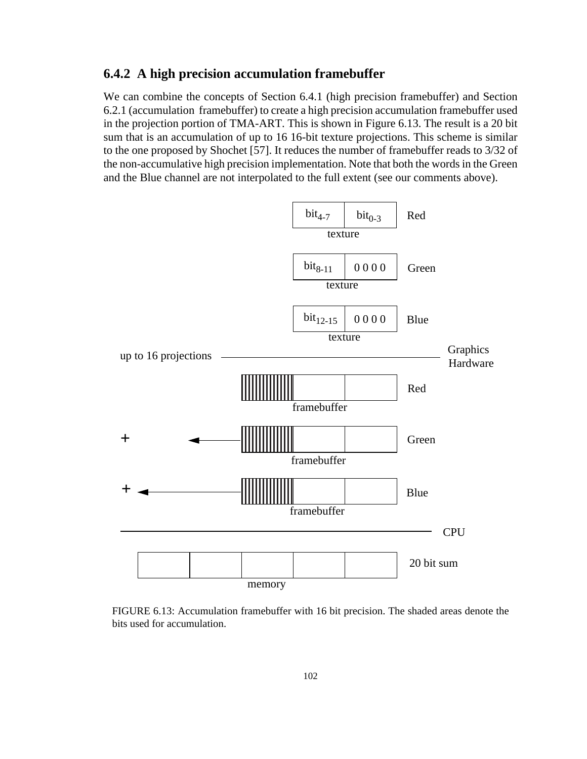### 6.4.2 A high precision accumulation framebuffer

We can combine the concepts of Section 6.4.1 (high precision framebuffer) and Section 6.2.1 (accumulation framebuffer) to create a high precision accumulation framebuffer used in the projection portion of TMA-ART. This is shown in Figure 6.13. The result is a 20 bit sum that is an accumulation of up to 16 16-bit texture projections. This scheme is similar to the one proposed by Shochet [57]. It reduces the number of framebuffer reads to 3/32 of the non-accumulative high precision implementation. Note that both the words in the Green and the Blue channel are not interpolated to the full extent (see our comments above).

| $bit_{4-7}$ | $bit_{0-3}$ | Red |
|---|---|---|

texture

| $bit_{8-11}$ | 0 0 0 0 | Green |
|---|---|---|

texture

| $bit_{12-15}$ | 0 0 0 0 | Blue |
|---|---|---|

texture

up to 16 projections — Graphics Hardware

Red framebuffer

+ ← Green framebuffer

+ ← Blue framebuffer

CPU

memory — 20 bit sum

FIGURE 6.13: Accumulation framebuffer with 16 bit precision. The shaded areas denote the bits used for accumulation.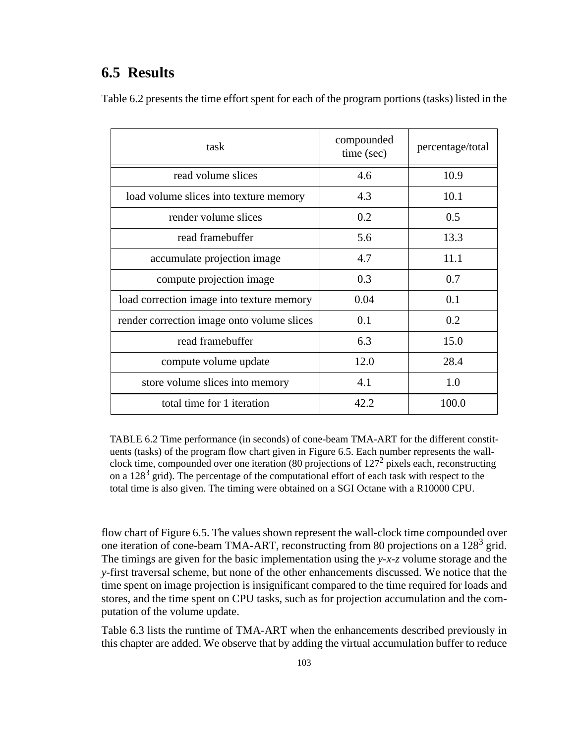## 6.5 Results

Table 6.2 presents the time effort spent for each of the program portions (tasks) listed in the

| task | compounded time (sec) | percentage/total |
|---|---|---|
| read volume slices | 4.6 | 10.9 |
| load volume slices into texture memory | 4.3 | 10.1 |
| render volume slices | 0.2 | 0.5 |
| read framebuffer | 5.6 | 13.3 |
| accumulate projection image | 4.7 | 11.1 |
| compute projection image | 0.3 | 0.7 |
| load correction image into texture memory | 0.04 | 0.1 |
| render correction image onto volume slices | 0.1 | 0.2 |
| read framebuffer | 6.3 | 15.0 |
| compute volume update | 12.0 | 28.4 |
| store volume slices into memory | 4.1 | 1.0 |
| total time for 1 iteration | 42.2 | 100.0 |

TABLE 6.2 Time performance (in seconds) of cone-beam TMA-ART for the different constituents (tasks) of the program flow chart given in Figure 6.5. Each number represents the wall-clock time, compounded over one iteration (80 projections of $127^2$ pixels each, reconstructing on a $128^3$ grid). The percentage of the computational effort of each task with respect to the total time is also given. The timing were obtained on a SGI Octane with a R10000 CPU.

flow chart of Figure 6.5. The values shown represent the wall-clock time compounded over one iteration of cone-beam TMA-ART, reconstructing from 80 projections on a $128^3$ grid. The timings are given for the basic implementation using the *y-x-z* volume storage and the *y*-first traversal scheme, but none of the other enhancements discussed. We notice that the time spent on image projection is insignificant compared to the time required for loads and stores, and the time spent on CPU tasks, such as for projection accumulation and the computation of the volume update.

Table 6.3 lists the runtime of TMA-ART when the enhancements described previously in this chapter are added. We observe that by adding the virtual accumulation buffer to reduce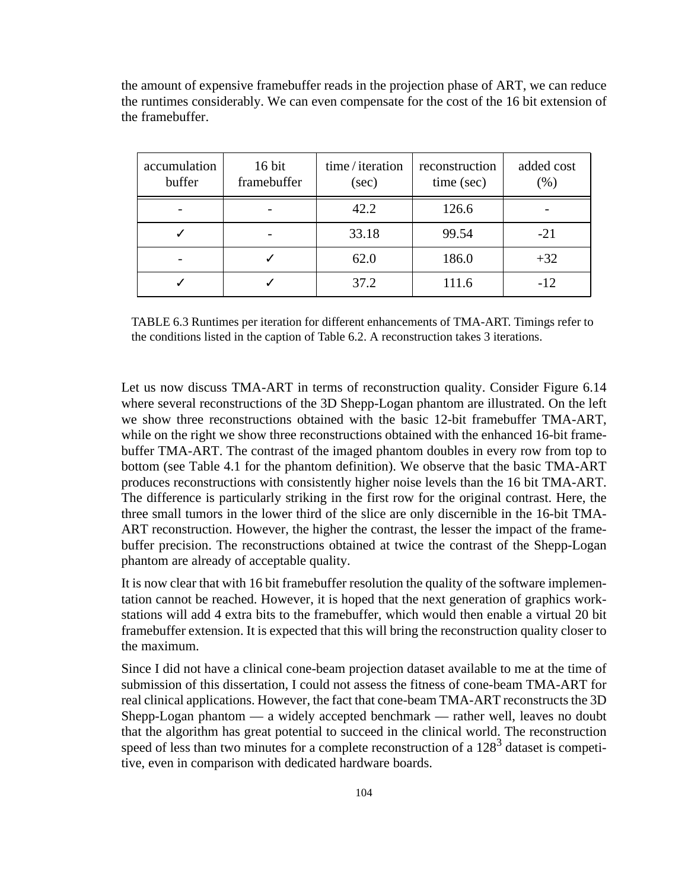the amount of expensive framebuffer reads in the projection phase of ART, we can reduce the runtimes considerably. We can even compensate for the cost of the 16 bit extension of the framebuffer.

| accumulation buffer | 16 bit framebuffer | time / iteration (sec) | reconstruction time (sec) | added cost (%) |
|---|---|---|---|---|
| - | - | 42.2 | 126.6 | - |
| ✓ | - | 33.18 | 99.54 | -21 |
| - | ✓ | 62.0 | 186.0 | +32 |
| ✓ | ✓ | 37.2 | 111.6 | -12 |

TABLE 6.3 Runtimes per iteration for different enhancements of TMA-ART. Timings refer to the conditions listed in the caption of Table 6.2. A reconstruction takes 3 iterations.

Let us now discuss TMA-ART in terms of reconstruction quality. Consider Figure 6.14 where several reconstructions of the 3D Shepp-Logan phantom are illustrated. On the left we show three reconstructions obtained with the basic 12-bit framebuffer TMA-ART, while on the right we show three reconstructions obtained with the enhanced 16-bit framebuffer TMA-ART. The contrast of the imaged phantom doubles in every row from top to bottom (see Table 4.1 for the phantom definition). We observe that the basic TMA-ART produces reconstructions with consistently higher noise levels than the 16 bit TMA-ART. The difference is particularly striking in the first row for the original contrast. Here, the three small tumors in the lower third of the slice are only discernible in the 16-bit TMA-ART reconstruction. However, the higher the contrast, the lesser the impact of the framebuffer precision. The reconstructions obtained at twice the contrast of the Shepp-Logan phantom are already of acceptable quality.

It is now clear that with 16 bit framebuffer resolution the quality of the software implementation cannot be reached. However, it is hoped that the next generation of graphics workstations will add 4 extra bits to the framebuffer, which would then enable a virtual 20 bit framebuffer extension. It is expected that this will bring the reconstruction quality closer to the maximum.

Since I did not have a clinical cone-beam projection dataset available to me at the time of submission of this dissertation, I could not assess the fitness of cone-beam TMA-ART for real clinical applications. However, the fact that cone-beam TMA-ART reconstructs the 3D Shepp-Logan phantom — a widely accepted benchmark — rather well, leaves no doubt that the algorithm has great potential to succeed in the clinical world. The reconstruction speed of less than two minutes for a complete reconstruction of a $128^3$ dataset is competitive, even in comparison with dedicated hardware boards.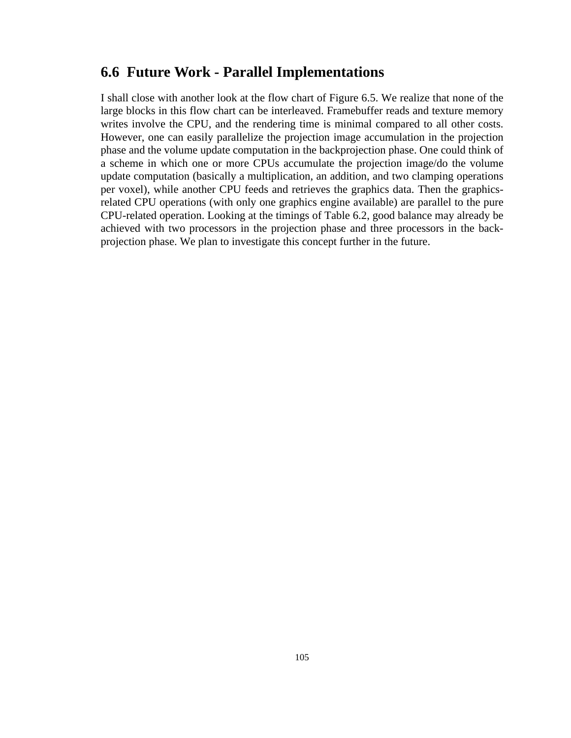## 6.6 Future Work - Parallel Implementations

I shall close with another look at the flow chart of Figure 6.5. We realize that none of the large blocks in this flow chart can be interleaved. Framebuffer reads and texture memory writes involve the CPU, and the rendering time is minimal compared to all other costs. However, one can easily parallelize the projection image accumulation in the projection phase and the volume update computation in the backprojection phase. One could think of a scheme in which one or more CPUs accumulate the projection image/do the volume update computation (basically a multiplication, an addition, and two clamping operations per voxel), while another CPU feeds and retrieves the graphics data. Then the graphics-related CPU operations (with only one graphics engine available) are parallel to the pure CPU-related operation. Looking at the timings of Table 6.2, good balance may already be achieved with two processors in the projection phase and three processors in the back-projection phase. We plan to investigate this concept further in the future.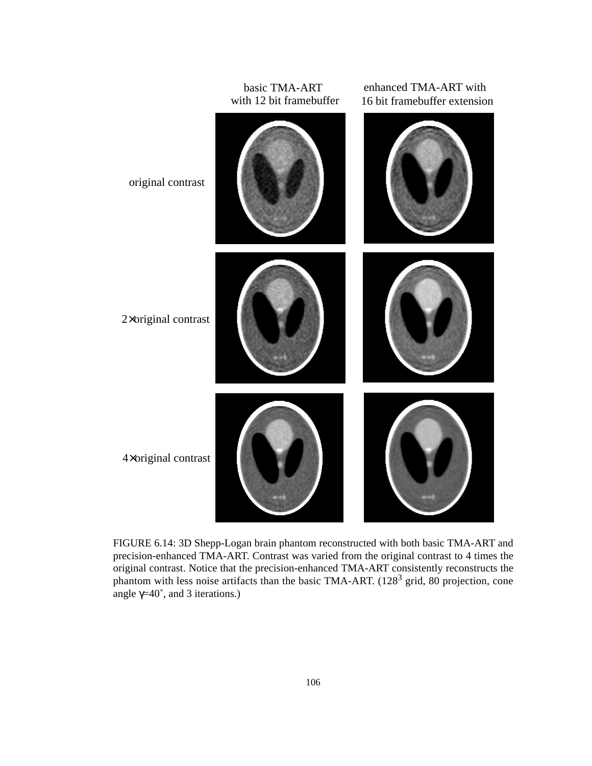basic TMA-ART with 12 bit framebuffer

enhanced TMA-ART with 16 bit framebuffer extension

original contrast

2× original contrast

4× original contrast

FIGURE 6.14: 3D Shepp-Logan brain phantom reconstructed with both basic TMA-ART and precision-enhanced TMA-ART. Contrast was varied from the original contrast to 4 times the original contrast. Notice that the precision-enhanced TMA-ART consistently reconstructs the phantom with less noise artifacts than the basic TMA-ART. ($128^3$ grid, 80 projection, cone angle $\gamma$=40˚, and 3 iterations.)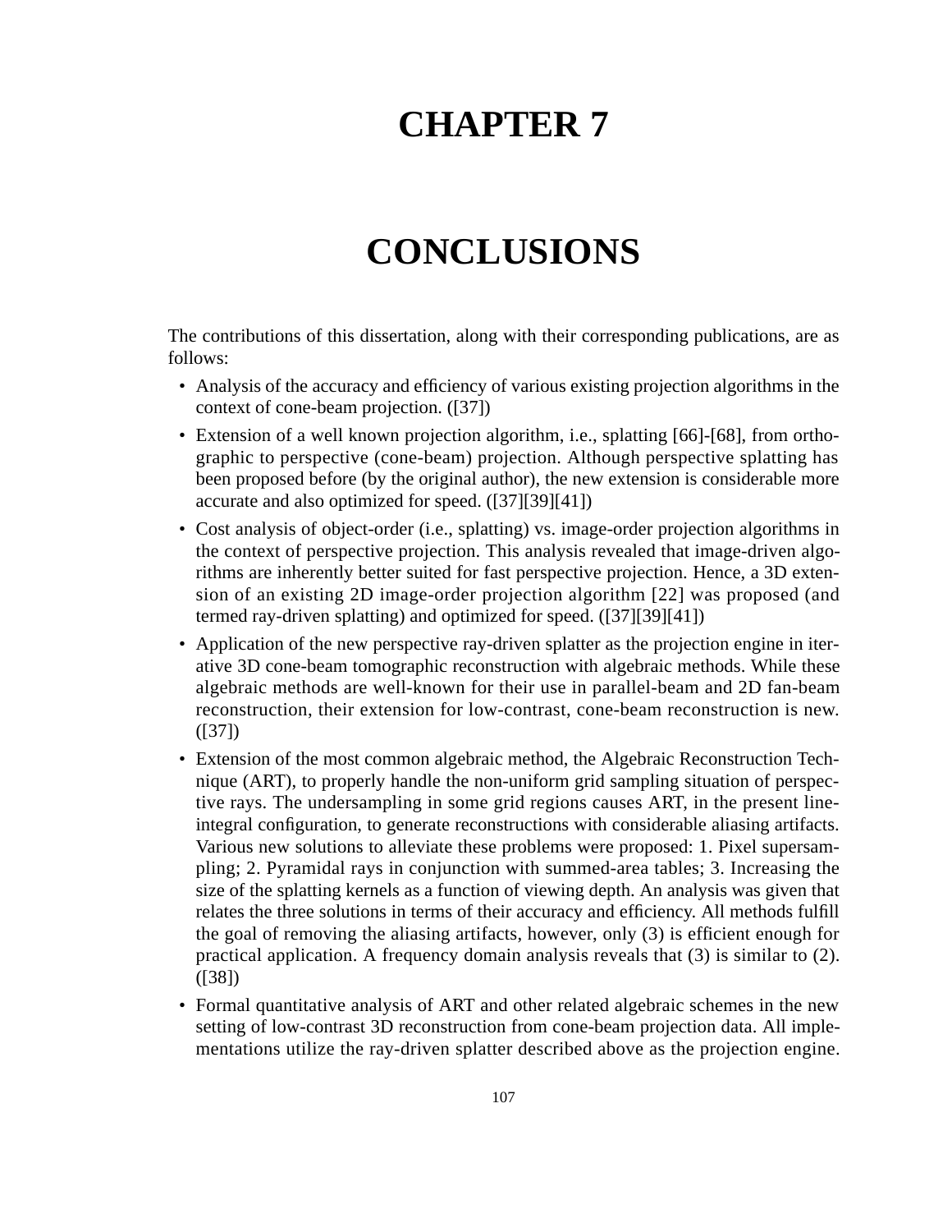# CHAPTER 7

# CONCLUSIONS

The contributions of this dissertation, along with their corresponding publications, are as follows:

- Analysis of the accuracy and efficiency of various existing projection algorithms in the context of cone-beam projection. ([37])
- Extension of a well known projection algorithm, i.e., splatting [66]-[68], from orthographic to perspective (cone-beam) projection. Although perspective splatting has been proposed before (by the original author), the new extension is considerable more accurate and also optimized for speed. ([37][39][41])
- Cost analysis of object-order (i.e., splatting) vs. image-order projection algorithms in the context of perspective projection. This analysis revealed that image-driven algorithms are inherently better suited for fast perspective projection. Hence, a 3D extension of an existing 2D image-order projection algorithm [22] was proposed (and termed ray-driven splatting) and optimized for speed. ([37][39][41])
- Application of the new perspective ray-driven splatter as the projection engine in iterative 3D cone-beam tomographic reconstruction with algebraic methods. While these algebraic methods are well-known for their use in parallel-beam and 2D fan-beam reconstruction, their extension for low-contrast, cone-beam reconstruction is new. ([37])
- Extension of the most common algebraic method, the Algebraic Reconstruction Technique (ART), to properly handle the non-uniform grid sampling situation of perspective rays. The undersampling in some grid regions causes ART, in the present line-integral configuration, to generate reconstructions with considerable aliasing artifacts. Various new solutions to alleviate these problems were proposed: 1. Pixel supersampling; 2. Pyramidal rays in conjunction with summed-area tables; 3. Increasing the size of the splatting kernels as a function of viewing depth. An analysis was given that relates the three solutions in terms of their accuracy and efficiency. All methods fulfill the goal of removing the aliasing artifacts, however, only (3) is efficient enough for practical application. A frequency domain analysis reveals that (3) is similar to (2). ([38])
- Formal quantitative analysis of ART and other related algebraic schemes in the new setting of low-contrast 3D reconstruction from cone-beam projection data. All implementations utilize the ray-driven splatter described above as the projection engine.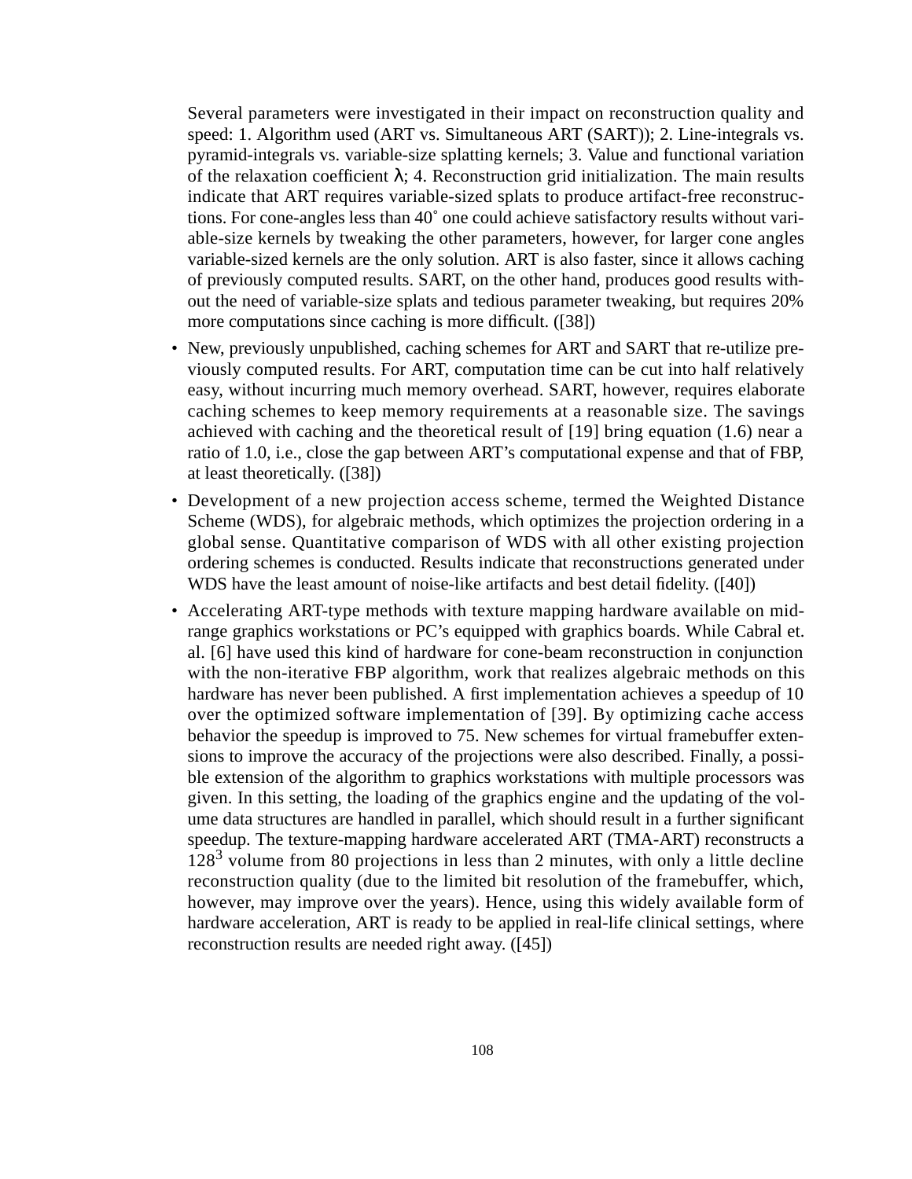Several parameters were investigated in their impact on reconstruction quality and speed: 1. Algorithm used (ART vs. Simultaneous ART (SART)); 2. Line-integrals vs. pyramid-integrals vs. variable-size splatting kernels; 3. Value and functional variation of the relaxation coefficient $\lambda$; 4. Reconstruction grid initialization. The main results indicate that ART requires variable-sized splats to produce artifact-free reconstructions. For cone-angles less than 40˚ one could achieve satisfactory results without variable-size kernels by tweaking the other parameters, however, for larger cone angles variable-sized kernels are the only solution. ART is also faster, since it allows caching of previously computed results. SART, on the other hand, produces good results without the need of variable-size splats and tedious parameter tweaking, but requires 20% more computations since caching is more difficult. ([38])

- New, previously unpublished, caching schemes for ART and SART that re-utilize previously computed results. For ART, computation time can be cut into half relatively easy, without incurring much memory overhead. SART, however, requires elaborate caching schemes to keep memory requirements at a reasonable size. The savings achieved with caching and the theoretical result of [19] bring equation (1.6) near a ratio of 1.0, i.e., close the gap between ART's computational expense and that of FBP, at least theoretically. ([38])
- Development of a new projection access scheme, termed the Weighted Distance Scheme (WDS), for algebraic methods, which optimizes the projection ordering in a global sense. Quantitative comparison of WDS with all other existing projection ordering schemes is conducted. Results indicate that reconstructions generated under WDS have the least amount of noise-like artifacts and best detail fidelity. ([40])
- Accelerating ART-type methods with texture mapping hardware available on mid-range graphics workstations or PC's equipped with graphics boards. While Cabral et. al. [6] have used this kind of hardware for cone-beam reconstruction in conjunction with the non-iterative FBP algorithm, work that realizes algebraic methods on this hardware has never been published. A first implementation achieves a speedup of 10 over the optimized software implementation of [39]. By optimizing cache access behavior the speedup is improved to 75. New schemes for virtual framebuffer extensions to improve the accuracy of the projections were also described. Finally, a possible extension of the algorithm to graphics workstations with multiple processors was given. In this setting, the loading of the graphics engine and the updating of the volume data structures are handled in parallel, which should result in a further significant speedup. The texture-mapping hardware accelerated ART (TMA-ART) reconstructs a $128^3$ volume from 80 projections in less than 2 minutes, with only a little decline reconstruction quality (due to the limited bit resolution of the framebuffer, which, however, may improve over the years). Hence, using this widely available form of hardware acceleration, ART is ready to be applied in real-life clinical settings, where reconstruction results are needed right away. ([45])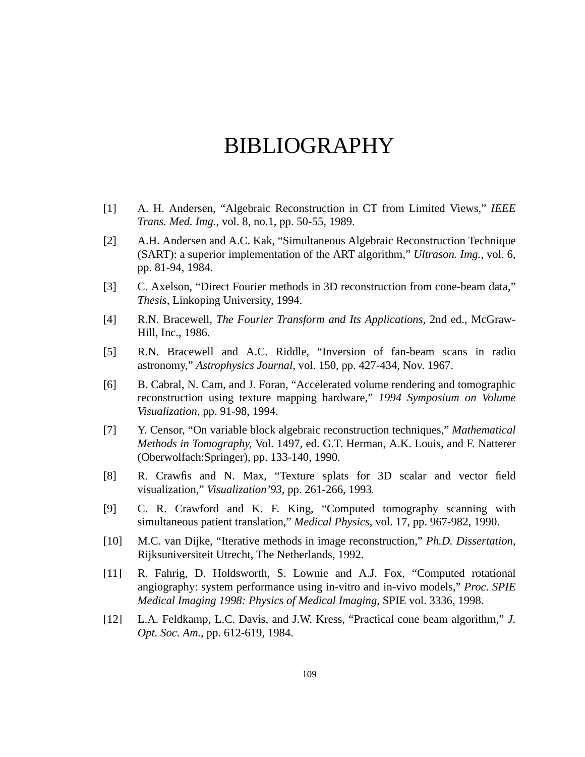# BIBLIOGRAPHY

[1] A. H. Andersen, "Algebraic Reconstruction in CT from Limited Views," *IEEE Trans. Med. Img.*, vol. 8, no.1, pp. 50-55, 1989.

[2] A.H. Andersen and A.C. Kak, "Simultaneous Algebraic Reconstruction Technique (SART): a superior implementation of the ART algorithm," *Ultrason. Img.*, vol. 6, pp. 81-94, 1984.

[3] C. Axelson, "Direct Fourier methods in 3D reconstruction from cone-beam data," *Thesis*, Linkoping University, 1994.

[4] R.N. Bracewell, *The Fourier Transform and Its Applications*, 2nd ed., McGraw-Hill, Inc., 1986.

[5] R.N. Bracewell and A.C. Riddle, "Inversion of fan-beam scans in radio astronomy," *Astrophysics Journal*, vol. 150, pp. 427-434, Nov. 1967.

[6] B. Cabral, N. Cam, and J. Foran, "Accelerated volume rendering and tomographic reconstruction using texture mapping hardware," *1994 Symposium on Volume Visualization*, pp. 91-98, 1994.

[7] Y. Censor, "On variable block algebraic reconstruction techniques," *Mathematical Methods in Tomography*, Vol. 1497, ed. G.T. Herman, A.K. Louis, and F. Natterer (Oberwolfach:Springer), pp. 133-140, 1990.

[8] R. Crawfis and N. Max, "Texture splats for 3D scalar and vector field visualization," *Visualization'93*, pp. 261-266, 1993.

[9] C. R. Crawford and K. F. King, "Computed tomography scanning with simultaneous patient translation," *Medical Physics*, vol. 17, pp. 967-982, 1990.

[10] M.C. van Dijke, "Iterative methods in image reconstruction," *Ph.D. Dissertation*, Rijksuniversiteit Utrecht, The Netherlands, 1992.

[11] R. Fahrig, D. Holdsworth, S. Lownie and A.J. Fox, "Computed rotational angiography: system performance using in-vitro and in-vivo models," *Proc. SPIE Medical Imaging 1998: Physics of Medical Imaging*, SPIE vol. 3336, 1998.

[12] L.A. Feldkamp, L.C. Davis, and J.W. Kress, "Practical cone beam algorithm," *J. Opt. Soc. Am.*, pp. 612-619, 1984.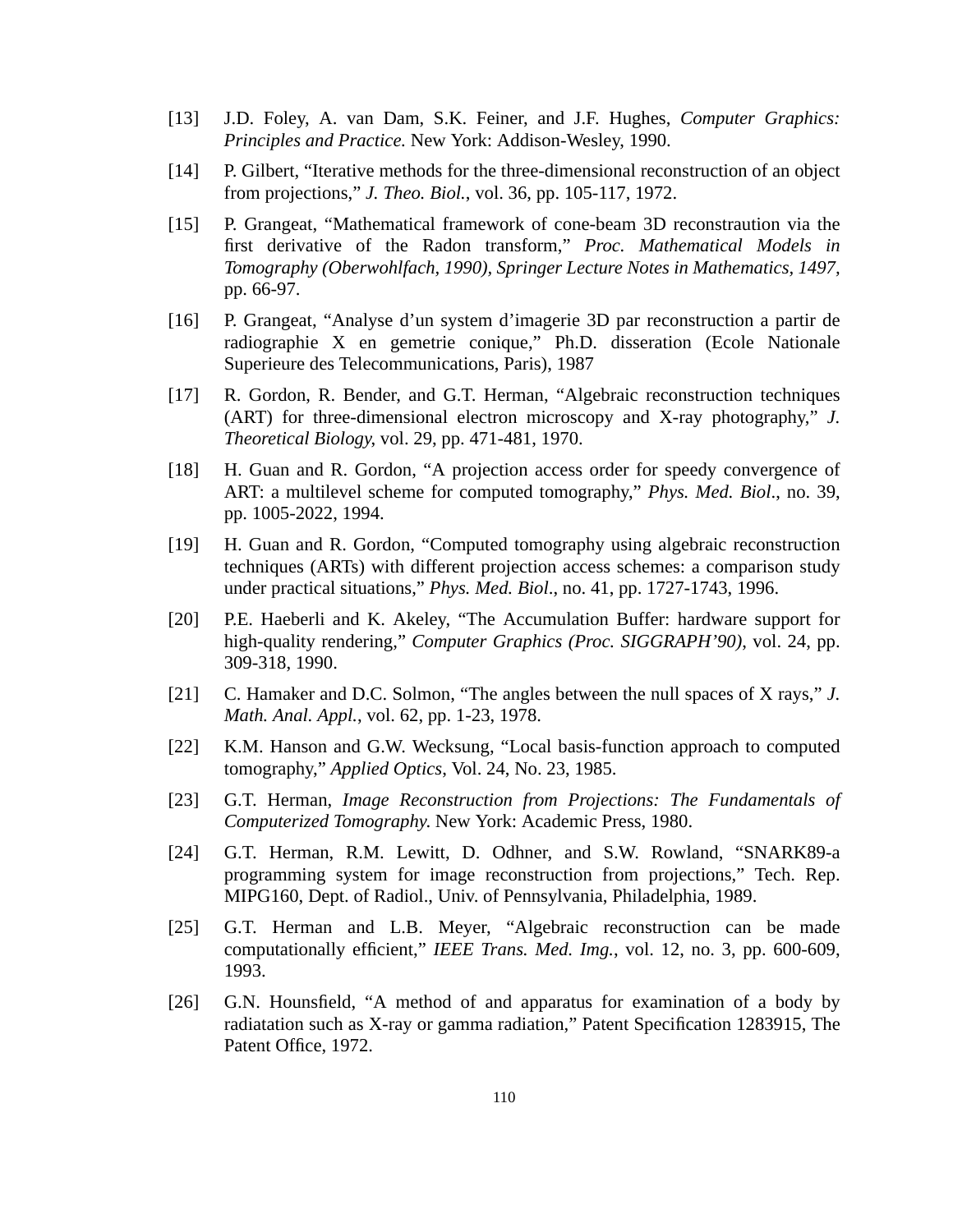[13] J.D. Foley, A. van Dam, S.K. Feiner, and J.F. Hughes, *Computer Graphics: Principles and Practice.* New York: Addison-Wesley, 1990.

[14] P. Gilbert, “Iterative methods for the three-dimensional reconstruction of an object from projections,” *J. Theo. Biol.*, vol. 36, pp. 105-117, 1972.

[15] P. Grangeat, “Mathematical framework of cone-beam 3D reconstraution via the first derivative of the Radon transform,” *Proc. Mathematical Models in Tomography (Oberwohlfach, 1990), Springer Lecture Notes in Mathematics, 1497*, pp. 66-97.

[16] P. Grangeat, “Analyse d’un system d’imagerie 3D par reconstruction a partir de radiographie X en gemetrie conique,” Ph.D. disseration (Ecole Nationale Superieure des Telecommunications, Paris), 1987

[17] R. Gordon, R. Bender, and G.T. Herman, “Algebraic reconstruction techniques (ART) for three-dimensional electron microscopy and X-ray photography,” *J. Theoretical Biology*, vol. 29, pp. 471-481, 1970.

[18] H. Guan and R. Gordon, “A projection access order for speedy convergence of ART: a multilevel scheme for computed tomography,” *Phys. Med. Biol*., no. 39, pp. 1005-2022, 1994.

[19] H. Guan and R. Gordon, “Computed tomography using algebraic reconstruction techniques (ARTs) with different projection access schemes: a comparison study under practical situations,” *Phys. Med. Biol*., no. 41, pp. 1727-1743, 1996.

[20] P.E. Haeberli and K. Akeley, “The Accumulation Buffer: hardware support for high-quality rendering,” *Computer Graphics (Proc. SIGGRAPH’90)*, vol. 24, pp. 309-318, 1990.

[21] C. Hamaker and D.C. Solmon, “The angles between the null spaces of X rays,” *J. Math. Anal. Appl.*, vol. 62, pp. 1-23, 1978.

[22] K.M. Hanson and G.W. Wecksung, “Local basis-function approach to computed tomography,” *Applied Optics*, Vol. 24, No. 23, 1985.

[23] G.T. Herman, *Image Reconstruction from Projections: The Fundamentals of Computerized Tomography.* New York: Academic Press, 1980.

[24] G.T. Herman, R.M. Lewitt, D. Odhner, and S.W. Rowland, “SNARK89-a programming system for image reconstruction from projections,” Tech. Rep. MIPG160, Dept. of Radiol., Univ. of Pennsylvania, Philadelphia, 1989.

[25] G.T. Herman and L.B. Meyer, “Algebraic reconstruction can be made computationally efficient,” *IEEE Trans. Med. Img.*, vol. 12, no. 3, pp. 600-609, 1993.

[26] G.N. Hounsfield, “A method of and apparatus for examination of a body by radiatation such as X-ray or gamma radiation,” Patent Specification 1283915, The Patent Office, 1972.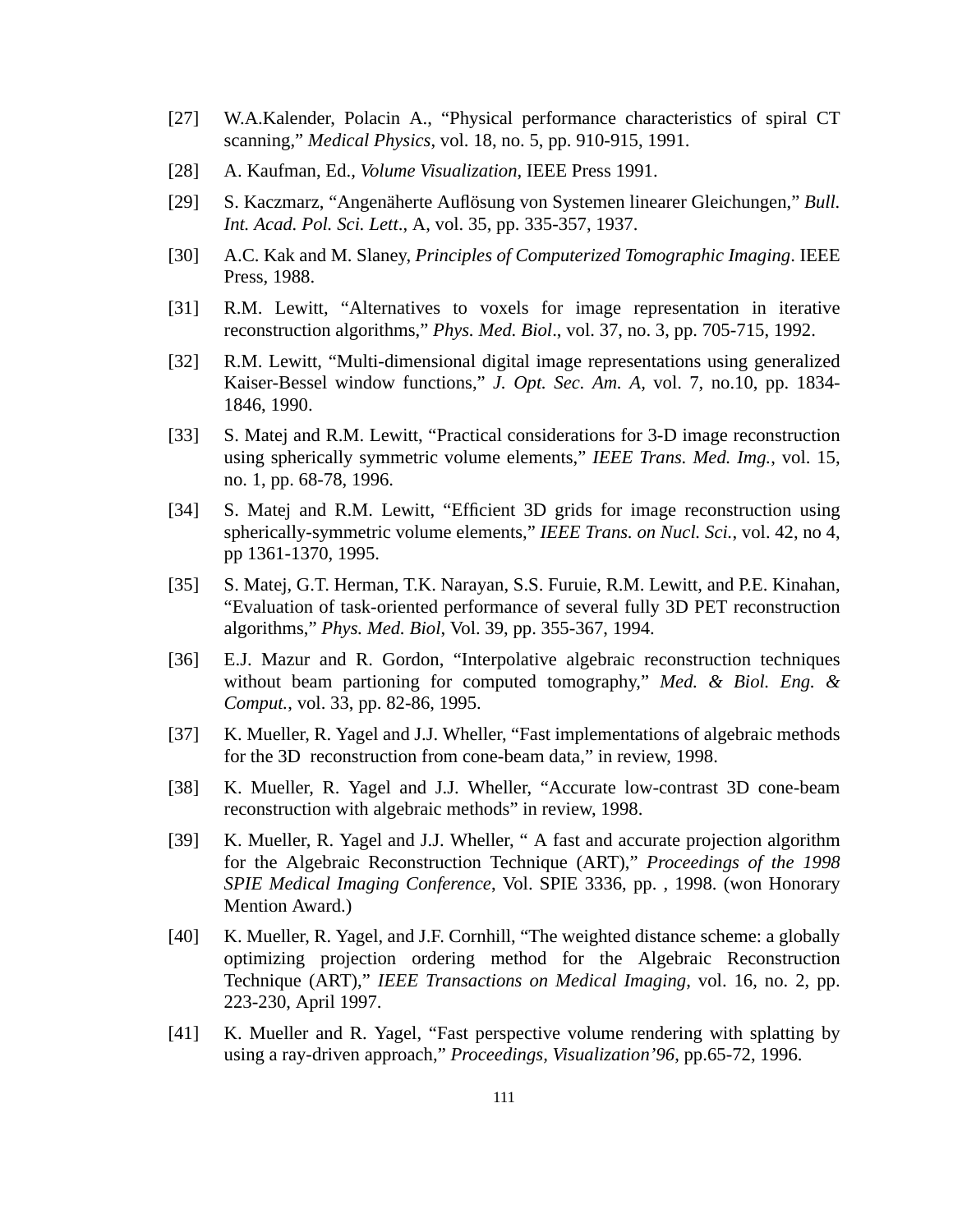[27] W.A.Kalender, Polacin A., "Physical performance characteristics of spiral CT scanning," *Medical Physics*, vol. 18, no. 5, pp. 910-915, 1991.

[28] A. Kaufman, Ed., *Volume Visualization*, IEEE Press 1991.

[29] S. Kaczmarz, "Angenäherte Auflösung von Systemen linearer Gleichungen," *Bull. Int. Acad. Pol. Sci. Lett.*, A, vol. 35, pp. 335-357, 1937.

[30] A.C. Kak and M. Slaney, *Principles of Computerized Tomographic Imaging*. IEEE Press, 1988.

[31] R.M. Lewitt, "Alternatives to voxels for image representation in iterative reconstruction algorithms," *Phys. Med. Biol.*, vol. 37, no. 3, pp. 705-715, 1992.

[32] R.M. Lewitt, "Multi-dimensional digital image representations using generalized Kaiser-Bessel window functions," *J. Opt. Sec. Am. A*, vol. 7, no.10, pp. 1834-1846, 1990.

[33] S. Matej and R.M. Lewitt, "Practical considerations for 3-D image reconstruction using spherically symmetric volume elements," *IEEE Trans. Med. Img.*, vol. 15, no. 1, pp. 68-78, 1996.

[34] S. Matej and R.M. Lewitt, "Efficient 3D grids for image reconstruction using spherically-symmetric volume elements," *IEEE Trans. on Nucl. Sci.*, vol. 42, no 4, pp 1361-1370, 1995.

[35] S. Matej, G.T. Herman, T.K. Narayan, S.S. Furuie, R.M. Lewitt, and P.E. Kinahan, "Evaluation of task-oriented performance of several fully 3D PET reconstruction algorithms," *Phys. Med. Biol*, Vol. 39, pp. 355-367, 1994.

[36] E.J. Mazur and R. Gordon, "Interpolative algebraic reconstruction techniques without beam partioning for computed tomography," *Med. & Biol. Eng. & Comput.*, vol. 33, pp. 82-86, 1995.

[37] K. Mueller, R. Yagel and J.J. Wheller, "Fast implementations of algebraic methods for the 3D reconstruction from cone-beam data," in review, 1998.

[38] K. Mueller, R. Yagel and J.J. Wheller, "Accurate low-contrast 3D cone-beam reconstruction with algebraic methods" in review, 1998.

[39] K. Mueller, R. Yagel and J.J. Wheller, " A fast and accurate projection algorithm for the Algebraic Reconstruction Technique (ART)," *Proceedings of the 1998 SPIE Medical Imaging Conference*, Vol. SPIE 3336, pp. , 1998. (won Honorary Mention Award.)

[40] K. Mueller, R. Yagel, and J.F. Cornhill, "The weighted distance scheme: a globally optimizing projection ordering method for the Algebraic Reconstruction Technique (ART)," *IEEE Transactions on Medical Imaging*, vol. 16, no. 2, pp. 223-230, April 1997.

[41] K. Mueller and R. Yagel, "Fast perspective volume rendering with splatting by using a ray-driven approach," *Proceedings, Visualization'96*, pp.65-72, 1996.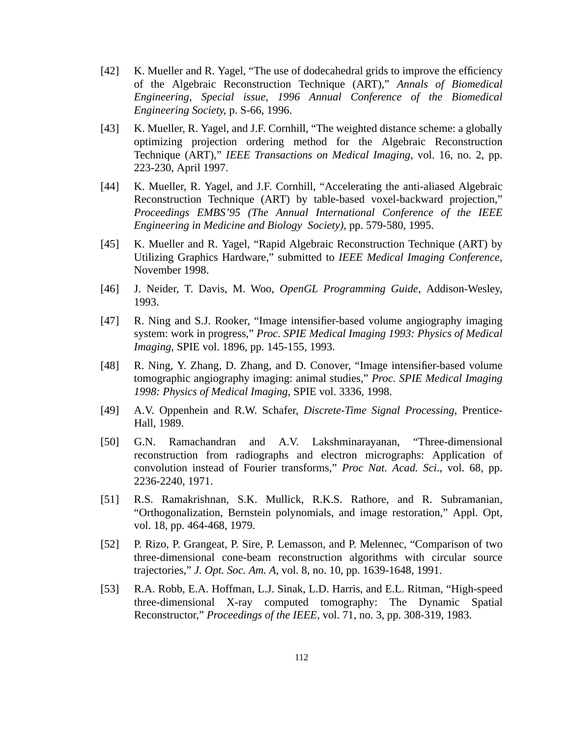[42] K. Mueller and R. Yagel, “The use of dodecahedral grids to improve the efficiency of the Algebraic Reconstruction Technique (ART),” *Annals of Biomedical Engineering, Special issue, 1996 Annual Conference of the Biomedical Engineering Society*, p. S-66, 1996.

[43] K. Mueller, R. Yagel, and J.F. Cornhill, “The weighted distance scheme: a globally optimizing projection ordering method for the Algebraic Reconstruction Technique (ART),” *IEEE Transactions on Medical Imaging*, vol. 16, no. 2, pp. 223-230, April 1997.

[44] K. Mueller, R. Yagel, and J.F. Cornhill, “Accelerating the anti-aliased Algebraic Reconstruction Technique (ART) by table-based voxel-backward projection,” *Proceedings EMBS'95 (The Annual International Conference of the IEEE Engineering in Medicine and Biology Society)*, pp. 579-580, 1995.

[45] K. Mueller and R. Yagel, “Rapid Algebraic Reconstruction Technique (ART) by Utilizing Graphics Hardware,” submitted to *IEEE Medical Imaging Conference*, November 1998.

[46] J. Neider, T. Davis, M. Woo, *OpenGL Programming Guide*, Addison-Wesley, 1993.

[47] R. Ning and S.J. Rooker, “Image intensifier-based volume angiography imaging system: work in progress,” *Proc. SPIE Medical Imaging 1993: Physics of Medical Imaging*, SPIE vol. 1896, pp. 145-155, 1993.

[48] R. Ning, Y. Zhang, D. Zhang, and D. Conover, “Image intensifier-based volume tomographic angiography imaging: animal studies,” *Proc. SPIE Medical Imaging 1998: Physics of Medical Imaging*, SPIE vol. 3336, 1998.

[49] A.V. Oppenhein and R.W. Schafer, *Discrete-Time Signal Processing*, Prentice-Hall, 1989.

[50] G.N. Ramachandran and A.V. Lakshminarayanan, “Three-dimensional reconstruction from radiographs and electron micrographs: Application of convolution instead of Fourier transforms,” *Proc Nat. Acad. Sci*., vol. 68, pp. 2236-2240, 1971.

[51] R.S. Ramakrishnan, S.K. Mullick, R.K.S. Rathore, and R. Subramanian, “Orthogonalization, Bernstein polynomials, and image restoration,” Appl. Opt, vol. 18, pp. 464-468, 1979.

[52] P. Rizo, P. Grangeat, P. Sire, P. Lemasson, and P. Melennec, “Comparison of two three-dimensional cone-beam reconstruction algorithms with circular source trajectories,” *J. Opt. Soc. Am. A*, vol. 8, no. 10, pp. 1639-1648, 1991.

[53] R.A. Robb, E.A. Hoffman, L.J. Sinak, L.D. Harris, and E.L. Ritman, “High-speed three-dimensional X-ray computed tomography: The Dynamic Spatial Reconstructor,” *Proceedings of the IEEE*, vol. 71, no. 3, pp. 308-319, 1983.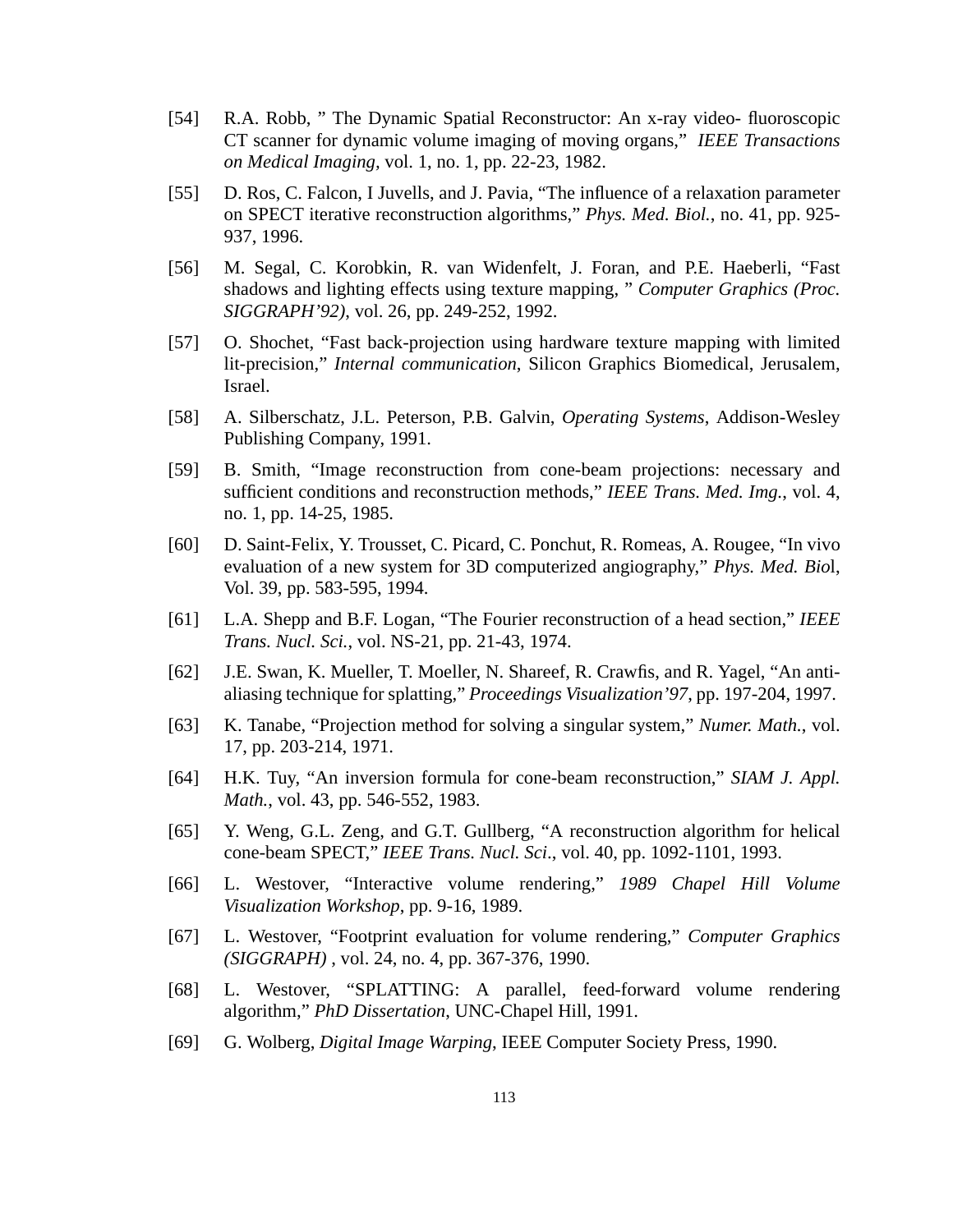[54] R.A. Robb, " The Dynamic Spatial Reconstructor: An x-ray video- fluoroscopic CT scanner for dynamic volume imaging of moving organs," *IEEE Transactions on Medical Imaging*, vol. 1, no. 1, pp. 22-23, 1982.

[55] D. Ros, C. Falcon, I Juvells, and J. Pavia, "The influence of a relaxation parameter on SPECT iterative reconstruction algorithms," *Phys. Med. Biol.*, no. 41, pp. 925-937, 1996.

[56] M. Segal, C. Korobkin, R. van Widenfelt, J. Foran, and P.E. Haeberli, "Fast shadows and lighting effects using texture mapping, " *Computer Graphics (Proc. SIGGRAPH'92)*, vol. 26, pp. 249-252, 1992.

[57] O. Shochet, "Fast back-projection using hardware texture mapping with limited lit-precision," *Internal communication*, Silicon Graphics Biomedical, Jerusalem, Israel.

[58] A. Silberschatz, J.L. Peterson, P.B. Galvin, *Operating Systems*, Addison-Wesley Publishing Company, 1991.

[59] B. Smith, "Image reconstruction from cone-beam projections: necessary and sufficient conditions and reconstruction methods," *IEEE Trans. Med. Img.*, vol. 4, no. 1, pp. 14-25, 1985.

[60] D. Saint-Felix, Y. Trousset, C. Picard, C. Ponchut, R. Romeas, A. Rougee, "In vivo evaluation of a new system for 3D computerized angiography," *Phys. Med. Bio*l, Vol. 39, pp. 583-595, 1994.

[61] L.A. Shepp and B.F. Logan, "The Fourier reconstruction of a head section," *IEEE Trans. Nucl. Sci.*, vol. NS-21, pp. 21-43, 1974.

[62] J.E. Swan, K. Mueller, T. Moeller, N. Shareef, R. Crawfis, and R. Yagel, "An anti-aliasing technique for splatting," *Proceedings Visualization'97*, pp. 197-204, 1997.

[63] K. Tanabe, "Projection method for solving a singular system," *Numer. Math.*, vol. 17, pp. 203-214, 1971.

[64] H.K. Tuy, "An inversion formula for cone-beam reconstruction," *SIAM J. Appl. Math.*, vol. 43, pp. 546-552, 1983.

[65] Y. Weng, G.L. Zeng, and G.T. Gullberg, "A reconstruction algorithm for helical cone-beam SPECT," *IEEE Trans. Nucl. Sci*., vol. 40, pp. 1092-1101, 1993.

[66] L. Westover, "Interactive volume rendering," *1989 Chapel Hill Volume Visualization Workshop*, pp. 9-16, 1989.

[67] L. Westover, "Footprint evaluation for volume rendering," *Computer Graphics (SIGGRAPH)* , vol. 24, no. 4, pp. 367-376, 1990.

[68] L. Westover, "SPLATTING: A parallel, feed-forward volume rendering algorithm," *PhD Dissertation*, UNC-Chapel Hill, 1991.

[69] G. Wolberg, *Digital Image Warping*, IEEE Computer Society Press, 1990.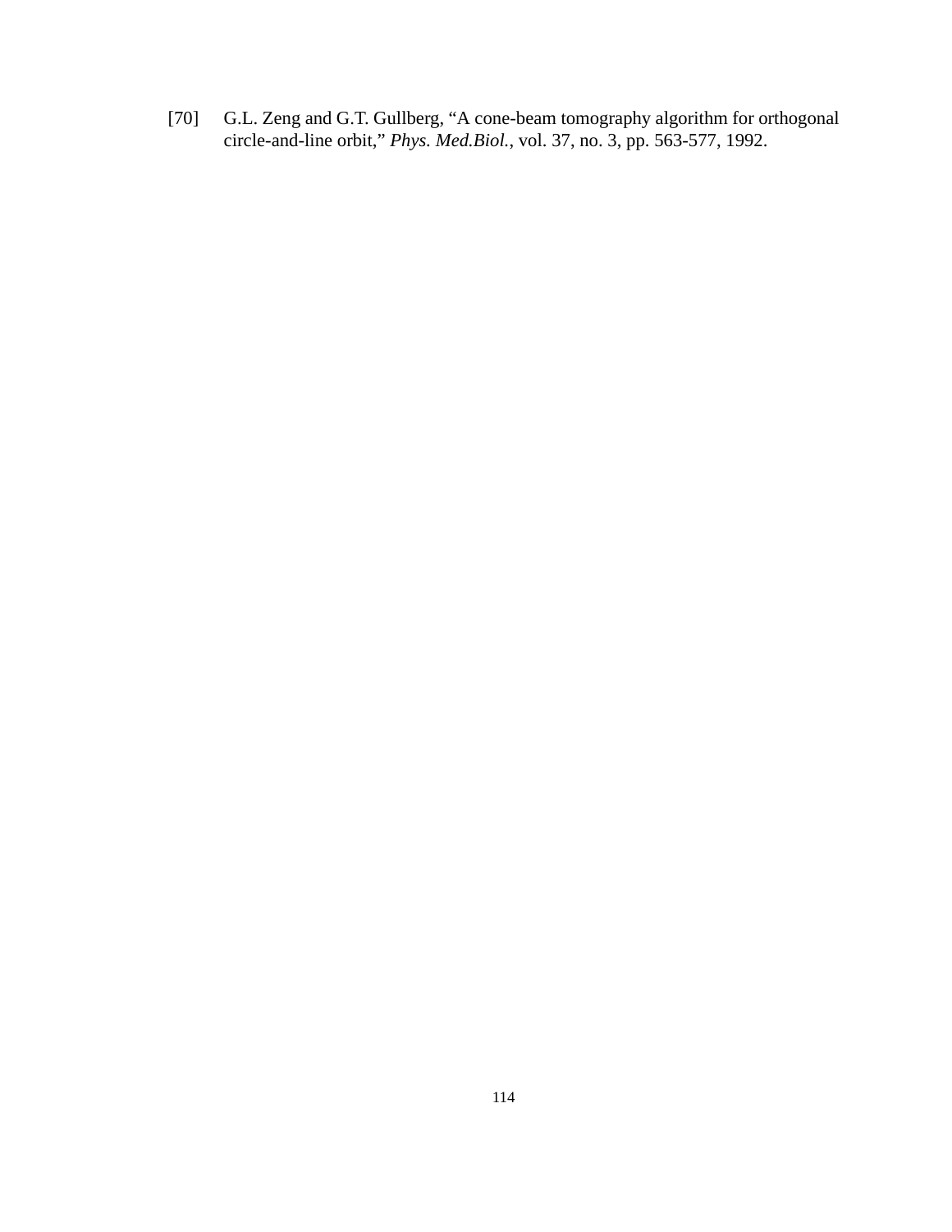[70] G.L. Zeng and G.T. Gullberg, “A cone-beam tomography algorithm for orthogonal circle-and-line orbit,” *Phys. Med.Biol.*, vol. 37, no. 3, pp. 563-577, 1992.